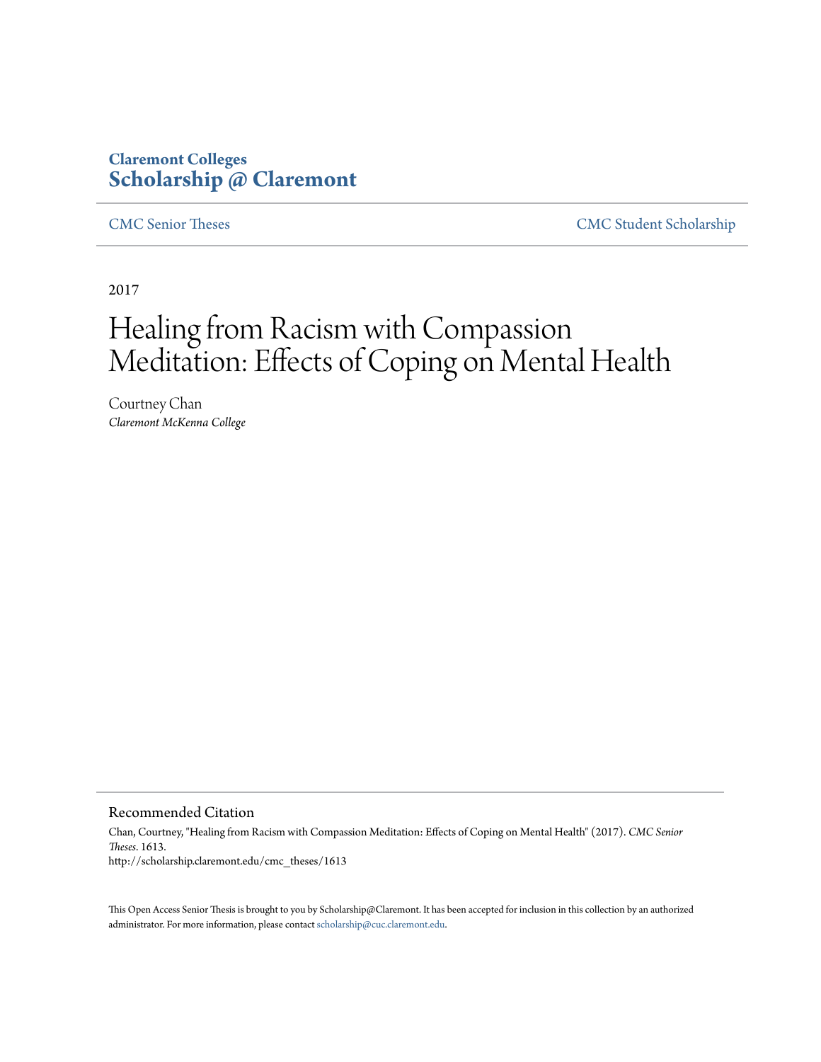Claremont Colleges
**Scholarship @ Claremont**

CMC Senior Theses | CMC Student Scholarship

2017

# Healing from Racism with Compassion Meditation: Effects of Coping on Mental Health

Courtney Chan
*Claremont McKenna College*

## Recommended Citation

Chan, Courtney, "Healing from Racism with Compassion Meditation: Effects of Coping on Mental Health" (2017). *CMC Senior Theses*. 1613.
http://scholarship.claremont.edu/cmc_theses/1613

This Open Access Senior Thesis is brought to you by Scholarship@Claremont. It has been accepted for inclusion in this collection by an authorized administrator. For more information, please contact scholarship@cuc.claremont.edu.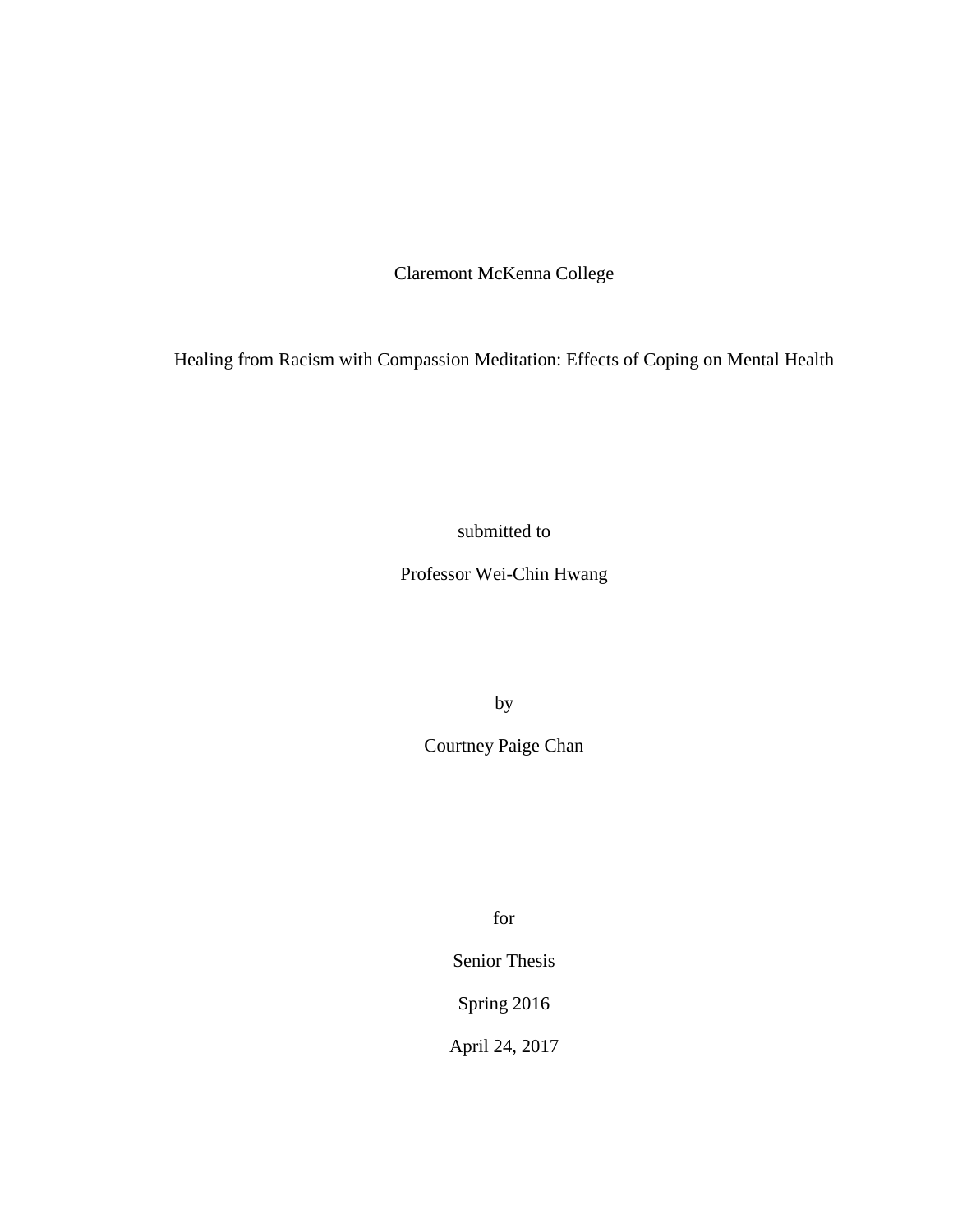Claremont McKenna College

Healing from Racism with Compassion Meditation: Effects of Coping on Mental Health

submitted to

Professor Wei-Chin Hwang

by

Courtney Paige Chan

for

Senior Thesis

Spring 2016

April 24, 2017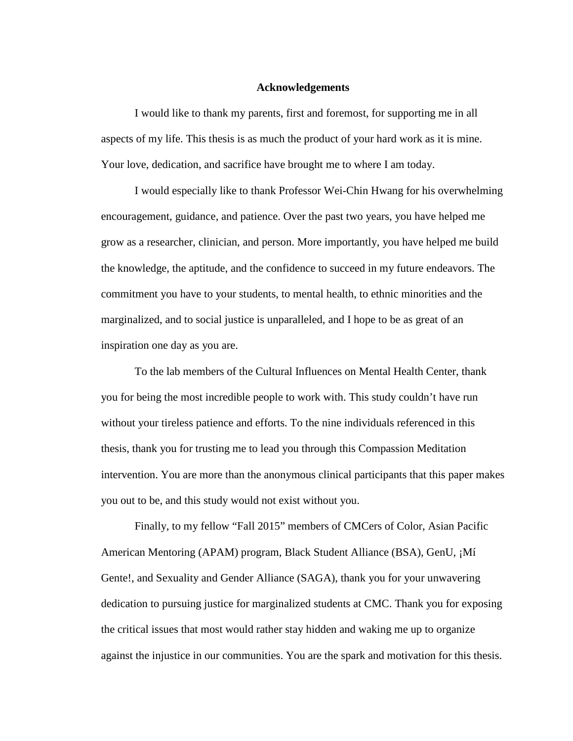# Acknowledgements

I would like to thank my parents, first and foremost, for supporting me in all aspects of my life. This thesis is as much the product of your hard work as it is mine. Your love, dedication, and sacrifice have brought me to where I am today.

I would especially like to thank Professor Wei-Chin Hwang for his overwhelming encouragement, guidance, and patience. Over the past two years, you have helped me grow as a researcher, clinician, and person. More importantly, you have helped me build the knowledge, the aptitude, and the confidence to succeed in my future endeavors. The commitment you have to your students, to mental health, to ethnic minorities and the marginalized, and to social justice is unparalleled, and I hope to be as great of an inspiration one day as you are.

To the lab members of the Cultural Influences on Mental Health Center, thank you for being the most incredible people to work with. This study couldn't have run without your tireless patience and efforts. To the nine individuals referenced in this thesis, thank you for trusting me to lead you through this Compassion Meditation intervention. You are more than the anonymous clinical participants that this paper makes you out to be, and this study would not exist without you.

Finally, to my fellow "Fall 2015" members of CMCers of Color, Asian Pacific American Mentoring (APAM) program, Black Student Alliance (BSA), GenU, ¡Mí Gente!, and Sexuality and Gender Alliance (SAGA), thank you for your unwavering dedication to pursuing justice for marginalized students at CMC. Thank you for exposing the critical issues that most would rather stay hidden and waking me up to organize against the injustice in our communities. You are the spark and motivation for this thesis.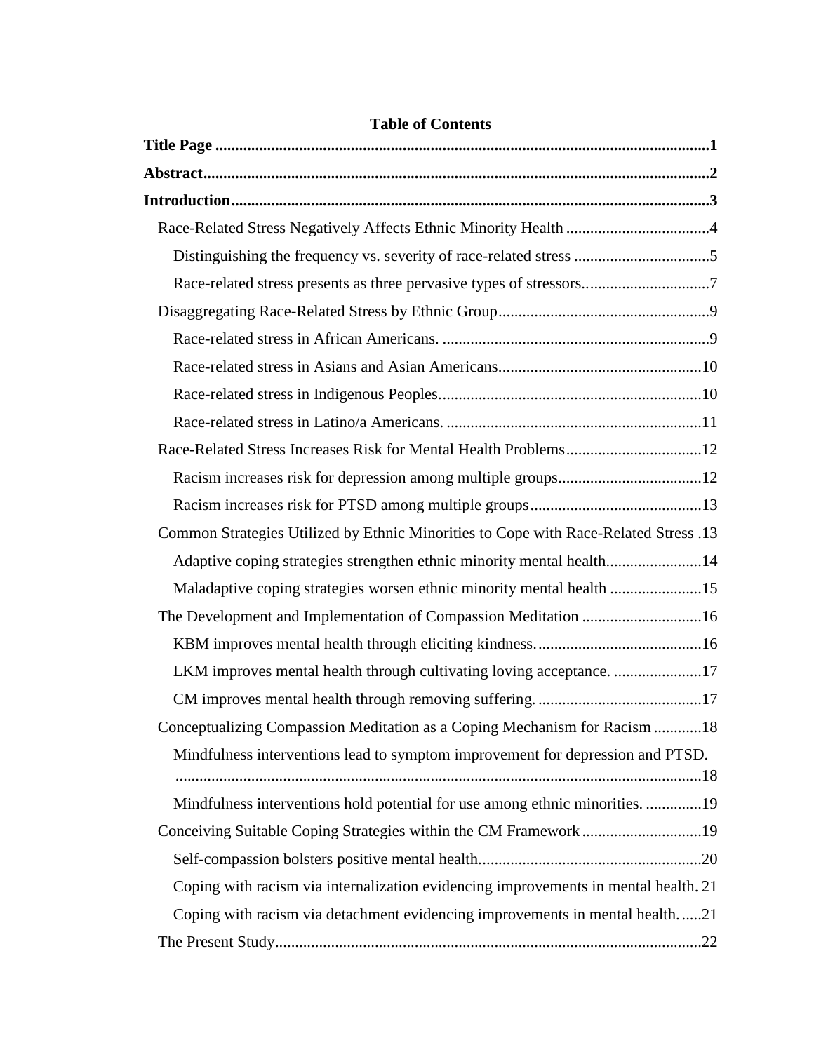**Table of Contents**

**Title Page** ..........................................................................................................................**1**

**Abstract**...............................................................................................................................**2**

**Introduction**........................................................................................................................**3**

- Race-Related Stress Negatively Affects Ethnic Minority Health ....................................4
  - Distinguishing the frequency vs. severity of race-related stress ..................................5
  - Race-related stress presents as three pervasive types of stressors.................................7
- Disaggregating Race-Related Stress by Ethnic Group.....................................................9
  - Race-related stress in African Americans. ...................................................................9
  - Race-related stress in Asians and Asian Americans...................................................10
  - Race-related stress in Indigenous Peoples..................................................................10
  - Race-related stress in Latino/a Americans. ................................................................11
- Race-Related Stress Increases Risk for Mental Health Problems..................................12
  - Racism increases risk for depression among multiple groups....................................12
  - Racism increases risk for PTSD among multiple groups...........................................13
- Common Strategies Utilized by Ethnic Minorities to Cope with Race-Related Stress .13
  - Adaptive coping strategies strengthen ethnic minority mental health........................14
  - Maladaptive coping strategies worsen ethnic minority mental health .......................15
- The Development and Implementation of Compassion Meditation ..............................16
  - KBM improves mental health through eliciting kindness..........................................16
  - LKM improves mental health through cultivating loving acceptance. ......................17
  - CM improves mental health through removing suffering..........................................17
- Conceptualizing Compassion Meditation as a Coping Mechanism for Racism ............18
  - Mindfulness interventions lead to symptom improvement for depression and PTSD. ....................................................................................................................................18
  - Mindfulness interventions hold potential for use among ethnic minorities. ..............19
- Conceiving Suitable Coping Strategies within the CM Framework ..............................19
  - Self-compassion bolsters positive mental health........................................................20
  - Coping with racism via internalization evidencing improvements in mental health. 21
  - Coping with racism via detachment evidencing improvements in mental health......21
- The Present Study...........................................................................................................22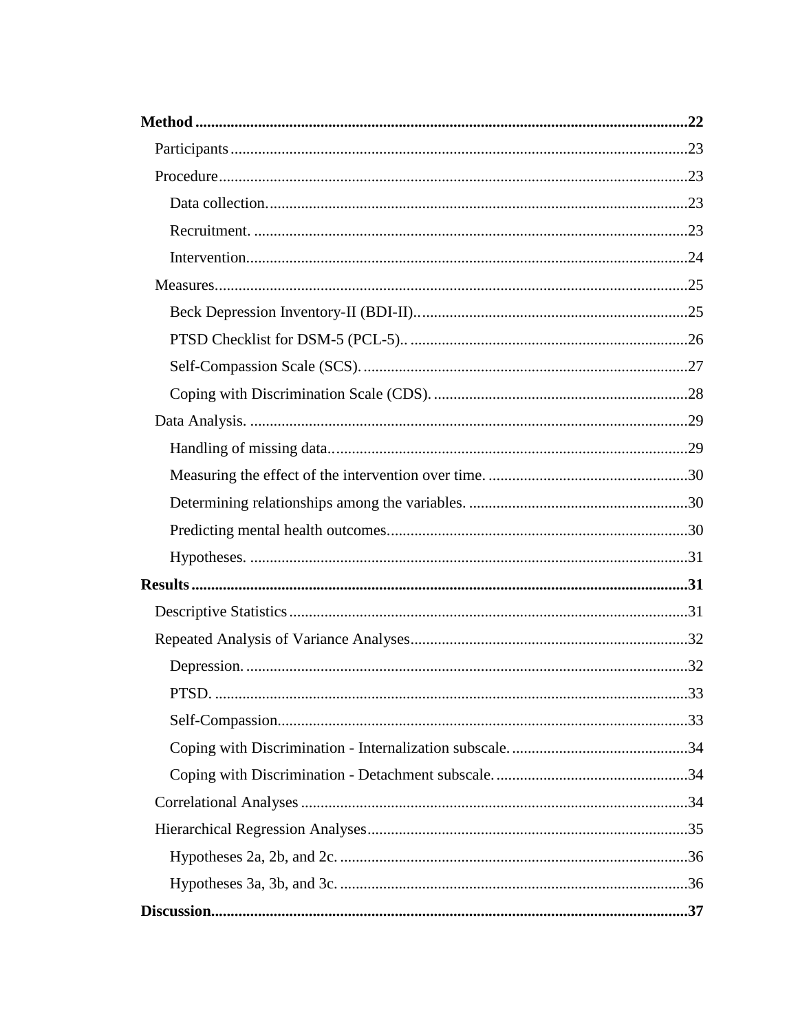**Method** ........................................................................................................................... **22**

Participants ........................................................................................................................... 23

Procedure ............................................................................................................................. 23

Data collection. ................................................................................................................. 23

Recruitment. ..................................................................................................................... 23

Intervention. ...................................................................................................................... 24

Measures .............................................................................................................................. 25

Beck Depression Inventory-II (BDI-II). ........................................................................... 25

PTSD Checklist for DSM-5 (PCL-5).. ............................................................................. 26

Self-Compassion Scale (SCS). ......................................................................................... 27

Coping with Discrimination Scale (CDS). ........................................................................ 28

Data Analysis. ...................................................................................................................... 29

Handling of missing data. ................................................................................................. 29

Measuring the effect of the intervention over time. ......................................................... 30

Determining relationships among the variables. .............................................................. 30

Predicting mental health outcomes. .................................................................................. 30

Hypotheses. ...................................................................................................................... 31

**Results** ............................................................................................................................. **31**

Descriptive Statistics ............................................................................................................ 31

Repeated Analysis of Variance Analyses ............................................................................. 32

Depression. ....................................................................................................................... 32

PTSD. ............................................................................................................................... 33

Self-Compassion. .............................................................................................................. 33

Coping with Discrimination - Internalization subscale. .................................................... 34

Coping with Discrimination - Detachment subscale. ........................................................ 34

Correlational Analyses ......................................................................................................... 34

Hierarchical Regression Analyses ........................................................................................ 35

Hypotheses 2a, 2b, and 2c. ................................................................................................ 36

Hypotheses 3a, 3b, and 3c. ................................................................................................ 36

**Discussion** ....................................................................................................................... **37**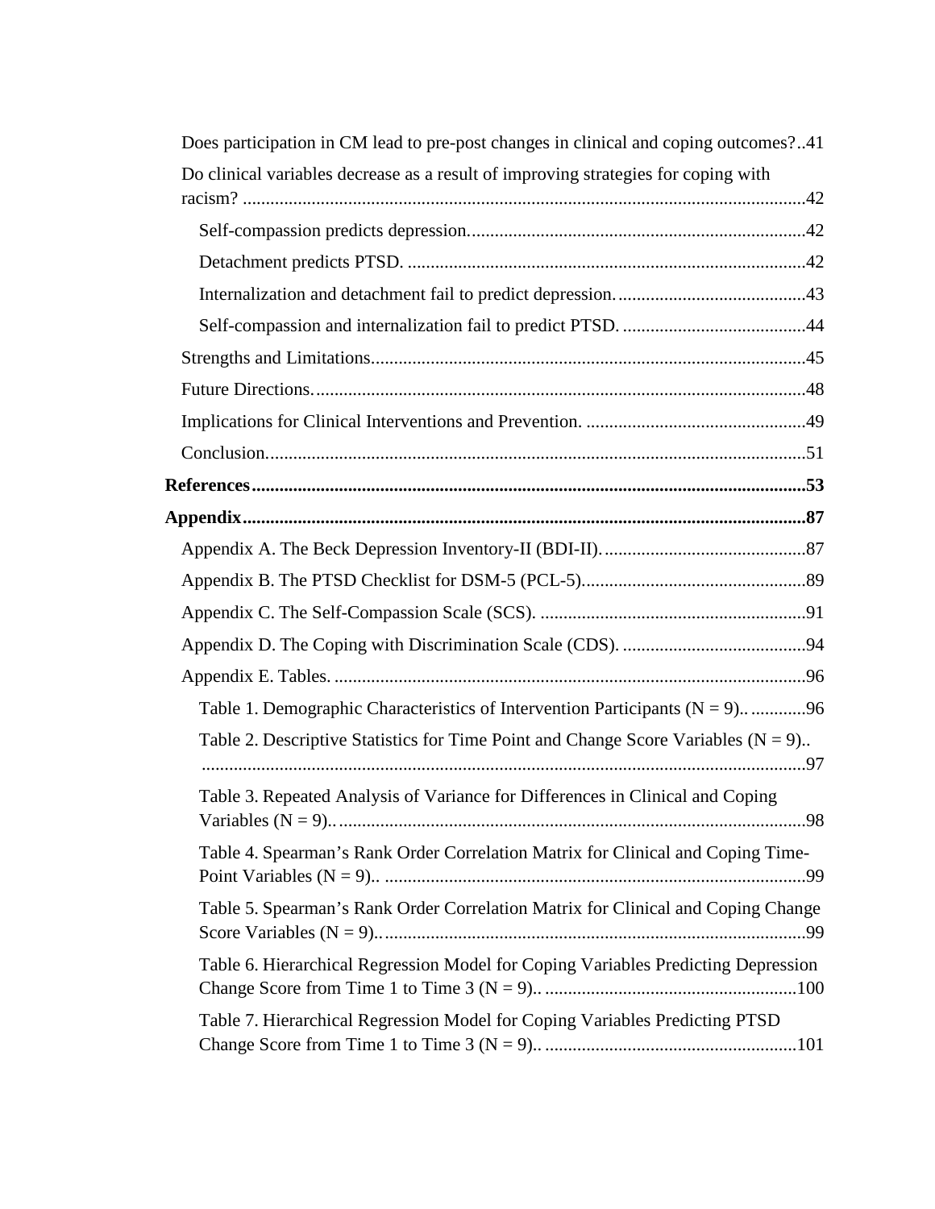Does participation in CM lead to pre-post changes in clinical and coping outcomes? ..41

Do clinical variables decrease as a result of improving strategies for coping with racism? ..........42

- Self-compassion predicts depression. ..........42
- Detachment predicts PTSD. ..........42
- Internalization and detachment fail to predict depression. ..........43
- Self-compassion and internalization fail to predict PTSD. ..........44

Strengths and Limitations ..........45

Future Directions. ..........48

Implications for Clinical Interventions and Prevention. ..........49

Conclusion. ..........51

**References ..........53**

**Appendix ..........87**

Appendix A. The Beck Depression Inventory-II (BDI-II). ..........87

Appendix B. The PTSD Checklist for DSM-5 (PCL-5). ..........89

Appendix C. The Self-Compassion Scale (SCS). ..........91

Appendix D. The Coping with Discrimination Scale (CDS). ..........94

Appendix E. Tables. ..........96

- Table 1. Demographic Characteristics of Intervention Participants (N = 9).. ..........96
- Table 2. Descriptive Statistics for Time Point and Change Score Variables (N = 9).. ..........97
- Table 3. Repeated Analysis of Variance for Differences in Clinical and Coping Variables (N = 9).. ..........98
- Table 4. Spearman's Rank Order Correlation Matrix for Clinical and Coping Time-Point Variables (N = 9).. ..........99
- Table 5. Spearman's Rank Order Correlation Matrix for Clinical and Coping Change Score Variables (N = 9).. ..........99
- Table 6. Hierarchical Regression Model for Coping Variables Predicting Depression Change Score from Time 1 to Time 3 (N = 9).. ..........100
- Table 7. Hierarchical Regression Model for Coping Variables Predicting PTSD Change Score from Time 1 to Time 3 (N = 9).. ..........101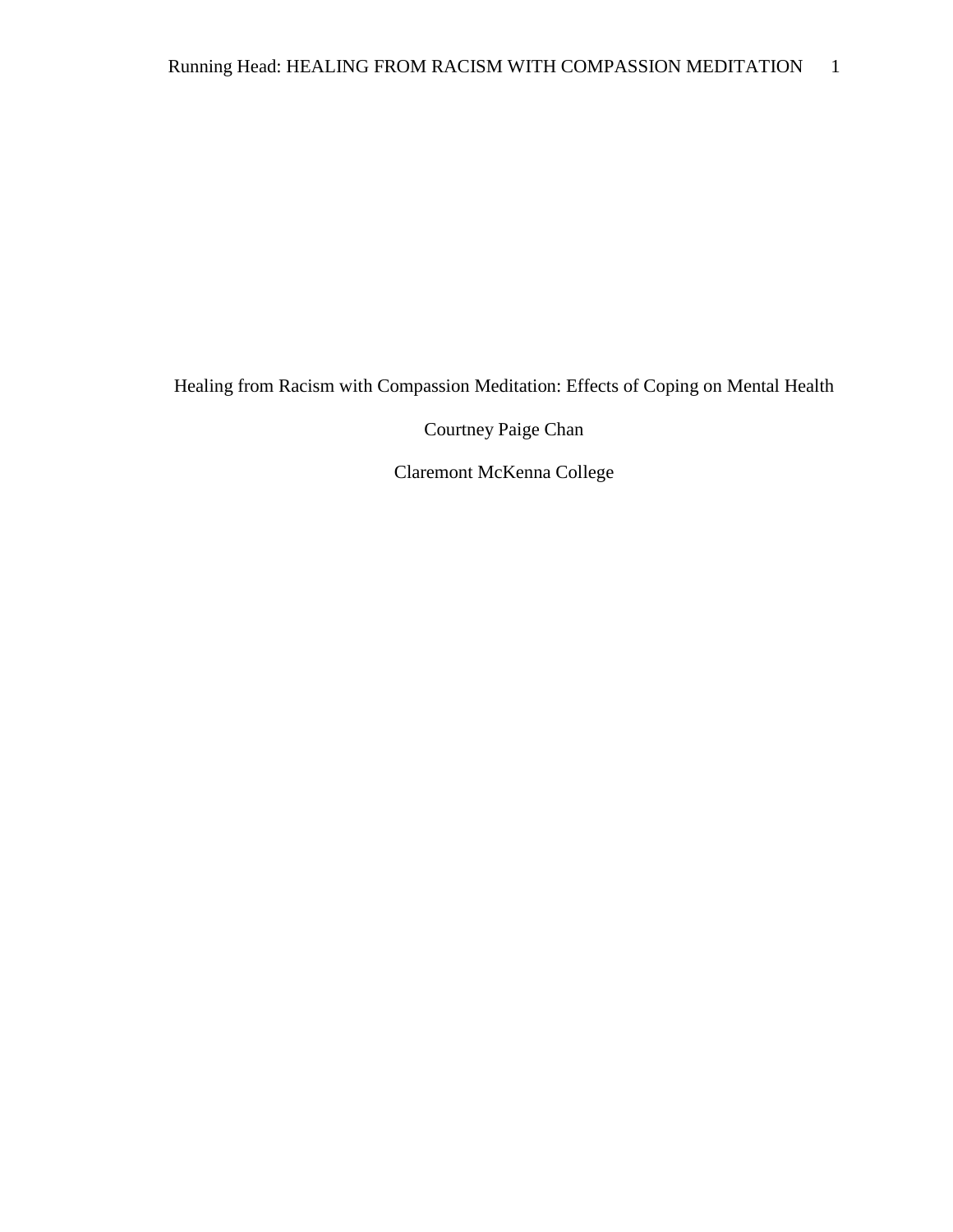Healing from Racism with Compassion Meditation: Effects of Coping on Mental Health

Courtney Paige Chan

Claremont McKenna College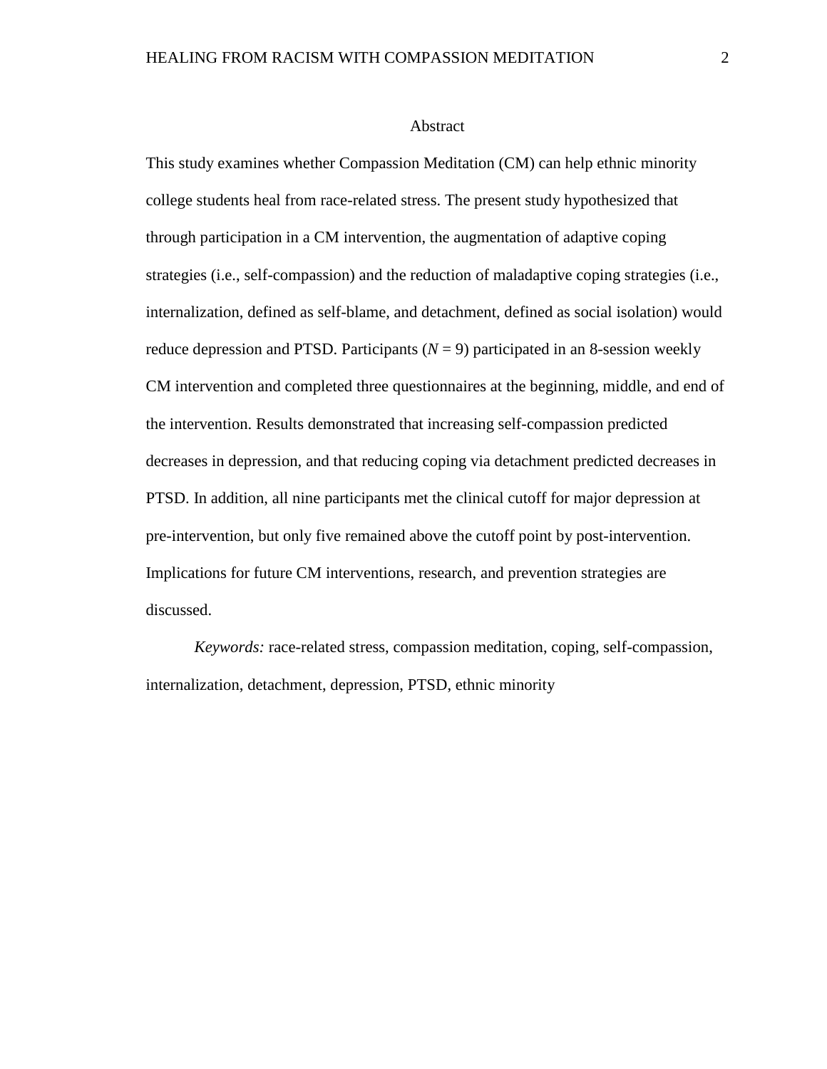# Abstract

This study examines whether Compassion Meditation (CM) can help ethnic minority college students heal from race-related stress. The present study hypothesized that through participation in a CM intervention, the augmentation of adaptive coping strategies (i.e., self-compassion) and the reduction of maladaptive coping strategies (i.e., internalization, defined as self-blame, and detachment, defined as social isolation) would reduce depression and PTSD. Participants ($N = 9$) participated in an 8-session weekly CM intervention and completed three questionnaires at the beginning, middle, and end of the intervention. Results demonstrated that increasing self-compassion predicted decreases in depression, and that reducing coping via detachment predicted decreases in PTSD. In addition, all nine participants met the clinical cutoff for major depression at pre-intervention, but only five remained above the cutoff point by post-intervention. Implications for future CM interventions, research, and prevention strategies are discussed.

*Keywords:* race-related stress, compassion meditation, coping, self-compassion, internalization, detachment, depression, PTSD, ethnic minority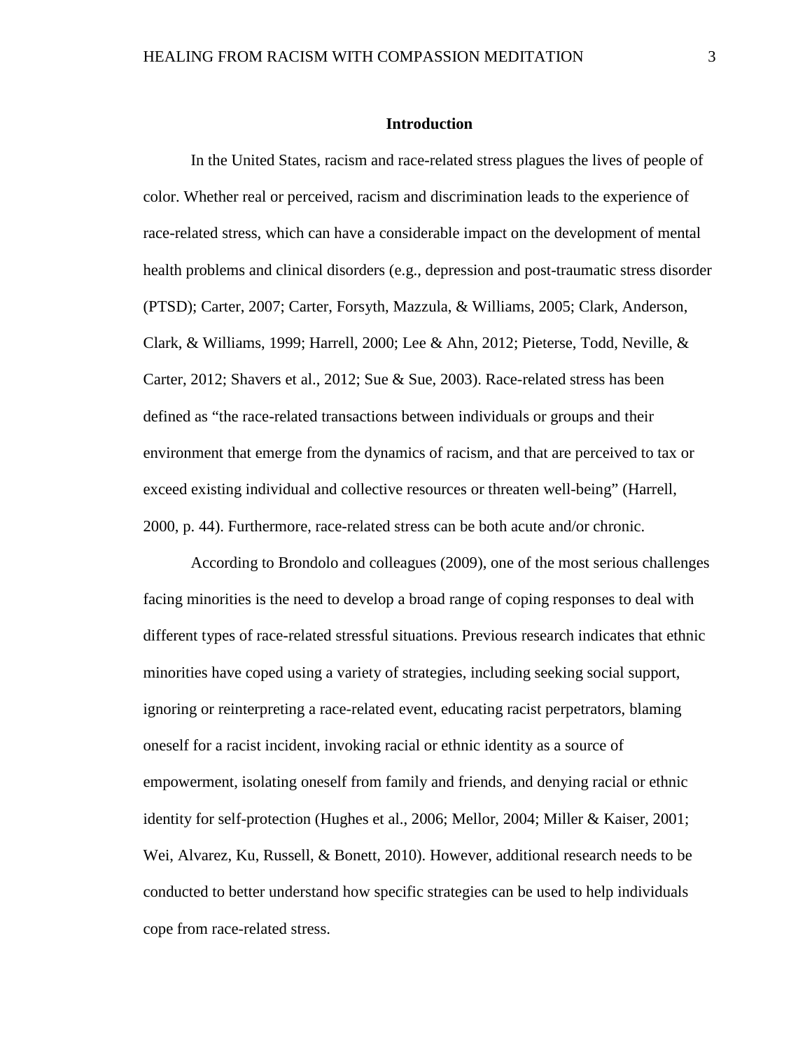# Introduction

In the United States, racism and race-related stress plagues the lives of people of color. Whether real or perceived, racism and discrimination leads to the experience of race-related stress, which can have a considerable impact on the development of mental health problems and clinical disorders (e.g., depression and post-traumatic stress disorder (PTSD); Carter, 2007; Carter, Forsyth, Mazzula, & Williams, 2005; Clark, Anderson, Clark, & Williams, 1999; Harrell, 2000; Lee & Ahn, 2012; Pieterse, Todd, Neville, & Carter, 2012; Shavers et al., 2012; Sue & Sue, 2003). Race-related stress has been defined as "the race-related transactions between individuals or groups and their environment that emerge from the dynamics of racism, and that are perceived to tax or exceed existing individual and collective resources or threaten well-being" (Harrell, 2000, p. 44). Furthermore, race-related stress can be both acute and/or chronic.

According to Brondolo and colleagues (2009), one of the most serious challenges facing minorities is the need to develop a broad range of coping responses to deal with different types of race-related stressful situations. Previous research indicates that ethnic minorities have coped using a variety of strategies, including seeking social support, ignoring or reinterpreting a race-related event, educating racist perpetrators, blaming oneself for a racist incident, invoking racial or ethnic identity as a source of empowerment, isolating oneself from family and friends, and denying racial or ethnic identity for self-protection (Hughes et al., 2006; Mellor, 2004; Miller & Kaiser, 2001; Wei, Alvarez, Ku, Russell, & Bonett, 2010). However, additional research needs to be conducted to better understand how specific strategies can be used to help individuals cope from race-related stress.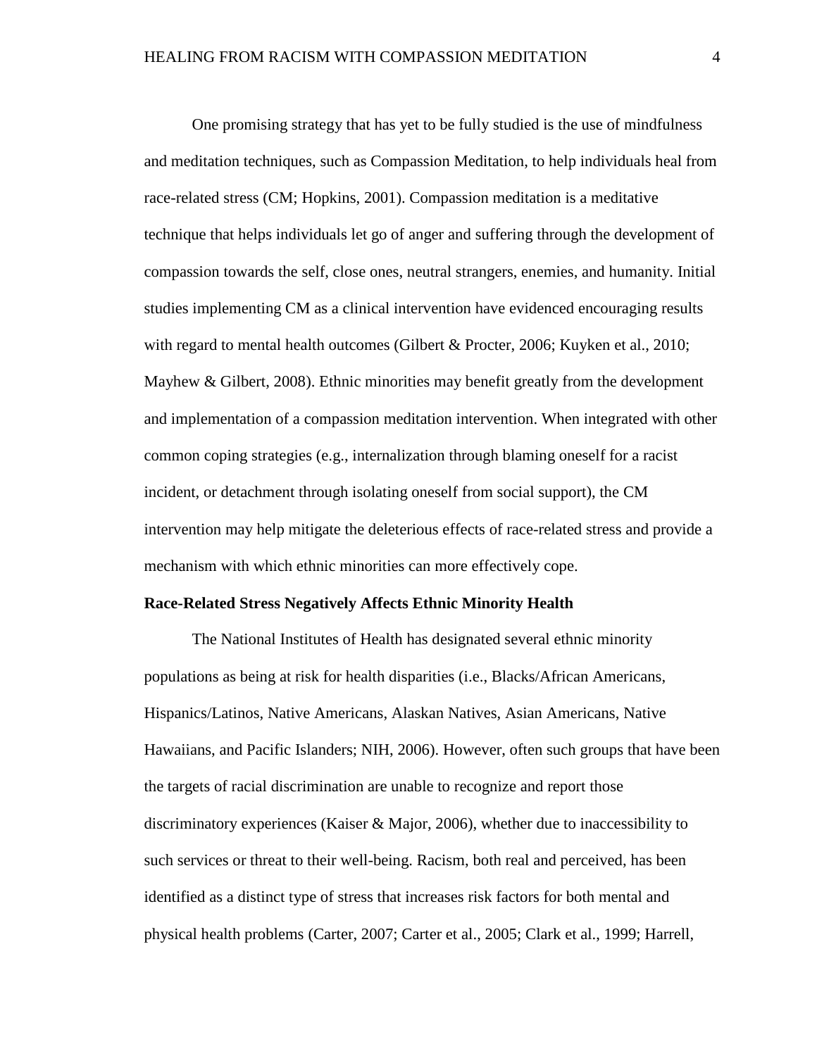One promising strategy that has yet to be fully studied is the use of mindfulness and meditation techniques, such as Compassion Meditation, to help individuals heal from race-related stress (CM; Hopkins, 2001). Compassion meditation is a meditative technique that helps individuals let go of anger and suffering through the development of compassion towards the self, close ones, neutral strangers, enemies, and humanity. Initial studies implementing CM as a clinical intervention have evidenced encouraging results with regard to mental health outcomes (Gilbert & Procter, 2006; Kuyken et al., 2010; Mayhew & Gilbert, 2008). Ethnic minorities may benefit greatly from the development and implementation of a compassion meditation intervention. When integrated with other common coping strategies (e.g., internalization through blaming oneself for a racist incident, or detachment through isolating oneself from social support), the CM intervention may help mitigate the deleterious effects of race-related stress and provide a mechanism with which ethnic minorities can more effectively cope.

**Race-Related Stress Negatively Affects Ethnic Minority Health**

The National Institutes of Health has designated several ethnic minority populations as being at risk for health disparities (i.e., Blacks/African Americans, Hispanics/Latinos, Native Americans, Alaskan Natives, Asian Americans, Native Hawaiians, and Pacific Islanders; NIH, 2006). However, often such groups that have been the targets of racial discrimination are unable to recognize and report those discriminatory experiences (Kaiser & Major, 2006), whether due to inaccessibility to such services or threat to their well-being. Racism, both real and perceived, has been identified as a distinct type of stress that increases risk factors for both mental and physical health problems (Carter, 2007; Carter et al., 2005; Clark et al., 1999; Harrell,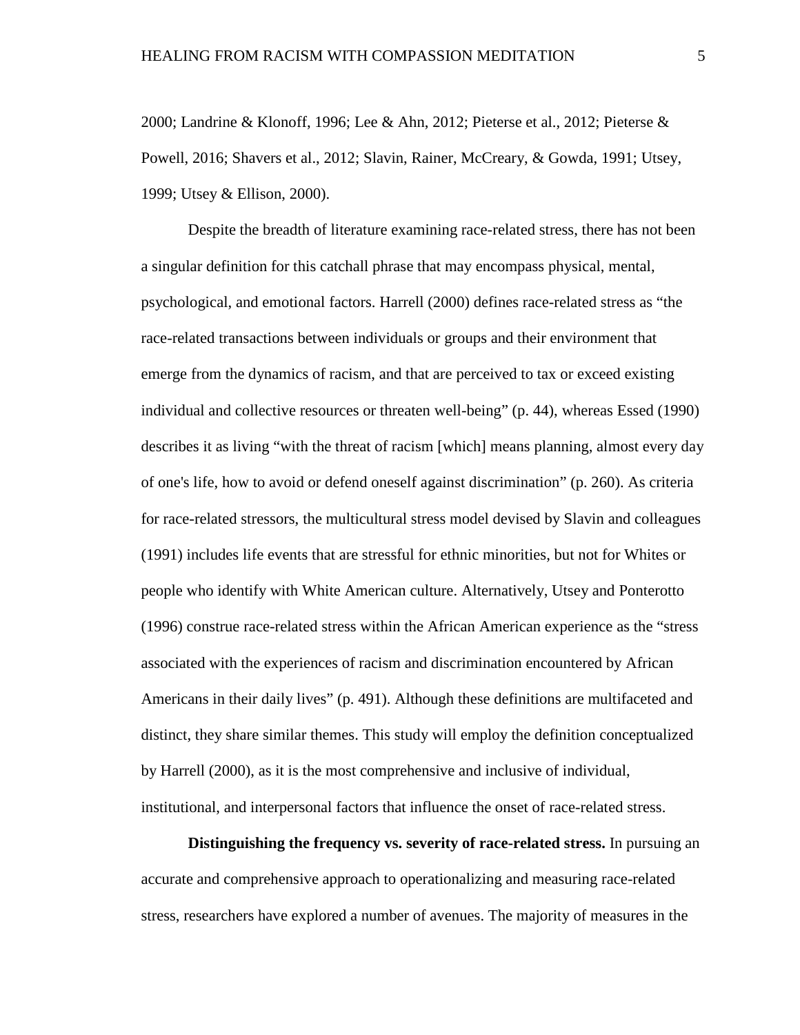2000; Landrine & Klonoff, 1996; Lee & Ahn, 2012; Pieterse et al., 2012; Pieterse & Powell, 2016; Shavers et al., 2012; Slavin, Rainer, McCreary, & Gowda, 1991; Utsey, 1999; Utsey & Ellison, 2000).

Despite the breadth of literature examining race-related stress, there has not been a singular definition for this catchall phrase that may encompass physical, mental, psychological, and emotional factors. Harrell (2000) defines race-related stress as "the race-related transactions between individuals or groups and their environment that emerge from the dynamics of racism, and that are perceived to tax or exceed existing individual and collective resources or threaten well-being" (p. 44), whereas Essed (1990) describes it as living "with the threat of racism [which] means planning, almost every day of one's life, how to avoid or defend oneself against discrimination" (p. 260). As criteria for race-related stressors, the multicultural stress model devised by Slavin and colleagues (1991) includes life events that are stressful for ethnic minorities, but not for Whites or people who identify with White American culture. Alternatively, Utsey and Ponterotto (1996) construe race-related stress within the African American experience as the "stress associated with the experiences of racism and discrimination encountered by African Americans in their daily lives" (p. 491). Although these definitions are multifaceted and distinct, they share similar themes. This study will employ the definition conceptualized by Harrell (2000), as it is the most comprehensive and inclusive of individual, institutional, and interpersonal factors that influence the onset of race-related stress.

**Distinguishing the frequency vs. severity of race-related stress.** In pursuing an accurate and comprehensive approach to operationalizing and measuring race-related stress, researchers have explored a number of avenues. The majority of measures in the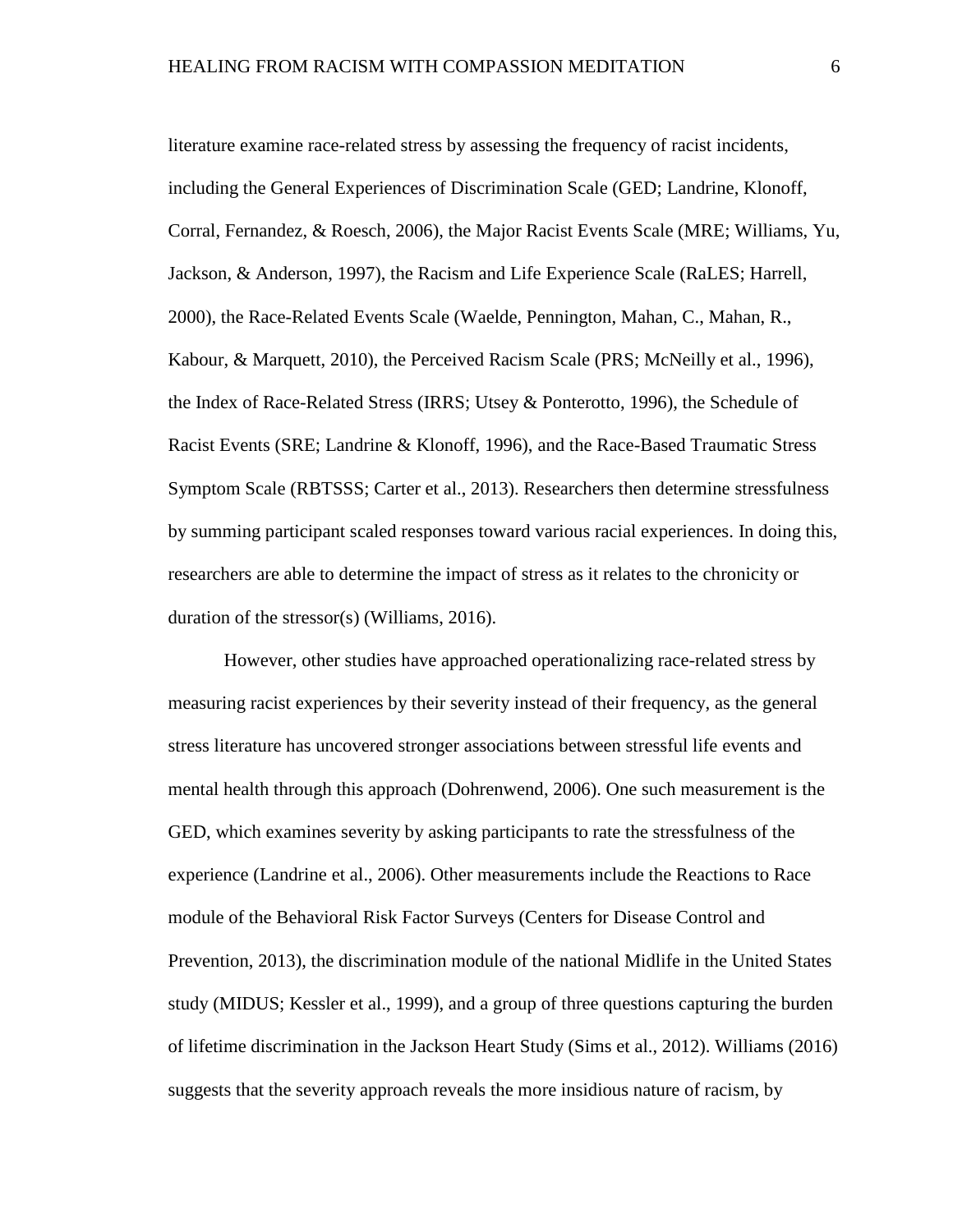literature examine race-related stress by assessing the frequency of racist incidents, including the General Experiences of Discrimination Scale (GED; Landrine, Klonoff, Corral, Fernandez, & Roesch, 2006), the Major Racist Events Scale (MRE; Williams, Yu, Jackson, & Anderson, 1997), the Racism and Life Experience Scale (RaLES; Harrell, 2000), the Race-Related Events Scale (Waelde, Pennington, Mahan, C., Mahan, R., Kabour, & Marquett, 2010), the Perceived Racism Scale (PRS; McNeilly et al., 1996), the Index of Race-Related Stress (IRRS; Utsey & Ponterotto, 1996), the Schedule of Racist Events (SRE; Landrine & Klonoff, 1996), and the Race-Based Traumatic Stress Symptom Scale (RBTSSS; Carter et al., 2013). Researchers then determine stressfulness by summing participant scaled responses toward various racial experiences. In doing this, researchers are able to determine the impact of stress as it relates to the chronicity or duration of the stressor(s) (Williams, 2016).

However, other studies have approached operationalizing race-related stress by measuring racist experiences by their severity instead of their frequency, as the general stress literature has uncovered stronger associations between stressful life events and mental health through this approach (Dohrenwend, 2006). One such measurement is the GED, which examines severity by asking participants to rate the stressfulness of the experience (Landrine et al., 2006). Other measurements include the Reactions to Race module of the Behavioral Risk Factor Surveys (Centers for Disease Control and Prevention, 2013), the discrimination module of the national Midlife in the United States study (MIDUS; Kessler et al., 1999), and a group of three questions capturing the burden of lifetime discrimination in the Jackson Heart Study (Sims et al., 2012). Williams (2016) suggests that the severity approach reveals the more insidious nature of racism, by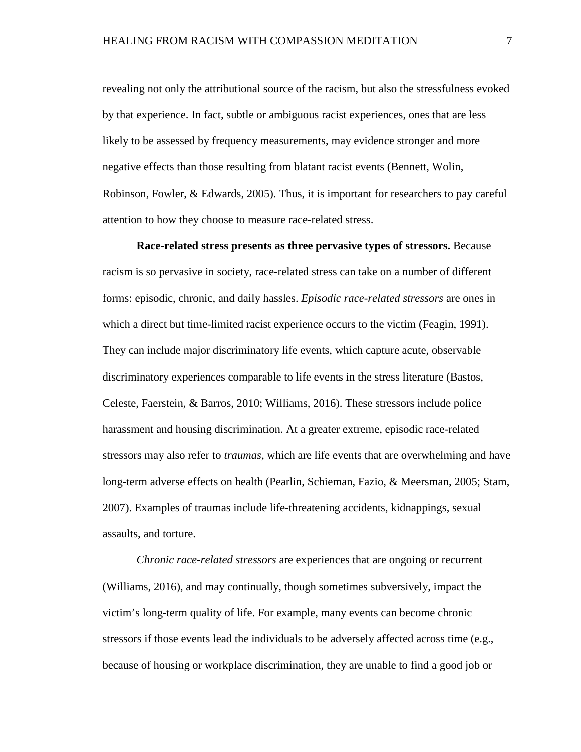revealing not only the attributional source of the racism, but also the stressfulness evoked by that experience. In fact, subtle or ambiguous racist experiences, ones that are less likely to be assessed by frequency measurements, may evidence stronger and more negative effects than those resulting from blatant racist events (Bennett, Wolin, Robinson, Fowler, & Edwards, 2005). Thus, it is important for researchers to pay careful attention to how they choose to measure race-related stress.

**Race-related stress presents as three pervasive types of stressors.** Because racism is so pervasive in society, race-related stress can take on a number of different forms: episodic, chronic, and daily hassles. *Episodic race-related stressors* are ones in which a direct but time-limited racist experience occurs to the victim (Feagin, 1991). They can include major discriminatory life events, which capture acute, observable discriminatory experiences comparable to life events in the stress literature (Bastos, Celeste, Faerstein, & Barros, 2010; Williams, 2016). These stressors include police harassment and housing discrimination. At a greater extreme, episodic race-related stressors may also refer to *traumas*, which are life events that are overwhelming and have long-term adverse effects on health (Pearlin, Schieman, Fazio, & Meersman, 2005; Stam, 2007). Examples of traumas include life-threatening accidents, kidnappings, sexual assaults, and torture.

*Chronic race-related stressors* are experiences that are ongoing or recurrent (Williams, 2016), and may continually, though sometimes subversively, impact the victim's long-term quality of life. For example, many events can become chronic stressors if those events lead the individuals to be adversely affected across time (e.g., because of housing or workplace discrimination, they are unable to find a good job or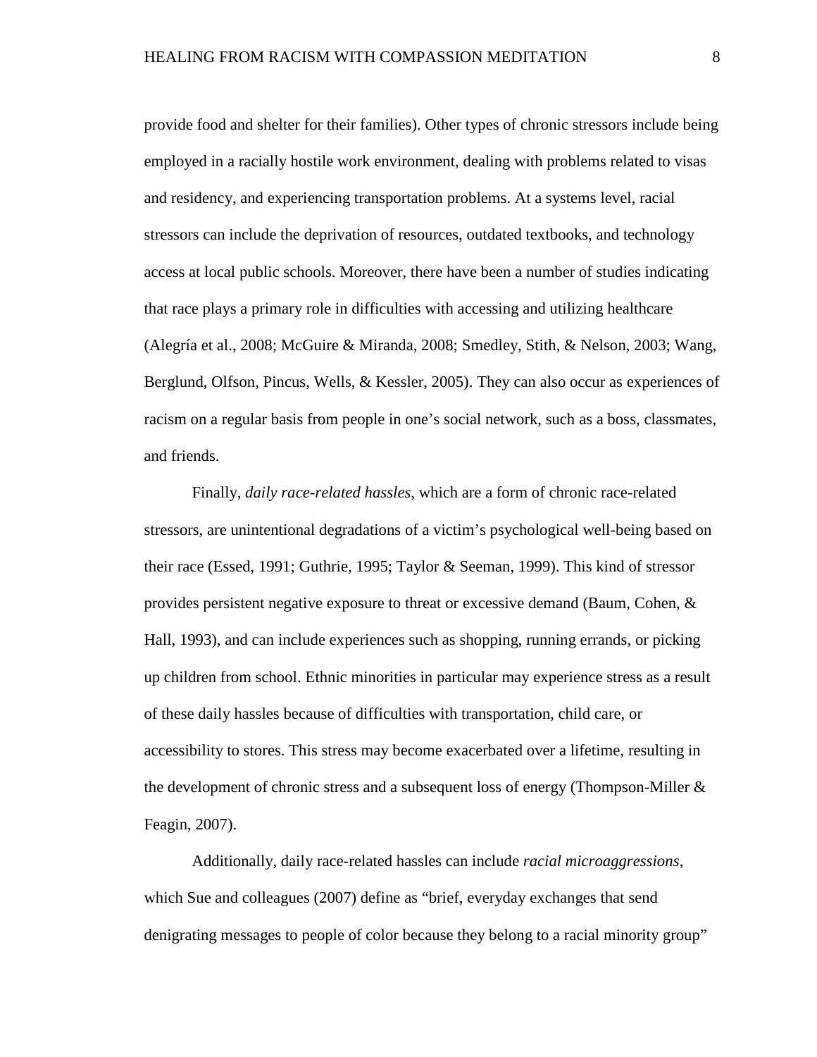provide food and shelter for their families). Other types of chronic stressors include being employed in a racially hostile work environment, dealing with problems related to visas and residency, and experiencing transportation problems. At a systems level, racial stressors can include the deprivation of resources, outdated textbooks, and technology access at local public schools. Moreover, there have been a number of studies indicating that race plays a primary role in difficulties with accessing and utilizing healthcare (Alegría et al., 2008; McGuire & Miranda, 2008; Smedley, Stith, & Nelson, 2003; Wang, Berglund, Olfson, Pincus, Wells, & Kessler, 2005). They can also occur as experiences of racism on a regular basis from people in one's social network, such as a boss, classmates, and friends.

Finally, *daily race-related hassles*, which are a form of chronic race-related stressors, are unintentional degradations of a victim's psychological well-being based on their race (Essed, 1991; Guthrie, 1995; Taylor & Seeman, 1999). This kind of stressor provides persistent negative exposure to threat or excessive demand (Baum, Cohen, & Hall, 1993), and can include experiences such as shopping, running errands, or picking up children from school. Ethnic minorities in particular may experience stress as a result of these daily hassles because of difficulties with transportation, child care, or accessibility to stores. This stress may become exacerbated over a lifetime, resulting in the development of chronic stress and a subsequent loss of energy (Thompson-Miller & Feagin, 2007).

Additionally, daily race-related hassles can include *racial microaggressions*, which Sue and colleagues (2007) define as "brief, everyday exchanges that send denigrating messages to people of color because they belong to a racial minority group"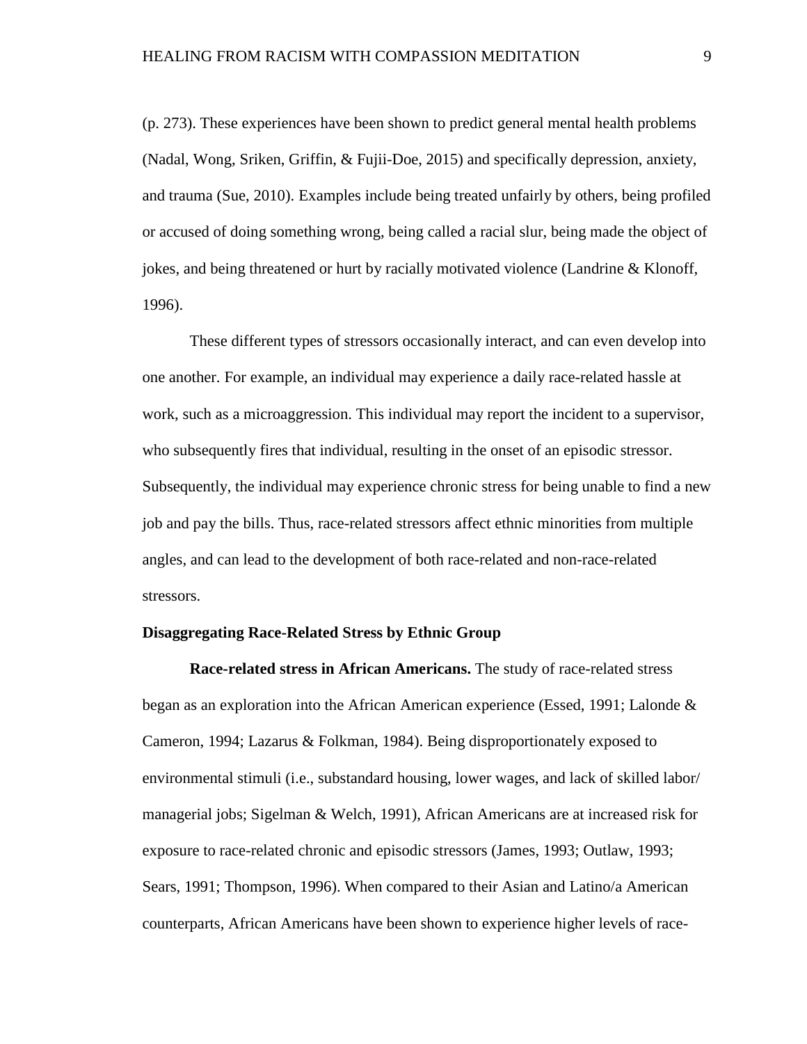(p. 273). These experiences have been shown to predict general mental health problems (Nadal, Wong, Sriken, Griffin, & Fujii-Doe, 2015) and specifically depression, anxiety, and trauma (Sue, 2010). Examples include being treated unfairly by others, being profiled or accused of doing something wrong, being called a racial slur, being made the object of jokes, and being threatened or hurt by racially motivated violence (Landrine & Klonoff, 1996).

These different types of stressors occasionally interact, and can even develop into one another. For example, an individual may experience a daily race-related hassle at work, such as a microaggression. This individual may report the incident to a supervisor, who subsequently fires that individual, resulting in the onset of an episodic stressor. Subsequently, the individual may experience chronic stress for being unable to find a new job and pay the bills. Thus, race-related stressors affect ethnic minorities from multiple angles, and can lead to the development of both race-related and non-race-related stressors.

### Disaggregating Race-Related Stress by Ethnic Group

**Race-related stress in African Americans.** The study of race-related stress began as an exploration into the African American experience (Essed, 1991; Lalonde & Cameron, 1994; Lazarus & Folkman, 1984). Being disproportionately exposed to environmental stimuli (i.e., substandard housing, lower wages, and lack of skilled labor/ managerial jobs; Sigelman & Welch, 1991), African Americans are at increased risk for exposure to race-related chronic and episodic stressors (James, 1993; Outlaw, 1993; Sears, 1991; Thompson, 1996). When compared to their Asian and Latino/a American counterparts, African Americans have been shown to experience higher levels of race-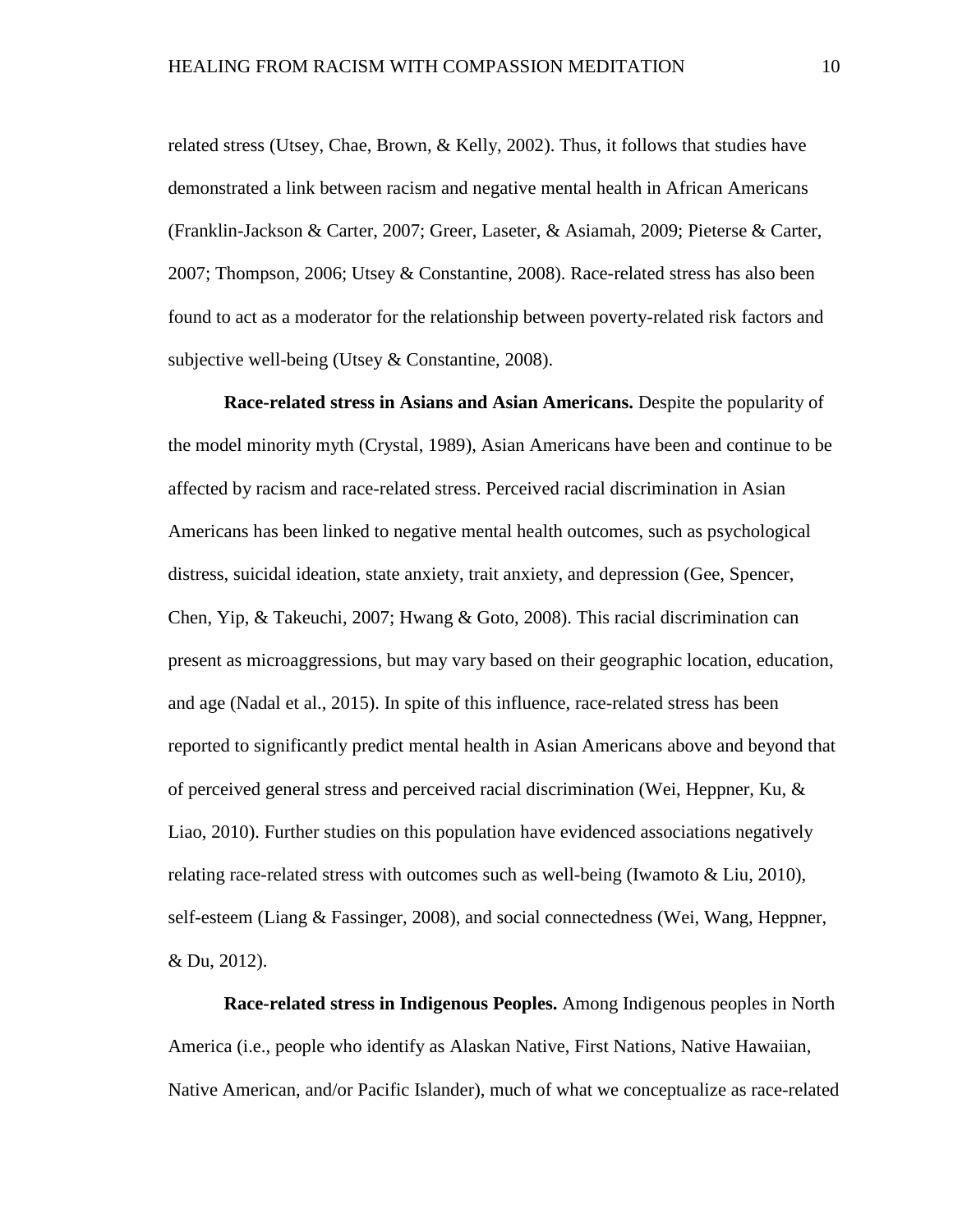related stress (Utsey, Chae, Brown, & Kelly, 2002). Thus, it follows that studies have demonstrated a link between racism and negative mental health in African Americans (Franklin-Jackson & Carter, 2007; Greer, Laseter, & Asiamah, 2009; Pieterse & Carter, 2007; Thompson, 2006; Utsey & Constantine, 2008). Race-related stress has also been found to act as a moderator for the relationship between poverty-related risk factors and subjective well-being (Utsey & Constantine, 2008).

**Race-related stress in Asians and Asian Americans.** Despite the popularity of the model minority myth (Crystal, 1989), Asian Americans have been and continue to be affected by racism and race-related stress. Perceived racial discrimination in Asian Americans has been linked to negative mental health outcomes, such as psychological distress, suicidal ideation, state anxiety, trait anxiety, and depression (Gee, Spencer, Chen, Yip, & Takeuchi, 2007; Hwang & Goto, 2008). This racial discrimination can present as microaggressions, but may vary based on their geographic location, education, and age (Nadal et al., 2015). In spite of this influence, race-related stress has been reported to significantly predict mental health in Asian Americans above and beyond that of perceived general stress and perceived racial discrimination (Wei, Heppner, Ku, & Liao, 2010). Further studies on this population have evidenced associations negatively relating race-related stress with outcomes such as well-being (Iwamoto & Liu, 2010), self-esteem (Liang & Fassinger, 2008), and social connectedness (Wei, Wang, Heppner, & Du, 2012).

**Race-related stress in Indigenous Peoples.** Among Indigenous peoples in North America (i.e., people who identify as Alaskan Native, First Nations, Native Hawaiian, Native American, and/or Pacific Islander), much of what we conceptualize as race-related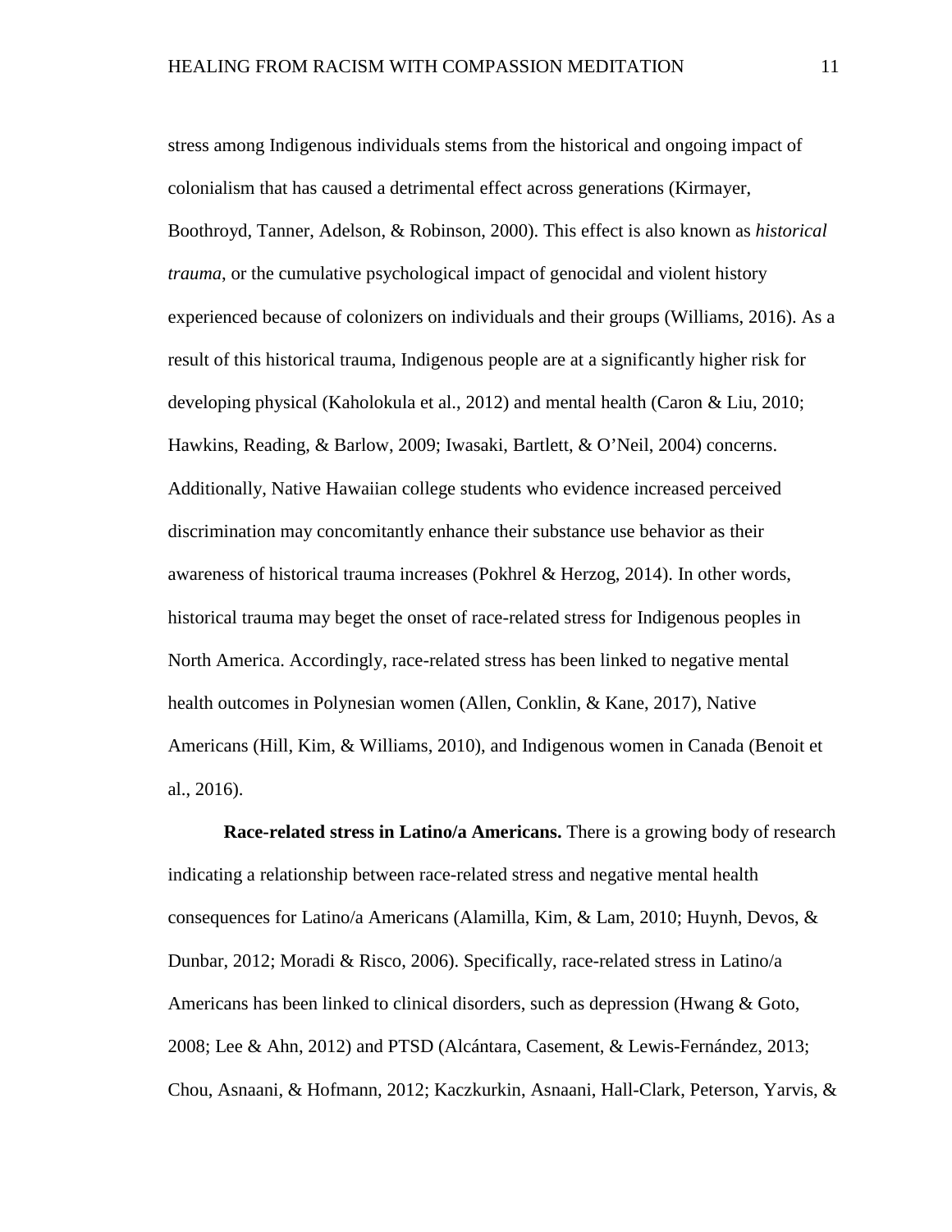stress among Indigenous individuals stems from the historical and ongoing impact of colonialism that has caused a detrimental effect across generations (Kirmayer, Boothroyd, Tanner, Adelson, & Robinson, 2000). This effect is also known as *historical trauma*, or the cumulative psychological impact of genocidal and violent history experienced because of colonizers on individuals and their groups (Williams, 2016). As a result of this historical trauma, Indigenous people are at a significantly higher risk for developing physical (Kaholokula et al., 2012) and mental health (Caron & Liu, 2010; Hawkins, Reading, & Barlow, 2009; Iwasaki, Bartlett, & O'Neil, 2004) concerns. Additionally, Native Hawaiian college students who evidence increased perceived discrimination may concomitantly enhance their substance use behavior as their awareness of historical trauma increases (Pokhrel & Herzog, 2014). In other words, historical trauma may beget the onset of race-related stress for Indigenous peoples in North America. Accordingly, race-related stress has been linked to negative mental health outcomes in Polynesian women (Allen, Conklin, & Kane, 2017), Native Americans (Hill, Kim, & Williams, 2010), and Indigenous women in Canada (Benoit et al., 2016).

**Race-related stress in Latino/a Americans.** There is a growing body of research indicating a relationship between race-related stress and negative mental health consequences for Latino/a Americans (Alamilla, Kim, & Lam, 2010; Huynh, Devos, & Dunbar, 2012; Moradi & Risco, 2006). Specifically, race-related stress in Latino/a Americans has been linked to clinical disorders, such as depression (Hwang & Goto, 2008; Lee & Ahn, 2012) and PTSD (Alcántara, Casement, & Lewis-Fernández, 2013; Chou, Asnaani, & Hofmann, 2012; Kaczkurkin, Asnaani, Hall-Clark, Peterson, Yarvis, &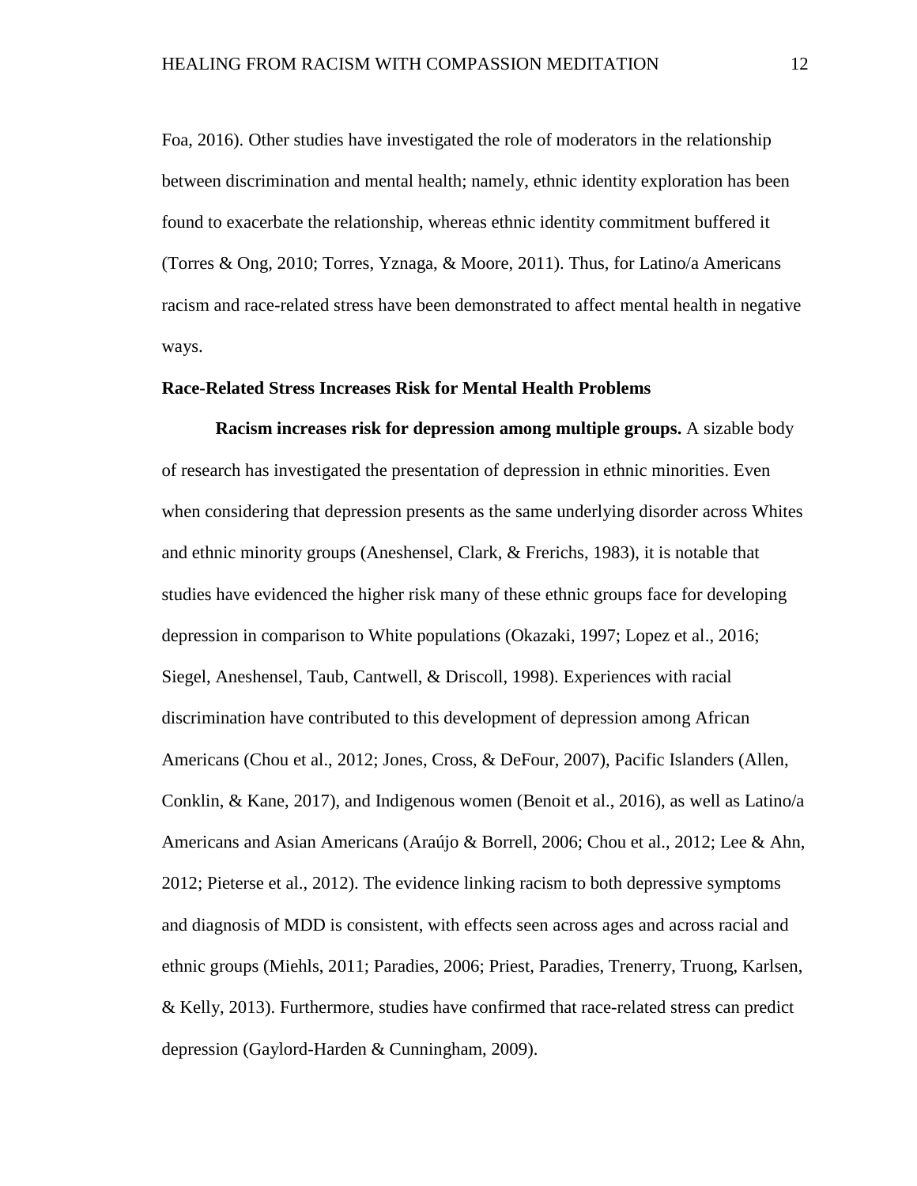Foa, 2016). Other studies have investigated the role of moderators in the relationship between discrimination and mental health; namely, ethnic identity exploration has been found to exacerbate the relationship, whereas ethnic identity commitment buffered it (Torres & Ong, 2010; Torres, Yznaga, & Moore, 2011). Thus, for Latino/a Americans racism and race-related stress have been demonstrated to affect mental health in negative ways.

## Race-Related Stress Increases Risk for Mental Health Problems

**Racism increases risk for depression among multiple groups.** A sizable body of research has investigated the presentation of depression in ethnic minorities. Even when considering that depression presents as the same underlying disorder across Whites and ethnic minority groups (Aneshensel, Clark, & Frerichs, 1983), it is notable that studies have evidenced the higher risk many of these ethnic groups face for developing depression in comparison to White populations (Okazaki, 1997; Lopez et al., 2016; Siegel, Aneshensel, Taub, Cantwell, & Driscoll, 1998). Experiences with racial discrimination have contributed to this development of depression among African Americans (Chou et al., 2012; Jones, Cross, & DeFour, 2007), Pacific Islanders (Allen, Conklin, & Kane, 2017), and Indigenous women (Benoit et al., 2016), as well as Latino/a Americans and Asian Americans (Araújo & Borrell, 2006; Chou et al., 2012; Lee & Ahn, 2012; Pieterse et al., 2012). The evidence linking racism to both depressive symptoms and diagnosis of MDD is consistent, with effects seen across ages and across racial and ethnic groups (Miehls, 2011; Paradies, 2006; Priest, Paradies, Trenerry, Truong, Karlsen, & Kelly, 2013). Furthermore, studies have confirmed that race-related stress can predict depression (Gaylord-Harden & Cunningham, 2009).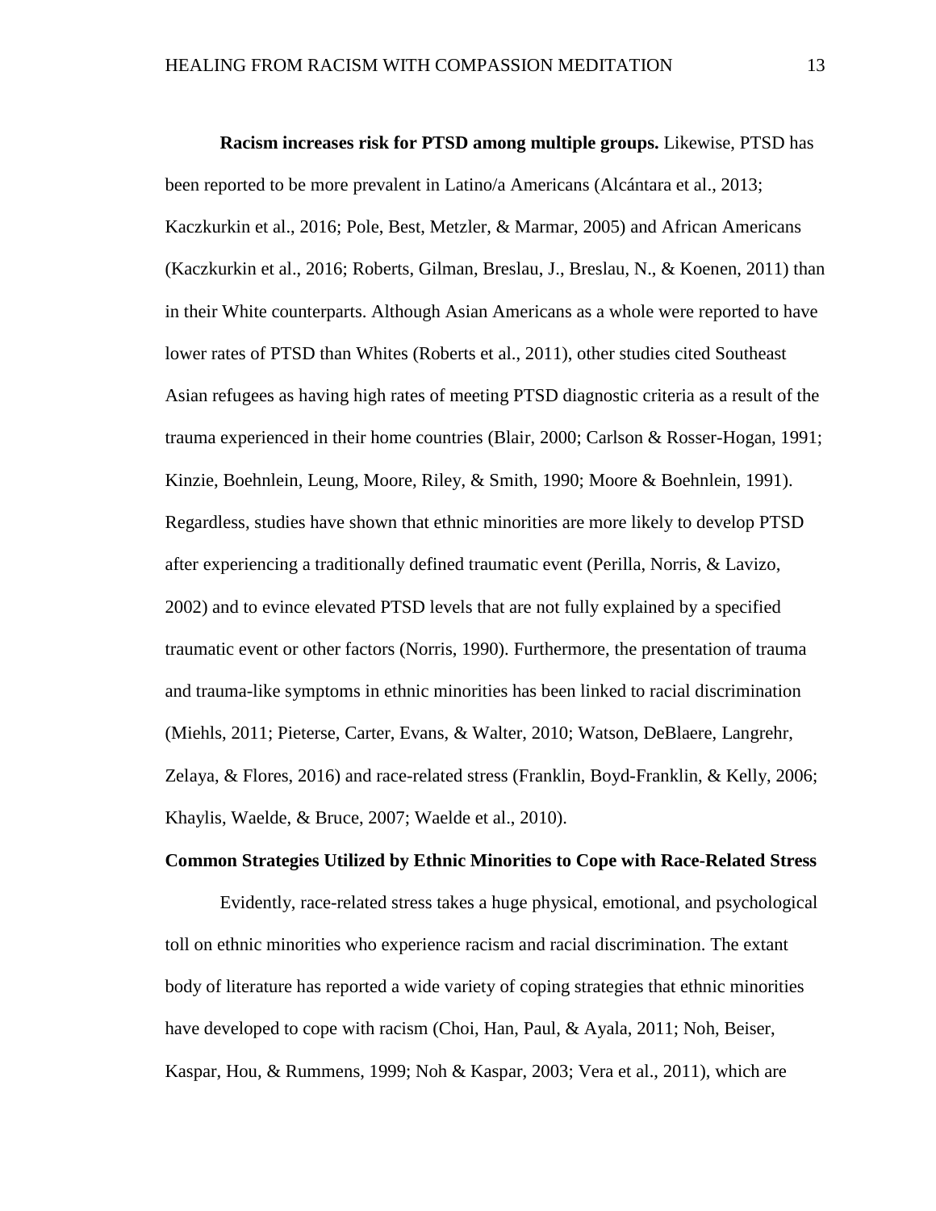**Racism increases risk for PTSD among multiple groups.** Likewise, PTSD has been reported to be more prevalent in Latino/a Americans (Alcántara et al., 2013; Kaczkurkin et al., 2016; Pole, Best, Metzler, & Marmar, 2005) and African Americans (Kaczkurkin et al., 2016; Roberts, Gilman, Breslau, J., Breslau, N., & Koenen, 2011) than in their White counterparts. Although Asian Americans as a whole were reported to have lower rates of PTSD than Whites (Roberts et al., 2011), other studies cited Southeast Asian refugees as having high rates of meeting PTSD diagnostic criteria as a result of the trauma experienced in their home countries (Blair, 2000; Carlson & Rosser-Hogan, 1991; Kinzie, Boehnlein, Leung, Moore, Riley, & Smith, 1990; Moore & Boehnlein, 1991). Regardless, studies have shown that ethnic minorities are more likely to develop PTSD after experiencing a traditionally defined traumatic event (Perilla, Norris, & Lavizo, 2002) and to evince elevated PTSD levels that are not fully explained by a specified traumatic event or other factors (Norris, 1990). Furthermore, the presentation of trauma and trauma-like symptoms in ethnic minorities has been linked to racial discrimination (Miehls, 2011; Pieterse, Carter, Evans, & Walter, 2010; Watson, DeBlaere, Langrehr, Zelaya, & Flores, 2016) and race-related stress (Franklin, Boyd-Franklin, & Kelly, 2006; Khaylis, Waelde, & Bruce, 2007; Waelde et al., 2010).

## Common Strategies Utilized by Ethnic Minorities to Cope with Race-Related Stress

Evidently, race-related stress takes a huge physical, emotional, and psychological toll on ethnic minorities who experience racism and racial discrimination. The extant body of literature has reported a wide variety of coping strategies that ethnic minorities have developed to cope with racism (Choi, Han, Paul, & Ayala, 2011; Noh, Beiser, Kaspar, Hou, & Rummens, 1999; Noh & Kaspar, 2003; Vera et al., 2011), which are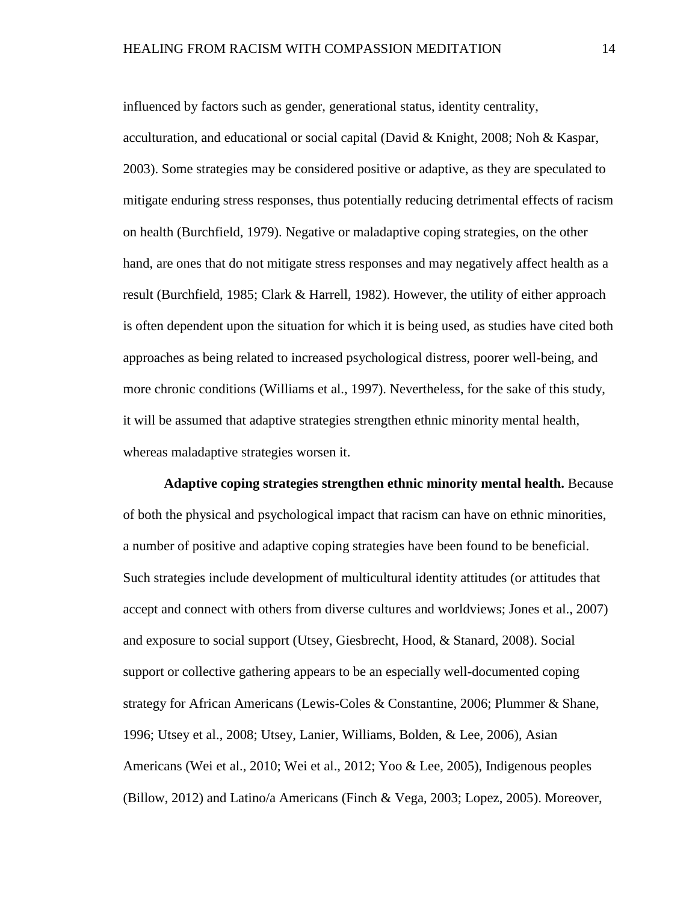influenced by factors such as gender, generational status, identity centrality, acculturation, and educational or social capital (David & Knight, 2008; Noh & Kaspar, 2003). Some strategies may be considered positive or adaptive, as they are speculated to mitigate enduring stress responses, thus potentially reducing detrimental effects of racism on health (Burchfield, 1979). Negative or maladaptive coping strategies, on the other hand, are ones that do not mitigate stress responses and may negatively affect health as a result (Burchfield, 1985; Clark & Harrell, 1982). However, the utility of either approach is often dependent upon the situation for which it is being used, as studies have cited both approaches as being related to increased psychological distress, poorer well-being, and more chronic conditions (Williams et al., 1997). Nevertheless, for the sake of this study, it will be assumed that adaptive strategies strengthen ethnic minority mental health, whereas maladaptive strategies worsen it.

**Adaptive coping strategies strengthen ethnic minority mental health.** Because of both the physical and psychological impact that racism can have on ethnic minorities, a number of positive and adaptive coping strategies have been found to be beneficial. Such strategies include development of multicultural identity attitudes (or attitudes that accept and connect with others from diverse cultures and worldviews; Jones et al., 2007) and exposure to social support (Utsey, Giesbrecht, Hood, & Stanard, 2008). Social support or collective gathering appears to be an especially well-documented coping strategy for African Americans (Lewis-Coles & Constantine, 2006; Plummer & Shane, 1996; Utsey et al., 2008; Utsey, Lanier, Williams, Bolden, & Lee, 2006), Asian Americans (Wei et al., 2010; Wei et al., 2012; Yoo & Lee, 2005), Indigenous peoples (Billow, 2012) and Latino/a Americans (Finch & Vega, 2003; Lopez, 2005). Moreover,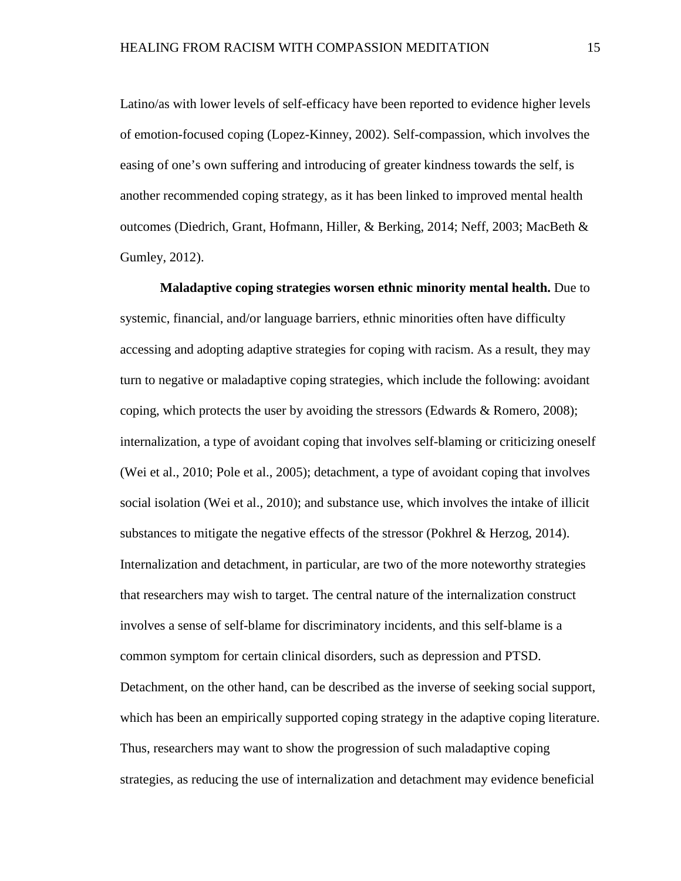Latino/as with lower levels of self-efficacy have been reported to evidence higher levels of emotion-focused coping (Lopez-Kinney, 2002). Self-compassion, which involves the easing of one's own suffering and introducing of greater kindness towards the self, is another recommended coping strategy, as it has been linked to improved mental health outcomes (Diedrich, Grant, Hofmann, Hiller, & Berking, 2014; Neff, 2003; MacBeth & Gumley, 2012).

**Maladaptive coping strategies worsen ethnic minority mental health.** Due to systemic, financial, and/or language barriers, ethnic minorities often have difficulty accessing and adopting adaptive strategies for coping with racism. As a result, they may turn to negative or maladaptive coping strategies, which include the following: avoidant coping, which protects the user by avoiding the stressors (Edwards & Romero, 2008); internalization, a type of avoidant coping that involves self-blaming or criticizing oneself (Wei et al., 2010; Pole et al., 2005); detachment, a type of avoidant coping that involves social isolation (Wei et al., 2010); and substance use, which involves the intake of illicit substances to mitigate the negative effects of the stressor (Pokhrel & Herzog, 2014). Internalization and detachment, in particular, are two of the more noteworthy strategies that researchers may wish to target. The central nature of the internalization construct involves a sense of self-blame for discriminatory incidents, and this self-blame is a common symptom for certain clinical disorders, such as depression and PTSD. Detachment, on the other hand, can be described as the inverse of seeking social support, which has been an empirically supported coping strategy in the adaptive coping literature. Thus, researchers may want to show the progression of such maladaptive coping strategies, as reducing the use of internalization and detachment may evidence beneficial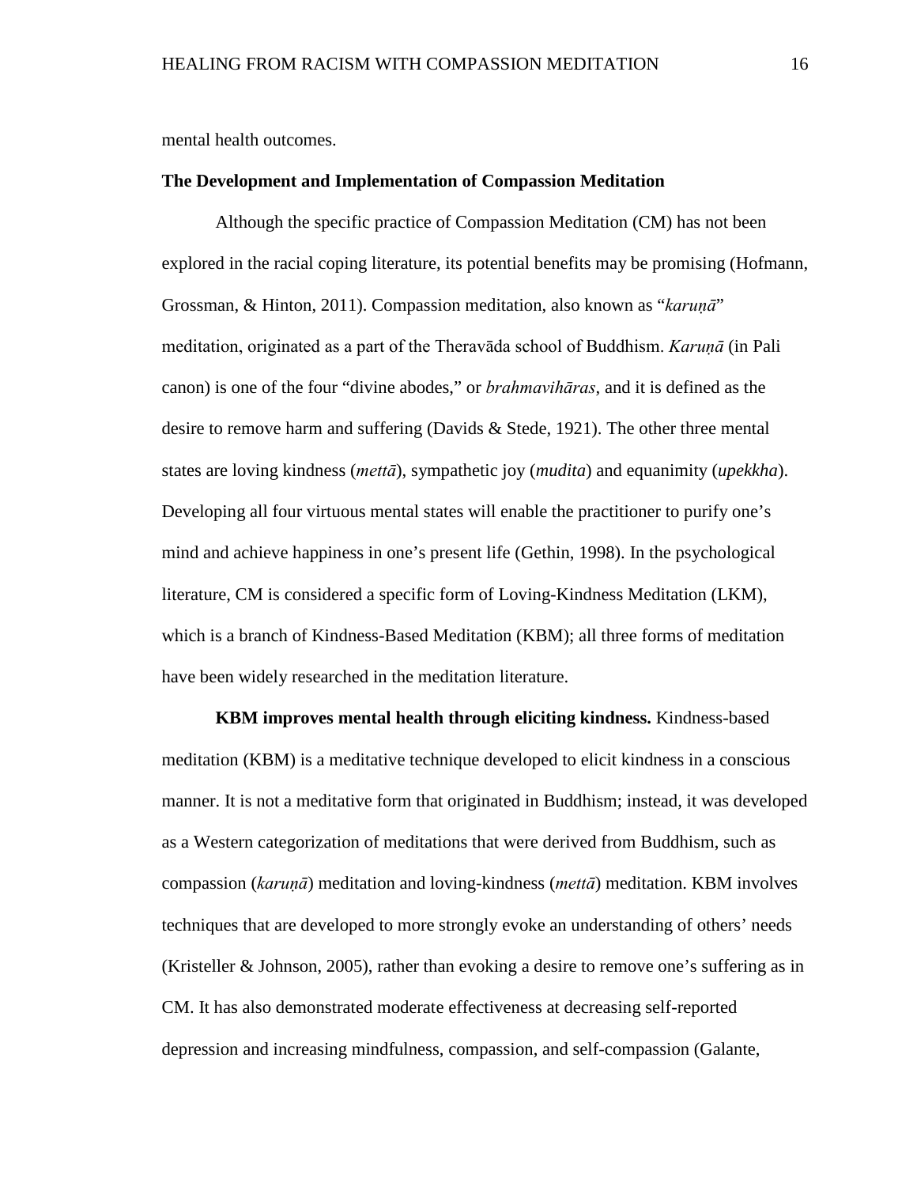mental health outcomes.

**The Development and Implementation of Compassion Meditation**

Although the specific practice of Compassion Meditation (CM) has not been explored in the racial coping literature, its potential benefits may be promising (Hofmann, Grossman, & Hinton, 2011). Compassion meditation, also known as "*karuṇā*" meditation, originated as a part of the Theravāda school of Buddhism. *Karuṇā* (in Pali canon) is one of the four "divine abodes," or *brahmavihāras*, and it is defined as the desire to remove harm and suffering (Davids & Stede, 1921). The other three mental states are loving kindness (*mettā*), sympathetic joy (*mudita*) and equanimity (*upekkha*). Developing all four virtuous mental states will enable the practitioner to purify one's mind and achieve happiness in one's present life (Gethin, 1998). In the psychological literature, CM is considered a specific form of Loving-Kindness Meditation (LKM), which is a branch of Kindness-Based Meditation (KBM); all three forms of meditation have been widely researched in the meditation literature.

**KBM improves mental health through eliciting kindness.** Kindness-based meditation (KBM) is a meditative technique developed to elicit kindness in a conscious manner. It is not a meditative form that originated in Buddhism; instead, it was developed as a Western categorization of meditations that were derived from Buddhism, such as compassion (*karuṇā*) meditation and loving-kindness (*mettā*) meditation. KBM involves techniques that are developed to more strongly evoke an understanding of others' needs (Kristeller & Johnson, 2005), rather than evoking a desire to remove one's suffering as in CM. It has also demonstrated moderate effectiveness at decreasing self-reported depression and increasing mindfulness, compassion, and self-compassion (Galante,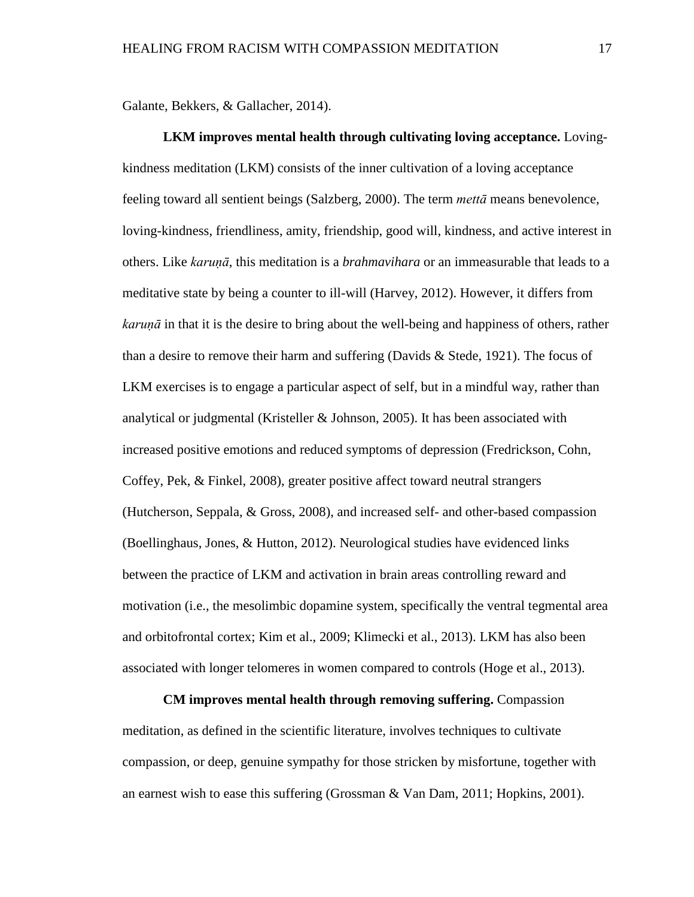Galante, Bekkers, & Gallacher, 2014).

**LKM improves mental health through cultivating loving acceptance.** Loving-kindness meditation (LKM) consists of the inner cultivation of a loving acceptance feeling toward all sentient beings (Salzberg, 2000). The term *mettā* means benevolence, loving-kindness, friendliness, amity, friendship, good will, kindness, and active interest in others. Like *karuṇā*, this meditation is a *brahmavihara* or an immeasurable that leads to a meditative state by being a counter to ill-will (Harvey, 2012). However, it differs from *karuṇā* in that it is the desire to bring about the well-being and happiness of others, rather than a desire to remove their harm and suffering (Davids & Stede, 1921). The focus of LKM exercises is to engage a particular aspect of self, but in a mindful way, rather than analytical or judgmental (Kristeller & Johnson, 2005). It has been associated with increased positive emotions and reduced symptoms of depression (Fredrickson, Cohn, Coffey, Pek, & Finkel, 2008), greater positive affect toward neutral strangers (Hutcherson, Seppala, & Gross, 2008), and increased self- and other-based compassion (Boellinghaus, Jones, & Hutton, 2012). Neurological studies have evidenced links between the practice of LKM and activation in brain areas controlling reward and motivation (i.e., the mesolimbic dopamine system, specifically the ventral tegmental area and orbitofrontal cortex; Kim et al., 2009; Klimecki et al., 2013). LKM has also been associated with longer telomeres in women compared to controls (Hoge et al., 2013).

**CM improves mental health through removing suffering.** Compassion meditation, as defined in the scientific literature, involves techniques to cultivate compassion, or deep, genuine sympathy for those stricken by misfortune, together with an earnest wish to ease this suffering (Grossman & Van Dam, 2011; Hopkins, 2001).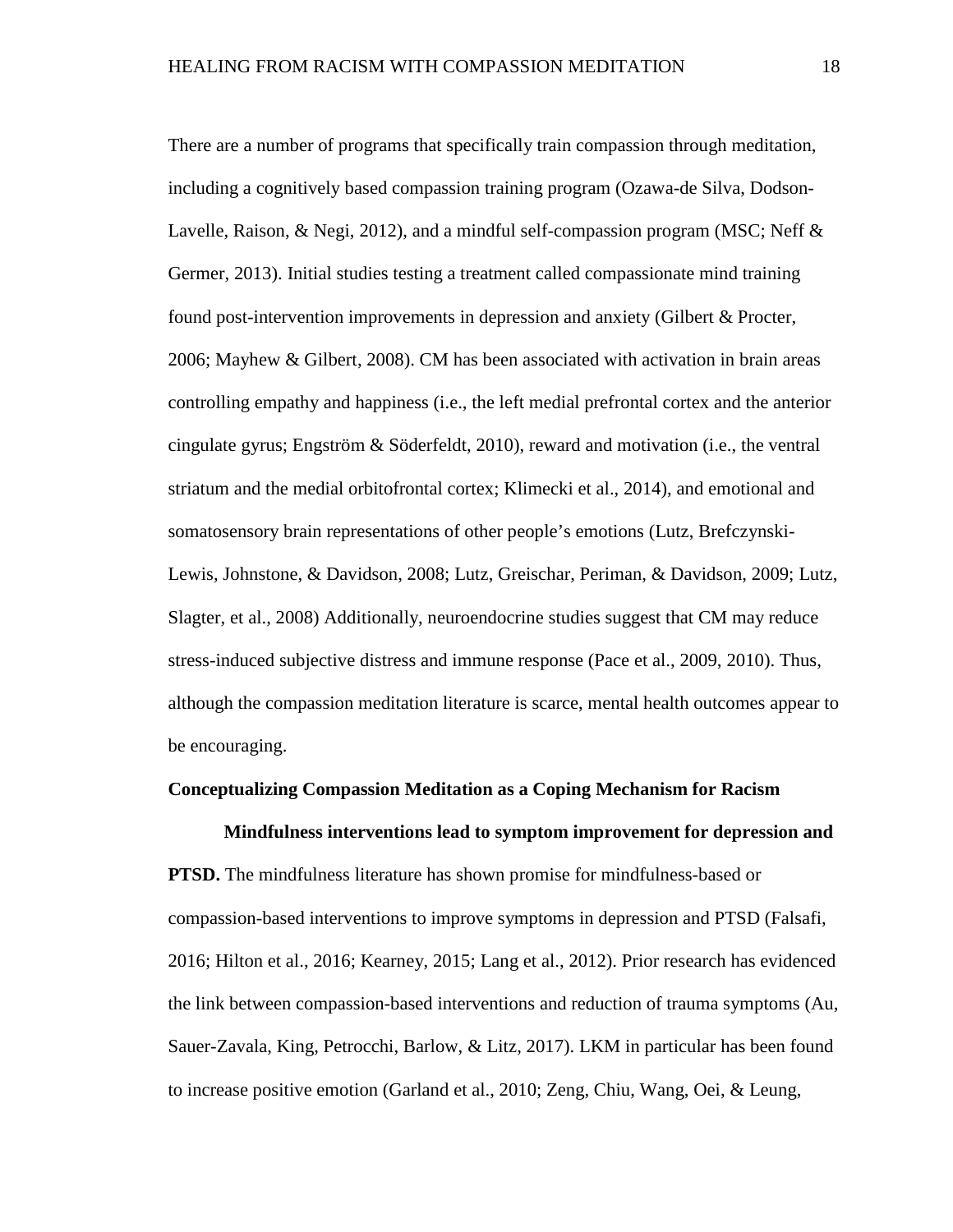There are a number of programs that specifically train compassion through meditation, including a cognitively based compassion training program (Ozawa-de Silva, Dodson-Lavelle, Raison, & Negi, 2012), and a mindful self-compassion program (MSC; Neff & Germer, 2013). Initial studies testing a treatment called compassionate mind training found post-intervention improvements in depression and anxiety (Gilbert & Procter, 2006; Mayhew & Gilbert, 2008). CM has been associated with activation in brain areas controlling empathy and happiness (i.e., the left medial prefrontal cortex and the anterior cingulate gyrus; Engström & Söderfeldt, 2010), reward and motivation (i.e., the ventral striatum and the medial orbitofrontal cortex; Klimecki et al., 2014), and emotional and somatosensory brain representations of other people's emotions (Lutz, Brefczynski-Lewis, Johnstone, & Davidson, 2008; Lutz, Greischar, Periman, & Davidson, 2009; Lutz, Slagter, et al., 2008) Additionally, neuroendocrine studies suggest that CM may reduce stress-induced subjective distress and immune response (Pace et al., 2009, 2010). Thus, although the compassion meditation literature is scarce, mental health outcomes appear to be encouraging.

## Conceptualizing Compassion Meditation as a Coping Mechanism for Racism

**Mindfulness interventions lead to symptom improvement for depression and PTSD.** The mindfulness literature has shown promise for mindfulness-based or compassion-based interventions to improve symptoms in depression and PTSD (Falsafi, 2016; Hilton et al., 2016; Kearney, 2015; Lang et al., 2012). Prior research has evidenced the link between compassion-based interventions and reduction of trauma symptoms (Au, Sauer-Zavala, King, Petrocchi, Barlow, & Litz, 2017). LKM in particular has been found to increase positive emotion (Garland et al., 2010; Zeng, Chiu, Wang, Oei, & Leung,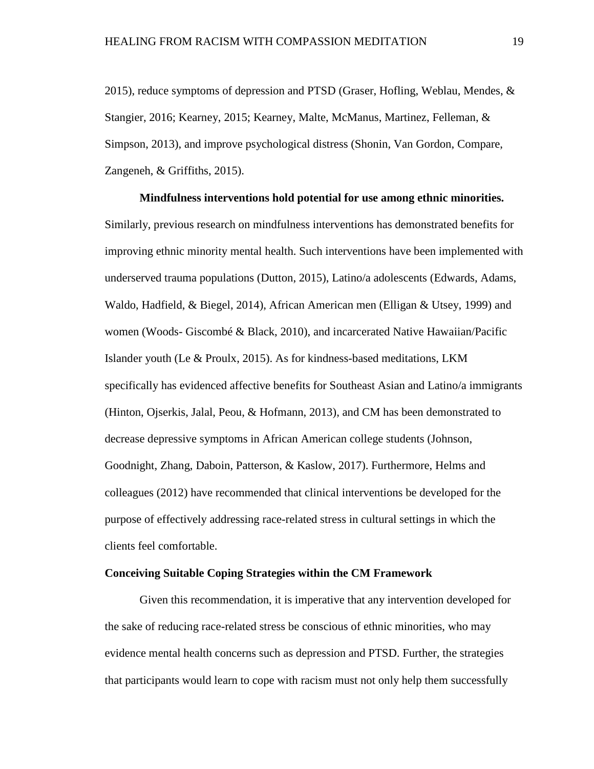2015), reduce symptoms of depression and PTSD (Graser, Hofling, Weblau, Mendes, & Stangier, 2016; Kearney, 2015; Kearney, Malte, McManus, Martinez, Felleman, & Simpson, 2013), and improve psychological distress (Shonin, Van Gordon, Compare, Zangeneh, & Griffiths, 2015).

**Mindfulness interventions hold potential for use among ethnic minorities.** Similarly, previous research on mindfulness interventions has demonstrated benefits for improving ethnic minority mental health. Such interventions have been implemented with underserved trauma populations (Dutton, 2015), Latino/a adolescents (Edwards, Adams, Waldo, Hadfield, & Biegel, 2014), African American men (Elligan & Utsey, 1999) and women (Woods- Giscombé & Black, 2010), and incarcerated Native Hawaiian/Pacific Islander youth (Le & Proulx, 2015). As for kindness-based meditations, LKM specifically has evidenced affective benefits for Southeast Asian and Latino/a immigrants (Hinton, Ojserkis, Jalal, Peou, & Hofmann, 2013), and CM has been demonstrated to decrease depressive symptoms in African American college students (Johnson, Goodnight, Zhang, Daboin, Patterson, & Kaslow, 2017). Furthermore, Helms and colleagues (2012) have recommended that clinical interventions be developed for the purpose of effectively addressing race-related stress in cultural settings in which the clients feel comfortable.

## Conceiving Suitable Coping Strategies within the CM Framework

Given this recommendation, it is imperative that any intervention developed for the sake of reducing race-related stress be conscious of ethnic minorities, who may evidence mental health concerns such as depression and PTSD. Further, the strategies that participants would learn to cope with racism must not only help them successfully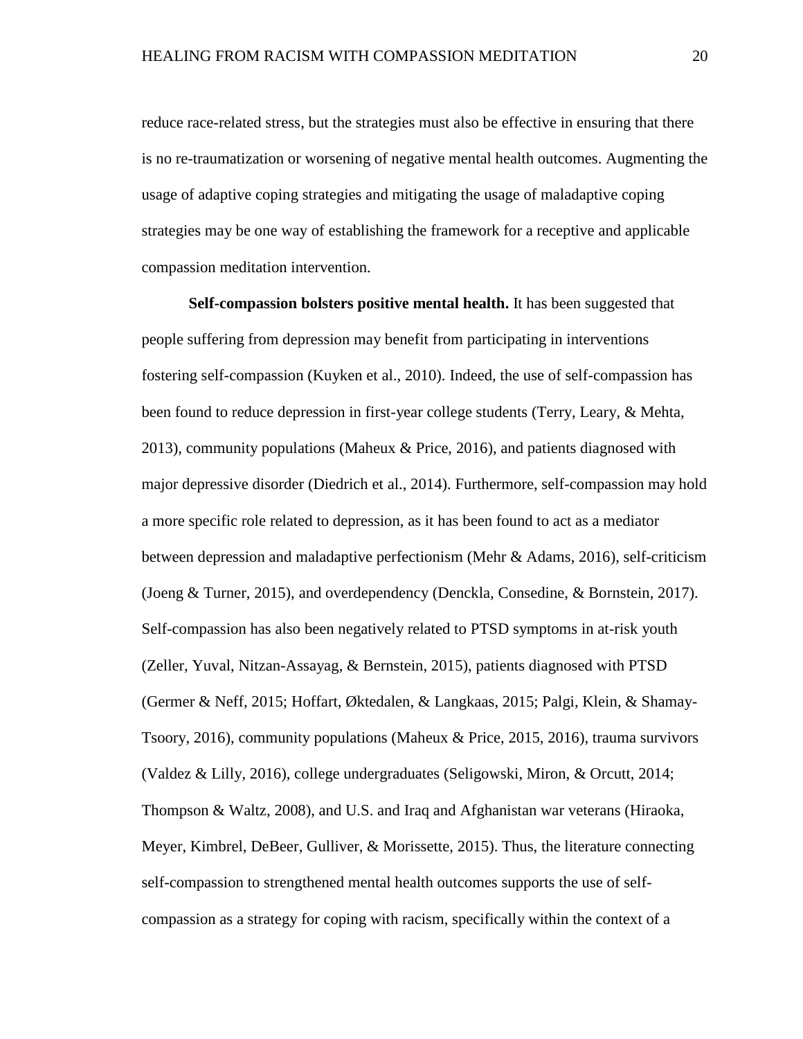reduce race-related stress, but the strategies must also be effective in ensuring that there is no re-traumatization or worsening of negative mental health outcomes. Augmenting the usage of adaptive coping strategies and mitigating the usage of maladaptive coping strategies may be one way of establishing the framework for a receptive and applicable compassion meditation intervention.

**Self-compassion bolsters positive mental health.** It has been suggested that people suffering from depression may benefit from participating in interventions fostering self-compassion (Kuyken et al., 2010). Indeed, the use of self-compassion has been found to reduce depression in first-year college students (Terry, Leary, & Mehta, 2013), community populations (Maheux & Price, 2016), and patients diagnosed with major depressive disorder (Diedrich et al., 2014). Furthermore, self-compassion may hold a more specific role related to depression, as it has been found to act as a mediator between depression and maladaptive perfectionism (Mehr & Adams, 2016), self-criticism (Joeng & Turner, 2015), and overdependency (Denckla, Consedine, & Bornstein, 2017). Self-compassion has also been negatively related to PTSD symptoms in at-risk youth (Zeller, Yuval, Nitzan-Assayag, & Bernstein, 2015), patients diagnosed with PTSD (Germer & Neff, 2015; Hoffart, Øktedalen, & Langkaas, 2015; Palgi, Klein, & Shamay-Tsoory, 2016), community populations (Maheux & Price, 2015, 2016), trauma survivors (Valdez & Lilly, 2016), college undergraduates (Seligowski, Miron, & Orcutt, 2014; Thompson & Waltz, 2008), and U.S. and Iraq and Afghanistan war veterans (Hiraoka, Meyer, Kimbrel, DeBeer, Gulliver, & Morissette, 2015). Thus, the literature connecting self-compassion to strengthened mental health outcomes supports the use of self-compassion as a strategy for coping with racism, specifically within the context of a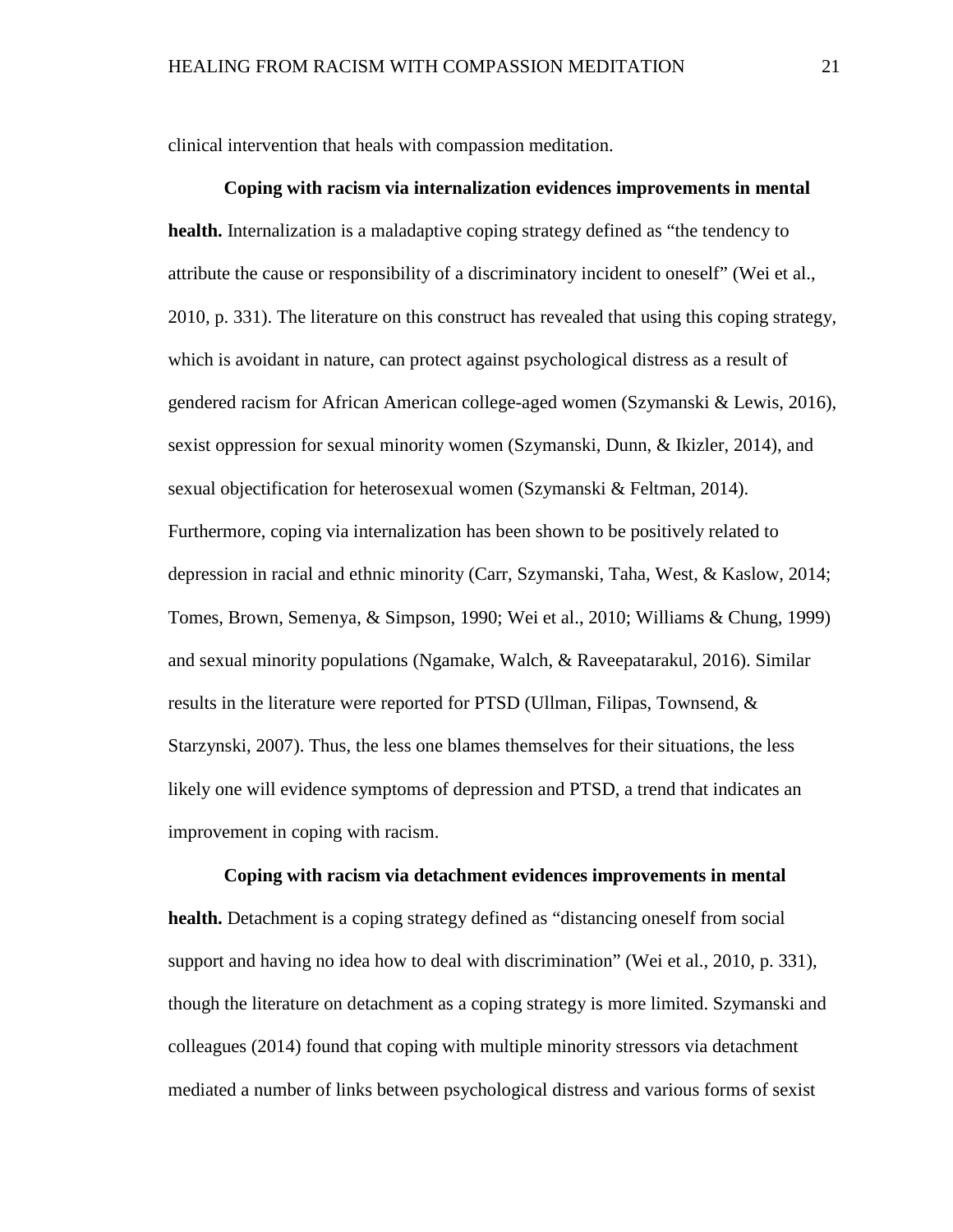clinical intervention that heals with compassion meditation.

**Coping with racism via internalization evidences improvements in mental health.** Internalization is a maladaptive coping strategy defined as "the tendency to attribute the cause or responsibility of a discriminatory incident to oneself" (Wei et al., 2010, p. 331). The literature on this construct has revealed that using this coping strategy, which is avoidant in nature, can protect against psychological distress as a result of gendered racism for African American college-aged women (Szymanski & Lewis, 2016), sexist oppression for sexual minority women (Szymanski, Dunn, & Ikizler, 2014), and sexual objectification for heterosexual women (Szymanski & Feltman, 2014). Furthermore, coping via internalization has been shown to be positively related to depression in racial and ethnic minority (Carr, Szymanski, Taha, West, & Kaslow, 2014; Tomes, Brown, Semenya, & Simpson, 1990; Wei et al., 2010; Williams & Chung, 1999) and sexual minority populations (Ngamake, Walch, & Raveepatarakul, 2016). Similar results in the literature were reported for PTSD (Ullman, Filipas, Townsend, & Starzynski, 2007). Thus, the less one blames themselves for their situations, the less likely one will evidence symptoms of depression and PTSD, a trend that indicates an improvement in coping with racism.

**Coping with racism via detachment evidences improvements in mental health.** Detachment is a coping strategy defined as "distancing oneself from social support and having no idea how to deal with discrimination" (Wei et al., 2010, p. 331), though the literature on detachment as a coping strategy is more limited. Szymanski and colleagues (2014) found that coping with multiple minority stressors via detachment mediated a number of links between psychological distress and various forms of sexist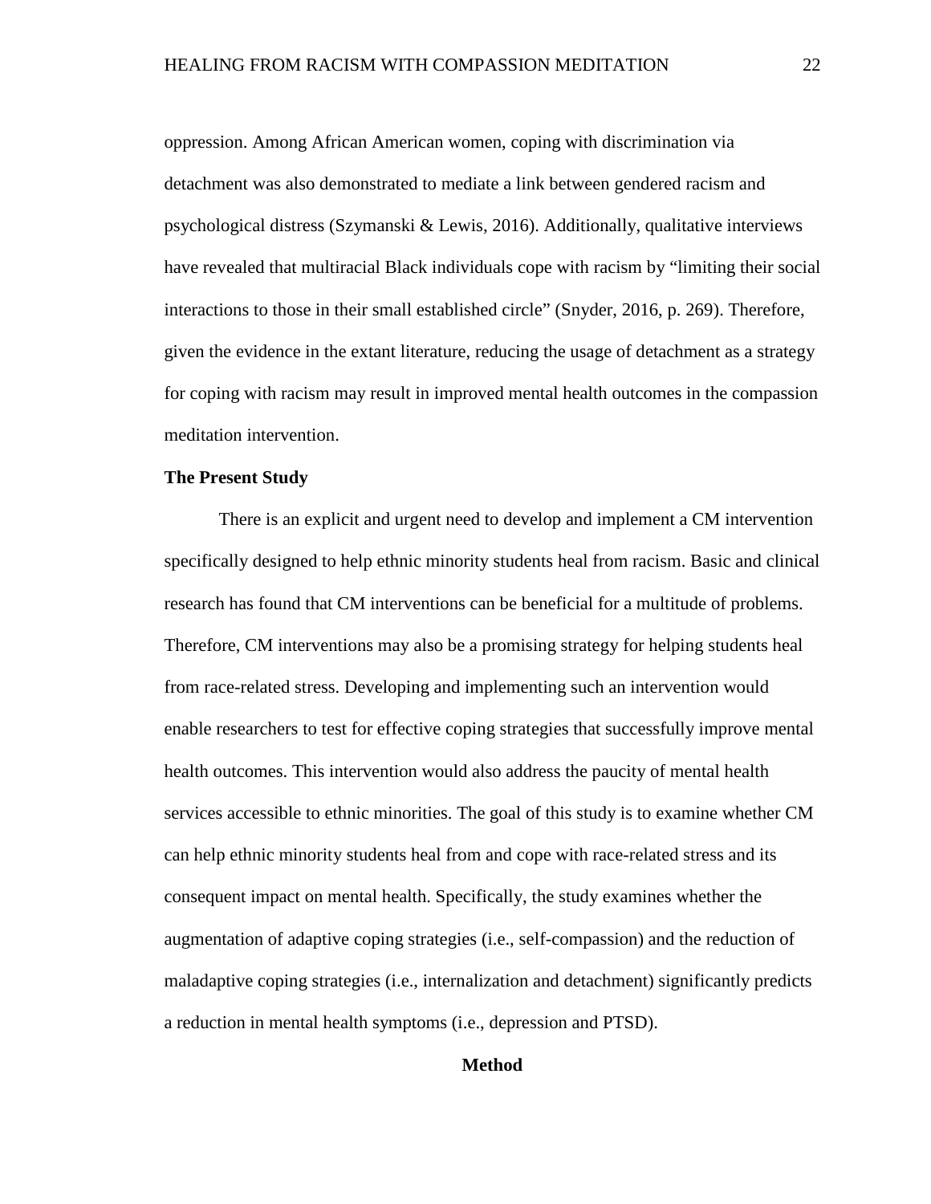oppression. Among African American women, coping with discrimination via detachment was also demonstrated to mediate a link between gendered racism and psychological distress (Szymanski & Lewis, 2016). Additionally, qualitative interviews have revealed that multiracial Black individuals cope with racism by "limiting their social interactions to those in their small established circle" (Snyder, 2016, p. 269). Therefore, given the evidence in the extant literature, reducing the usage of detachment as a strategy for coping with racism may result in improved mental health outcomes in the compassion meditation intervention.

### The Present Study

There is an explicit and urgent need to develop and implement a CM intervention specifically designed to help ethnic minority students heal from racism. Basic and clinical research has found that CM interventions can be beneficial for a multitude of problems. Therefore, CM interventions may also be a promising strategy for helping students heal from race-related stress. Developing and implementing such an intervention would enable researchers to test for effective coping strategies that successfully improve mental health outcomes. This intervention would also address the paucity of mental health services accessible to ethnic minorities. The goal of this study is to examine whether CM can help ethnic minority students heal from and cope with race-related stress and its consequent impact on mental health. Specifically, the study examines whether the augmentation of adaptive coping strategies (i.e., self-compassion) and the reduction of maladaptive coping strategies (i.e., internalization and detachment) significantly predicts a reduction in mental health symptoms (i.e., depression and PTSD).

## Method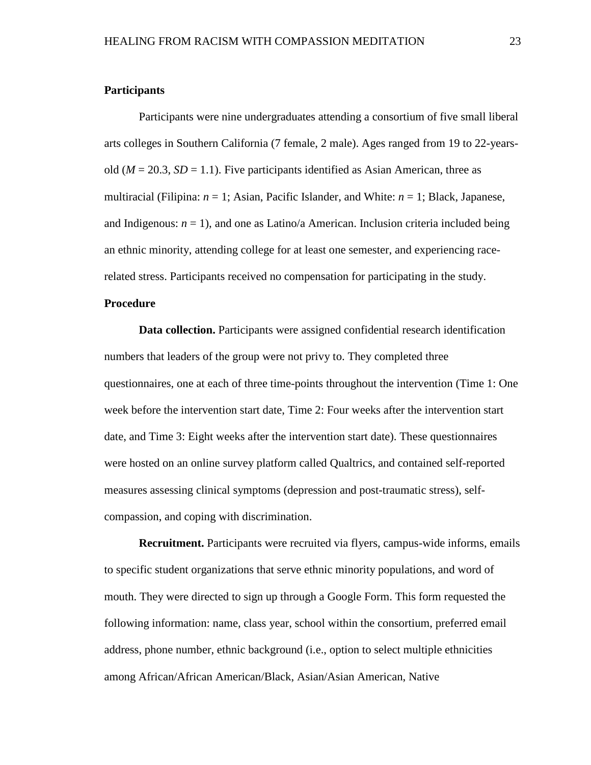## Participants

Participants were nine undergraduates attending a consortium of five small liberal arts colleges in Southern California (7 female, 2 male). Ages ranged from 19 to 22-years-old ($M$ = 20.3, $SD$ = 1.1). Five participants identified as Asian American, three as multiracial (Filipina: $n$ = 1; Asian, Pacific Islander, and White: $n$ = 1; Black, Japanese, and Indigenous: $n$ = 1), and one as Latino/a American. Inclusion criteria included being an ethnic minority, attending college for at least one semester, and experiencing race-related stress. Participants received no compensation for participating in the study.

## Procedure

**Data collection.** Participants were assigned confidential research identification numbers that leaders of the group were not privy to. They completed three questionnaires, one at each of three time-points throughout the intervention (Time 1: One week before the intervention start date, Time 2: Four weeks after the intervention start date, and Time 3: Eight weeks after the intervention start date). These questionnaires were hosted on an online survey platform called Qualtrics, and contained self-reported measures assessing clinical symptoms (depression and post-traumatic stress), self-compassion, and coping with discrimination.

**Recruitment.** Participants were recruited via flyers, campus-wide informs, emails to specific student organizations that serve ethnic minority populations, and word of mouth. They were directed to sign up through a Google Form. This form requested the following information: name, class year, school within the consortium, preferred email address, phone number, ethnic background (i.e., option to select multiple ethnicities among African/African American/Black, Asian/Asian American, Native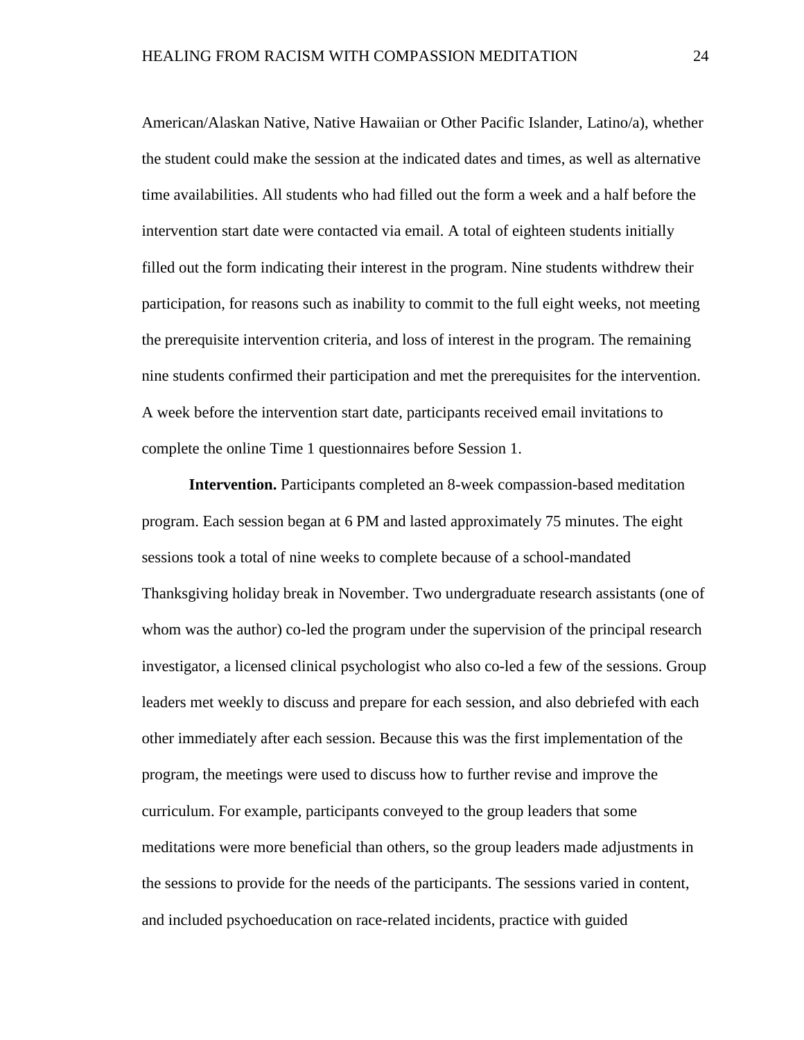American/Alaskan Native, Native Hawaiian or Other Pacific Islander, Latino/a), whether the student could make the session at the indicated dates and times, as well as alternative time availabilities. All students who had filled out the form a week and a half before the intervention start date were contacted via email. A total of eighteen students initially filled out the form indicating their interest in the program. Nine students withdrew their participation, for reasons such as inability to commit to the full eight weeks, not meeting the prerequisite intervention criteria, and loss of interest in the program. The remaining nine students confirmed their participation and met the prerequisites for the intervention. A week before the intervention start date, participants received email invitations to complete the online Time 1 questionnaires before Session 1.

**Intervention.** Participants completed an 8-week compassion-based meditation program. Each session began at 6 PM and lasted approximately 75 minutes. The eight sessions took a total of nine weeks to complete because of a school-mandated Thanksgiving holiday break in November. Two undergraduate research assistants (one of whom was the author) co-led the program under the supervision of the principal research investigator, a licensed clinical psychologist who also co-led a few of the sessions. Group leaders met weekly to discuss and prepare for each session, and also debriefed with each other immediately after each session. Because this was the first implementation of the program, the meetings were used to discuss how to further revise and improve the curriculum. For example, participants conveyed to the group leaders that some meditations were more beneficial than others, so the group leaders made adjustments in the sessions to provide for the needs of the participants. The sessions varied in content, and included psychoeducation on race-related incidents, practice with guided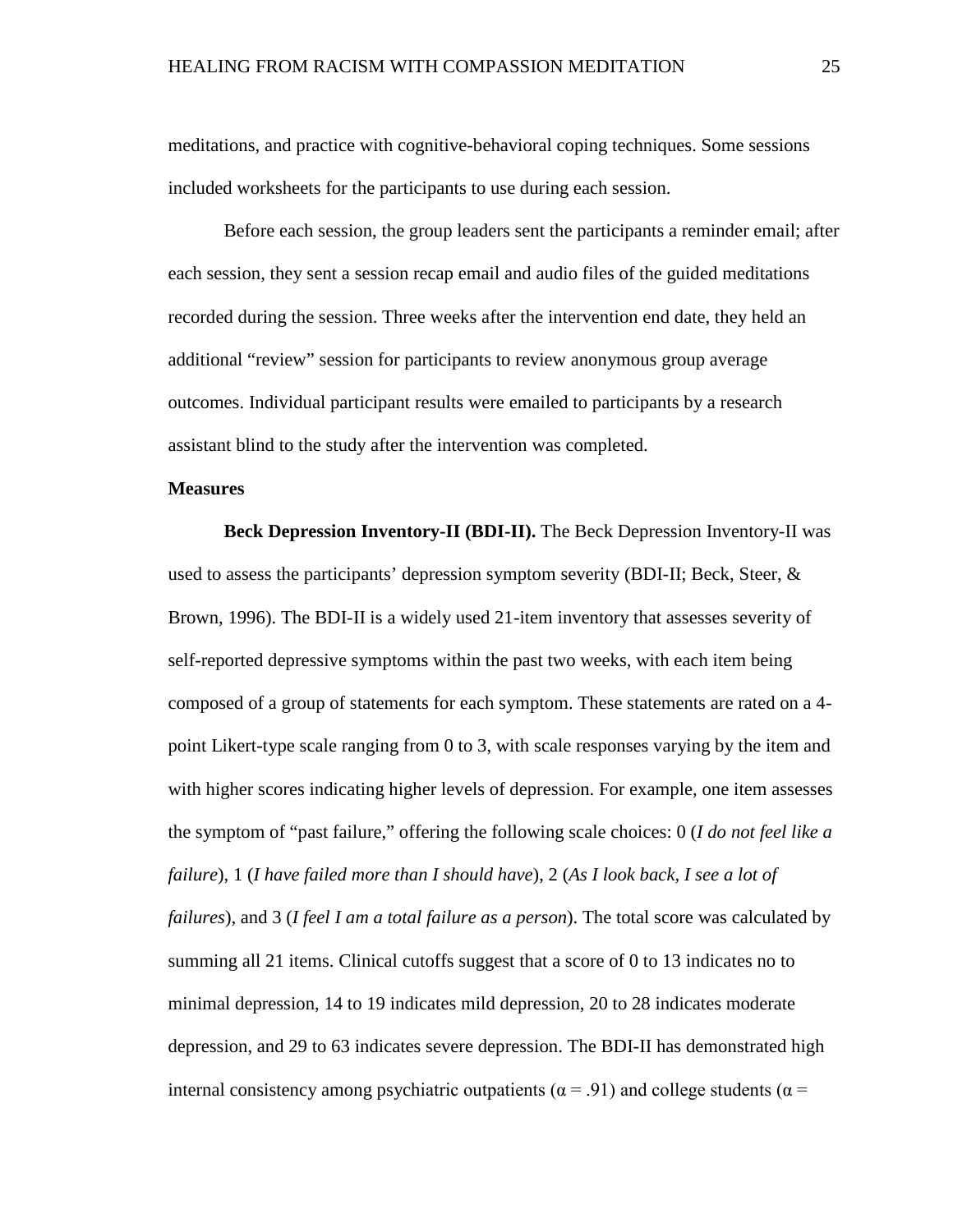meditations, and practice with cognitive-behavioral coping techniques. Some sessions included worksheets for the participants to use during each session.

Before each session, the group leaders sent the participants a reminder email; after each session, they sent a session recap email and audio files of the guided meditations recorded during the session. Three weeks after the intervention end date, they held an additional "review" session for participants to review anonymous group average outcomes. Individual participant results were emailed to participants by a research assistant blind to the study after the intervention was completed.

**Measures**

**Beck Depression Inventory-II (BDI-II).** The Beck Depression Inventory-II was used to assess the participants' depression symptom severity (BDI-II; Beck, Steer, & Brown, 1996). The BDI-II is a widely used 21-item inventory that assesses severity of self-reported depressive symptoms within the past two weeks, with each item being composed of a group of statements for each symptom. These statements are rated on a 4-point Likert-type scale ranging from 0 to 3, with scale responses varying by the item and with higher scores indicating higher levels of depression. For example, one item assesses the symptom of "past failure," offering the following scale choices: 0 (*I do not feel like a failure*), 1 (*I have failed more than I should have*), 2 (*As I look back, I see a lot of failures*), and 3 (*I feel I am a total failure as a person*). The total score was calculated by summing all 21 items. Clinical cutoffs suggest that a score of 0 to 13 indicates no to minimal depression, 14 to 19 indicates mild depression, 20 to 28 indicates moderate depression, and 29 to 63 indicates severe depression. The BDI-II has demonstrated high internal consistency among psychiatric outpatients ($\alpha = .91$) and college students ($\alpha =$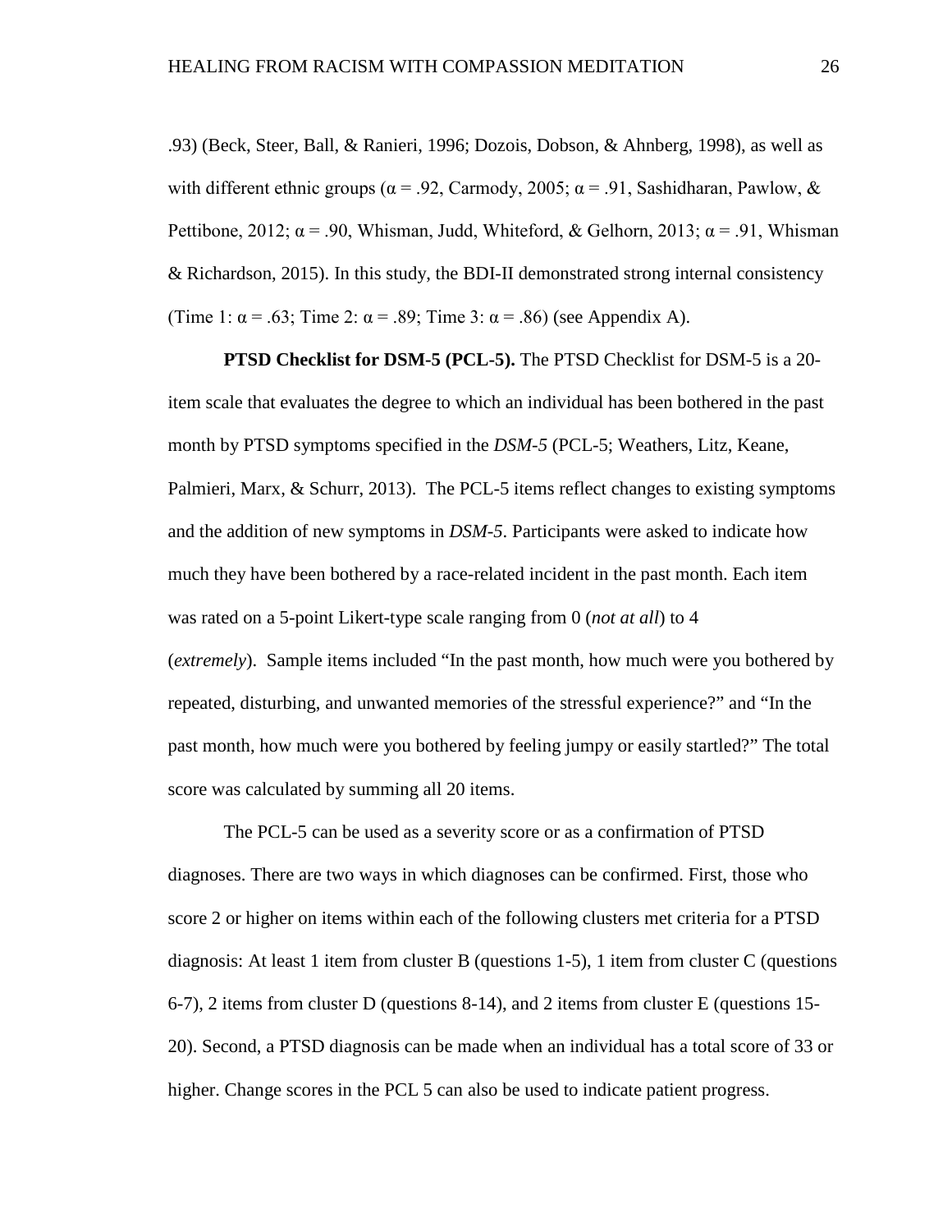.93) (Beck, Steer, Ball, & Ranieri, 1996; Dozois, Dobson, & Ahnberg, 1998), as well as with different ethnic groups (α = .92, Carmody, 2005; α = .91, Sashidharan, Pawlow, & Pettibone, 2012; α = .90, Whisman, Judd, Whiteford, & Gelhorn, 2013; α = .91, Whisman & Richardson, 2015). In this study, the BDI-II demonstrated strong internal consistency (Time 1: α = .63; Time 2: α = .89; Time 3: α = .86) (see Appendix A).

**PTSD Checklist for DSM-5 (PCL-5).** The PTSD Checklist for DSM-5 is a 20-item scale that evaluates the degree to which an individual has been bothered in the past month by PTSD symptoms specified in the *DSM-5* (PCL-5; Weathers, Litz, Keane, Palmieri, Marx, & Schurr, 2013). The PCL-5 items reflect changes to existing symptoms and the addition of new symptoms in *DSM-5*. Participants were asked to indicate how much they have been bothered by a race-related incident in the past month. Each item was rated on a 5-point Likert-type scale ranging from 0 (*not at all*) to 4 (*extremely*). Sample items included "In the past month, how much were you bothered by repeated, disturbing, and unwanted memories of the stressful experience?" and "In the past month, how much were you bothered by feeling jumpy or easily startled?" The total score was calculated by summing all 20 items.

The PCL-5 can be used as a severity score or as a confirmation of PTSD diagnoses. There are two ways in which diagnoses can be confirmed. First, those who score 2 or higher on items within each of the following clusters met criteria for a PTSD diagnosis: At least 1 item from cluster B (questions 1-5), 1 item from cluster C (questions 6-7), 2 items from cluster D (questions 8-14), and 2 items from cluster E (questions 15-20). Second, a PTSD diagnosis can be made when an individual has a total score of 33 or higher. Change scores in the PCL 5 can also be used to indicate patient progress.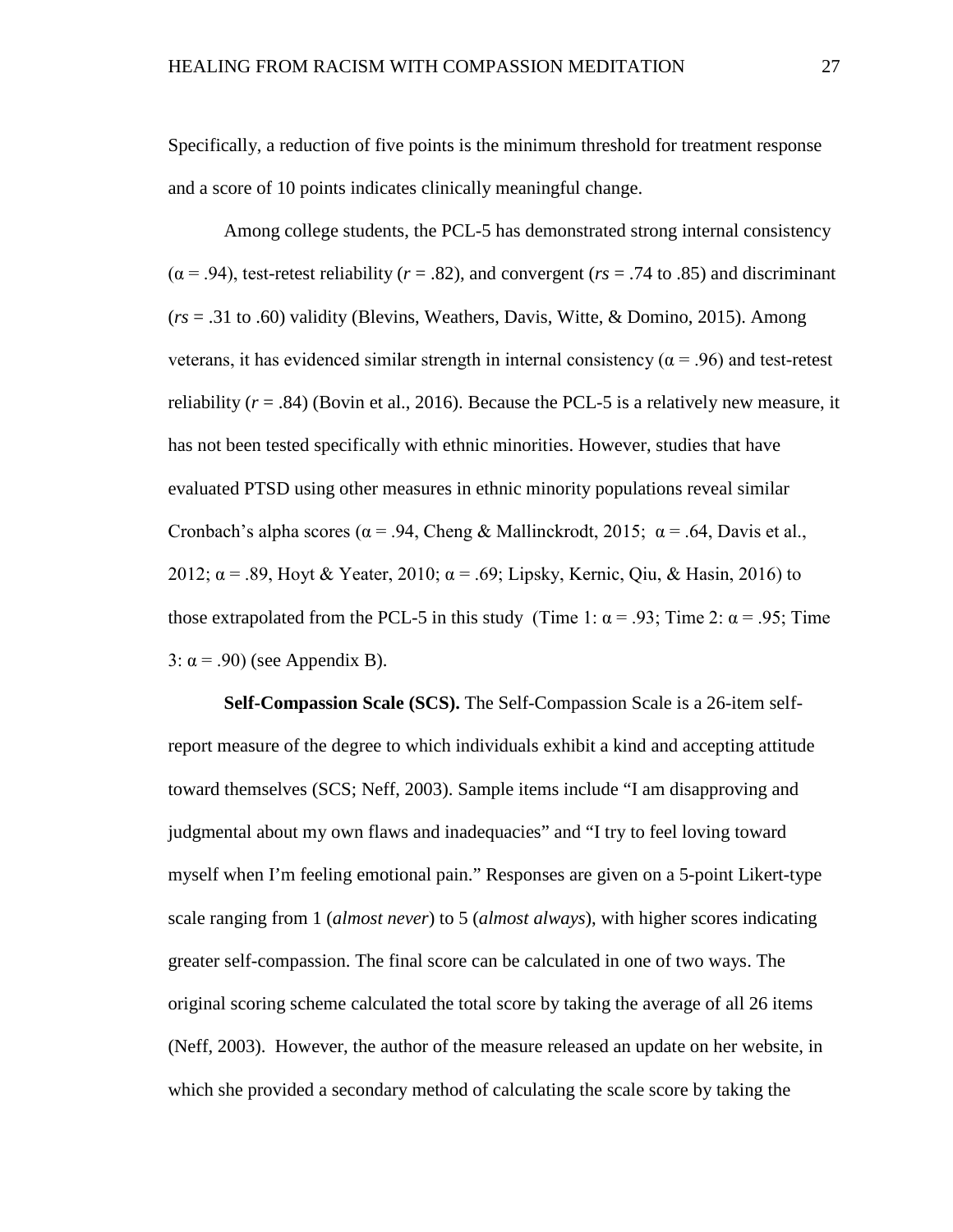Specifically, a reduction of five points is the minimum threshold for treatment response and a score of 10 points indicates clinically meaningful change.

Among college students, the PCL-5 has demonstrated strong internal consistency ($\alpha = .94$), test-retest reliability ($r = .82$), and convergent ($rs = .74$ to $.85$) and discriminant ($rs = .31$ to $.60$) validity (Blevins, Weathers, Davis, Witte, & Domino, 2015). Among veterans, it has evidenced similar strength in internal consistency ($\alpha = .96$) and test-retest reliability ($r = .84$) (Bovin et al., 2016). Because the PCL-5 is a relatively new measure, it has not been tested specifically with ethnic minorities. However, studies that have evaluated PTSD using other measures in ethnic minority populations reveal similar Cronbach's alpha scores ($\alpha = .94$, Cheng & Mallinckrodt, 2015; $\alpha = .64$, Davis et al., 2012; $\alpha = .89$, Hoyt & Yeater, 2010; $\alpha = .69$; Lipsky, Kernic, Qiu, & Hasin, 2016) to those extrapolated from the PCL-5 in this study (Time 1: $\alpha = .93$; Time 2: $\alpha = .95$; Time 3: $\alpha = .90$) (see Appendix B).

**Self-Compassion Scale (SCS).** The Self-Compassion Scale is a 26-item self-report measure of the degree to which individuals exhibit a kind and accepting attitude toward themselves (SCS; Neff, 2003). Sample items include "I am disapproving and judgmental about my own flaws and inadequacies" and "I try to feel loving toward myself when I'm feeling emotional pain." Responses are given on a 5-point Likert-type scale ranging from 1 (*almost never*) to 5 (*almost always*), with higher scores indicating greater self-compassion. The final score can be calculated in one of two ways. The original scoring scheme calculated the total score by taking the average of all 26 items (Neff, 2003). However, the author of the measure released an update on her website, in which she provided a secondary method of calculating the scale score by taking the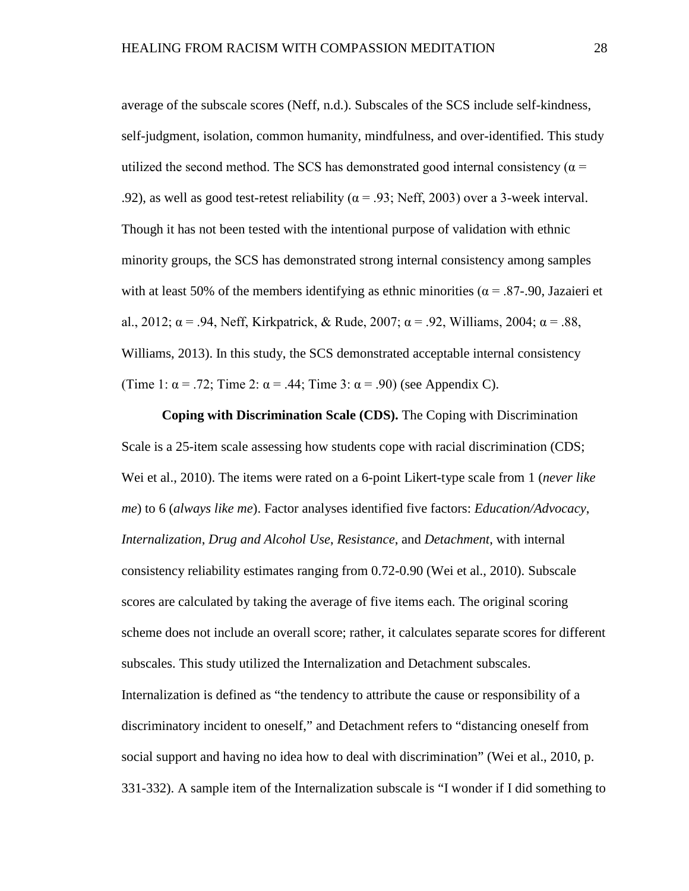average of the subscale scores (Neff, n.d.). Subscales of the SCS include self-kindness, self-judgment, isolation, common humanity, mindfulness, and over-identified. This study utilized the second method. The SCS has demonstrated good internal consistency ($\alpha$ = .92), as well as good test-retest reliability ($\alpha$ = .93; Neff, 2003) over a 3-week interval. Though it has not been tested with the intentional purpose of validation with ethnic minority groups, the SCS has demonstrated strong internal consistency among samples with at least 50% of the members identifying as ethnic minorities ($\alpha$ = .87-.90, Jazaieri et al., 2012; $\alpha$ = .94, Neff, Kirkpatrick, & Rude, 2007; $\alpha$ = .92, Williams, 2004; $\alpha$ = .88, Williams, 2013). In this study, the SCS demonstrated acceptable internal consistency (Time 1: $\alpha$ = .72; Time 2: $\alpha$ = .44; Time 3: $\alpha$ = .90) (see Appendix C).

**Coping with Discrimination Scale (CDS).** The Coping with Discrimination Scale is a 25-item scale assessing how students cope with racial discrimination (CDS; Wei et al., 2010). The items were rated on a 6-point Likert-type scale from 1 (*never like me*) to 6 (*always like me*). Factor analyses identified five factors: *Education/Advocacy*, *Internalization*, *Drug and Alcohol Use*, *Resistance*, and *Detachment*, with internal consistency reliability estimates ranging from 0.72-0.90 (Wei et al., 2010). Subscale scores are calculated by taking the average of five items each. The original scoring scheme does not include an overall score; rather, it calculates separate scores for different subscales. This study utilized the Internalization and Detachment subscales. Internalization is defined as "the tendency to attribute the cause or responsibility of a discriminatory incident to oneself," and Detachment refers to "distancing oneself from social support and having no idea how to deal with discrimination" (Wei et al., 2010, p. 331-332). A sample item of the Internalization subscale is "I wonder if I did something to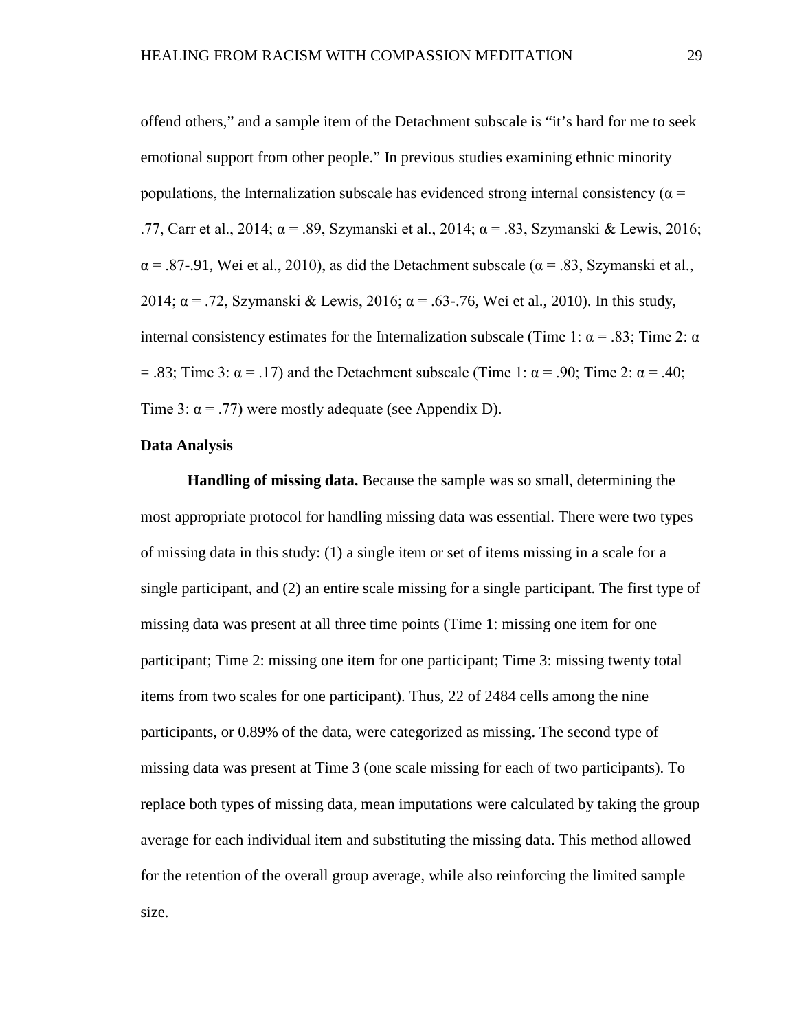offend others," and a sample item of the Detachment subscale is "it's hard for me to seek emotional support from other people." In previous studies examining ethnic minority populations, the Internalization subscale has evidenced strong internal consistency ($\alpha$ = .77, Carr et al., 2014; $\alpha$ = .89, Szymanski et al., 2014; $\alpha$ = .83, Szymanski & Lewis, 2016; $\alpha$ = .87-.91, Wei et al., 2010), as did the Detachment subscale ($\alpha$ = .83, Szymanski et al., 2014; $\alpha$ = .72, Szymanski & Lewis, 2016; $\alpha$ = .63-.76, Wei et al., 2010). In this study, internal consistency estimates for the Internalization subscale (Time 1: $\alpha$ = .83; Time 2: $\alpha$ = .83; Time 3: $\alpha$ = .17) and the Detachment subscale (Time 1: $\alpha$ = .90; Time 2: $\alpha$ = .40; Time 3: $\alpha$ = .77) were mostly adequate (see Appendix D).

**Data Analysis**

**Handling of missing data.** Because the sample was so small, determining the most appropriate protocol for handling missing data was essential. There were two types of missing data in this study: (1) a single item or set of items missing in a scale for a single participant, and (2) an entire scale missing for a single participant. The first type of missing data was present at all three time points (Time 1: missing one item for one participant; Time 2: missing one item for one participant; Time 3: missing twenty total items from two scales for one participant). Thus, 22 of 2484 cells among the nine participants, or 0.89% of the data, were categorized as missing. The second type of missing data was present at Time 3 (one scale missing for each of two participants). To replace both types of missing data, mean imputations were calculated by taking the group average for each individual item and substituting the missing data. This method allowed for the retention of the overall group average, while also reinforcing the limited sample size.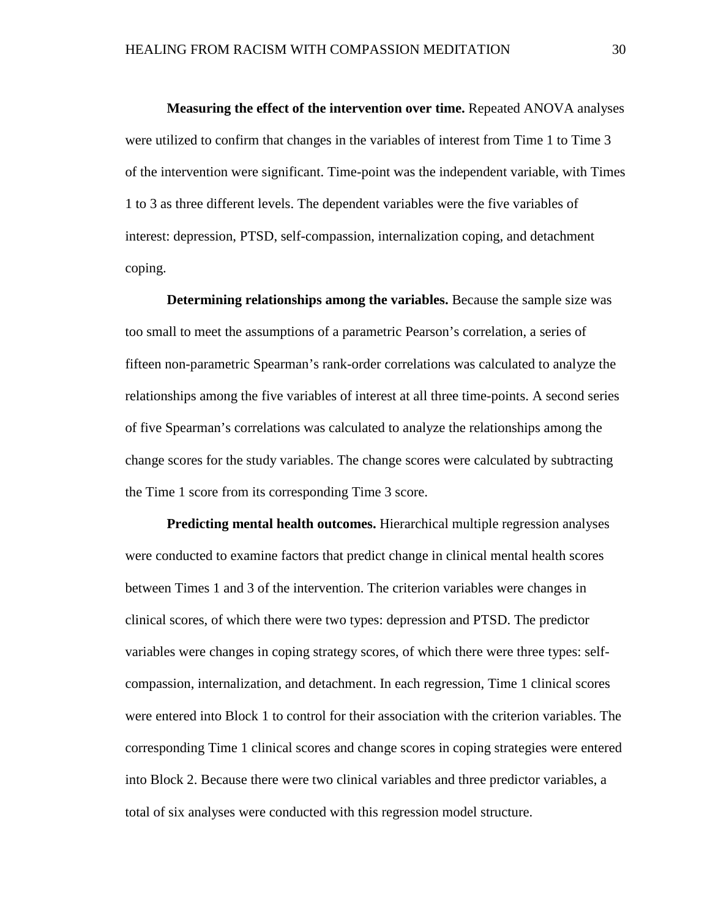**Measuring the effect of the intervention over time.** Repeated ANOVA analyses were utilized to confirm that changes in the variables of interest from Time 1 to Time 3 of the intervention were significant. Time-point was the independent variable, with Times 1 to 3 as three different levels. The dependent variables were the five variables of interest: depression, PTSD, self-compassion, internalization coping, and detachment coping.

**Determining relationships among the variables.** Because the sample size was too small to meet the assumptions of a parametric Pearson's correlation, a series of fifteen non-parametric Spearman's rank-order correlations was calculated to analyze the relationships among the five variables of interest at all three time-points. A second series of five Spearman's correlations was calculated to analyze the relationships among the change scores for the study variables. The change scores were calculated by subtracting the Time 1 score from its corresponding Time 3 score.

**Predicting mental health outcomes.** Hierarchical multiple regression analyses were conducted to examine factors that predict change in clinical mental health scores between Times 1 and 3 of the intervention. The criterion variables were changes in clinical scores, of which there were two types: depression and PTSD. The predictor variables were changes in coping strategy scores, of which there were three types: self-compassion, internalization, and detachment. In each regression, Time 1 clinical scores were entered into Block 1 to control for their association with the criterion variables. The corresponding Time 1 clinical scores and change scores in coping strategies were entered into Block 2. Because there were two clinical variables and three predictor variables, a total of six analyses were conducted with this regression model structure.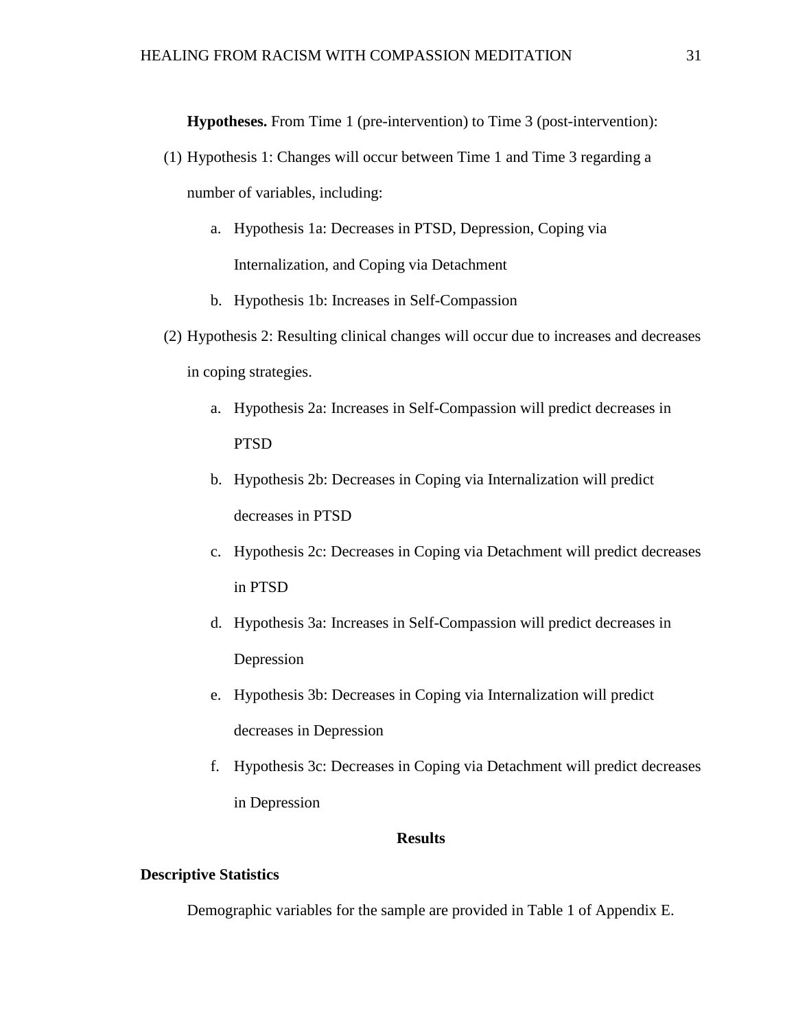**Hypotheses.** From Time 1 (pre-intervention) to Time 3 (post-intervention):

(1) Hypothesis 1: Changes will occur between Time 1 and Time 3 regarding a number of variables, including:

   a. Hypothesis 1a: Decreases in PTSD, Depression, Coping via Internalization, and Coping via Detachment

   b. Hypothesis 1b: Increases in Self-Compassion

(2) Hypothesis 2: Resulting clinical changes will occur due to increases and decreases in coping strategies.

   a. Hypothesis 2a: Increases in Self-Compassion will predict decreases in PTSD

   b. Hypothesis 2b: Decreases in Coping via Internalization will predict decreases in PTSD

   c. Hypothesis 2c: Decreases in Coping via Detachment will predict decreases in PTSD

   d. Hypothesis 3a: Increases in Self-Compassion will predict decreases in Depression

   e. Hypothesis 3b: Decreases in Coping via Internalization will predict decreases in Depression

   f. Hypothesis 3c: Decreases in Coping via Detachment will predict decreases in Depression

## Results

### Descriptive Statistics

Demographic variables for the sample are provided in Table 1 of Appendix E.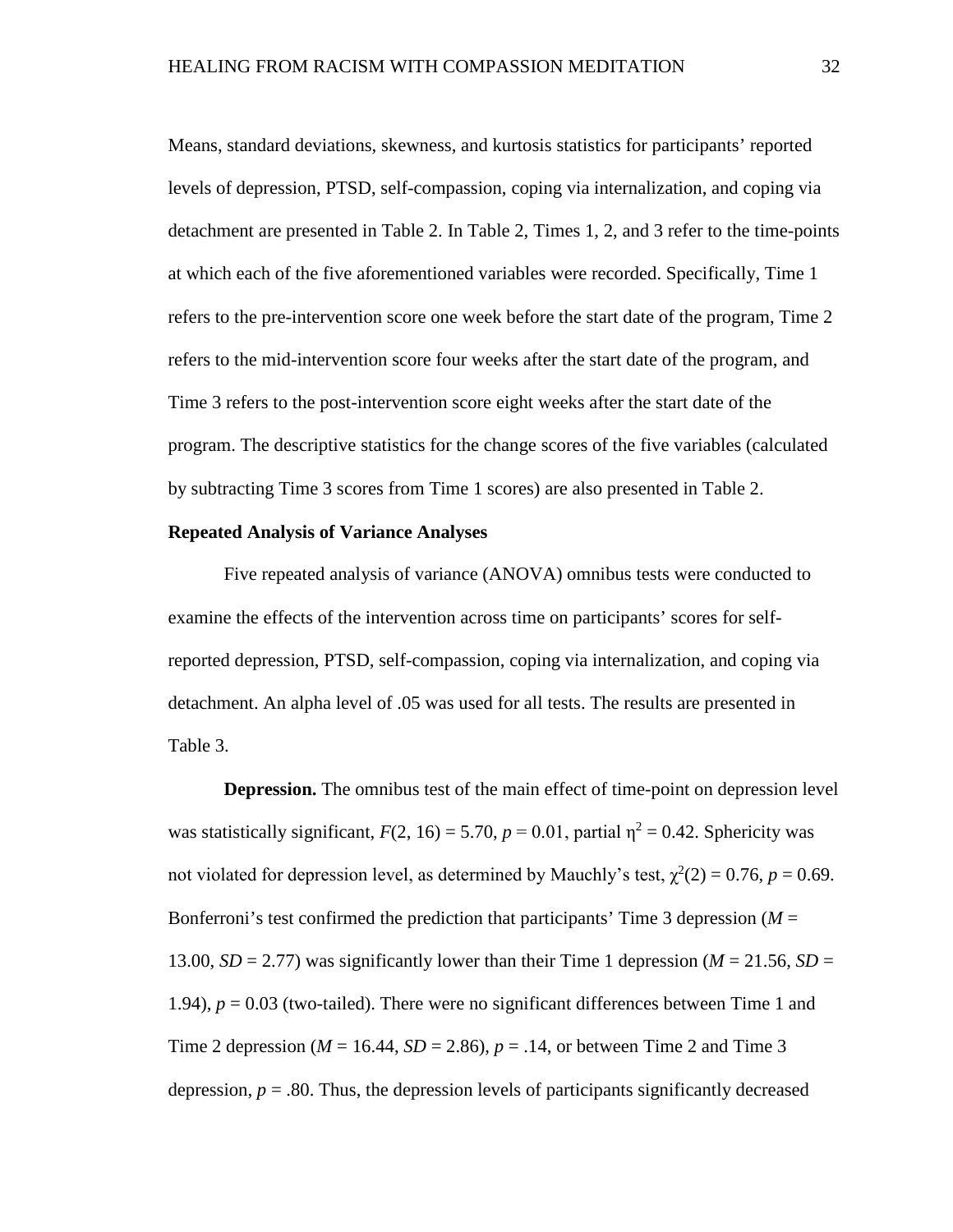Means, standard deviations, skewness, and kurtosis statistics for participants' reported levels of depression, PTSD, self-compassion, coping via internalization, and coping via detachment are presented in Table 2. In Table 2, Times 1, 2, and 3 refer to the time-points at which each of the five aforementioned variables were recorded. Specifically, Time 1 refers to the pre-intervention score one week before the start date of the program, Time 2 refers to the mid-intervention score four weeks after the start date of the program, and Time 3 refers to the post-intervention score eight weeks after the start date of the program. The descriptive statistics for the change scores of the five variables (calculated by subtracting Time 3 scores from Time 1 scores) are also presented in Table 2.

**Repeated Analysis of Variance Analyses**

Five repeated analysis of variance (ANOVA) omnibus tests were conducted to examine the effects of the intervention across time on participants' scores for self-reported depression, PTSD, self-compassion, coping via internalization, and coping via detachment. An alpha level of .05 was used for all tests. The results are presented in Table 3.

**Depression.** The omnibus test of the main effect of time-point on depression level was statistically significant, $F(2, 16) = 5.70$, $p = 0.01$, partial $\eta^2 = 0.42$. Sphericity was not violated for depression level, as determined by Mauchly's test, $\chi^2(2) = 0.76$, $p = 0.69$. Bonferroni's test confirmed the prediction that participants' Time 3 depression ($M$ = 13.00, $SD$ = 2.77) was significantly lower than their Time 1 depression ($M$ = 21.56, $SD$ = 1.94), $p = 0.03$ (two-tailed). There were no significant differences between Time 1 and Time 2 depression ($M$ = 16.44, $SD$ = 2.86), $p = .14$, or between Time 2 and Time 3 depression, $p = .80$. Thus, the depression levels of participants significantly decreased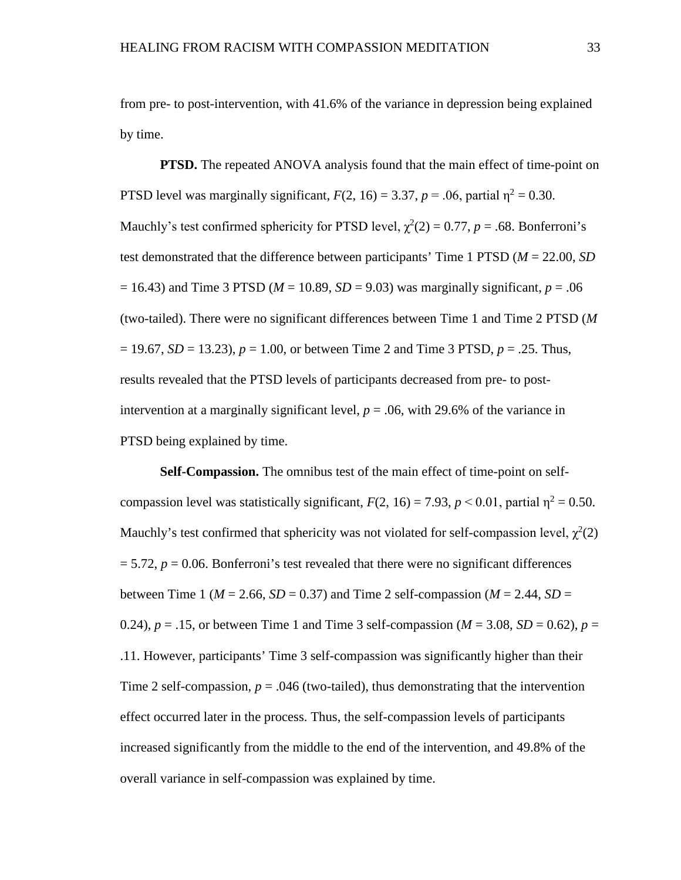from pre- to post-intervention, with 41.6% of the variance in depression being explained by time.

**PTSD.** The repeated ANOVA analysis found that the main effect of time-point on PTSD level was marginally significant, $F(2, 16) = 3.37$, $p = .06$, partial $\eta^2 = 0.30$. Mauchly's test confirmed sphericity for PTSD level, $\chi^2(2) = 0.77$, $p = .68$. Bonferroni's test demonstrated that the difference between participants' Time 1 PTSD ($M = 22.00$, $SD = 16.43$) and Time 3 PTSD ($M = 10.89$, $SD = 9.03$) was marginally significant, $p = .06$ (two-tailed). There were no significant differences between Time 1 and Time 2 PTSD ($M = 19.67$, $SD = 13.23$), $p = 1.00$, or between Time 2 and Time 3 PTSD, $p = .25$. Thus, results revealed that the PTSD levels of participants decreased from pre- to post-intervention at a marginally significant level, $p = .06$, with 29.6% of the variance in PTSD being explained by time.

**Self-Compassion.** The omnibus test of the main effect of time-point on self-compassion level was statistically significant, $F(2, 16) = 7.93$, $p < 0.01$, partial $\eta^2 = 0.50$. Mauchly's test confirmed that sphericity was not violated for self-compassion level, $\chi^2(2) = 5.72$, $p = 0.06$. Bonferroni's test revealed that there were no significant differences between Time 1 ($M = 2.66$, $SD = 0.37$) and Time 2 self-compassion ($M = 2.44$, $SD = 0.24$), $p = .15$, or between Time 1 and Time 3 self-compassion ($M = 3.08$, $SD = 0.62$), $p = .11$. However, participants' Time 3 self-compassion was significantly higher than their Time 2 self-compassion, $p = .046$ (two-tailed), thus demonstrating that the intervention effect occurred later in the process. Thus, the self-compassion levels of participants increased significantly from the middle to the end of the intervention, and 49.8% of the overall variance in self-compassion was explained by time.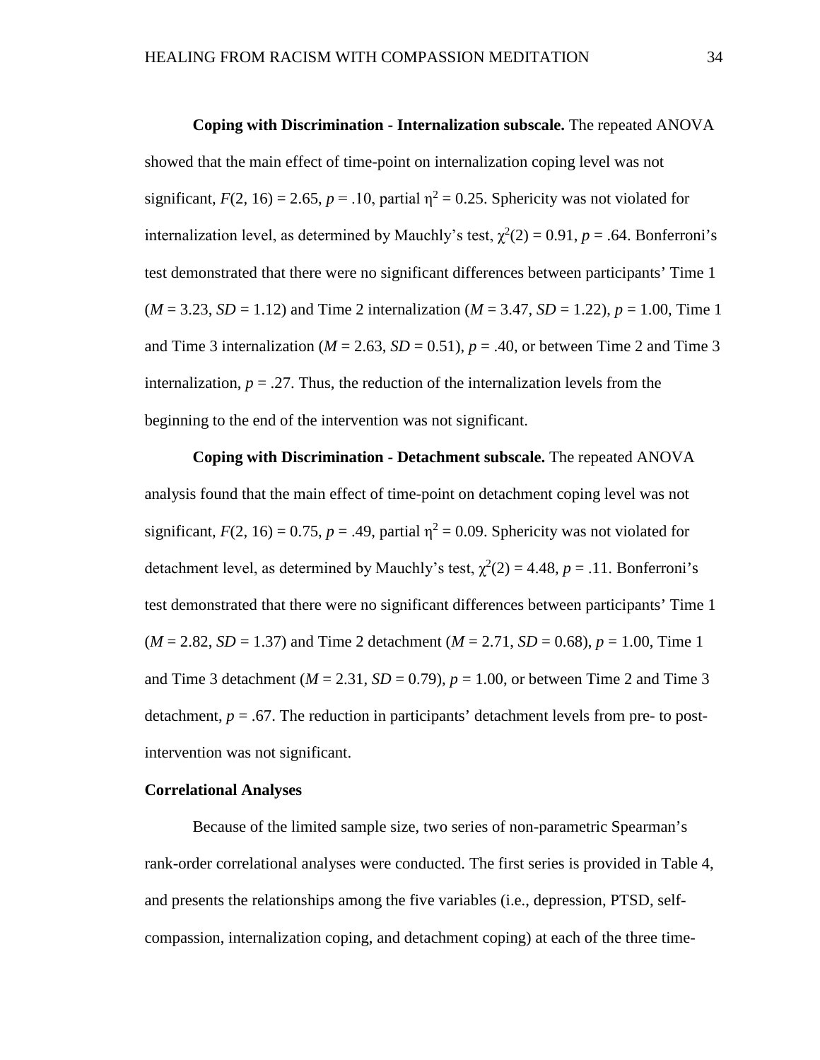**Coping with Discrimination - Internalization subscale.** The repeated ANOVA showed that the main effect of time-point on internalization coping level was not significant, $F(2, 16) = 2.65$, $p = .10$, partial $\eta^2 = 0.25$. Sphericity was not violated for internalization level, as determined by Mauchly's test, $\chi^2(2) = 0.91$, $p = .64$. Bonferroni's test demonstrated that there were no significant differences between participants' Time 1 ($M = 3.23$, $SD = 1.12$) and Time 2 internalization ($M = 3.47$, $SD = 1.22$), $p = 1.00$, Time 1 and Time 3 internalization ($M = 2.63$, $SD = 0.51$), $p = .40$, or between Time 2 and Time 3 internalization, $p = .27$. Thus, the reduction of the internalization levels from the beginning to the end of the intervention was not significant.

**Coping with Discrimination - Detachment subscale.** The repeated ANOVA analysis found that the main effect of time-point on detachment coping level was not significant, $F(2, 16) = 0.75$, $p = .49$, partial $\eta^2 = 0.09$. Sphericity was not violated for detachment level, as determined by Mauchly's test, $\chi^2(2) = 4.48$, $p = .11$. Bonferroni's test demonstrated that there were no significant differences between participants' Time 1 ($M = 2.82$, $SD = 1.37$) and Time 2 detachment ($M = 2.71$, $SD = 0.68$), $p = 1.00$, Time 1 and Time 3 detachment ($M = 2.31$, $SD = 0.79$), $p = 1.00$, or between Time 2 and Time 3 detachment, $p = .67$. The reduction in participants' detachment levels from pre- to post-intervention was not significant.

### Correlational Analyses

Because of the limited sample size, two series of non-parametric Spearman's rank-order correlational analyses were conducted. The first series is provided in Table 4, and presents the relationships among the five variables (i.e., depression, PTSD, self-compassion, internalization coping, and detachment coping) at each of the three time-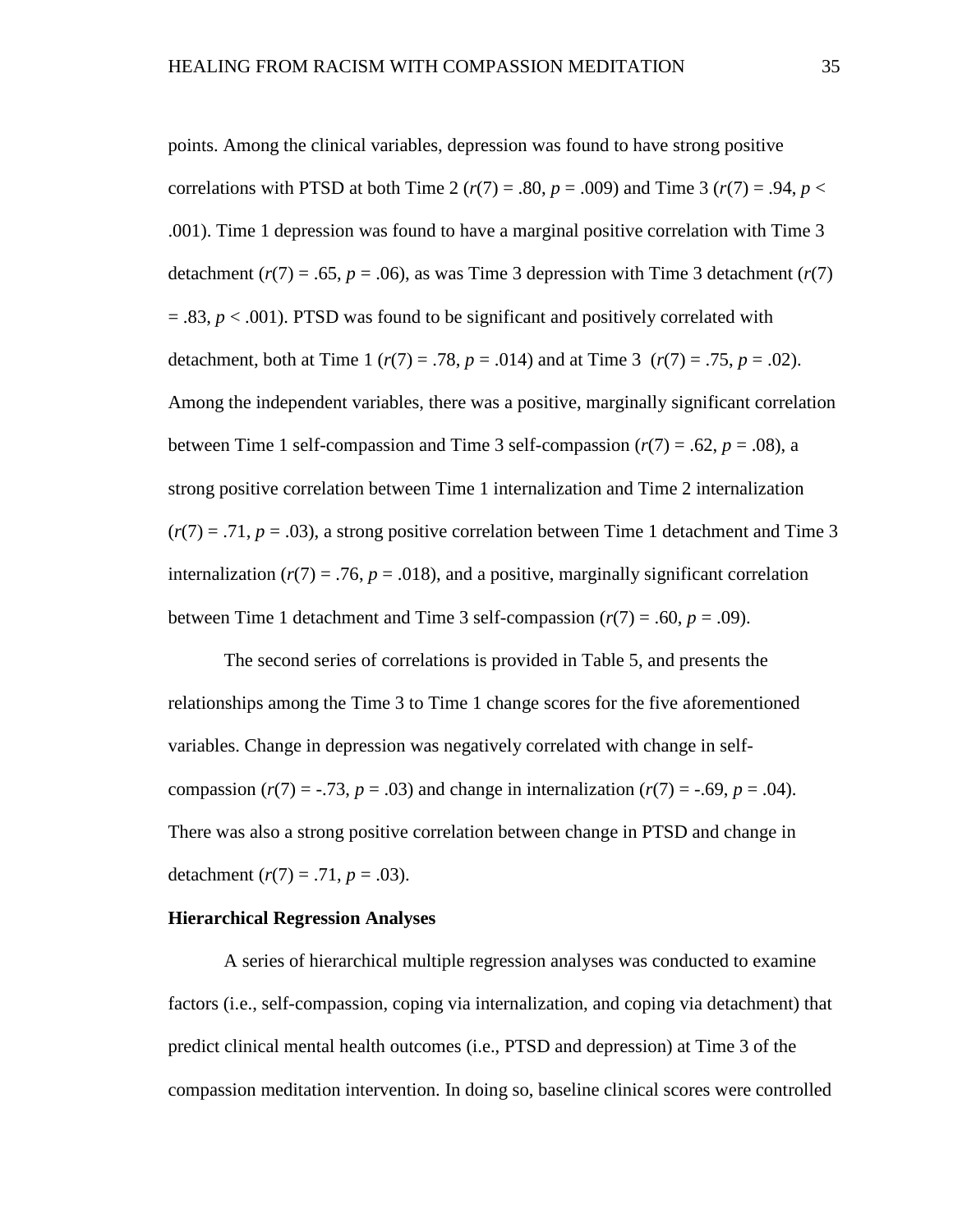points. Among the clinical variables, depression was found to have strong positive correlations with PTSD at both Time 2 ($r(7) = .80$, $p = .009$) and Time 3 ($r(7) = .94$, $p < .001$). Time 1 depression was found to have a marginal positive correlation with Time 3 detachment ($r(7) = .65$, $p = .06$), as was Time 3 depression with Time 3 detachment ($r(7) = .83$, $p < .001$). PTSD was found to be significant and positively correlated with detachment, both at Time 1 ($r(7) = .78$, $p = .014$) and at Time 3 ($r(7) = .75$, $p = .02$). Among the independent variables, there was a positive, marginally significant correlation between Time 1 self-compassion and Time 3 self-compassion ($r(7) = .62$, $p = .08$), a strong positive correlation between Time 1 internalization and Time 2 internalization ($r(7) = .71$, $p = .03$), a strong positive correlation between Time 1 detachment and Time 3 internalization ($r(7) = .76$, $p = .018$), and a positive, marginally significant correlation between Time 1 detachment and Time 3 self-compassion ($r(7) = .60$, $p = .09$).

The second series of correlations is provided in Table 5, and presents the relationships among the Time 3 to Time 1 change scores for the five aforementioned variables. Change in depression was negatively correlated with change in self-compassion ($r(7) = -.73$, $p = .03$) and change in internalization ($r(7) = -.69$, $p = .04$). There was also a strong positive correlation between change in PTSD and change in detachment ($r(7) = .71$, $p = .03$).

**Hierarchical Regression Analyses**

A series of hierarchical multiple regression analyses was conducted to examine factors (i.e., self-compassion, coping via internalization, and coping via detachment) that predict clinical mental health outcomes (i.e., PTSD and depression) at Time 3 of the compassion meditation intervention. In doing so, baseline clinical scores were controlled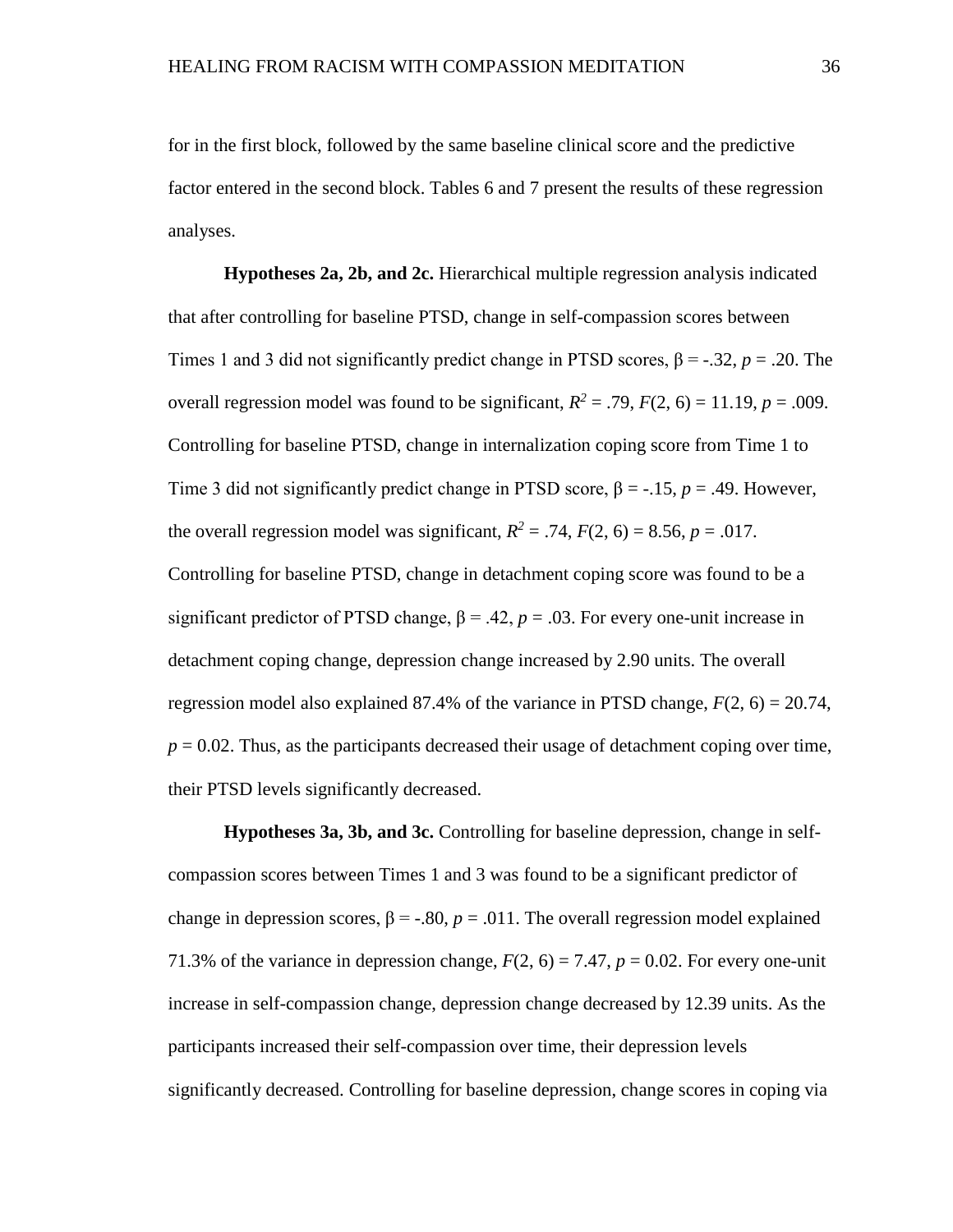for in the first block, followed by the same baseline clinical score and the predictive factor entered in the second block. Tables 6 and 7 present the results of these regression analyses.

**Hypotheses 2a, 2b, and 2c.** Hierarchical multiple regression analysis indicated that after controlling for baseline PTSD, change in self-compassion scores between Times 1 and 3 did not significantly predict change in PTSD scores, $\beta = -.32$, $p = .20$. The overall regression model was found to be significant, $R^2 = .79$, $F(2, 6) = 11.19$, $p = .009$. Controlling for baseline PTSD, change in internalization coping score from Time 1 to Time 3 did not significantly predict change in PTSD score, $\beta = -.15$, $p = .49$. However, the overall regression model was significant, $R^2 = .74$, $F(2, 6) = 8.56$, $p = .017$. Controlling for baseline PTSD, change in detachment coping score was found to be a significant predictor of PTSD change, $\beta = .42$, $p = .03$. For every one-unit increase in detachment coping change, depression change increased by 2.90 units. The overall regression model also explained 87.4% of the variance in PTSD change, $F(2, 6) = 20.74$, $p = 0.02$. Thus, as the participants decreased their usage of detachment coping over time, their PTSD levels significantly decreased.

**Hypotheses 3a, 3b, and 3c.** Controlling for baseline depression, change in self-compassion scores between Times 1 and 3 was found to be a significant predictor of change in depression scores, $\beta = -.80$, $p = .011$. The overall regression model explained 71.3% of the variance in depression change, $F(2, 6) = 7.47$, $p = 0.02$. For every one-unit increase in self-compassion change, depression change decreased by 12.39 units. As the participants increased their self-compassion over time, their depression levels significantly decreased. Controlling for baseline depression, change scores in coping via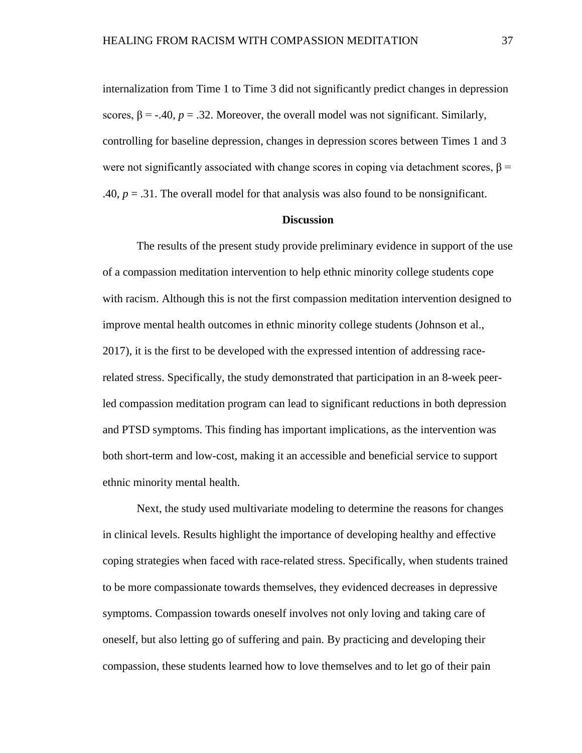internalization from Time 1 to Time 3 did not significantly predict changes in depression scores, $\beta = -.40$, $p = .32$. Moreover, the overall model was not significant. Similarly, controlling for baseline depression, changes in depression scores between Times 1 and 3 were not significantly associated with change scores in coping via detachment scores, $\beta = .40$, $p = .31$. The overall model for that analysis was also found to be nonsignificant.

## Discussion

The results of the present study provide preliminary evidence in support of the use of a compassion meditation intervention to help ethnic minority college students cope with racism. Although this is not the first compassion meditation intervention designed to improve mental health outcomes in ethnic minority college students (Johnson et al., 2017), it is the first to be developed with the expressed intention of addressing race-related stress. Specifically, the study demonstrated that participation in an 8-week peer-led compassion meditation program can lead to significant reductions in both depression and PTSD symptoms. This finding has important implications, as the intervention was both short-term and low-cost, making it an accessible and beneficial service to support ethnic minority mental health.

Next, the study used multivariate modeling to determine the reasons for changes in clinical levels. Results highlight the importance of developing healthy and effective coping strategies when faced with race-related stress. Specifically, when students trained to be more compassionate towards themselves, they evidenced decreases in depressive symptoms. Compassion towards oneself involves not only loving and taking care of oneself, but also letting go of suffering and pain. By practicing and developing their compassion, these students learned how to love themselves and to let go of their pain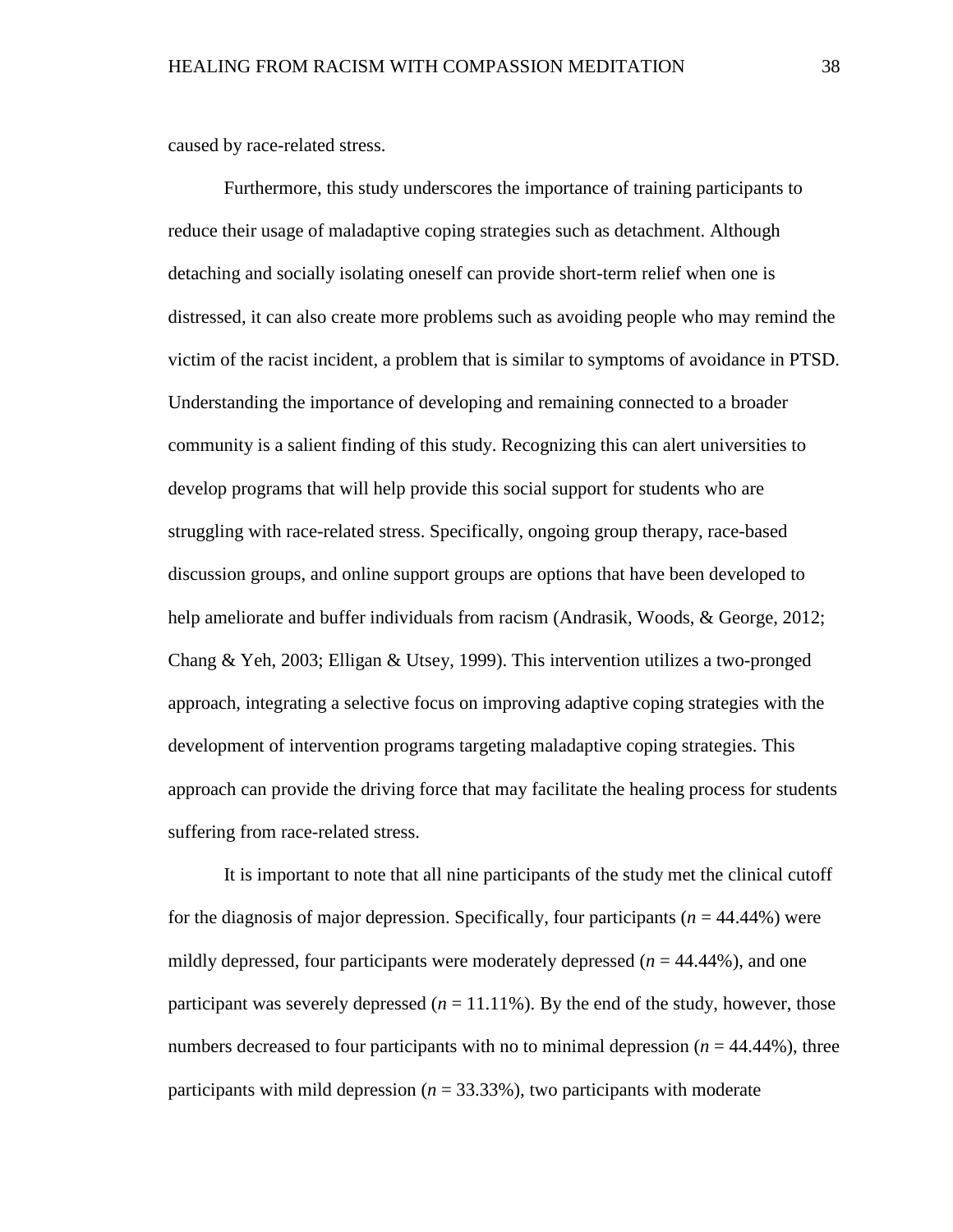caused by race-related stress.

Furthermore, this study underscores the importance of training participants to reduce their usage of maladaptive coping strategies such as detachment. Although detaching and socially isolating oneself can provide short-term relief when one is distressed, it can also create more problems such as avoiding people who may remind the victim of the racist incident, a problem that is similar to symptoms of avoidance in PTSD. Understanding the importance of developing and remaining connected to a broader community is a salient finding of this study. Recognizing this can alert universities to develop programs that will help provide this social support for students who are struggling with race-related stress. Specifically, ongoing group therapy, race-based discussion groups, and online support groups are options that have been developed to help ameliorate and buffer individuals from racism (Andrasik, Woods, & George, 2012; Chang & Yeh, 2003; Elligan & Utsey, 1999). This intervention utilizes a two-pronged approach, integrating a selective focus on improving adaptive coping strategies with the development of intervention programs targeting maladaptive coping strategies. This approach can provide the driving force that may facilitate the healing process for students suffering from race-related stress.

It is important to note that all nine participants of the study met the clinical cutoff for the diagnosis of major depression. Specifically, four participants ($n$ = 44.44%) were mildly depressed, four participants were moderately depressed ($n$ = 44.44%), and one participant was severely depressed ($n$ = 11.11%). By the end of the study, however, those numbers decreased to four participants with no to minimal depression ($n$ = 44.44%), three participants with mild depression ($n$ = 33.33%), two participants with moderate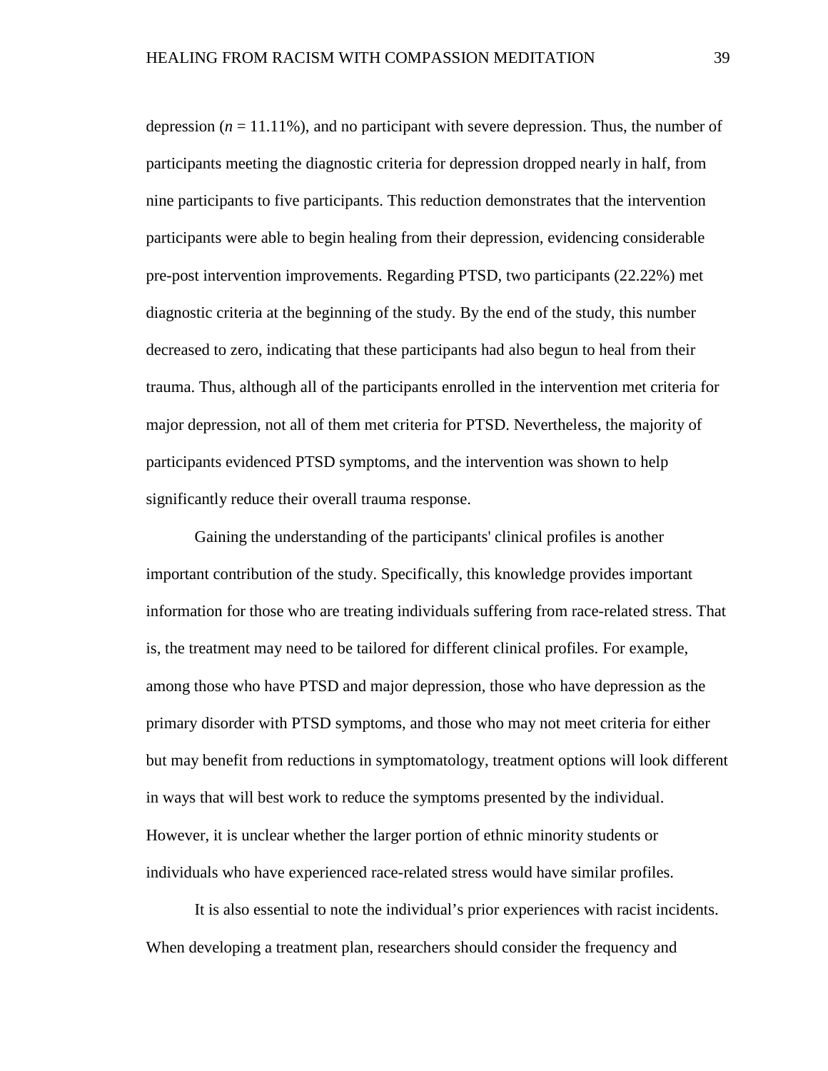depression (*n* = 11.11%), and no participant with severe depression. Thus, the number of participants meeting the diagnostic criteria for depression dropped nearly in half, from nine participants to five participants. This reduction demonstrates that the intervention participants were able to begin healing from their depression, evidencing considerable pre-post intervention improvements. Regarding PTSD, two participants (22.22%) met diagnostic criteria at the beginning of the study. By the end of the study, this number decreased to zero, indicating that these participants had also begun to heal from their trauma. Thus, although all of the participants enrolled in the intervention met criteria for major depression, not all of them met criteria for PTSD. Nevertheless, the majority of participants evidenced PTSD symptoms, and the intervention was shown to help significantly reduce their overall trauma response.

Gaining the understanding of the participants' clinical profiles is another important contribution of the study. Specifically, this knowledge provides important information for those who are treating individuals suffering from race-related stress. That is, the treatment may need to be tailored for different clinical profiles. For example, among those who have PTSD and major depression, those who have depression as the primary disorder with PTSD symptoms, and those who may not meet criteria for either but may benefit from reductions in symptomatology, treatment options will look different in ways that will best work to reduce the symptoms presented by the individual. However, it is unclear whether the larger portion of ethnic minority students or individuals who have experienced race-related stress would have similar profiles.

It is also essential to note the individual's prior experiences with racist incidents. When developing a treatment plan, researchers should consider the frequency and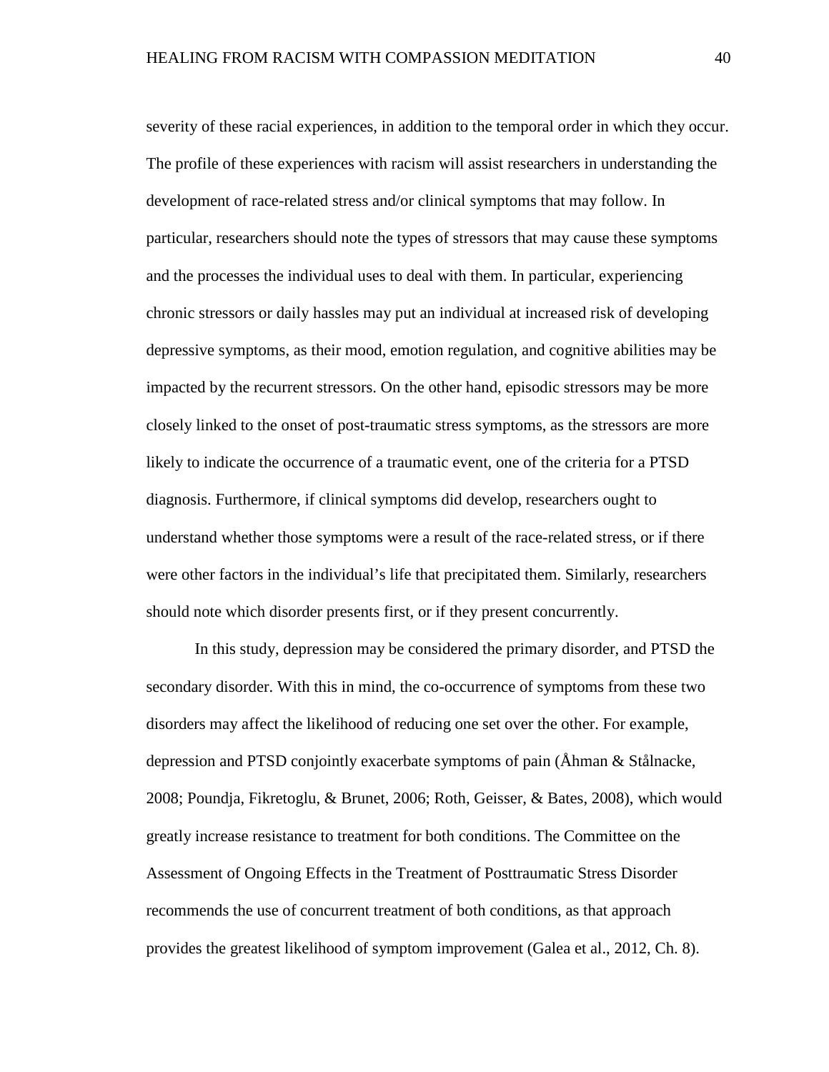severity of these racial experiences, in addition to the temporal order in which they occur. The profile of these experiences with racism will assist researchers in understanding the development of race-related stress and/or clinical symptoms that may follow. In particular, researchers should note the types of stressors that may cause these symptoms and the processes the individual uses to deal with them. In particular, experiencing chronic stressors or daily hassles may put an individual at increased risk of developing depressive symptoms, as their mood, emotion regulation, and cognitive abilities may be impacted by the recurrent stressors. On the other hand, episodic stressors may be more closely linked to the onset of post-traumatic stress symptoms, as the stressors are more likely to indicate the occurrence of a traumatic event, one of the criteria for a PTSD diagnosis. Furthermore, if clinical symptoms did develop, researchers ought to understand whether those symptoms were a result of the race-related stress, or if there were other factors in the individual's life that precipitated them. Similarly, researchers should note which disorder presents first, or if they present concurrently.

In this study, depression may be considered the primary disorder, and PTSD the secondary disorder. With this in mind, the co-occurrence of symptoms from these two disorders may affect the likelihood of reducing one set over the other. For example, depression and PTSD conjointly exacerbate symptoms of pain (Åhman & Stålnacke, 2008; Poundja, Fikretoglu, & Brunet, 2006; Roth, Geisser, & Bates, 2008), which would greatly increase resistance to treatment for both conditions. The Committee on the Assessment of Ongoing Effects in the Treatment of Posttraumatic Stress Disorder recommends the use of concurrent treatment of both conditions, as that approach provides the greatest likelihood of symptom improvement (Galea et al., 2012, Ch. 8).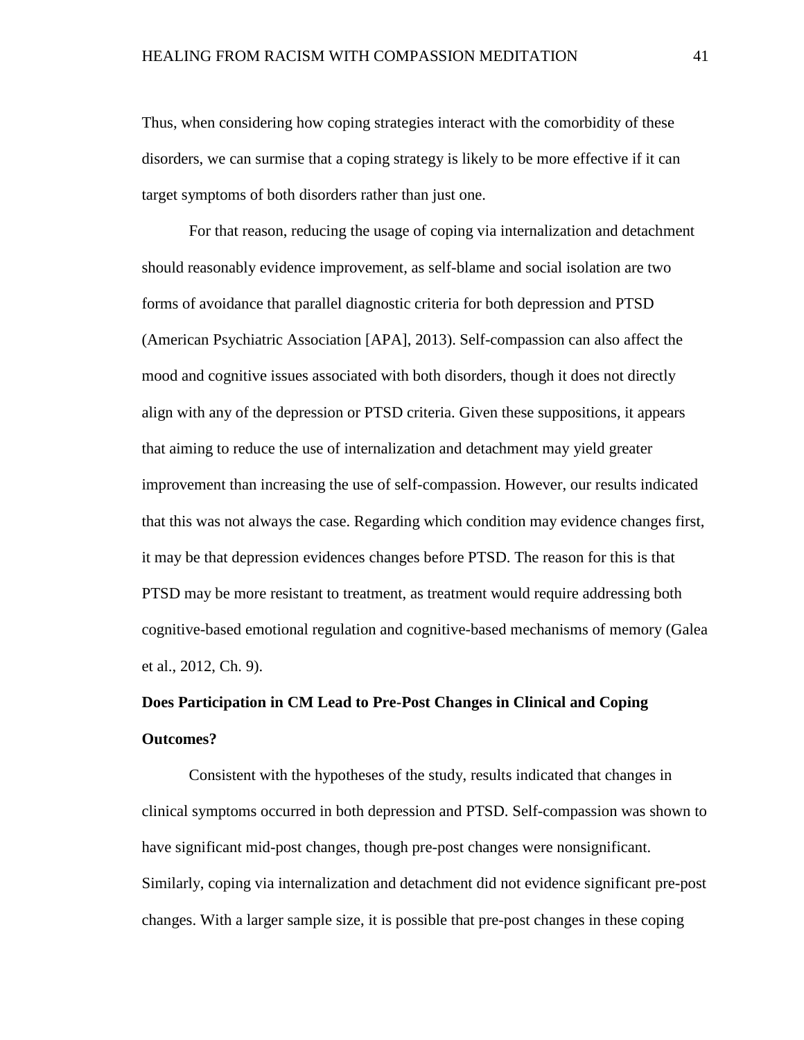Thus, when considering how coping strategies interact with the comorbidity of these disorders, we can surmise that a coping strategy is likely to be more effective if it can target symptoms of both disorders rather than just one.

For that reason, reducing the usage of coping via internalization and detachment should reasonably evidence improvement, as self-blame and social isolation are two forms of avoidance that parallel diagnostic criteria for both depression and PTSD (American Psychiatric Association [APA], 2013). Self-compassion can also affect the mood and cognitive issues associated with both disorders, though it does not directly align with any of the depression or PTSD criteria. Given these suppositions, it appears that aiming to reduce the use of internalization and detachment may yield greater improvement than increasing the use of self-compassion. However, our results indicated that this was not always the case. Regarding which condition may evidence changes first, it may be that depression evidences changes before PTSD. The reason for this is that PTSD may be more resistant to treatment, as treatment would require addressing both cognitive-based emotional regulation and cognitive-based mechanisms of memory (Galea et al., 2012, Ch. 9).

## Does Participation in CM Lead to Pre-Post Changes in Clinical and Coping Outcomes?

Consistent with the hypotheses of the study, results indicated that changes in clinical symptoms occurred in both depression and PTSD. Self-compassion was shown to have significant mid-post changes, though pre-post changes were nonsignificant. Similarly, coping via internalization and detachment did not evidence significant pre-post changes. With a larger sample size, it is possible that pre-post changes in these coping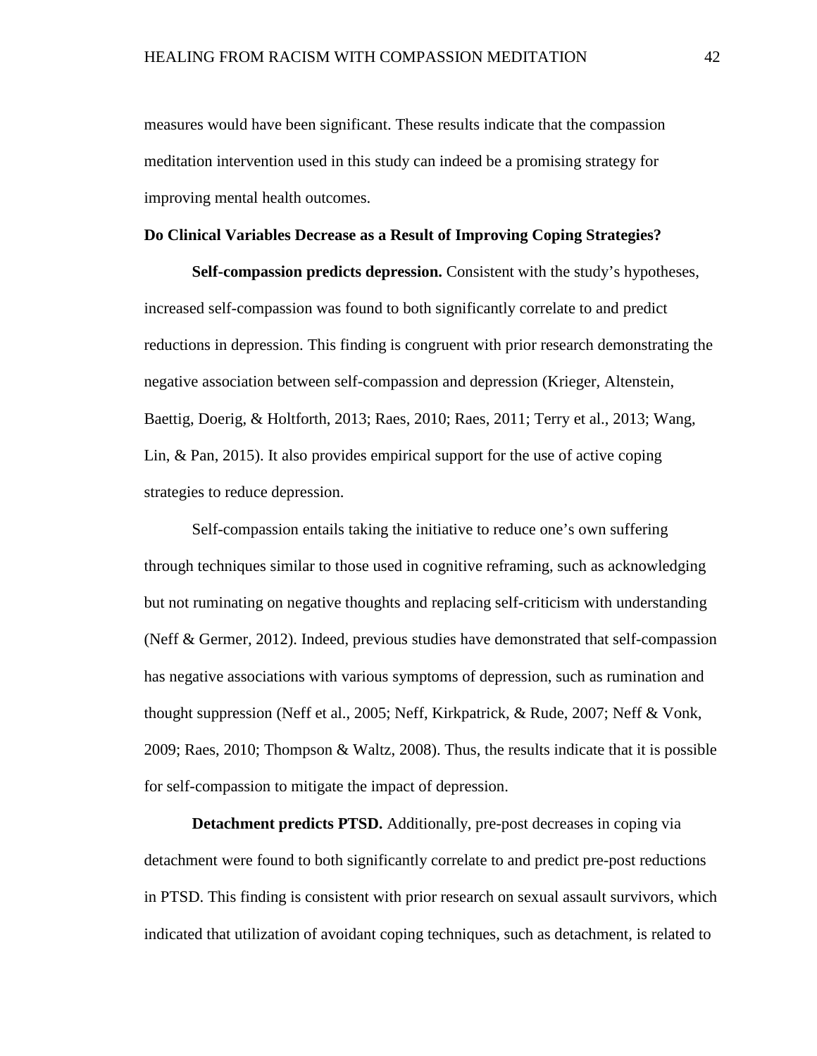measures would have been significant. These results indicate that the compassion meditation intervention used in this study can indeed be a promising strategy for improving mental health outcomes.

### Do Clinical Variables Decrease as a Result of Improving Coping Strategies?

**Self-compassion predicts depression.** Consistent with the study's hypotheses, increased self-compassion was found to both significantly correlate to and predict reductions in depression. This finding is congruent with prior research demonstrating the negative association between self-compassion and depression (Krieger, Altenstein, Baettig, Doerig, & Holtforth, 2013; Raes, 2010; Raes, 2011; Terry et al., 2013; Wang, Lin, & Pan, 2015). It also provides empirical support for the use of active coping strategies to reduce depression.

Self-compassion entails taking the initiative to reduce one's own suffering through techniques similar to those used in cognitive reframing, such as acknowledging but not ruminating on negative thoughts and replacing self-criticism with understanding (Neff & Germer, 2012). Indeed, previous studies have demonstrated that self-compassion has negative associations with various symptoms of depression, such as rumination and thought suppression (Neff et al., 2005; Neff, Kirkpatrick, & Rude, 2007; Neff & Vonk, 2009; Raes, 2010; Thompson & Waltz, 2008). Thus, the results indicate that it is possible for self-compassion to mitigate the impact of depression.

**Detachment predicts PTSD.** Additionally, pre-post decreases in coping via detachment were found to both significantly correlate to and predict pre-post reductions in PTSD. This finding is consistent with prior research on sexual assault survivors, which indicated that utilization of avoidant coping techniques, such as detachment, is related to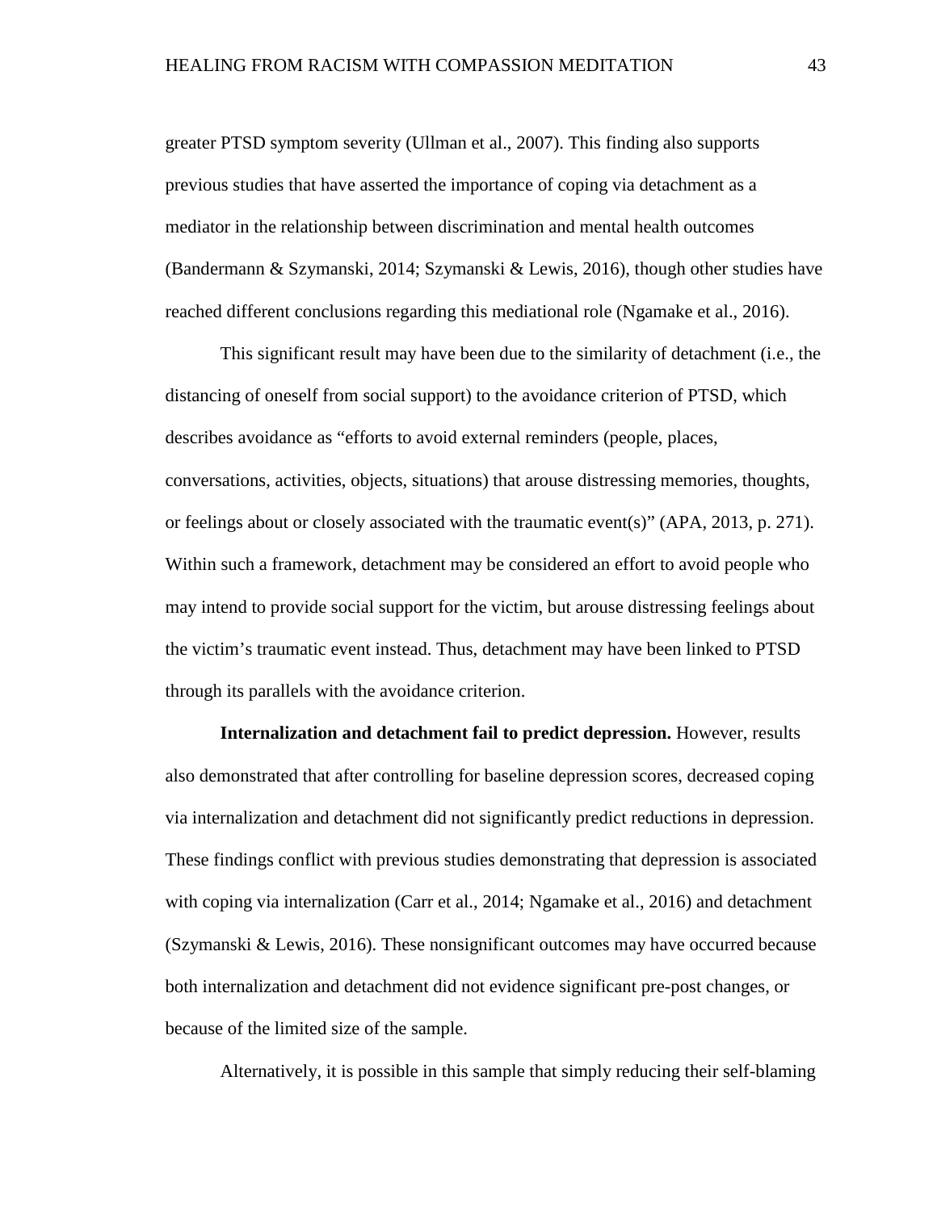greater PTSD symptom severity (Ullman et al., 2007). This finding also supports previous studies that have asserted the importance of coping via detachment as a mediator in the relationship between discrimination and mental health outcomes (Bandermann & Szymanski, 2014; Szymanski & Lewis, 2016), though other studies have reached different conclusions regarding this mediational role (Ngamake et al., 2016).

This significant result may have been due to the similarity of detachment (i.e., the distancing of oneself from social support) to the avoidance criterion of PTSD, which describes avoidance as "efforts to avoid external reminders (people, places, conversations, activities, objects, situations) that arouse distressing memories, thoughts, or feelings about or closely associated with the traumatic event(s)" (APA, 2013, p. 271). Within such a framework, detachment may be considered an effort to avoid people who may intend to provide social support for the victim, but arouse distressing feelings about the victim's traumatic event instead. Thus, detachment may have been linked to PTSD through its parallels with the avoidance criterion.

**Internalization and detachment fail to predict depression.** However, results also demonstrated that after controlling for baseline depression scores, decreased coping via internalization and detachment did not significantly predict reductions in depression. These findings conflict with previous studies demonstrating that depression is associated with coping via internalization (Carr et al., 2014; Ngamake et al., 2016) and detachment (Szymanski & Lewis, 2016). These nonsignificant outcomes may have occurred because both internalization and detachment did not evidence significant pre-post changes, or because of the limited size of the sample.

Alternatively, it is possible in this sample that simply reducing their self-blaming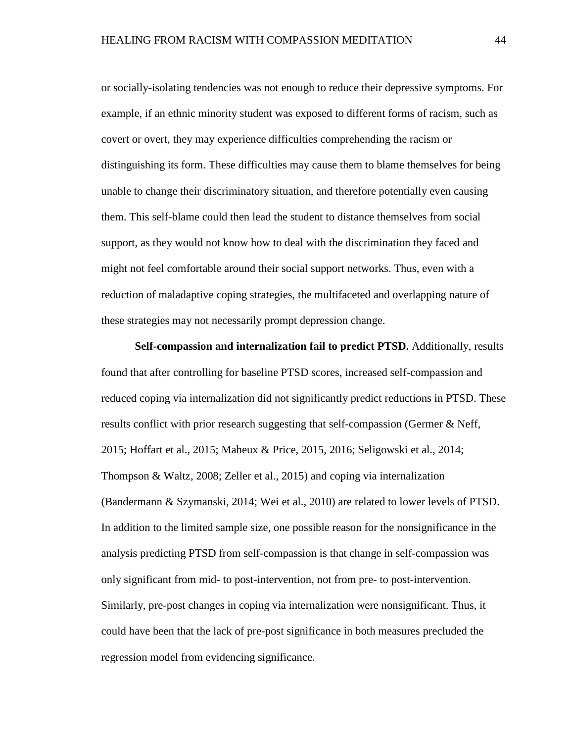or socially-isolating tendencies was not enough to reduce their depressive symptoms. For example, if an ethnic minority student was exposed to different forms of racism, such as covert or overt, they may experience difficulties comprehending the racism or distinguishing its form. These difficulties may cause them to blame themselves for being unable to change their discriminatory situation, and therefore potentially even causing them. This self-blame could then lead the student to distance themselves from social support, as they would not know how to deal with the discrimination they faced and might not feel comfortable around their social support networks. Thus, even with a reduction of maladaptive coping strategies, the multifaceted and overlapping nature of these strategies may not necessarily prompt depression change.

**Self-compassion and internalization fail to predict PTSD.** Additionally, results found that after controlling for baseline PTSD scores, increased self-compassion and reduced coping via internalization did not significantly predict reductions in PTSD. These results conflict with prior research suggesting that self-compassion (Germer & Neff, 2015; Hoffart et al., 2015; Maheux & Price, 2015, 2016; Seligowski et al., 2014; Thompson & Waltz, 2008; Zeller et al., 2015) and coping via internalization (Bandermann & Szymanski, 2014; Wei et al., 2010) are related to lower levels of PTSD. In addition to the limited sample size, one possible reason for the nonsignificance in the analysis predicting PTSD from self-compassion is that change in self-compassion was only significant from mid- to post-intervention, not from pre- to post-intervention. Similarly, pre-post changes in coping via internalization were nonsignificant. Thus, it could have been that the lack of pre-post significance in both measures precluded the regression model from evidencing significance.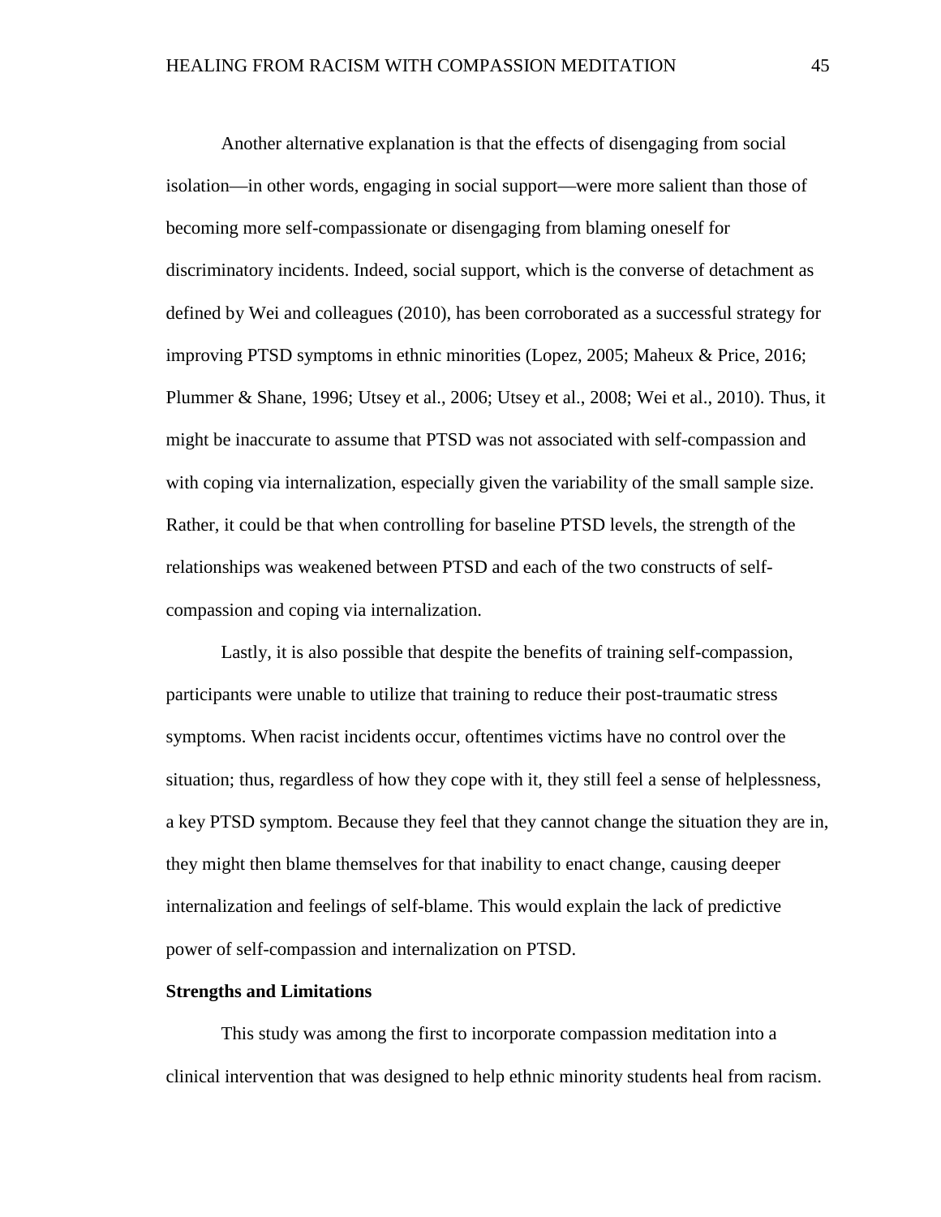Another alternative explanation is that the effects of disengaging from social isolation—in other words, engaging in social support—were more salient than those of becoming more self-compassionate or disengaging from blaming oneself for discriminatory incidents. Indeed, social support, which is the converse of detachment as defined by Wei and colleagues (2010), has been corroborated as a successful strategy for improving PTSD symptoms in ethnic minorities (Lopez, 2005; Maheux & Price, 2016; Plummer & Shane, 1996; Utsey et al., 2006; Utsey et al., 2008; Wei et al., 2010). Thus, it might be inaccurate to assume that PTSD was not associated with self-compassion and with coping via internalization, especially given the variability of the small sample size. Rather, it could be that when controlling for baseline PTSD levels, the strength of the relationships was weakened between PTSD and each of the two constructs of self-compassion and coping via internalization.

Lastly, it is also possible that despite the benefits of training self-compassion, participants were unable to utilize that training to reduce their post-traumatic stress symptoms. When racist incidents occur, oftentimes victims have no control over the situation; thus, regardless of how they cope with it, they still feel a sense of helplessness, a key PTSD symptom. Because they feel that they cannot change the situation they are in, they might then blame themselves for that inability to enact change, causing deeper internalization and feelings of self-blame. This would explain the lack of predictive power of self-compassion and internalization on PTSD.

**Strengths and Limitations**

This study was among the first to incorporate compassion meditation into a clinical intervention that was designed to help ethnic minority students heal from racism.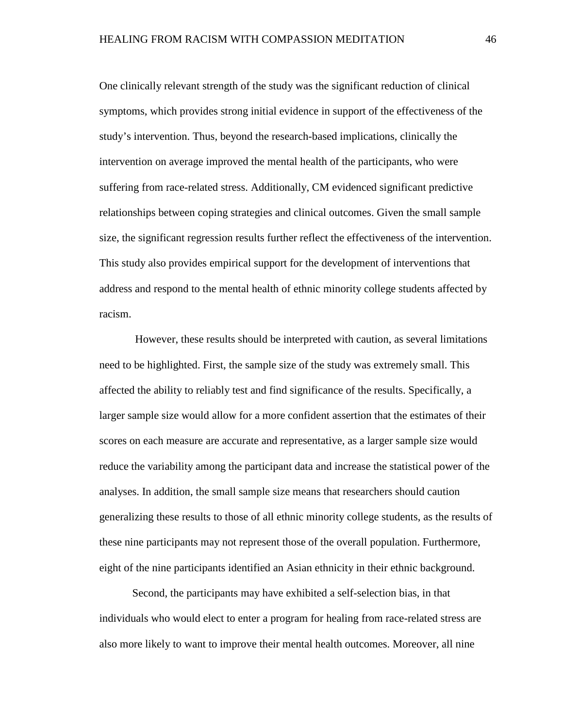One clinically relevant strength of the study was the significant reduction of clinical symptoms, which provides strong initial evidence in support of the effectiveness of the study's intervention. Thus, beyond the research-based implications, clinically the intervention on average improved the mental health of the participants, who were suffering from race-related stress. Additionally, CM evidenced significant predictive relationships between coping strategies and clinical outcomes. Given the small sample size, the significant regression results further reflect the effectiveness of the intervention. This study also provides empirical support for the development of interventions that address and respond to the mental health of ethnic minority college students affected by racism.

However, these results should be interpreted with caution, as several limitations need to be highlighted. First, the sample size of the study was extremely small. This affected the ability to reliably test and find significance of the results. Specifically, a larger sample size would allow for a more confident assertion that the estimates of their scores on each measure are accurate and representative, as a larger sample size would reduce the variability among the participant data and increase the statistical power of the analyses. In addition, the small sample size means that researchers should caution generalizing these results to those of all ethnic minority college students, as the results of these nine participants may not represent those of the overall population. Furthermore, eight of the nine participants identified an Asian ethnicity in their ethnic background.

Second, the participants may have exhibited a self-selection bias, in that individuals who would elect to enter a program for healing from race-related stress are also more likely to want to improve their mental health outcomes. Moreover, all nine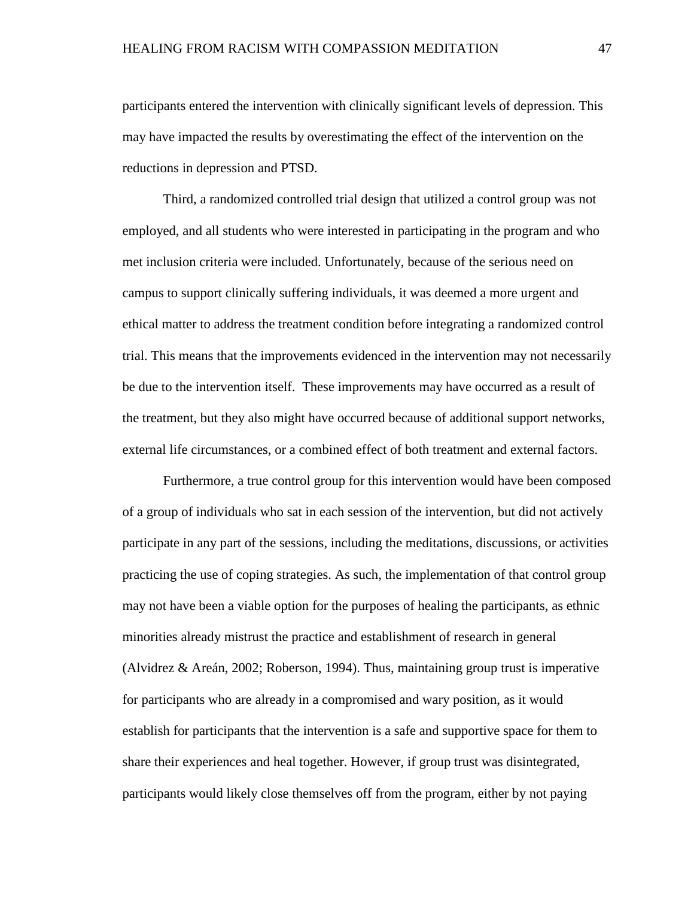participants entered the intervention with clinically significant levels of depression. This may have impacted the results by overestimating the effect of the intervention on the reductions in depression and PTSD.

Third, a randomized controlled trial design that utilized a control group was not employed, and all students who were interested in participating in the program and who met inclusion criteria were included. Unfortunately, because of the serious need on campus to support clinically suffering individuals, it was deemed a more urgent and ethical matter to address the treatment condition before integrating a randomized control trial. This means that the improvements evidenced in the intervention may not necessarily be due to the intervention itself. These improvements may have occurred as a result of the treatment, but they also might have occurred because of additional support networks, external life circumstances, or a combined effect of both treatment and external factors.

Furthermore, a true control group for this intervention would have been composed of a group of individuals who sat in each session of the intervention, but did not actively participate in any part of the sessions, including the meditations, discussions, or activities practicing the use of coping strategies. As such, the implementation of that control group may not have been a viable option for the purposes of healing the participants, as ethnic minorities already mistrust the practice and establishment of research in general (Alvidrez & Areán, 2002; Roberson, 1994). Thus, maintaining group trust is imperative for participants who are already in a compromised and wary position, as it would establish for participants that the intervention is a safe and supportive space for them to share their experiences and heal together. However, if group trust was disintegrated, participants would likely close themselves off from the program, either by not paying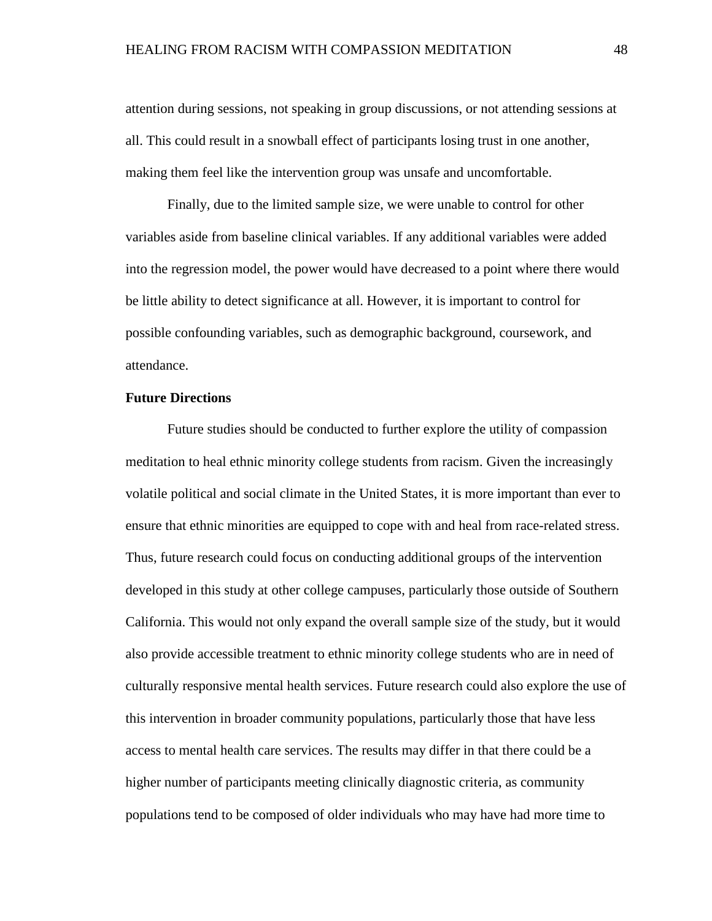attention during sessions, not speaking in group discussions, or not attending sessions at all. This could result in a snowball effect of participants losing trust in one another, making them feel like the intervention group was unsafe and uncomfortable.

Finally, due to the limited sample size, we were unable to control for other variables aside from baseline clinical variables. If any additional variables were added into the regression model, the power would have decreased to a point where there would be little ability to detect significance at all. However, it is important to control for possible confounding variables, such as demographic background, coursework, and attendance.

## Future Directions

Future studies should be conducted to further explore the utility of compassion meditation to heal ethnic minority college students from racism. Given the increasingly volatile political and social climate in the United States, it is more important than ever to ensure that ethnic minorities are equipped to cope with and heal from race-related stress. Thus, future research could focus on conducting additional groups of the intervention developed in this study at other college campuses, particularly those outside of Southern California. This would not only expand the overall sample size of the study, but it would also provide accessible treatment to ethnic minority college students who are in need of culturally responsive mental health services. Future research could also explore the use of this intervention in broader community populations, particularly those that have less access to mental health care services. The results may differ in that there could be a higher number of participants meeting clinically diagnostic criteria, as community populations tend to be composed of older individuals who may have had more time to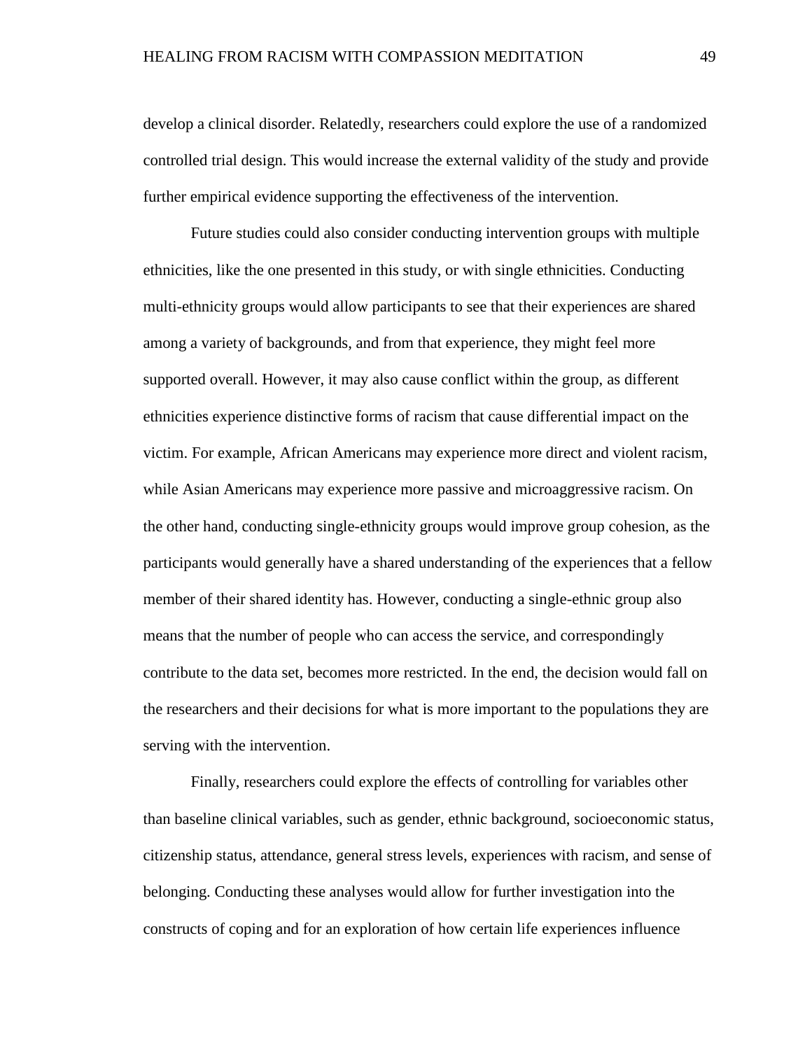develop a clinical disorder. Relatedly, researchers could explore the use of a randomized controlled trial design. This would increase the external validity of the study and provide further empirical evidence supporting the effectiveness of the intervention.

Future studies could also consider conducting intervention groups with multiple ethnicities, like the one presented in this study, or with single ethnicities. Conducting multi-ethnicity groups would allow participants to see that their experiences are shared among a variety of backgrounds, and from that experience, they might feel more supported overall. However, it may also cause conflict within the group, as different ethnicities experience distinctive forms of racism that cause differential impact on the victim. For example, African Americans may experience more direct and violent racism, while Asian Americans may experience more passive and microaggressive racism. On the other hand, conducting single-ethnicity groups would improve group cohesion, as the participants would generally have a shared understanding of the experiences that a fellow member of their shared identity has. However, conducting a single-ethnic group also means that the number of people who can access the service, and correspondingly contribute to the data set, becomes more restricted. In the end, the decision would fall on the researchers and their decisions for what is more important to the populations they are serving with the intervention.

Finally, researchers could explore the effects of controlling for variables other than baseline clinical variables, such as gender, ethnic background, socioeconomic status, citizenship status, attendance, general stress levels, experiences with racism, and sense of belonging. Conducting these analyses would allow for further investigation into the constructs of coping and for an exploration of how certain life experiences influence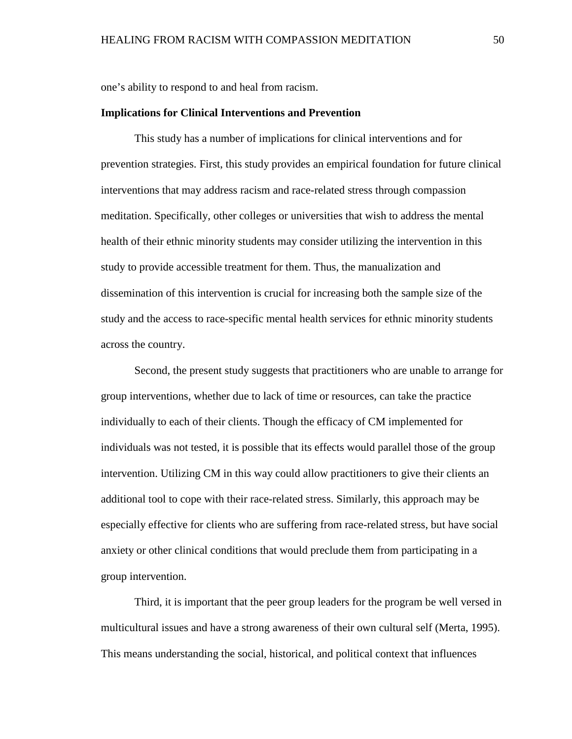one's ability to respond to and heal from racism.

**Implications for Clinical Interventions and Prevention**

This study has a number of implications for clinical interventions and for prevention strategies. First, this study provides an empirical foundation for future clinical interventions that may address racism and race-related stress through compassion meditation. Specifically, other colleges or universities that wish to address the mental health of their ethnic minority students may consider utilizing the intervention in this study to provide accessible treatment for them. Thus, the manualization and dissemination of this intervention is crucial for increasing both the sample size of the study and the access to race-specific mental health services for ethnic minority students across the country.

Second, the present study suggests that practitioners who are unable to arrange for group interventions, whether due to lack of time or resources, can take the practice individually to each of their clients. Though the efficacy of CM implemented for individuals was not tested, it is possible that its effects would parallel those of the group intervention. Utilizing CM in this way could allow practitioners to give their clients an additional tool to cope with their race-related stress. Similarly, this approach may be especially effective for clients who are suffering from race-related stress, but have social anxiety or other clinical conditions that would preclude them from participating in a group intervention.

Third, it is important that the peer group leaders for the program be well versed in multicultural issues and have a strong awareness of their own cultural self (Merta, 1995). This means understanding the social, historical, and political context that influences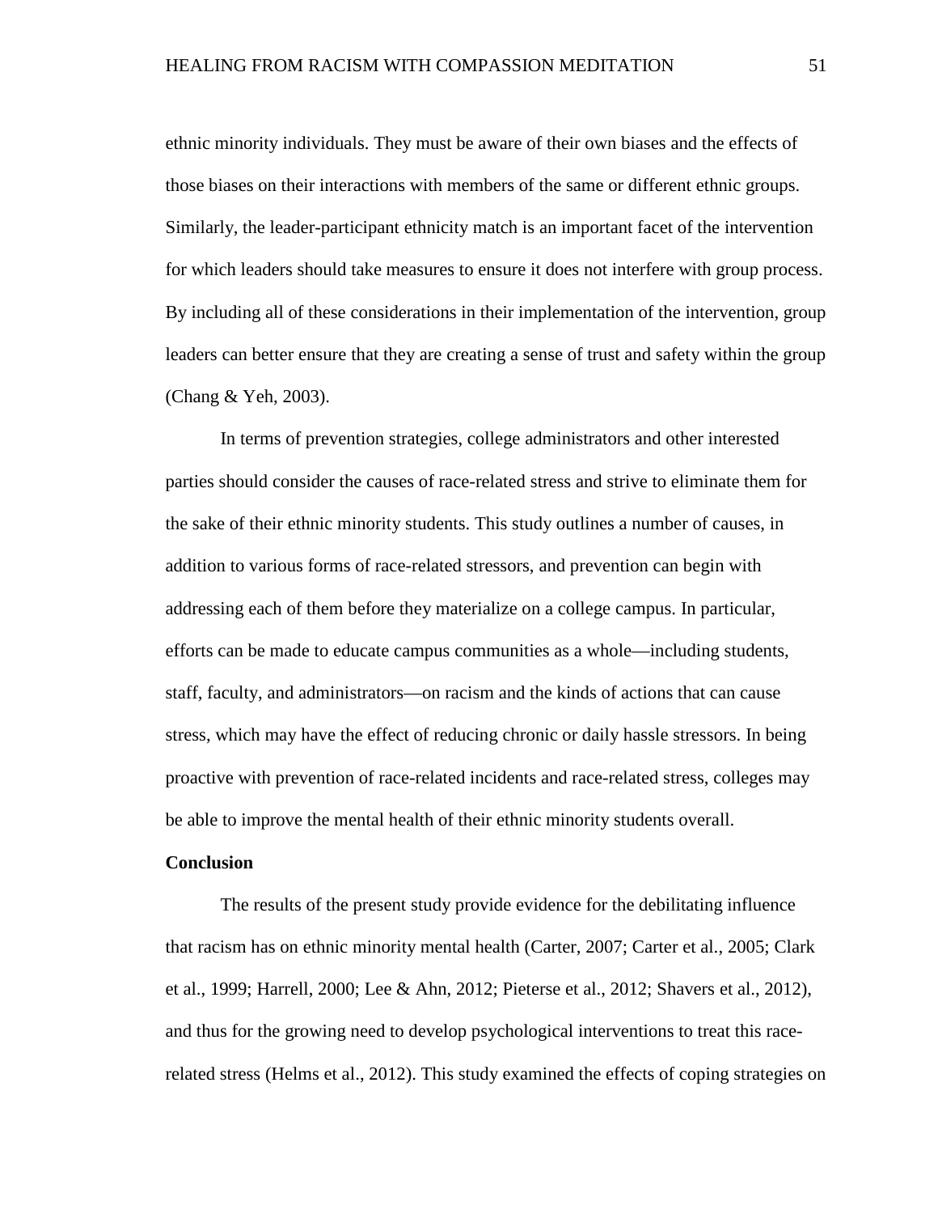ethnic minority individuals. They must be aware of their own biases and the effects of those biases on their interactions with members of the same or different ethnic groups. Similarly, the leader-participant ethnicity match is an important facet of the intervention for which leaders should take measures to ensure it does not interfere with group process. By including all of these considerations in their implementation of the intervention, group leaders can better ensure that they are creating a sense of trust and safety within the group (Chang & Yeh, 2003).

In terms of prevention strategies, college administrators and other interested parties should consider the causes of race-related stress and strive to eliminate them for the sake of their ethnic minority students. This study outlines a number of causes, in addition to various forms of race-related stressors, and prevention can begin with addressing each of them before they materialize on a college campus. In particular, efforts can be made to educate campus communities as a whole—including students, staff, faculty, and administrators—on racism and the kinds of actions that can cause stress, which may have the effect of reducing chronic or daily hassle stressors. In being proactive with prevention of race-related incidents and race-related stress, colleges may be able to improve the mental health of their ethnic minority students overall.

## Conclusion

The results of the present study provide evidence for the debilitating influence that racism has on ethnic minority mental health (Carter, 2007; Carter et al., 2005; Clark et al., 1999; Harrell, 2000; Lee & Ahn, 2012; Pieterse et al., 2012; Shavers et al., 2012), and thus for the growing need to develop psychological interventions to treat this race-related stress (Helms et al., 2012). This study examined the effects of coping strategies on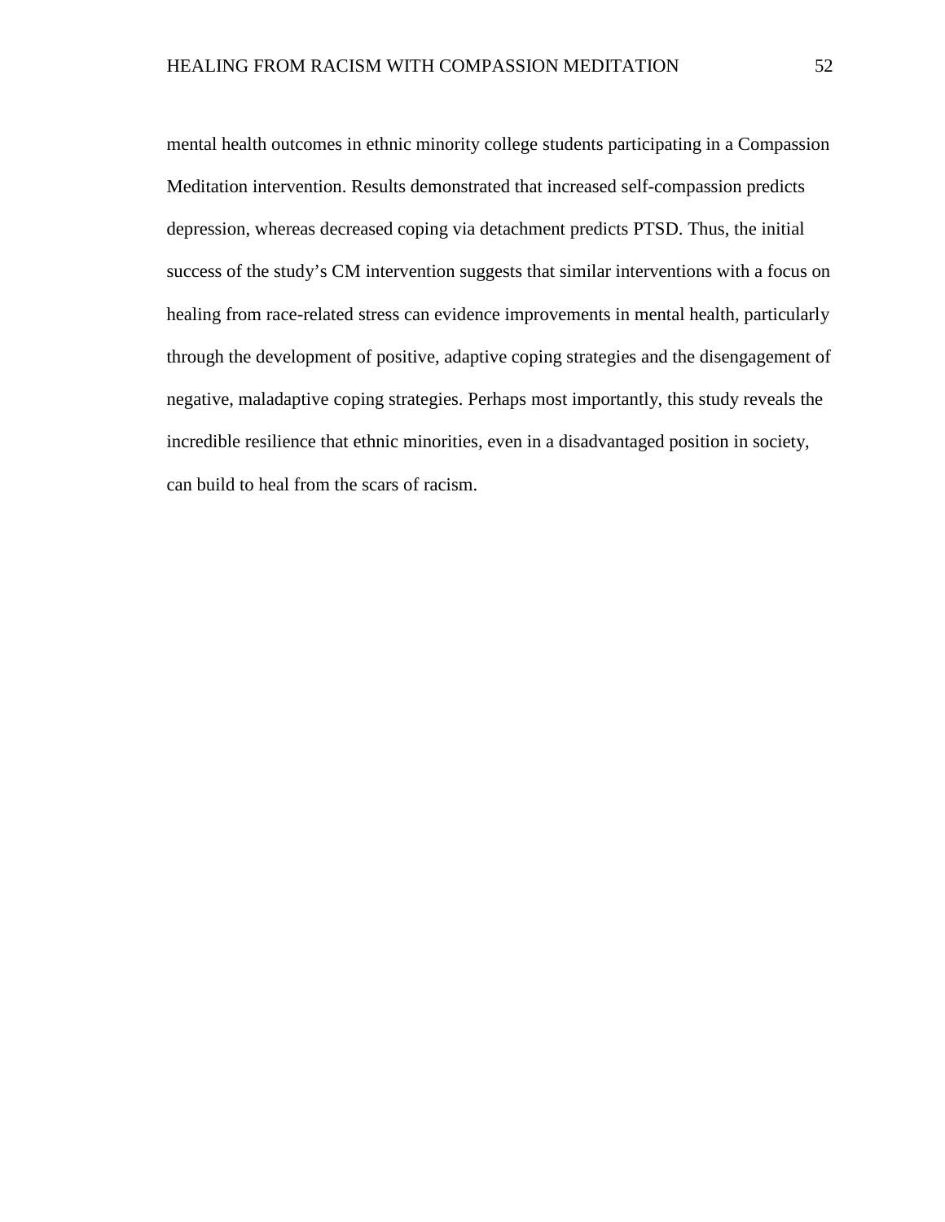mental health outcomes in ethnic minority college students participating in a Compassion Meditation intervention. Results demonstrated that increased self-compassion predicts depression, whereas decreased coping via detachment predicts PTSD. Thus, the initial success of the study's CM intervention suggests that similar interventions with a focus on healing from race-related stress can evidence improvements in mental health, particularly through the development of positive, adaptive coping strategies and the disengagement of negative, maladaptive coping strategies. Perhaps most importantly, this study reveals the incredible resilience that ethnic minorities, even in a disadvantaged position in society, can build to heal from the scars of racism.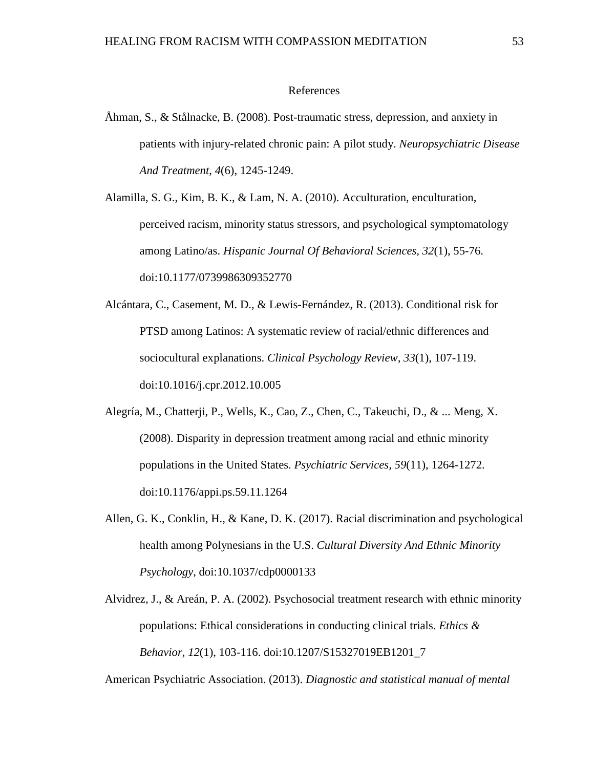# References

Åhman, S., & Stålnacke, B. (2008). Post-traumatic stress, depression, and anxiety in patients with injury-related chronic pain: A pilot study. *Neuropsychiatric Disease And Treatment*, *4*(6), 1245-1249.

Alamilla, S. G., Kim, B. K., & Lam, N. A. (2010). Acculturation, enculturation, perceived racism, minority status stressors, and psychological symptomatology among Latino/as. *Hispanic Journal Of Behavioral Sciences, 32*(1), 55-76. doi:10.1177/0739986309352770

Alcántara, C., Casement, M. D., & Lewis-Fernández, R. (2013). Conditional risk for PTSD among Latinos: A systematic review of racial/ethnic differences and sociocultural explanations. *Clinical Psychology Review*, *33*(1), 107-119. doi:10.1016/j.cpr.2012.10.005

Alegría, M., Chatterji, P., Wells, K., Cao, Z., Chen, C., Takeuchi, D., & ... Meng, X. (2008). Disparity in depression treatment among racial and ethnic minority populations in the United States. *Psychiatric Services, 59*(11), 1264-1272. doi:10.1176/appi.ps.59.11.1264

Allen, G. K., Conklin, H., & Kane, D. K. (2017). Racial discrimination and psychological health among Polynesians in the U.S. *Cultural Diversity And Ethnic Minority Psychology*, doi:10.1037/cdp0000133

Alvidrez, J., & Areán, P. A. (2002). Psychosocial treatment research with ethnic minority populations: Ethical considerations in conducting clinical trials. *Ethics & Behavior*, *12*(1), 103-116. doi:10.1207/S15327019EB1201_7

American Psychiatric Association. (2013). *Diagnostic and statistical manual of mental*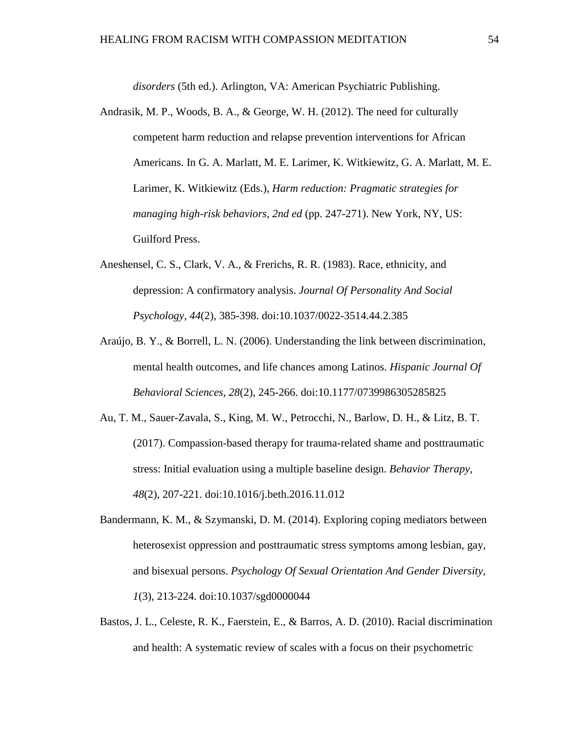*disorders* (5th ed.). Arlington, VA: American Psychiatric Publishing.

Andrasik, M. P., Woods, B. A., & George, W. H. (2012). The need for culturally competent harm reduction and relapse prevention interventions for African Americans. In G. A. Marlatt, M. E. Larimer, K. Witkiewitz, G. A. Marlatt, M. E. Larimer, K. Witkiewitz (Eds.), *Harm reduction: Pragmatic strategies for managing high-risk behaviors, 2nd ed* (pp. 247-271). New York, NY, US: Guilford Press.

Aneshensel, C. S., Clark, V. A., & Frerichs, R. R. (1983). Race, ethnicity, and depression: A confirmatory analysis. *Journal Of Personality And Social Psychology*, *44*(2), 385-398. doi:10.1037/0022-3514.44.2.385

Araújo, B. Y., & Borrell, L. N. (2006). Understanding the link between discrimination, mental health outcomes, and life chances among Latinos. *Hispanic Journal Of Behavioral Sciences*, *28*(2), 245-266. doi:10.1177/0739986305285825

Au, T. M., Sauer-Zavala, S., King, M. W., Petrocchi, N., Barlow, D. H., & Litz, B. T. (2017). Compassion-based therapy for trauma-related shame and posttraumatic stress: Initial evaluation using a multiple baseline design. *Behavior Therapy, 48*(2), 207-221. doi:10.1016/j.beth.2016.11.012

Bandermann, K. M., & Szymanski, D. M. (2014). Exploring coping mediators between heterosexist oppression and posttraumatic stress symptoms among lesbian, gay, and bisexual persons. *Psychology Of Sexual Orientation And Gender Diversity, 1*(3), 213-224. doi:10.1037/sgd0000044

Bastos, J. L., Celeste, R. K., Faerstein, E., & Barros, A. D. (2010). Racial discrimination and health: A systematic review of scales with a focus on their psychometric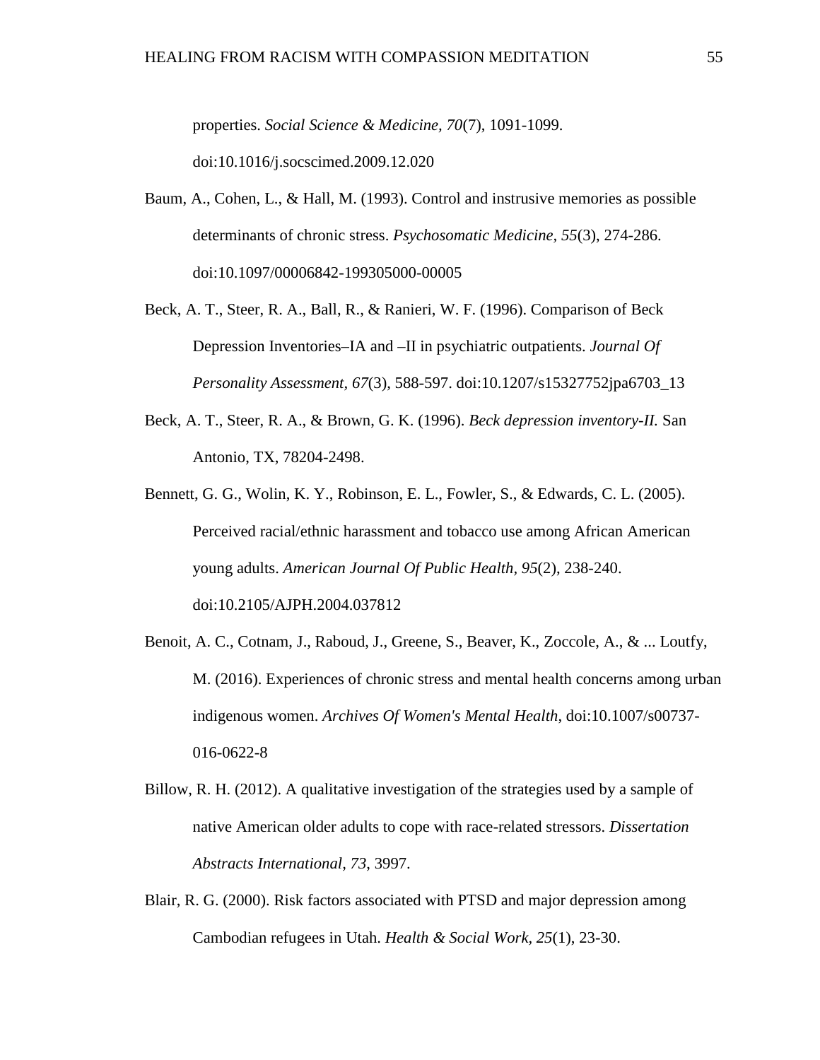properties. *Social Science & Medicine, 70*(7), 1091-1099. doi:10.1016/j.socscimed.2009.12.020

Baum, A., Cohen, L., & Hall, M. (1993). Control and instrusive memories as possible determinants of chronic stress. *Psychosomatic Medicine, 55*(3), 274-286. doi:10.1097/00006842-199305000-00005

Beck, A. T., Steer, R. A., Ball, R., & Ranieri, W. F. (1996). Comparison of Beck Depression Inventories–IA and –II in psychiatric outpatients. *Journal Of Personality Assessment, 67*(3), 588-597. doi:10.1207/s15327752jpa6703_13

Beck, A. T., Steer, R. A., & Brown, G. K. (1996). *Beck depression inventory-II.* San Antonio, TX, 78204-2498.

Bennett, G. G., Wolin, K. Y., Robinson, E. L., Fowler, S., & Edwards, C. L. (2005). Perceived racial/ethnic harassment and tobacco use among African American young adults. *American Journal Of Public Health, 95*(2), 238-240. doi:10.2105/AJPH.2004.037812

Benoit, A. C., Cotnam, J., Raboud, J., Greene, S., Beaver, K., Zoccole, A., & ... Loutfy, M. (2016). Experiences of chronic stress and mental health concerns among urban indigenous women. *Archives Of Women's Mental Health*, doi:10.1007/s00737-016-0622-8

Billow, R. H. (2012). A qualitative investigation of the strategies used by a sample of native American older adults to cope with race-related stressors. *Dissertation Abstracts International, 73*, 3997.

Blair, R. G. (2000). Risk factors associated with PTSD and major depression among Cambodian refugees in Utah. *Health & Social Work, 25*(1), 23-30.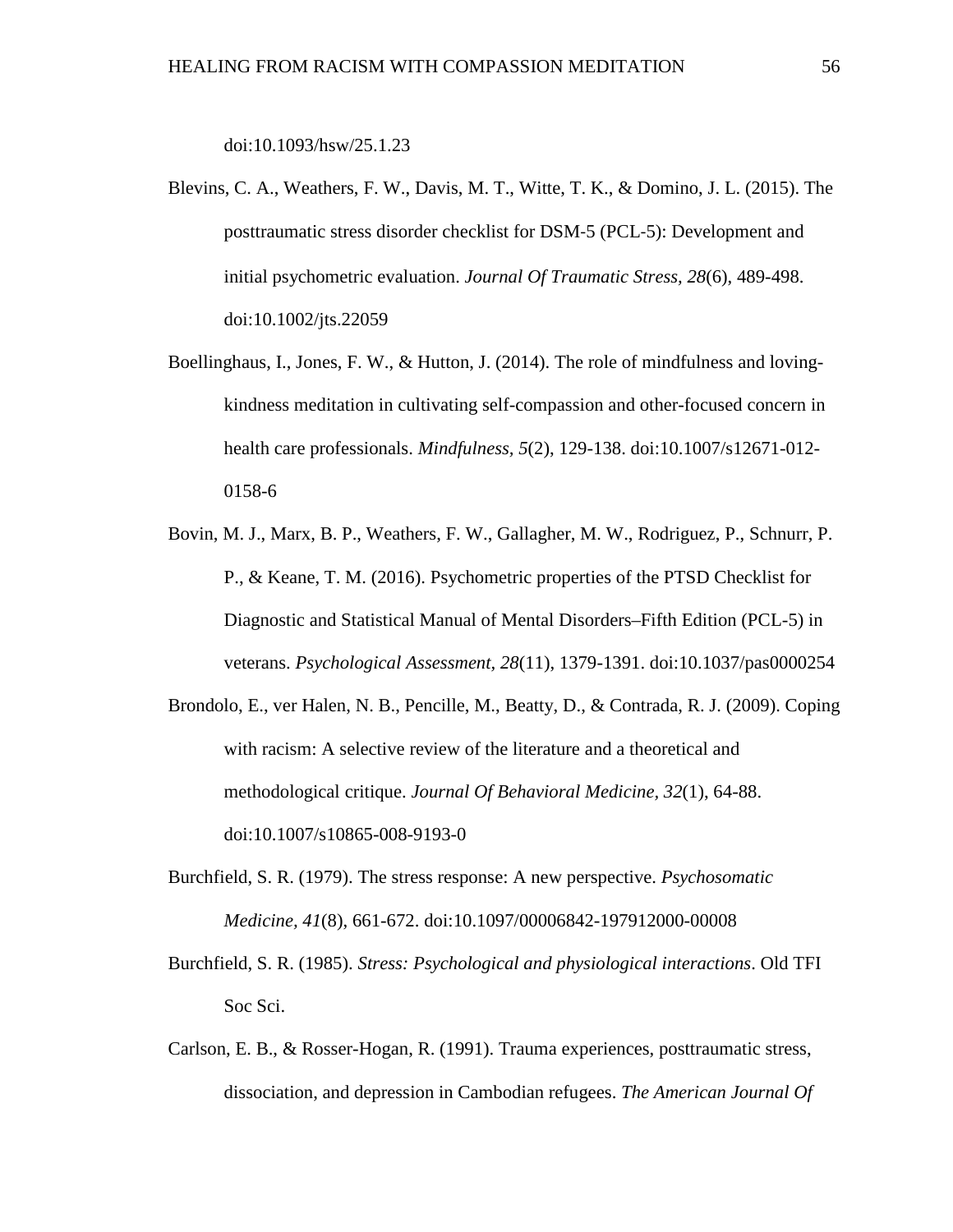doi:10.1093/hsw/25.1.23

Blevins, C. A., Weathers, F. W., Davis, M. T., Witte, T. K., & Domino, J. L. (2015). The posttraumatic stress disorder checklist for DSM-5 (PCL-5): Development and initial psychometric evaluation. *Journal Of Traumatic Stress, 28*(6), 489-498. doi:10.1002/jts.22059

Boellinghaus, I., Jones, F. W., & Hutton, J. (2014). The role of mindfulness and loving-kindness meditation in cultivating self-compassion and other-focused concern in health care professionals. *Mindfulness*, *5*(2), 129-138. doi:10.1007/s12671-012-0158-6

Bovin, M. J., Marx, B. P., Weathers, F. W., Gallagher, M. W., Rodriguez, P., Schnurr, P. P., & Keane, T. M. (2016). Psychometric properties of the PTSD Checklist for Diagnostic and Statistical Manual of Mental Disorders–Fifth Edition (PCL-5) in veterans. *Psychological Assessment, 28*(11), 1379-1391. doi:10.1037/pas0000254

Brondolo, E., ver Halen, N. B., Pencille, M., Beatty, D., & Contrada, R. J. (2009). Coping with racism: A selective review of the literature and a theoretical and methodological critique. *Journal Of Behavioral Medicine, 32*(1), 64-88. doi:10.1007/s10865-008-9193-0

Burchfield, S. R. (1979). The stress response: A new perspective. *Psychosomatic Medicine, 41*(8), 661-672. doi:10.1097/00006842-197912000-00008

Burchfield, S. R. (1985). *Stress: Psychological and physiological interactions*. Old TFI Soc Sci.

Carlson, E. B., & Rosser-Hogan, R. (1991). Trauma experiences, posttraumatic stress, dissociation, and depression in Cambodian refugees. *The American Journal Of*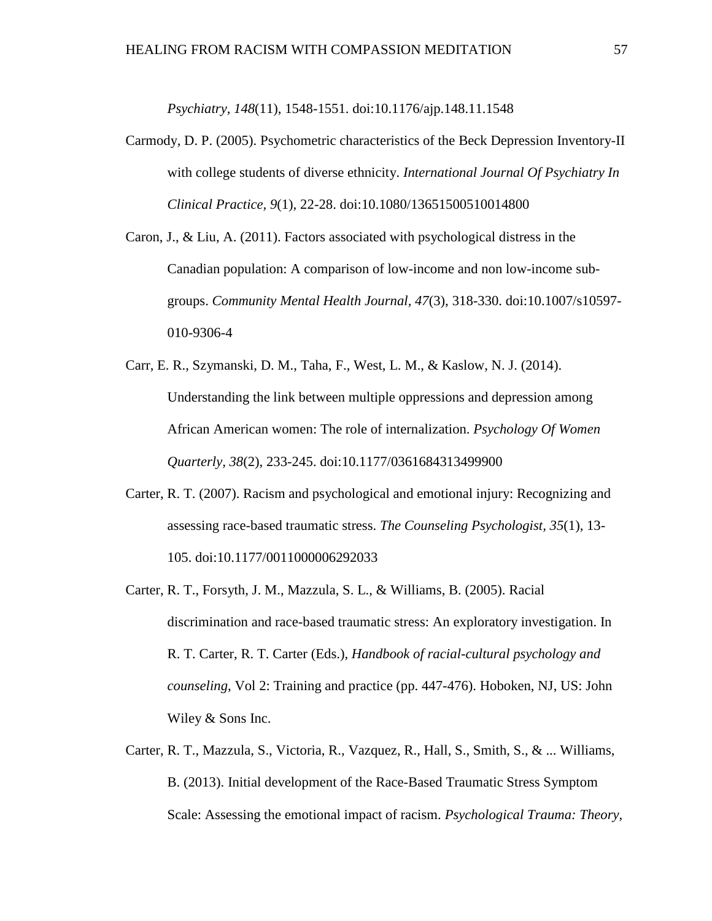*Psychiatry, 148*(11), 1548-1551. doi:10.1176/ajp.148.11.1548

Carmody, D. P. (2005). Psychometric characteristics of the Beck Depression Inventory-II with college students of diverse ethnicity. *International Journal Of Psychiatry In Clinical Practice, 9*(1), 22-28. doi:10.1080/13651500510014800

Caron, J., & Liu, A. (2011). Factors associated with psychological distress in the Canadian population: A comparison of low-income and non low-income sub-groups. *Community Mental Health Journal, 47*(3), 318-330. doi:10.1007/s10597-010-9306-4

Carr, E. R., Szymanski, D. M., Taha, F., West, L. M., & Kaslow, N. J. (2014). Understanding the link between multiple oppressions and depression among African American women: The role of internalization. *Psychology Of Women Quarterly, 38*(2), 233-245. doi:10.1177/0361684313499900

Carter, R. T. (2007). Racism and psychological and emotional injury: Recognizing and assessing race-based traumatic stress. *The Counseling Psychologist, 35*(1), 13-105. doi:10.1177/0011000006292033

Carter, R. T., Forsyth, J. M., Mazzula, S. L., & Williams, B. (2005). Racial discrimination and race-based traumatic stress: An exploratory investigation. In R. T. Carter, R. T. Carter (Eds.), *Handbook of racial-cultural psychology and counseling*, Vol 2: Training and practice (pp. 447-476). Hoboken, NJ, US: John Wiley & Sons Inc.

Carter, R. T., Mazzula, S., Victoria, R., Vazquez, R., Hall, S., Smith, S., & ... Williams, B. (2013). Initial development of the Race-Based Traumatic Stress Symptom Scale: Assessing the emotional impact of racism. *Psychological Trauma: Theory,*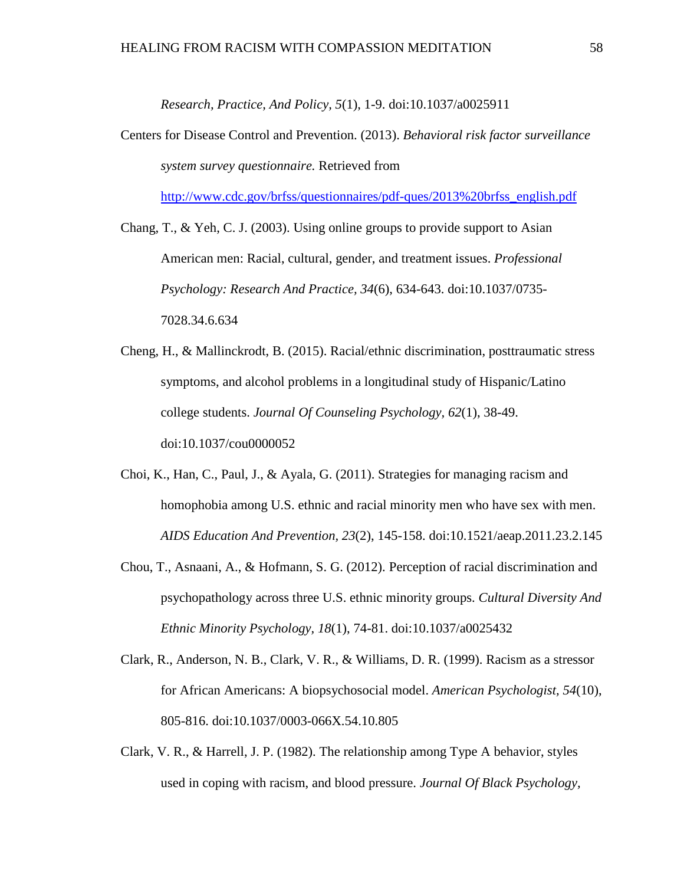*Research, Practice, And Policy, 5*(1), 1-9. doi:10.1037/a0025911

Centers for Disease Control and Prevention. (2013). *Behavioral risk factor surveillance system survey questionnaire.* Retrieved from http://www.cdc.gov/brfss/questionnaires/pdf-ques/2013%20brfss_english.pdf

Chang, T., & Yeh, C. J. (2003). Using online groups to provide support to Asian American men: Racial, cultural, gender, and treatment issues. *Professional Psychology: Research And Practice, 34*(6), 634-643. doi:10.1037/0735-7028.34.6.634

Cheng, H., & Mallinckrodt, B. (2015). Racial/ethnic discrimination, posttraumatic stress symptoms, and alcohol problems in a longitudinal study of Hispanic/Latino college students. *Journal Of Counseling Psychology, 62*(1), 38-49. doi:10.1037/cou0000052

Choi, K., Han, C., Paul, J., & Ayala, G. (2011). Strategies for managing racism and homophobia among U.S. ethnic and racial minority men who have sex with men. *AIDS Education And Prevention, 23*(2), 145-158. doi:10.1521/aeap.2011.23.2.145

Chou, T., Asnaani, A., & Hofmann, S. G. (2012). Perception of racial discrimination and psychopathology across three U.S. ethnic minority groups. *Cultural Diversity And Ethnic Minority Psychology, 18*(1), 74-81. doi:10.1037/a0025432

Clark, R., Anderson, N. B., Clark, V. R., & Williams, D. R. (1999). Racism as a stressor for African Americans: A biopsychosocial model. *American Psychologist, 54*(10), 805-816. doi:10.1037/0003-066X.54.10.805

Clark, V. R., & Harrell, J. P. (1982). The relationship among Type A behavior, styles used in coping with racism, and blood pressure. *Journal Of Black Psychology,*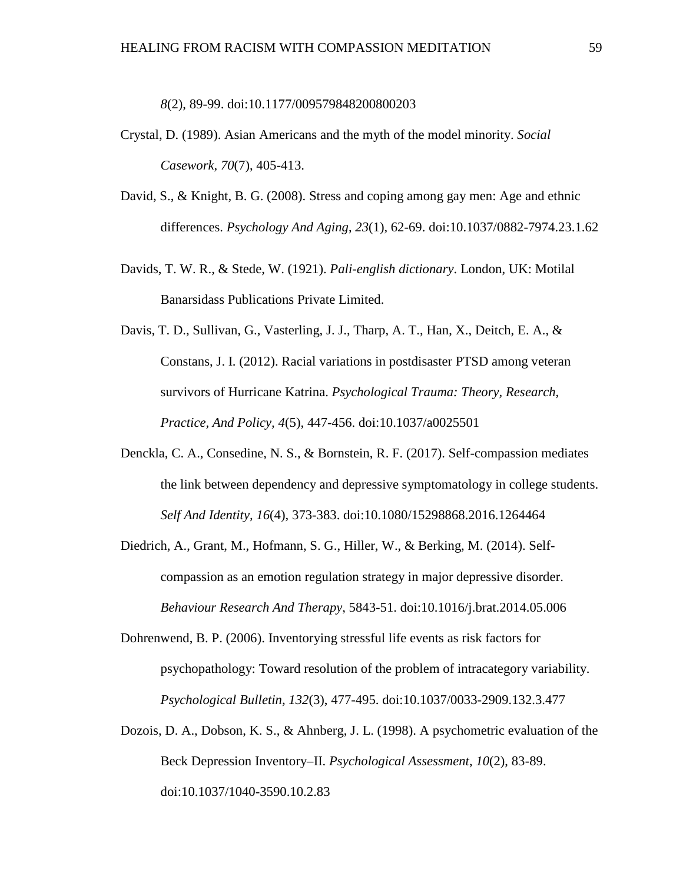*8*(2), 89-99. doi:10.1177/009579848200800203

Crystal, D. (1989). Asian Americans and the myth of the model minority. *Social Casework, 70*(7), 405-413.

David, S., & Knight, B. G. (2008). Stress and coping among gay men: Age and ethnic differences. *Psychology And Aging*, *23*(1), 62-69. doi:10.1037/0882-7974.23.1.62

Davids, T. W. R., & Stede, W. (1921). *Pali-english dictionary*. London, UK: Motilal Banarsidass Publications Private Limited.

Davis, T. D., Sullivan, G., Vasterling, J. J., Tharp, A. T., Han, X., Deitch, E. A., & Constans, J. I. (2012). Racial variations in postdisaster PTSD among veteran survivors of Hurricane Katrina. *Psychological Trauma: Theory, Research, Practice, And Policy, 4*(5), 447-456. doi:10.1037/a0025501

Denckla, C. A., Consedine, N. S., & Bornstein, R. F. (2017). Self-compassion mediates the link between dependency and depressive symptomatology in college students. *Self And Identity, 16*(4), 373-383. doi:10.1080/15298868.2016.1264464

Diedrich, A., Grant, M., Hofmann, S. G., Hiller, W., & Berking, M. (2014). Self-compassion as an emotion regulation strategy in major depressive disorder. *Behaviour Research And Therapy*, 5843-51. doi:10.1016/j.brat.2014.05.006

Dohrenwend, B. P. (2006). Inventorying stressful life events as risk factors for psychopathology: Toward resolution of the problem of intracategory variability. *Psychological Bulletin, 132*(3), 477-495. doi:10.1037/0033-2909.132.3.477

Dozois, D. A., Dobson, K. S., & Ahnberg, J. L. (1998). A psychometric evaluation of the Beck Depression Inventory–II. *Psychological Assessment*, *10*(2), 83-89. doi:10.1037/1040-3590.10.2.83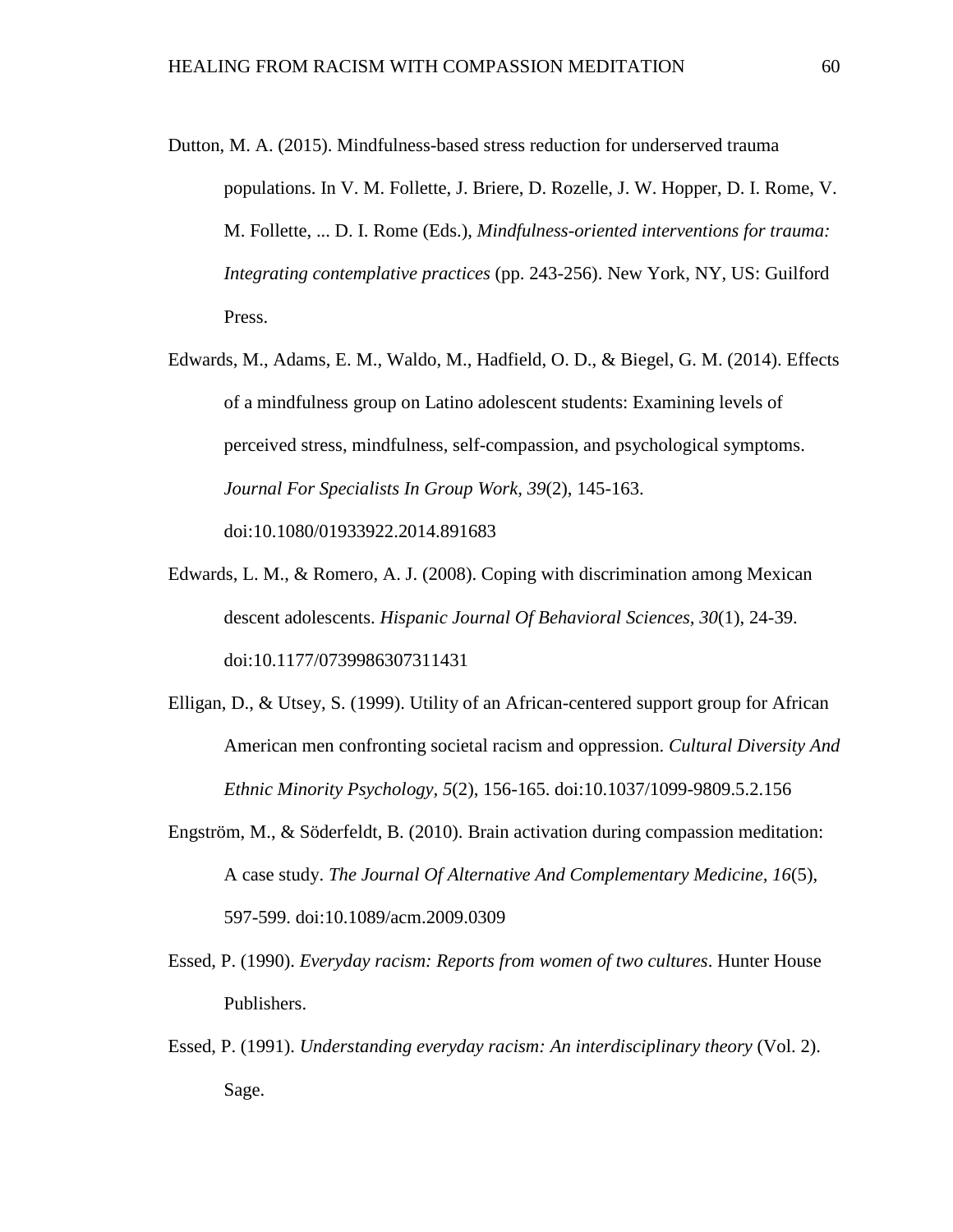Dutton, M. A. (2015). Mindfulness-based stress reduction for underserved trauma populations. In V. M. Follette, J. Briere, D. Rozelle, J. W. Hopper, D. I. Rome, V. M. Follette, ... D. I. Rome (Eds.), *Mindfulness-oriented interventions for trauma: Integrating contemplative practices* (pp. 243-256). New York, NY, US: Guilford Press.

Edwards, M., Adams, E. M., Waldo, M., Hadfield, O. D., & Biegel, G. M. (2014). Effects of a mindfulness group on Latino adolescent students: Examining levels of perceived stress, mindfulness, self-compassion, and psychological symptoms. *Journal For Specialists In Group Work, 39*(2), 145-163. doi:10.1080/01933922.2014.891683

Edwards, L. M., & Romero, A. J. (2008). Coping with discrimination among Mexican descent adolescents. *Hispanic Journal Of Behavioral Sciences, 30*(1), 24-39. doi:10.1177/0739986307311431

Elligan, D., & Utsey, S. (1999). Utility of an African-centered support group for African American men confronting societal racism and oppression. *Cultural Diversity And Ethnic Minority Psychology, 5*(2), 156-165. doi:10.1037/1099-9809.5.2.156

Engström, M., & Söderfeldt, B. (2010). Brain activation during compassion meditation: A case study. *The Journal Of Alternative And Complementary Medicine, 16*(5), 597-599. doi:10.1089/acm.2009.0309

Essed, P. (1990). *Everyday racism: Reports from women of two cultures*. Hunter House Publishers.

Essed, P. (1991). *Understanding everyday racism: An interdisciplinary theory* (Vol. 2). Sage.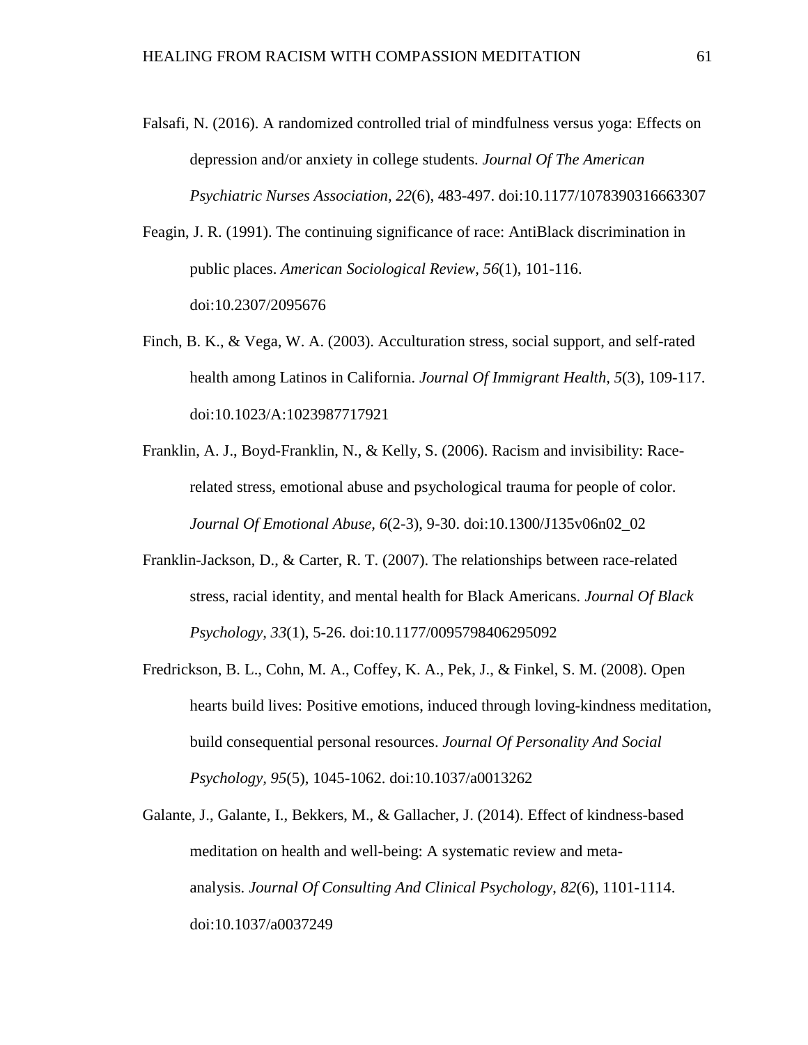Falsafi, N. (2016). A randomized controlled trial of mindfulness versus yoga: Effects on depression and/or anxiety in college students. *Journal Of The American Psychiatric Nurses Association, 22*(6), 483-497. doi:10.1177/1078390316663307

Feagin, J. R. (1991). The continuing significance of race: AntiBlack discrimination in public places. *American Sociological Review, 56*(1), 101-116. doi:10.2307/2095676

Finch, B. K., & Vega, W. A. (2003). Acculturation stress, social support, and self-rated health among Latinos in California. *Journal Of Immigrant Health, 5*(3), 109-117. doi:10.1023/A:1023987717921

Franklin, A. J., Boyd-Franklin, N., & Kelly, S. (2006). Racism and invisibility: Race-related stress, emotional abuse and psychological trauma for people of color. *Journal Of Emotional Abuse, 6*(2-3), 9-30. doi:10.1300/J135v06n02_02

Franklin-Jackson, D., & Carter, R. T. (2007). The relationships between race-related stress, racial identity, and mental health for Black Americans. *Journal Of Black Psychology, 33*(1), 5-26. doi:10.1177/0095798406295092

Fredrickson, B. L., Cohn, M. A., Coffey, K. A., Pek, J., & Finkel, S. M. (2008). Open hearts build lives: Positive emotions, induced through loving-kindness meditation, build consequential personal resources. *Journal Of Personality And Social Psychology, 95*(5), 1045-1062. doi:10.1037/a0013262

Galante, J., Galante, I., Bekkers, M., & Gallacher, J. (2014). Effect of kindness-based meditation on health and well-being: A systematic review and meta-analysis. *Journal Of Consulting And Clinical Psychology, 82*(6), 1101-1114. doi:10.1037/a0037249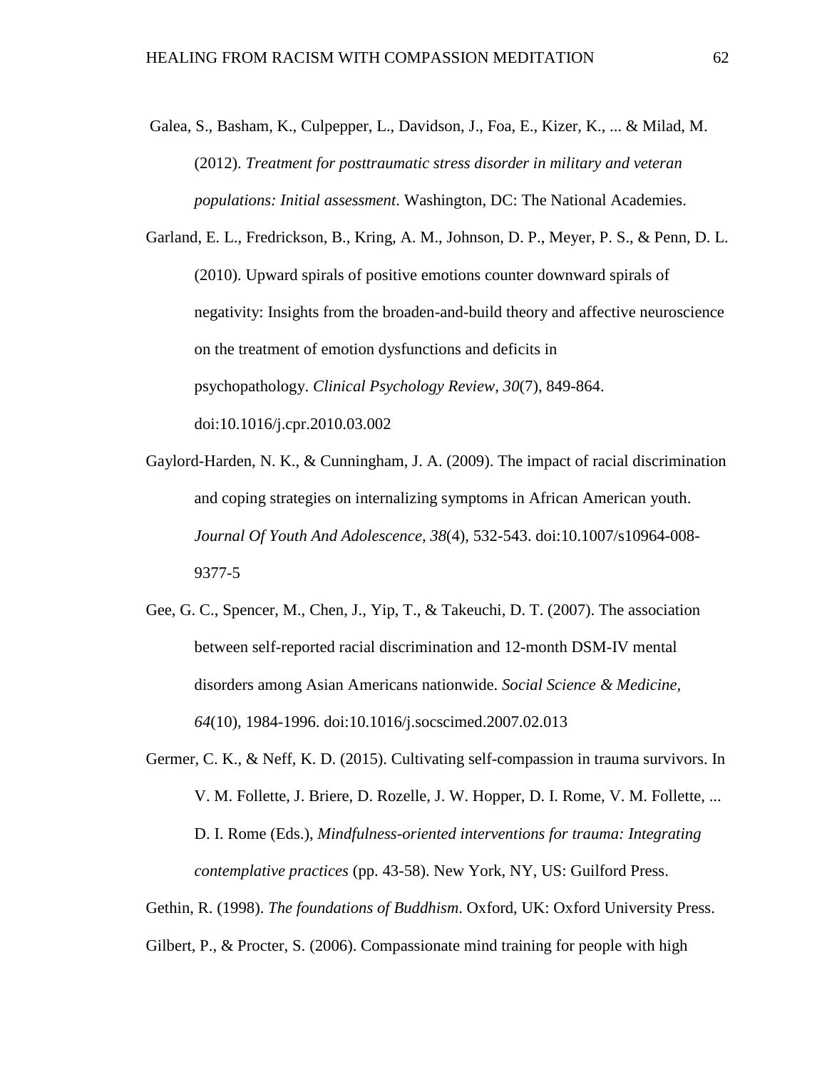Galea, S., Basham, K., Culpepper, L., Davidson, J., Foa, E., Kizer, K., ... & Milad, M. (2012). *Treatment for posttraumatic stress disorder in military and veteran populations: Initial assessment*. Washington, DC: The National Academies.

Garland, E. L., Fredrickson, B., Kring, A. M., Johnson, D. P., Meyer, P. S., & Penn, D. L. (2010). Upward spirals of positive emotions counter downward spirals of negativity: Insights from the broaden-and-build theory and affective neuroscience on the treatment of emotion dysfunctions and deficits in psychopathology. *Clinical Psychology Review*, *30*(7), 849-864. doi:10.1016/j.cpr.2010.03.002

Gaylord-Harden, N. K., & Cunningham, J. A. (2009). The impact of racial discrimination and coping strategies on internalizing symptoms in African American youth. *Journal Of Youth And Adolescence, 38*(4), 532-543. doi:10.1007/s10964-008-9377-5

Gee, G. C., Spencer, M., Chen, J., Yip, T., & Takeuchi, D. T. (2007). The association between self-reported racial discrimination and 12-month DSM-IV mental disorders among Asian Americans nationwide. *Social Science & Medicine, 64*(10), 1984-1996. doi:10.1016/j.socscimed.2007.02.013

Germer, C. K., & Neff, K. D. (2015). Cultivating self-compassion in trauma survivors. In V. M. Follette, J. Briere, D. Rozelle, J. W. Hopper, D. I. Rome, V. M. Follette, ... D. I. Rome (Eds.), *Mindfulness-oriented interventions for trauma: Integrating contemplative practices* (pp. 43-58). New York, NY, US: Guilford Press.

Gethin, R. (1998). *The foundations of Buddhism*. Oxford, UK: Oxford University Press.

Gilbert, P., & Procter, S. (2006). Compassionate mind training for people with high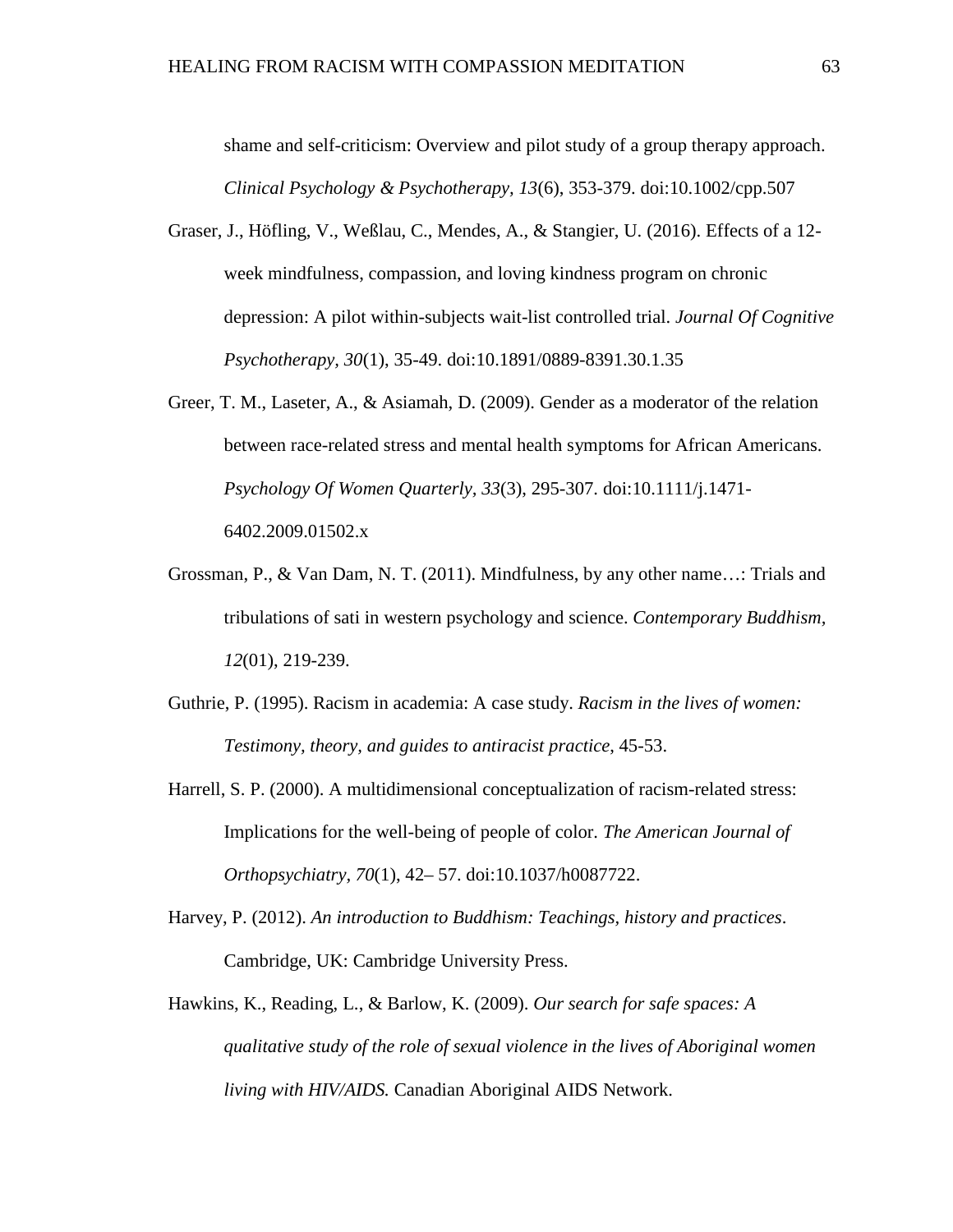shame and self-criticism: Overview and pilot study of a group therapy approach. *Clinical Psychology & Psychotherapy, 13*(6), 353-379. doi:10.1002/cpp.507

Graser, J., Höfling, V., Weßlau, C., Mendes, A., & Stangier, U. (2016). Effects of a 12-week mindfulness, compassion, and loving kindness program on chronic depression: A pilot within-subjects wait-list controlled trial. *Journal Of Cognitive Psychotherapy, 30*(1), 35-49. doi:10.1891/0889-8391.30.1.35

Greer, T. M., Laseter, A., & Asiamah, D. (2009). Gender as a moderator of the relation between race-related stress and mental health symptoms for African Americans. *Psychology Of Women Quarterly, 33*(3), 295-307. doi:10.1111/j.1471-6402.2009.01502.x

Grossman, P., & Van Dam, N. T. (2011). Mindfulness, by any other name…: Trials and tribulations of sati in western psychology and science. *Contemporary Buddhism, 12*(01), 219-239.

Guthrie, P. (1995). Racism in academia: A case study. *Racism in the lives of women: Testimony, theory, and guides to antiracist practice*, 45-53.

Harrell, S. P. (2000). A multidimensional conceptualization of racism-related stress: Implications for the well-being of people of color. *The American Journal of Orthopsychiatry, 70*(1), 42– 57. doi:10.1037/h0087722.

Harvey, P. (2012). *An introduction to Buddhism: Teachings, history and practices*. Cambridge, UK: Cambridge University Press.

Hawkins, K., Reading, L., & Barlow, K. (2009). *Our search for safe spaces: A qualitative study of the role of sexual violence in the lives of Aboriginal women living with HIV/AIDS.* Canadian Aboriginal AIDS Network.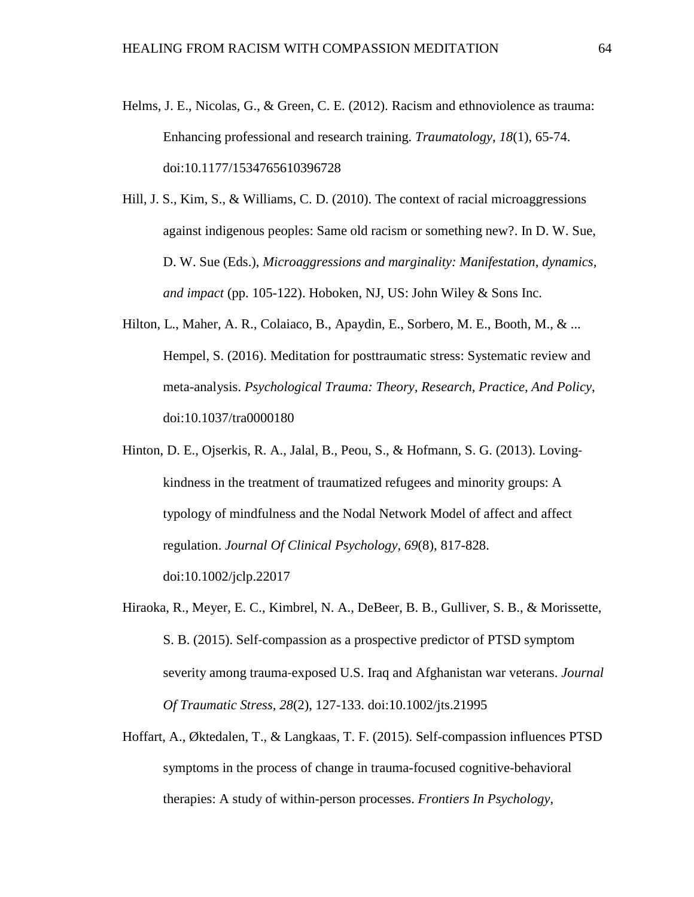Helms, J. E., Nicolas, G., & Green, C. E. (2012). Racism and ethnoviolence as trauma: Enhancing professional and research training. *Traumatology, 18*(1), 65-74. doi:10.1177/1534765610396728

Hill, J. S., Kim, S., & Williams, C. D. (2010). The context of racial microaggressions against indigenous peoples: Same old racism or something new?. In D. W. Sue, D. W. Sue (Eds.), *Microaggressions and marginality: Manifestation, dynamics, and impact* (pp. 105-122). Hoboken, NJ, US: John Wiley & Sons Inc.

Hilton, L., Maher, A. R., Colaiaco, B., Apaydin, E., Sorbero, M. E., Booth, M., & ... Hempel, S. (2016). Meditation for posttraumatic stress: Systematic review and meta-analysis. *Psychological Trauma: Theory, Research, Practice, And Policy,* doi:10.1037/tra0000180

Hinton, D. E., Ojserkis, R. A., Jalal, B., Peou, S., & Hofmann, S. G. (2013). Loving-kindness in the treatment of traumatized refugees and minority groups: A typology of mindfulness and the Nodal Network Model of affect and affect regulation. *Journal Of Clinical Psychology, 69*(8), 817-828. doi:10.1002/jclp.22017

Hiraoka, R., Meyer, E. C., Kimbrel, N. A., DeBeer, B. B., Gulliver, S. B., & Morissette, S. B. (2015). Self-compassion as a prospective predictor of PTSD symptom severity among trauma-exposed U.S. Iraq and Afghanistan war veterans. *Journal Of Traumatic Stress, 28*(2), 127-133. doi:10.1002/jts.21995

Hoffart, A., Øktedalen, T., & Langkaas, T. F. (2015). Self-compassion influences PTSD symptoms in the process of change in trauma-focused cognitive-behavioral therapies: A study of within-person processes. *Frontiers In Psychology,*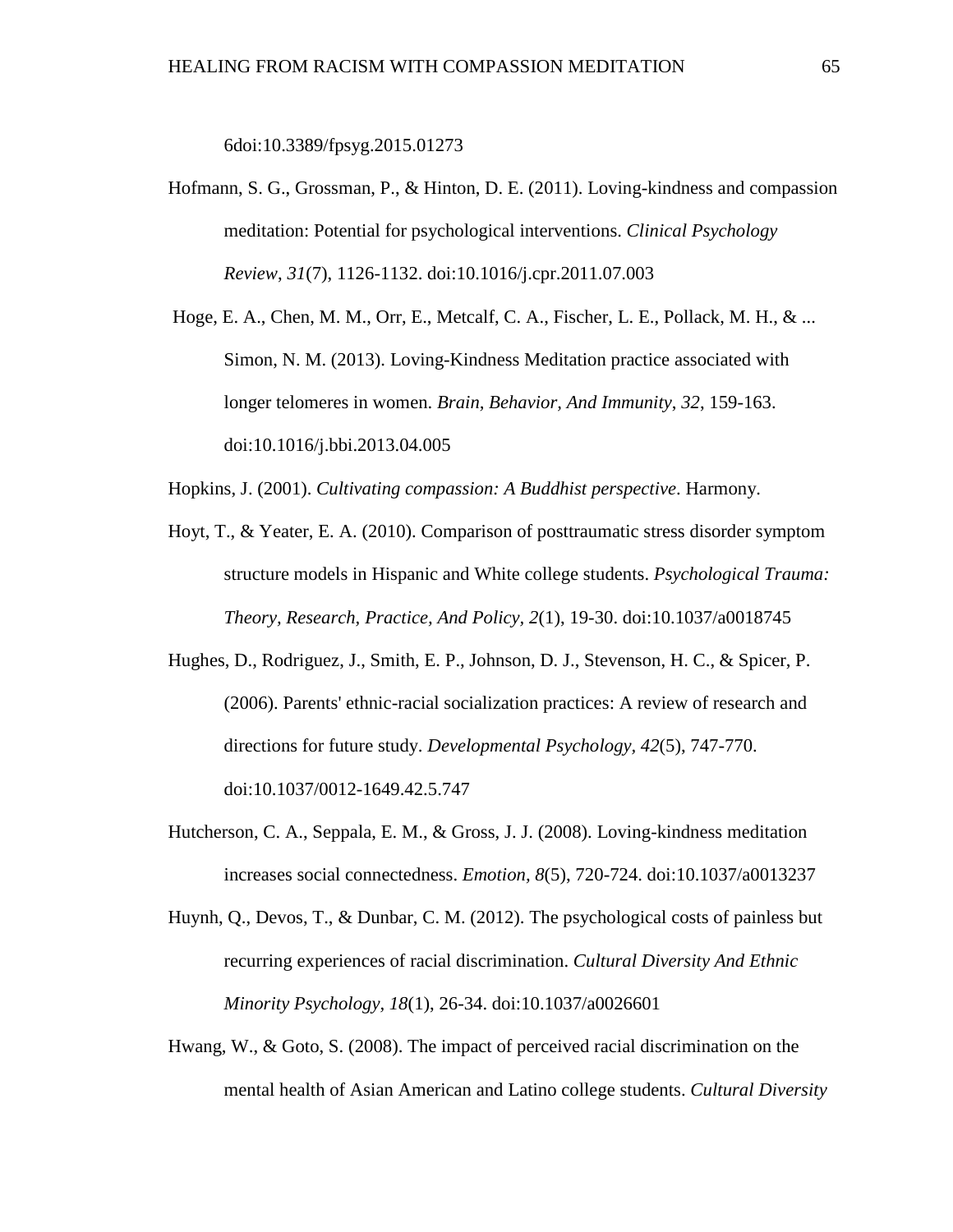6doi:10.3389/fpsyg.2015.01273

Hofmann, S. G., Grossman, P., & Hinton, D. E. (2011). Loving-kindness and compassion meditation: Potential for psychological interventions. *Clinical Psychology Review*, *31*(7), 1126-1132. doi:10.1016/j.cpr.2011.07.003

Hoge, E. A., Chen, M. M., Orr, E., Metcalf, C. A., Fischer, L. E., Pollack, M. H., & ... Simon, N. M. (2013). Loving-Kindness Meditation practice associated with longer telomeres in women. *Brain, Behavior, And Immunity*, *32*, 159-163. doi:10.1016/j.bbi.2013.04.005

Hopkins, J. (2001). *Cultivating compassion: A Buddhist perspective*. Harmony.

Hoyt, T., & Yeater, E. A. (2010). Comparison of posttraumatic stress disorder symptom structure models in Hispanic and White college students. *Psychological Trauma: Theory, Research, Practice, And Policy, 2*(1), 19-30. doi:10.1037/a0018745

Hughes, D., Rodriguez, J., Smith, E. P., Johnson, D. J., Stevenson, H. C., & Spicer, P. (2006). Parents' ethnic-racial socialization practices: A review of research and directions for future study. *Developmental Psychology*, *42*(5), 747-770. doi:10.1037/0012-1649.42.5.747

Hutcherson, C. A., Seppala, E. M., & Gross, J. J. (2008). Loving-kindness meditation increases social connectedness. *Emotion, 8*(5), 720-724. doi:10.1037/a0013237

Huynh, Q., Devos, T., & Dunbar, C. M. (2012). The psychological costs of painless but recurring experiences of racial discrimination. *Cultural Diversity And Ethnic Minority Psychology, 18*(1), 26-34. doi:10.1037/a0026601

Hwang, W., & Goto, S. (2008). The impact of perceived racial discrimination on the mental health of Asian American and Latino college students. *Cultural Diversity*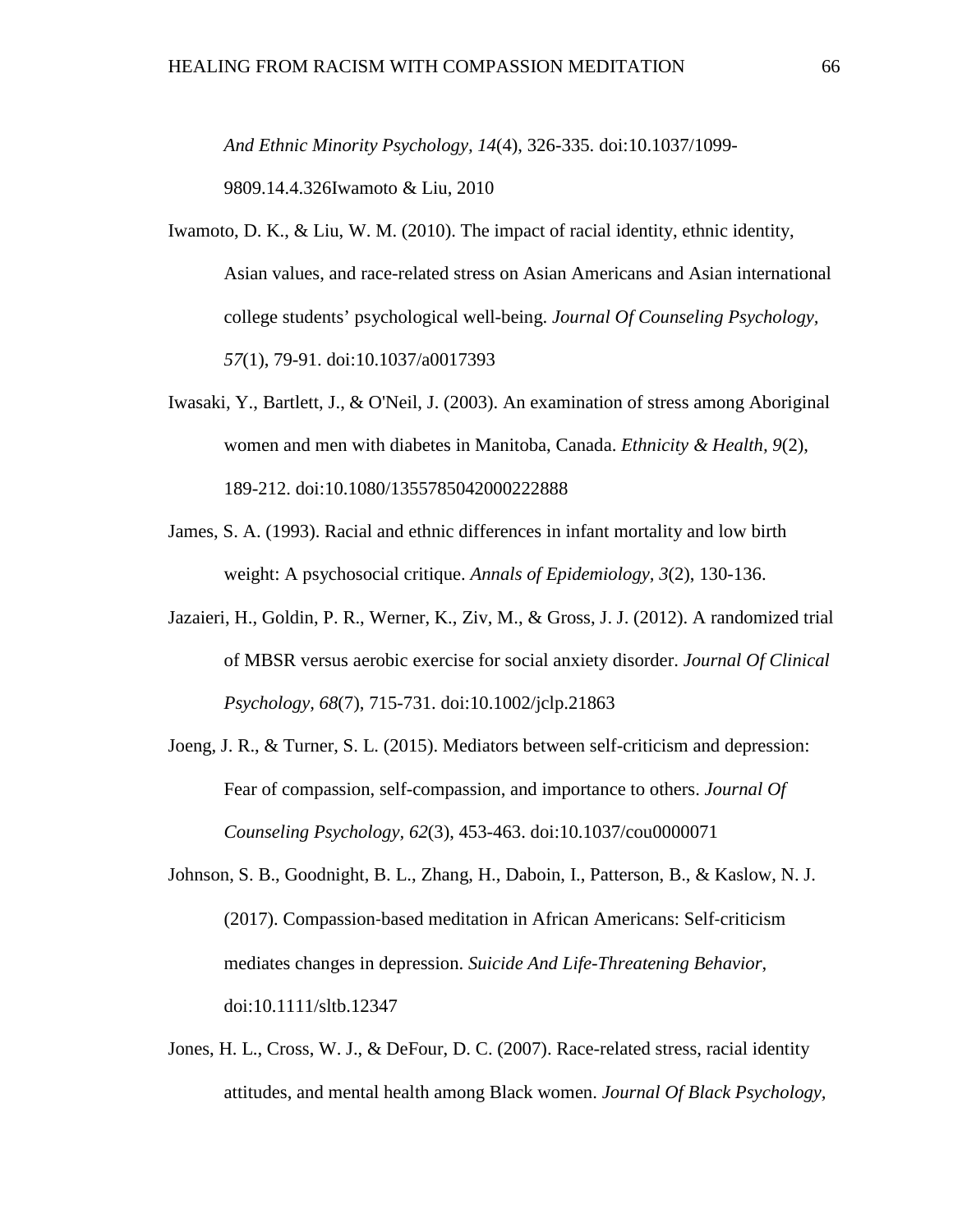*And Ethnic Minority Psychology, 14*(4), 326-335. doi:10.1037/1099-9809.14.4.326Iwamoto & Liu, 2010

Iwamoto, D. K., & Liu, W. M. (2010). The impact of racial identity, ethnic identity, Asian values, and race-related stress on Asian Americans and Asian international college students' psychological well-being. *Journal Of Counseling Psychology, 57*(1), 79-91. doi:10.1037/a0017393

Iwasaki, Y., Bartlett, J., & O'Neil, J. (2003). An examination of stress among Aboriginal women and men with diabetes in Manitoba, Canada. *Ethnicity & Health, 9*(2), 189-212. doi:10.1080/1355785042000222888

James, S. A. (1993). Racial and ethnic differences in infant mortality and low birth weight: A psychosocial critique. *Annals of Epidemiology, 3*(2), 130-136.

Jazaieri, H., Goldin, P. R., Werner, K., Ziv, M., & Gross, J. J. (2012). A randomized trial of MBSR versus aerobic exercise for social anxiety disorder. *Journal Of Clinical Psychology, 68*(7), 715-731. doi:10.1002/jclp.21863

Joeng, J. R., & Turner, S. L. (2015). Mediators between self-criticism and depression: Fear of compassion, self-compassion, and importance to others. *Journal Of Counseling Psychology, 62*(3), 453-463. doi:10.1037/cou0000071

Johnson, S. B., Goodnight, B. L., Zhang, H., Daboin, I., Patterson, B., & Kaslow, N. J. (2017). Compassion-based meditation in African Americans: Self-criticism mediates changes in depression. *Suicide And Life-Threatening Behavior*, doi:10.1111/sltb.12347

Jones, H. L., Cross, W. J., & DeFour, D. C. (2007). Race-related stress, racial identity attitudes, and mental health among Black women. *Journal Of Black Psychology*,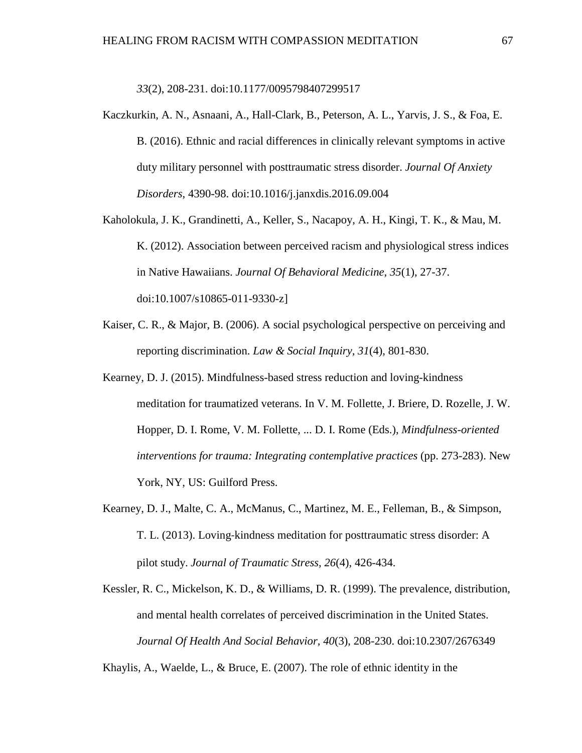*33*(2), 208-231. doi:10.1177/0095798407299517

Kaczkurkin, A. N., Asnaani, A., Hall-Clark, B., Peterson, A. L., Yarvis, J. S., & Foa, E. B. (2016). Ethnic and racial differences in clinically relevant symptoms in active duty military personnel with posttraumatic stress disorder. *Journal Of Anxiety Disorders,* 4390-98. doi:10.1016/j.janxdis.2016.09.004

Kaholokula, J. K., Grandinetti, A., Keller, S., Nacapoy, A. H., Kingi, T. K., & Mau, M. K. (2012). Association between perceived racism and physiological stress indices in Native Hawaiians. *Journal Of Behavioral Medicine, 35*(1), 27-37. doi:10.1007/s10865-011-9330-z]

Kaiser, C. R., & Major, B. (2006). A social psychological perspective on perceiving and reporting discrimination. *Law & Social Inquiry, 31*(4), 801-830.

Kearney, D. J. (2015). Mindfulness-based stress reduction and loving-kindness meditation for traumatized veterans. In V. M. Follette, J. Briere, D. Rozelle, J. W. Hopper, D. I. Rome, V. M. Follette, ... D. I. Rome (Eds.), *Mindfulness-oriented interventions for trauma: Integrating contemplative practices* (pp. 273-283). New York, NY, US: Guilford Press.

Kearney, D. J., Malte, C. A., McManus, C., Martinez, M. E., Felleman, B., & Simpson, T. L. (2013). Loving-kindness meditation for posttraumatic stress disorder: A pilot study. *Journal of Traumatic Stress, 26*(4), 426-434.

Kessler, R. C., Mickelson, K. D., & Williams, D. R. (1999). The prevalence, distribution, and mental health correlates of perceived discrimination in the United States. *Journal Of Health And Social Behavior, 40*(3), 208-230. doi:10.2307/2676349

Khaylis, A., Waelde, L., & Bruce, E. (2007). The role of ethnic identity in the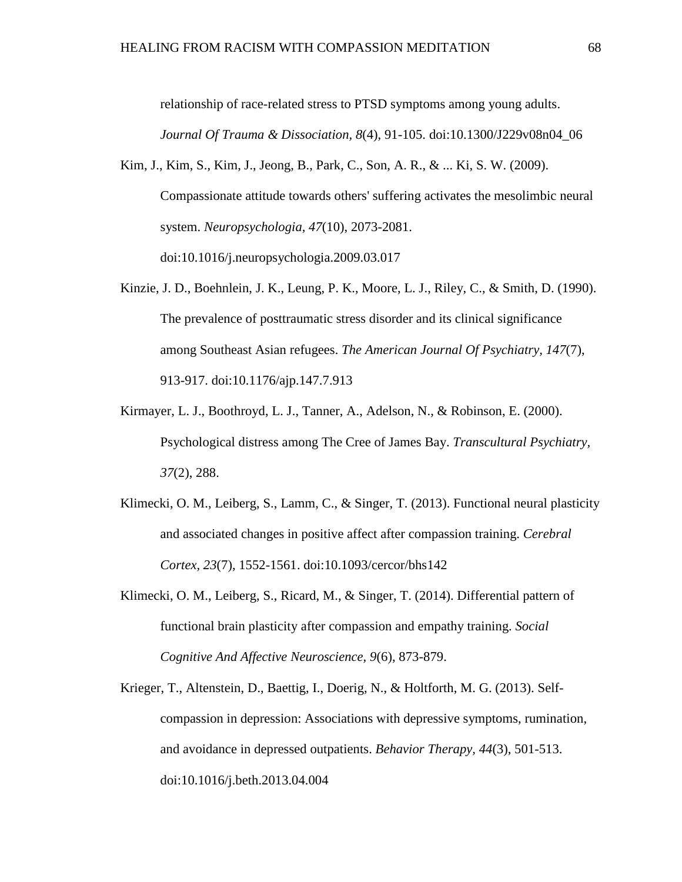relationship of race-related stress to PTSD symptoms among young adults. *Journal Of Trauma & Dissociation*, *8*(4), 91-105. doi:10.1300/J229v08n04_06

Kim, J., Kim, S., Kim, J., Jeong, B., Park, C., Son, A. R., & ... Ki, S. W. (2009). Compassionate attitude towards others' suffering activates the mesolimbic neural system. *Neuropsychologia*, *47*(10), 2073-2081. doi:10.1016/j.neuropsychologia.2009.03.017

Kinzie, J. D., Boehnlein, J. K., Leung, P. K., Moore, L. J., Riley, C., & Smith, D. (1990). The prevalence of posttraumatic stress disorder and its clinical significance among Southeast Asian refugees. *The American Journal Of Psychiatry, 147*(7), 913-917. doi:10.1176/ajp.147.7.913

Kirmayer, L. J., Boothroyd, L. J., Tanner, A., Adelson, N., & Robinson, E. (2000). Psychological distress among The Cree of James Bay. *Transcultural Psychiatry, 37*(2), 288.

Klimecki, O. M., Leiberg, S., Lamm, C., & Singer, T. (2013). Functional neural plasticity and associated changes in positive affect after compassion training. *Cerebral Cortex*, *23*(7), 1552-1561. doi:10.1093/cercor/bhs142

Klimecki, O. M., Leiberg, S., Ricard, M., & Singer, T. (2014). Differential pattern of functional brain plasticity after compassion and empathy training. *Social Cognitive And Affective Neuroscience*, *9*(6), 873-879.

Krieger, T., Altenstein, D., Baettig, I., Doerig, N., & Holtforth, M. G. (2013). Self-compassion in depression: Associations with depressive symptoms, rumination, and avoidance in depressed outpatients. *Behavior Therapy*, *44*(3), 501-513. doi:10.1016/j.beth.2013.04.004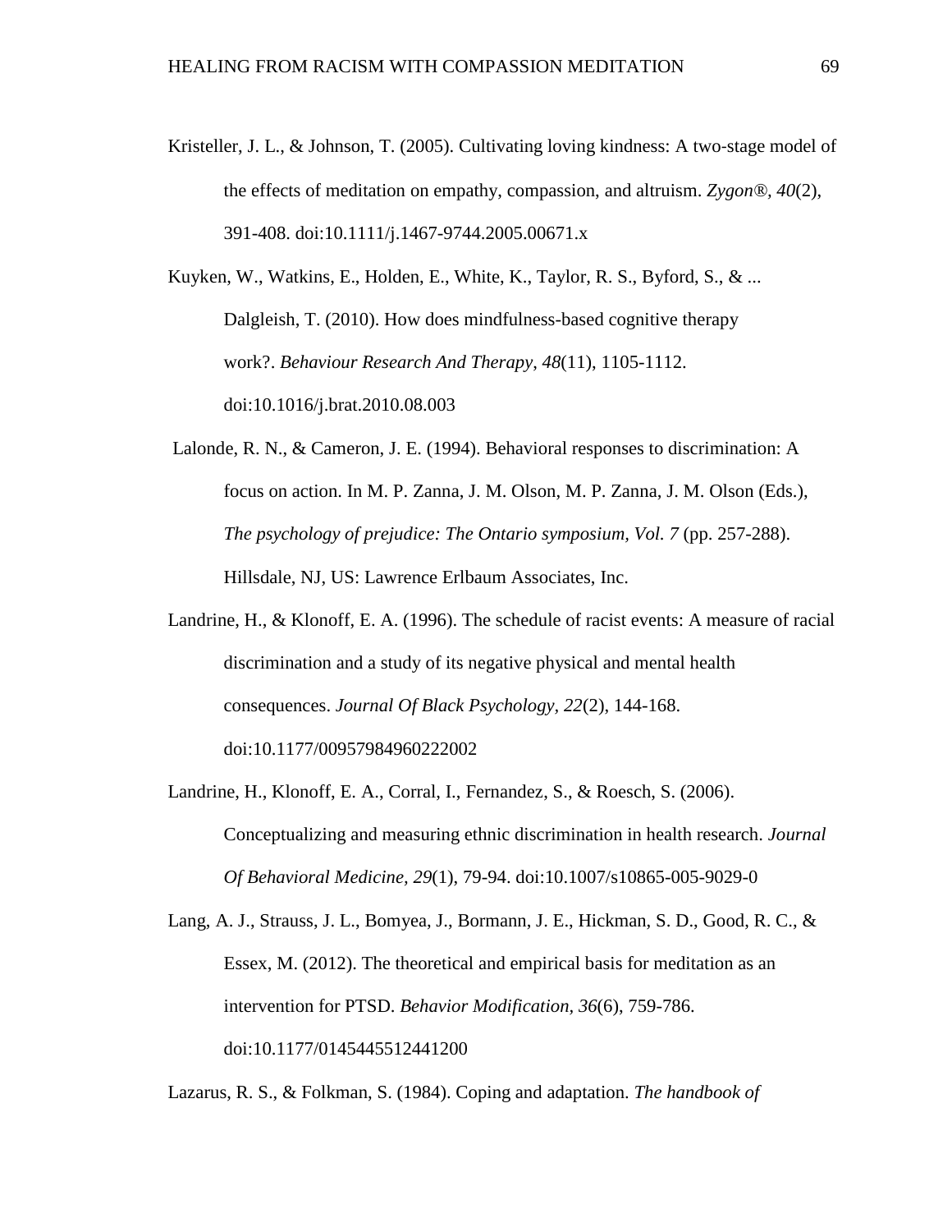Kristeller, J. L., & Johnson, T. (2005). Cultivating loving kindness: A two-stage model of the effects of meditation on empathy, compassion, and altruism. *Zygon®, 40*(2), 391-408. doi:10.1111/j.1467-9744.2005.00671.x

Kuyken, W., Watkins, E., Holden, E., White, K., Taylor, R. S., Byford, S., & ... Dalgleish, T. (2010). How does mindfulness-based cognitive therapy work?. *Behaviour Research And Therapy, 48*(11), 1105-1112. doi:10.1016/j.brat.2010.08.003

Lalonde, R. N., & Cameron, J. E. (1994). Behavioral responses to discrimination: A focus on action. In M. P. Zanna, J. M. Olson, M. P. Zanna, J. M. Olson (Eds.), *The psychology of prejudice: The Ontario symposium, Vol. 7* (pp. 257-288). Hillsdale, NJ, US: Lawrence Erlbaum Associates, Inc.

Landrine, H., & Klonoff, E. A. (1996). The schedule of racist events: A measure of racial discrimination and a study of its negative physical and mental health consequences. *Journal Of Black Psychology, 22*(2), 144-168. doi:10.1177/00957984960222002

Landrine, H., Klonoff, E. A., Corral, I., Fernandez, S., & Roesch, S. (2006). Conceptualizing and measuring ethnic discrimination in health research. *Journal Of Behavioral Medicine, 29*(1), 79-94. doi:10.1007/s10865-005-9029-0

Lang, A. J., Strauss, J. L., Bomyea, J., Bormann, J. E., Hickman, S. D., Good, R. C., & Essex, M. (2012). The theoretical and empirical basis for meditation as an intervention for PTSD. *Behavior Modification, 36*(6), 759-786. doi:10.1177/0145445512441200

Lazarus, R. S., & Folkman, S. (1984). Coping and adaptation. *The handbook of*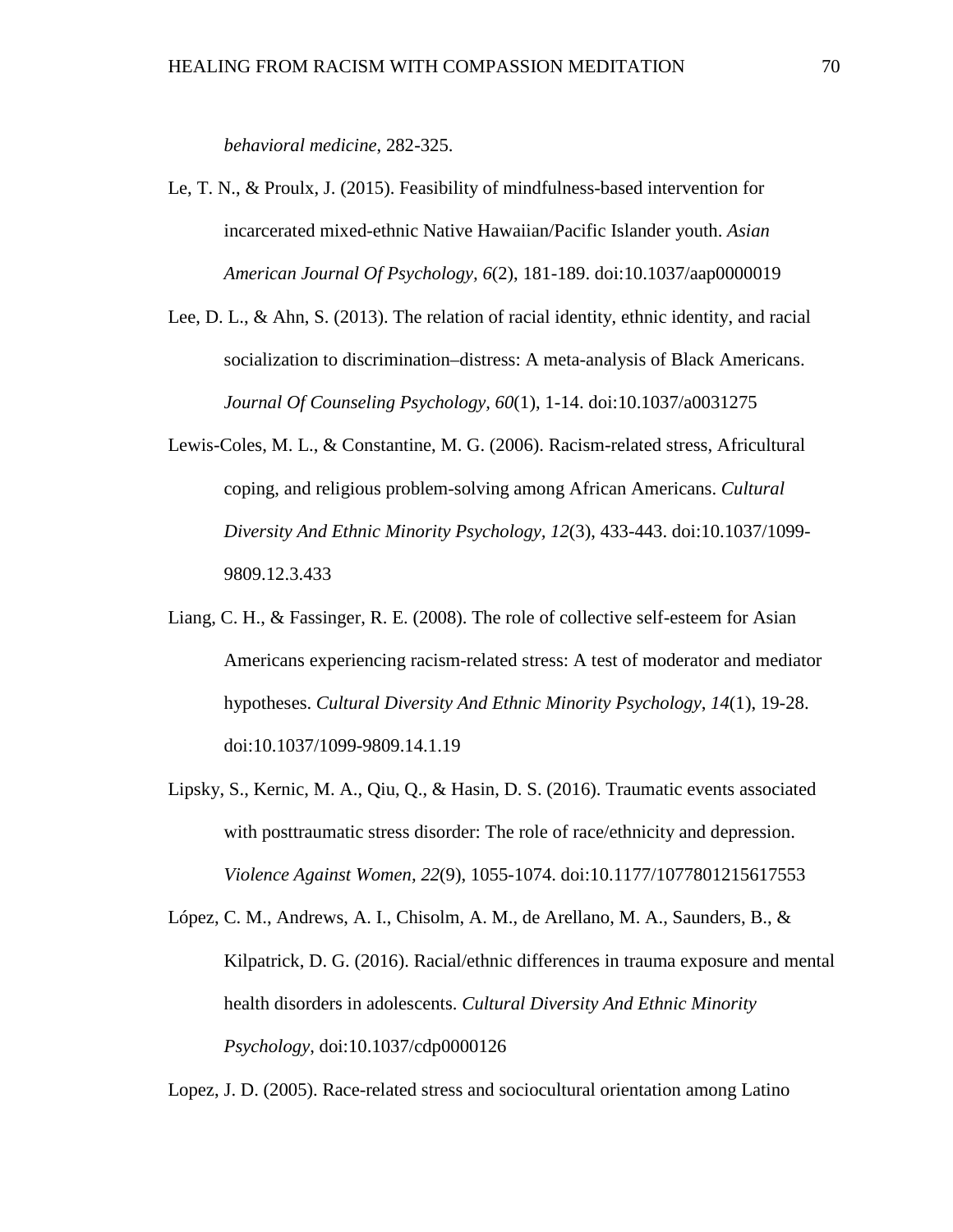*behavioral medicine*, 282-325.

Le, T. N., & Proulx, J. (2015). Feasibility of mindfulness-based intervention for incarcerated mixed-ethnic Native Hawaiian/Pacific Islander youth. *Asian American Journal Of Psychology*, *6*(2), 181-189. doi:10.1037/aap0000019

Lee, D. L., & Ahn, S. (2013). The relation of racial identity, ethnic identity, and racial socialization to discrimination–distress: A meta-analysis of Black Americans. *Journal Of Counseling Psychology*, *60*(1), 1-14. doi:10.1037/a0031275

Lewis-Coles, M. L., & Constantine, M. G. (2006). Racism-related stress, Africultural coping, and religious problem-solving among African Americans. *Cultural Diversity And Ethnic Minority Psychology*, *12*(3), 433-443. doi:10.1037/1099-9809.12.3.433

Liang, C. H., & Fassinger, R. E. (2008). The role of collective self-esteem for Asian Americans experiencing racism-related stress: A test of moderator and mediator hypotheses. *Cultural Diversity And Ethnic Minority Psychology*, *14*(1), 19-28. doi:10.1037/1099-9809.14.1.19

Lipsky, S., Kernic, M. A., Qiu, Q., & Hasin, D. S. (2016). Traumatic events associated with posttraumatic stress disorder: The role of race/ethnicity and depression. *Violence Against Women*, *22*(9), 1055-1074. doi:10.1177/1077801215617553

López, C. M., Andrews, A. I., Chisolm, A. M., de Arellano, M. A., Saunders, B., & Kilpatrick, D. G. (2016). Racial/ethnic differences in trauma exposure and mental health disorders in adolescents. *Cultural Diversity And Ethnic Minority Psychology*, doi:10.1037/cdp0000126

Lopez, J. D. (2005). Race-related stress and sociocultural orientation among Latino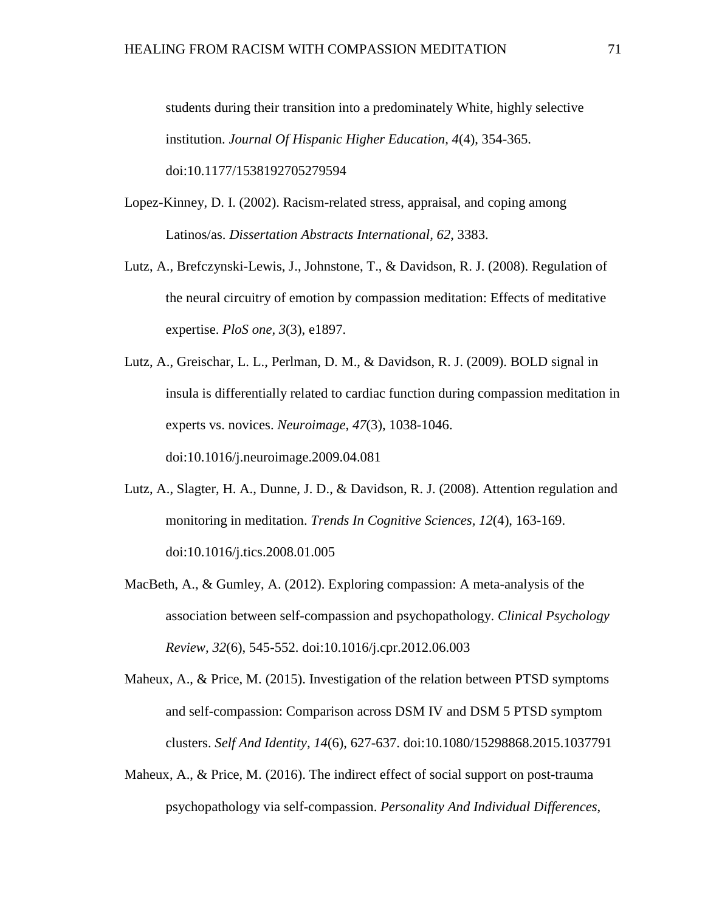students during their transition into a predominately White, highly selective institution. *Journal Of Hispanic Higher Education*, *4*(4), 354-365. doi:10.1177/1538192705279594

Lopez-Kinney, D. I. (2002). Racism-related stress, appraisal, and coping among Latinos/as. *Dissertation Abstracts International, 62*, 3383.

Lutz, A., Brefczynski-Lewis, J., Johnstone, T., & Davidson, R. J. (2008). Regulation of the neural circuitry of emotion by compassion meditation: Effects of meditative expertise. *PloS one*, *3*(3), e1897.

Lutz, A., Greischar, L. L., Perlman, D. M., & Davidson, R. J. (2009). BOLD signal in insula is differentially related to cardiac function during compassion meditation in experts vs. novices. *Neuroimage, 47*(3), 1038-1046. doi:10.1016/j.neuroimage.2009.04.081

Lutz, A., Slagter, H. A., Dunne, J. D., & Davidson, R. J. (2008). Attention regulation and monitoring in meditation. *Trends In Cognitive Sciences*, *12*(4), 163-169. doi:10.1016/j.tics.2008.01.005

MacBeth, A., & Gumley, A. (2012). Exploring compassion: A meta-analysis of the association between self-compassion and psychopathology. *Clinical Psychology Review, 32*(6), 545-552. doi:10.1016/j.cpr.2012.06.003

Maheux, A., & Price, M. (2015). Investigation of the relation between PTSD symptoms and self-compassion: Comparison across DSM IV and DSM 5 PTSD symptom clusters. *Self And Identity, 14*(6), 627-637. doi:10.1080/15298868.2015.1037791

Maheux, A., & Price, M. (2016). The indirect effect of social support on post-trauma psychopathology via self-compassion. *Personality And Individual Differences*,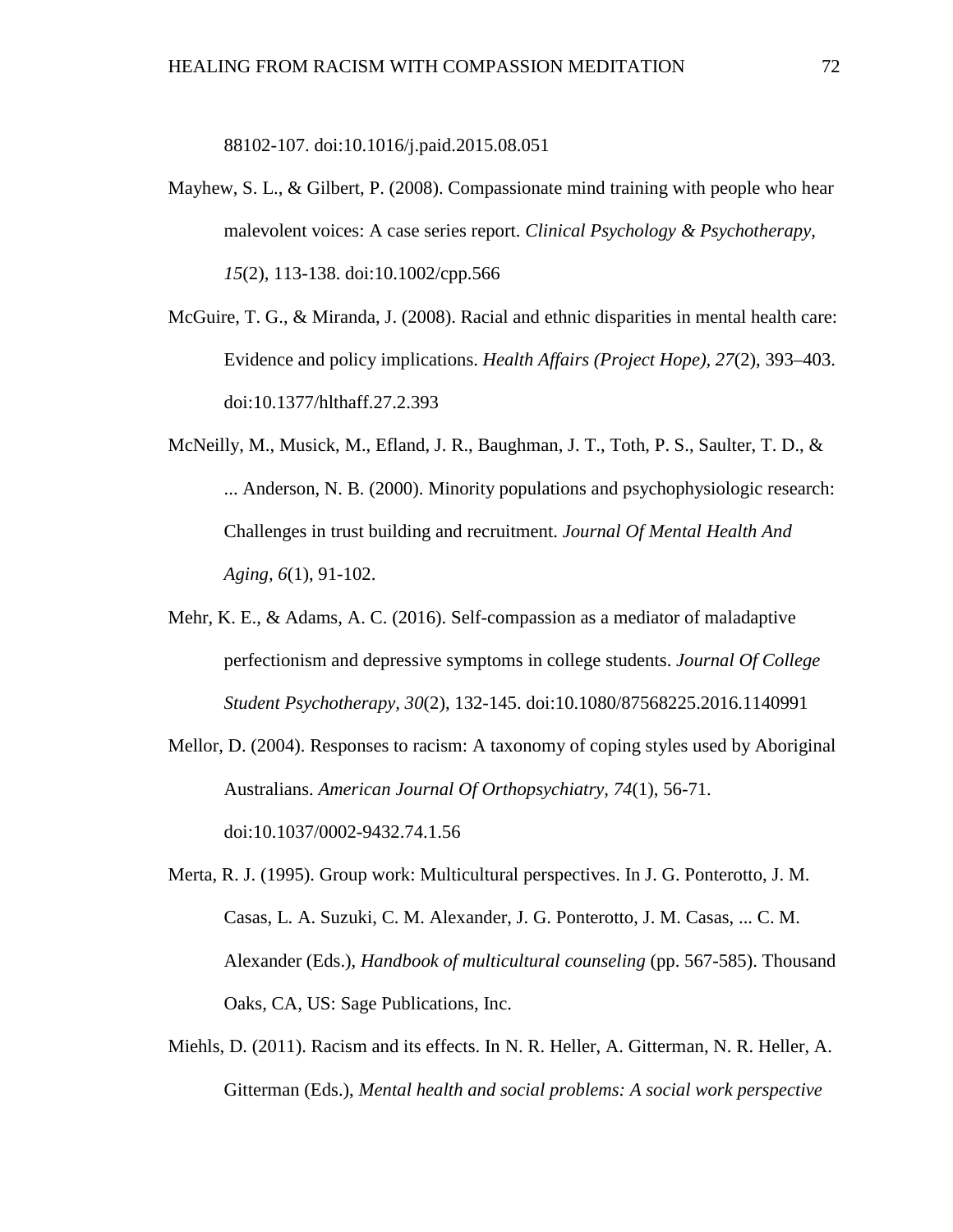88102-107. doi:10.1016/j.paid.2015.08.051

Mayhew, S. L., & Gilbert, P. (2008). Compassionate mind training with people who hear malevolent voices: A case series report. *Clinical Psychology & Psychotherapy, 15*(2), 113-138. doi:10.1002/cpp.566

McGuire, T. G., & Miranda, J. (2008). Racial and ethnic disparities in mental health care: Evidence and policy implications. *Health Affairs (Project Hope), 27*(2), 393–403. doi:10.1377/hlthaff.27.2.393

McNeilly, M., Musick, M., Efland, J. R., Baughman, J. T., Toth, P. S., Saulter, T. D., & ... Anderson, N. B. (2000). Minority populations and psychophysiologic research: Challenges in trust building and recruitment. *Journal Of Mental Health And Aging, 6*(1), 91-102.

Mehr, K. E., & Adams, A. C. (2016). Self-compassion as a mediator of maladaptive perfectionism and depressive symptoms in college students. *Journal Of College Student Psychotherapy, 30*(2), 132-145. doi:10.1080/87568225.2016.1140991

Mellor, D. (2004). Responses to racism: A taxonomy of coping styles used by Aboriginal Australians. *American Journal Of Orthopsychiatry, 74*(1), 56-71. doi:10.1037/0002-9432.74.1.56

Merta, R. J. (1995). Group work: Multicultural perspectives. In J. G. Ponterotto, J. M. Casas, L. A. Suzuki, C. M. Alexander, J. G. Ponterotto, J. M. Casas, ... C. M. Alexander (Eds.), *Handbook of multicultural counseling* (pp. 567-585). Thousand Oaks, CA, US: Sage Publications, Inc.

Miehls, D. (2011). Racism and its effects. In N. R. Heller, A. Gitterman, N. R. Heller, A. Gitterman (Eds.), *Mental health and social problems: A social work perspective*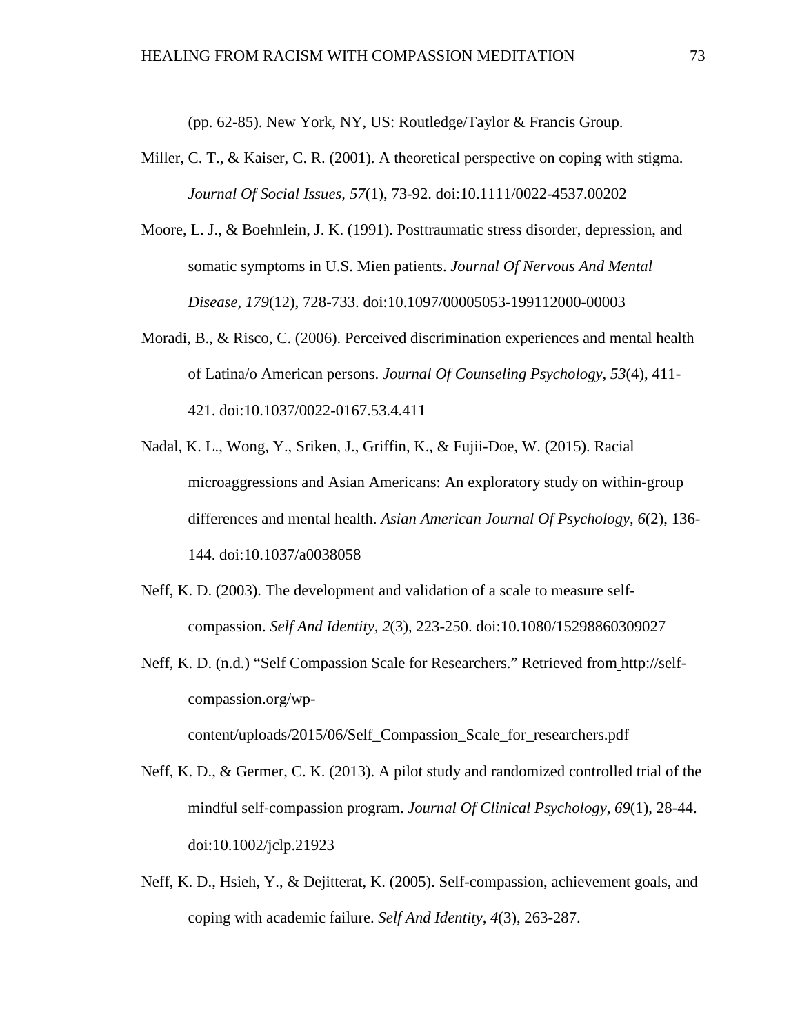(pp. 62-85). New York, NY, US: Routledge/Taylor & Francis Group.

Miller, C. T., & Kaiser, C. R. (2001). A theoretical perspective on coping with stigma. *Journal Of Social Issues*, *57*(1), 73-92. doi:10.1111/0022-4537.00202

Moore, L. J., & Boehnlein, J. K. (1991). Posttraumatic stress disorder, depression, and somatic symptoms in U.S. Mien patients. *Journal Of Nervous And Mental Disease, 179*(12), 728-733. doi:10.1097/00005053-199112000-00003

Moradi, B., & Risco, C. (2006). Perceived discrimination experiences and mental health of Latina/o American persons. *Journal Of Counseling Psychology, 53*(4), 411-421. doi:10.1037/0022-0167.53.4.411

Nadal, K. L., Wong, Y., Sriken, J., Griffin, K., & Fujii-Doe, W. (2015). Racial microaggressions and Asian Americans: An exploratory study on within-group differences and mental health. *Asian American Journal Of Psychology, 6*(2), 136-144. doi:10.1037/a0038058

Neff, K. D. (2003). The development and validation of a scale to measure self-compassion. *Self And Identity*, *2*(3), 223-250. doi:10.1080/15298860309027

Neff, K. D. (n.d.) "Self Compassion Scale for Researchers." Retrieved from http://self-compassion.org/wp-content/uploads/2015/06/Self_Compassion_Scale_for_researchers.pdf

Neff, K. D., & Germer, C. K. (2013). A pilot study and randomized controlled trial of the mindful self-compassion program. *Journal Of Clinical Psychology, 69*(1), 28-44. doi:10.1002/jclp.21923

Neff, K. D., Hsieh, Y., & Dejitterat, K. (2005). Self-compassion, achievement goals, and coping with academic failure. *Self And Identity, 4*(3), 263-287.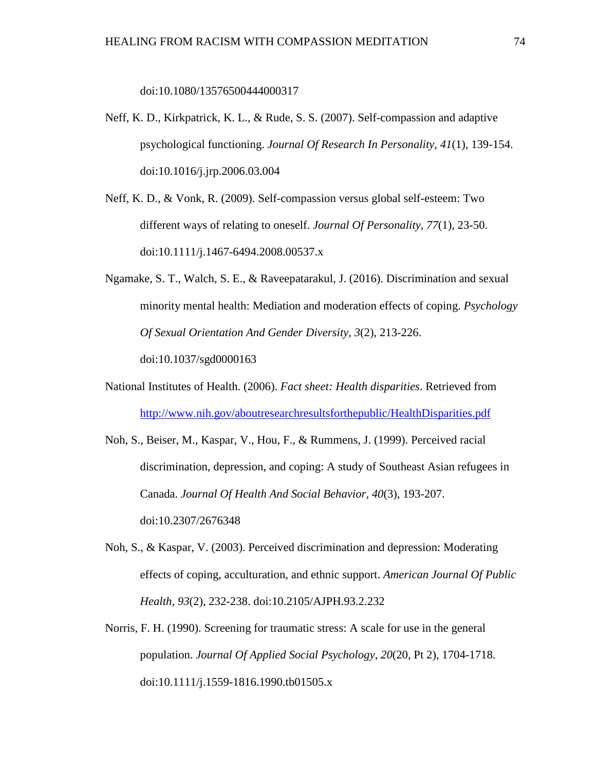doi:10.1080/13576500444000317

Neff, K. D., Kirkpatrick, K. L., & Rude, S. S. (2007). Self-compassion and adaptive psychological functioning. *Journal Of Research In Personality, 41*(1), 139-154. doi:10.1016/j.jrp.2006.03.004

Neff, K. D., & Vonk, R. (2009). Self-compassion versus global self-esteem: Two different ways of relating to oneself. *Journal Of Personality, 77*(1), 23-50. doi:10.1111/j.1467-6494.2008.00537.x

Ngamake, S. T., Walch, S. E., & Raveepatarakul, J. (2016). Discrimination and sexual minority mental health: Mediation and moderation effects of coping. *Psychology Of Sexual Orientation And Gender Diversity, 3*(2), 213-226. doi:10.1037/sgd0000163

National Institutes of Health. (2006). *Fact sheet: Health disparities*. Retrieved from http://www.nih.gov/aboutresearchresultsforthepublic/HealthDisparities.pdf

Noh, S., Beiser, M., Kaspar, V., Hou, F., & Rummens, J. (1999). Perceived racial discrimination, depression, and coping: A study of Southeast Asian refugees in Canada. *Journal Of Health And Social Behavior*, *40*(3), 193-207. doi:10.2307/2676348

Noh, S., & Kaspar, V. (2003). Perceived discrimination and depression: Moderating effects of coping, acculturation, and ethnic support. *American Journal Of Public Health, 93*(2), 232-238. doi:10.2105/AJPH.93.2.232

Norris, F. H. (1990). Screening for traumatic stress: A scale for use in the general population. *Journal Of Applied Social Psychology*, *20*(20, Pt 2), 1704-1718. doi:10.1111/j.1559-1816.1990.tb01505.x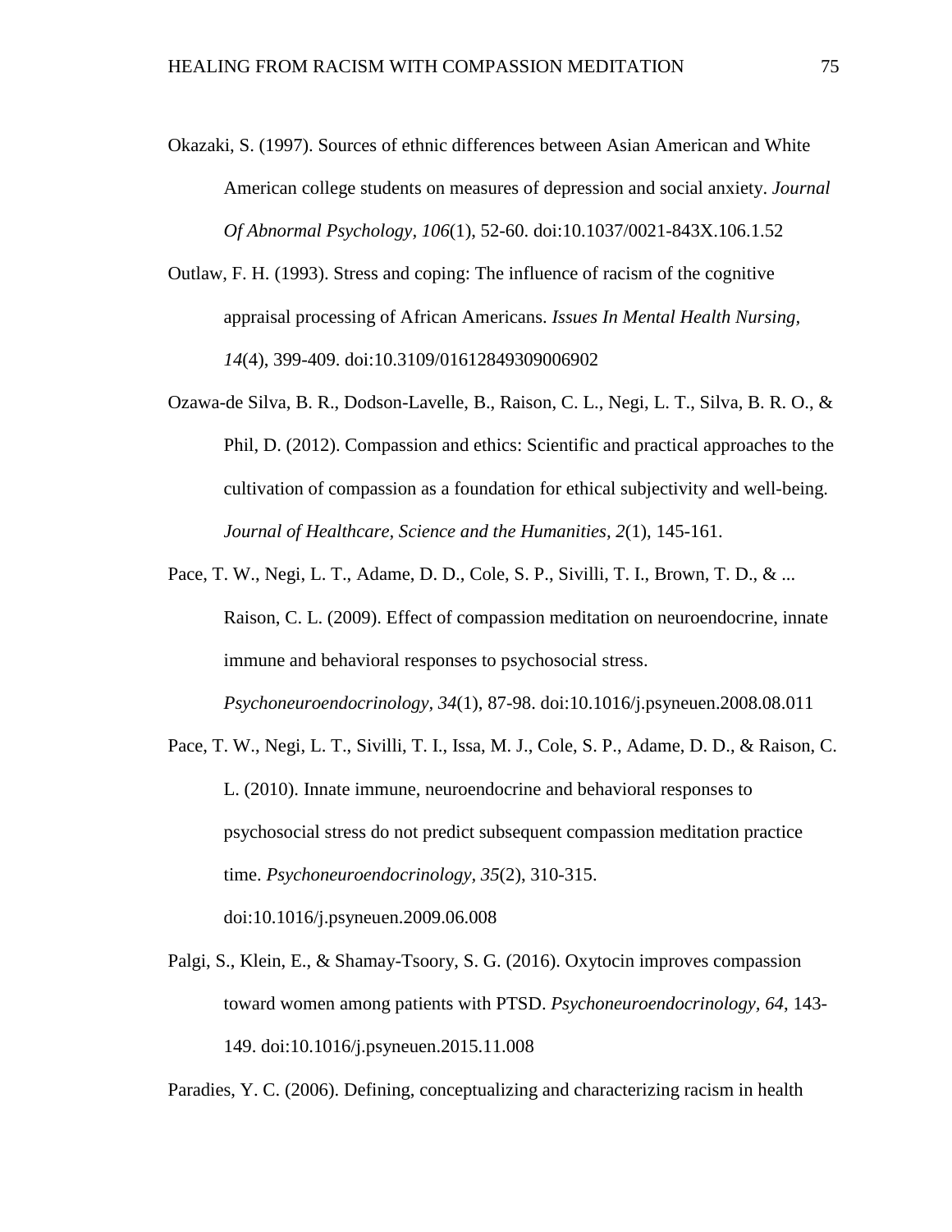Okazaki, S. (1997). Sources of ethnic differences between Asian American and White American college students on measures of depression and social anxiety. *Journal Of Abnormal Psychology*, *106*(1), 52-60. doi:10.1037/0021-843X.106.1.52

Outlaw, F. H. (1993). Stress and coping: The influence of racism of the cognitive appraisal processing of African Americans. *Issues In Mental Health Nursing*, *14*(4), 399-409. doi:10.3109/01612849309006902

Ozawa-de Silva, B. R., Dodson-Lavelle, B., Raison, C. L., Negi, L. T., Silva, B. R. O., & Phil, D. (2012). Compassion and ethics: Scientific and practical approaches to the cultivation of compassion as a foundation for ethical subjectivity and well-being. *Journal of Healthcare, Science and the Humanities*, *2*(1), 145-161.

Pace, T. W., Negi, L. T., Adame, D. D., Cole, S. P., Sivilli, T. I., Brown, T. D., & ... Raison, C. L. (2009). Effect of compassion meditation on neuroendocrine, innate immune and behavioral responses to psychosocial stress. *Psychoneuroendocrinology*, *34*(1), 87-98. doi:10.1016/j.psyneuen.2008.08.011

Pace, T. W., Negi, L. T., Sivilli, T. I., Issa, M. J., Cole, S. P., Adame, D. D., & Raison, C. L. (2010). Innate immune, neuroendocrine and behavioral responses to psychosocial stress do not predict subsequent compassion meditation practice time. *Psychoneuroendocrinology*, *35*(2), 310-315. doi:10.1016/j.psyneuen.2009.06.008

Palgi, S., Klein, E., & Shamay-Tsoory, S. G. (2016). Oxytocin improves compassion toward women among patients with PTSD. *Psychoneuroendocrinology*, *64*, 143-149. doi:10.1016/j.psyneuen.2015.11.008

Paradies, Y. C. (2006). Defining, conceptualizing and characterizing racism in health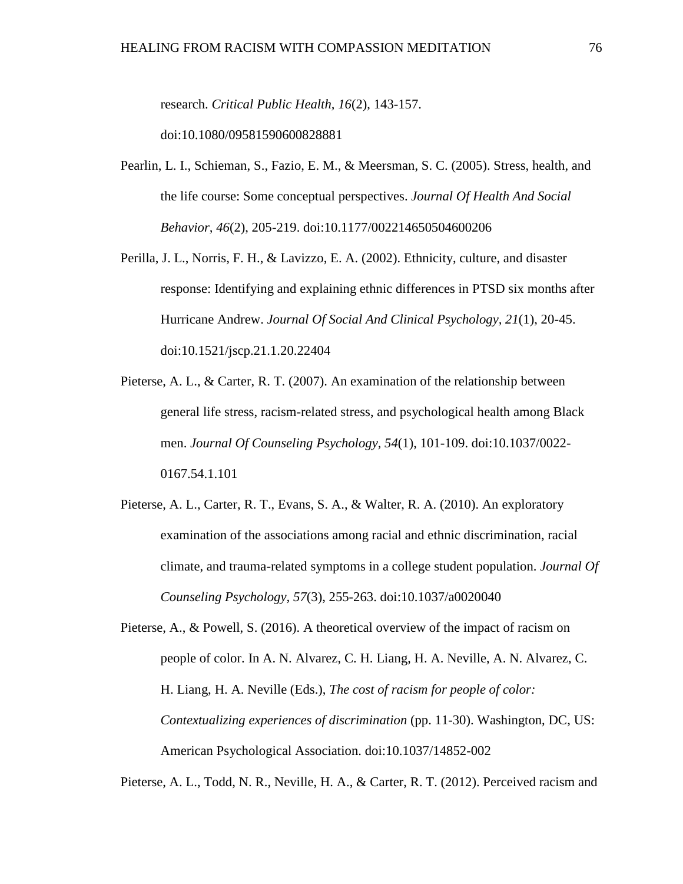research. *Critical Public Health, 16*(2), 143-157. doi:10.1080/09581590600828881

Pearlin, L. I., Schieman, S., Fazio, E. M., & Meersman, S. C. (2005). Stress, health, and the life course: Some conceptual perspectives. *Journal Of Health And Social Behavior, 46*(2), 205-219. doi:10.1177/002214650504600206

Perilla, J. L., Norris, F. H., & Lavizzo, E. A. (2002). Ethnicity, culture, and disaster response: Identifying and explaining ethnic differences in PTSD six months after Hurricane Andrew. *Journal Of Social And Clinical Psychology, 21*(1), 20-45. doi:10.1521/jscp.21.1.20.22404

Pieterse, A. L., & Carter, R. T. (2007). An examination of the relationship between general life stress, racism-related stress, and psychological health among Black men. *Journal Of Counseling Psychology, 54*(1), 101-109. doi:10.1037/0022-0167.54.1.101

Pieterse, A. L., Carter, R. T., Evans, S. A., & Walter, R. A. (2010). An exploratory examination of the associations among racial and ethnic discrimination, racial climate, and trauma-related symptoms in a college student population. *Journal Of Counseling Psychology, 57*(3), 255-263. doi:10.1037/a0020040

Pieterse, A., & Powell, S. (2016). A theoretical overview of the impact of racism on people of color. In A. N. Alvarez, C. H. Liang, H. A. Neville, A. N. Alvarez, C. H. Liang, H. A. Neville (Eds.), *The cost of racism for people of color: Contextualizing experiences of discrimination* (pp. 11-30). Washington, DC, US: American Psychological Association. doi:10.1037/14852-002

Pieterse, A. L., Todd, N. R., Neville, H. A., & Carter, R. T. (2012). Perceived racism and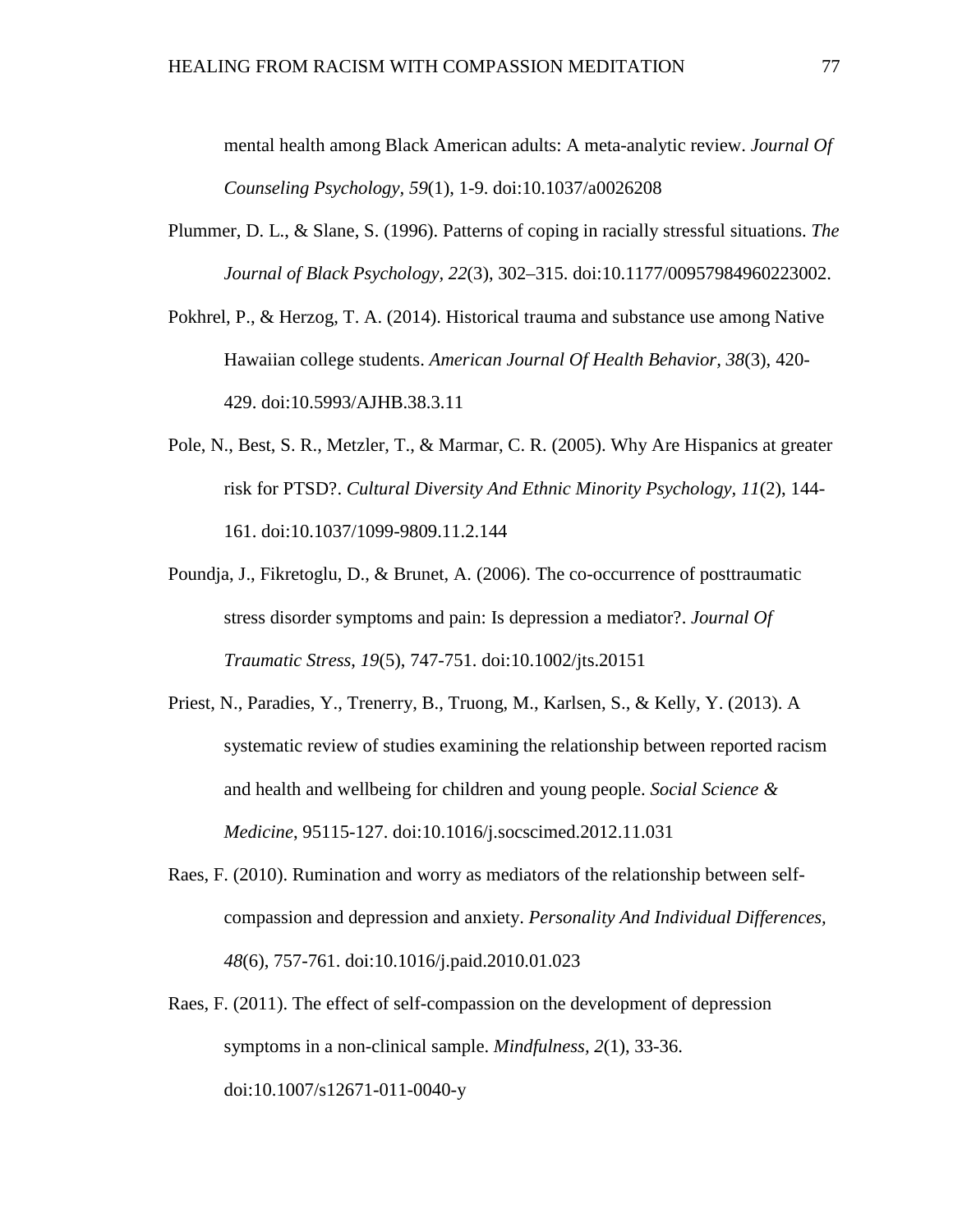mental health among Black American adults: A meta-analytic review. *Journal Of Counseling Psychology, 59*(1), 1-9. doi:10.1037/a0026208

Plummer, D. L., & Slane, S. (1996). Patterns of coping in racially stressful situations. *The Journal of Black Psychology, 22*(3), 302–315. doi:10.1177/00957984960223002.

Pokhrel, P., & Herzog, T. A. (2014). Historical trauma and substance use among Native Hawaiian college students. *American Journal Of Health Behavior, 38*(3), 420-429. doi:10.5993/AJHB.38.3.11

Pole, N., Best, S. R., Metzler, T., & Marmar, C. R. (2005). Why Are Hispanics at greater risk for PTSD?. *Cultural Diversity And Ethnic Minority Psychology, 11*(2), 144-161. doi:10.1037/1099-9809.11.2.144

Poundja, J., Fikretoglu, D., & Brunet, A. (2006). The co-occurrence of posttraumatic stress disorder symptoms and pain: Is depression a mediator?. *Journal Of Traumatic Stress*, *19*(5), 747-751. doi:10.1002/jts.20151

Priest, N., Paradies, Y., Trenerry, B., Truong, M., Karlsen, S., & Kelly, Y. (2013). A systematic review of studies examining the relationship between reported racism and health and wellbeing for children and young people. *Social Science & Medicine*, 95115-127. doi:10.1016/j.socscimed.2012.11.031

Raes, F. (2010). Rumination and worry as mediators of the relationship between self-compassion and depression and anxiety. *Personality And Individual Differences, 48*(6), 757-761. doi:10.1016/j.paid.2010.01.023

Raes, F. (2011). The effect of self-compassion on the development of depression symptoms in a non-clinical sample. *Mindfulness, 2*(1), 33-36. doi:10.1007/s12671-011-0040-y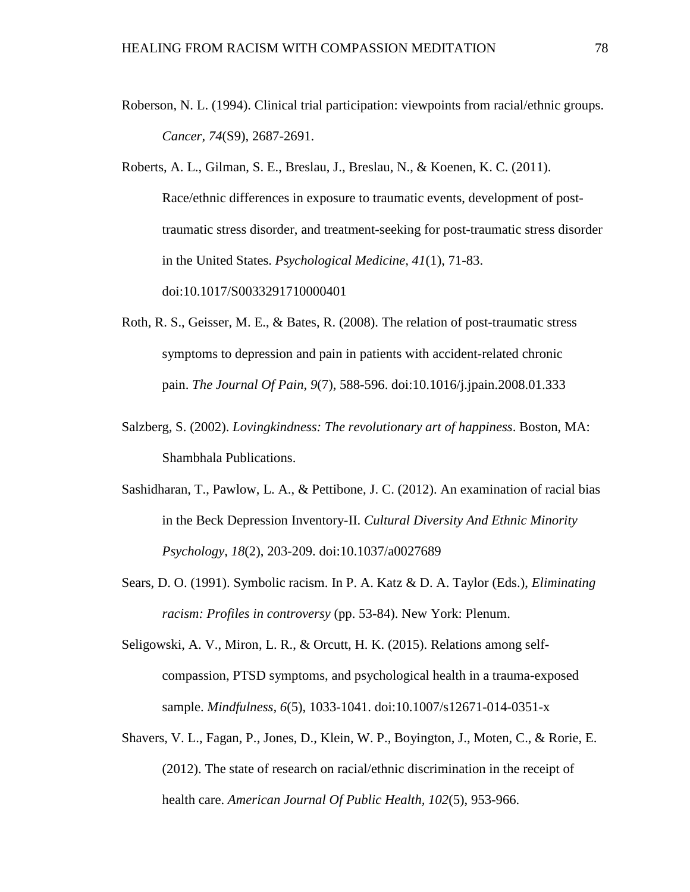Roberson, N. L. (1994). Clinical trial participation: viewpoints from racial/ethnic groups. *Cancer, 74*(S9), 2687-2691.

Roberts, A. L., Gilman, S. E., Breslau, J., Breslau, N., & Koenen, K. C. (2011). Race/ethnic differences in exposure to traumatic events, development of post-traumatic stress disorder, and treatment-seeking for post-traumatic stress disorder in the United States. *Psychological Medicine, 41*(1), 71-83. doi:10.1017/S0033291710000401

Roth, R. S., Geisser, M. E., & Bates, R. (2008). The relation of post-traumatic stress symptoms to depression and pain in patients with accident-related chronic pain. *The Journal Of Pain*, *9*(7), 588-596. doi:10.1016/j.jpain.2008.01.333

Salzberg, S. (2002). *Lovingkindness: The revolutionary art of happiness*. Boston, MA: Shambhala Publications.

Sashidharan, T., Pawlow, L. A., & Pettibone, J. C. (2012). An examination of racial bias in the Beck Depression Inventory-II. *Cultural Diversity And Ethnic Minority Psychology*, *18*(2), 203-209. doi:10.1037/a0027689

Sears, D. O. (1991). Symbolic racism. In P. A. Katz & D. A. Taylor (Eds.), *Eliminating racism: Profiles in controversy* (pp. 53-84). New York: Plenum.

Seligowski, A. V., Miron, L. R., & Orcutt, H. K. (2015). Relations among self-compassion, PTSD symptoms, and psychological health in a trauma-exposed sample. *Mindfulness, 6*(5), 1033-1041. doi:10.1007/s12671-014-0351-x

Shavers, V. L., Fagan, P., Jones, D., Klein, W. P., Boyington, J., Moten, C., & Rorie, E. (2012). The state of research on racial/ethnic discrimination in the receipt of health care. *American Journal Of Public Health, 102*(5), 953-966.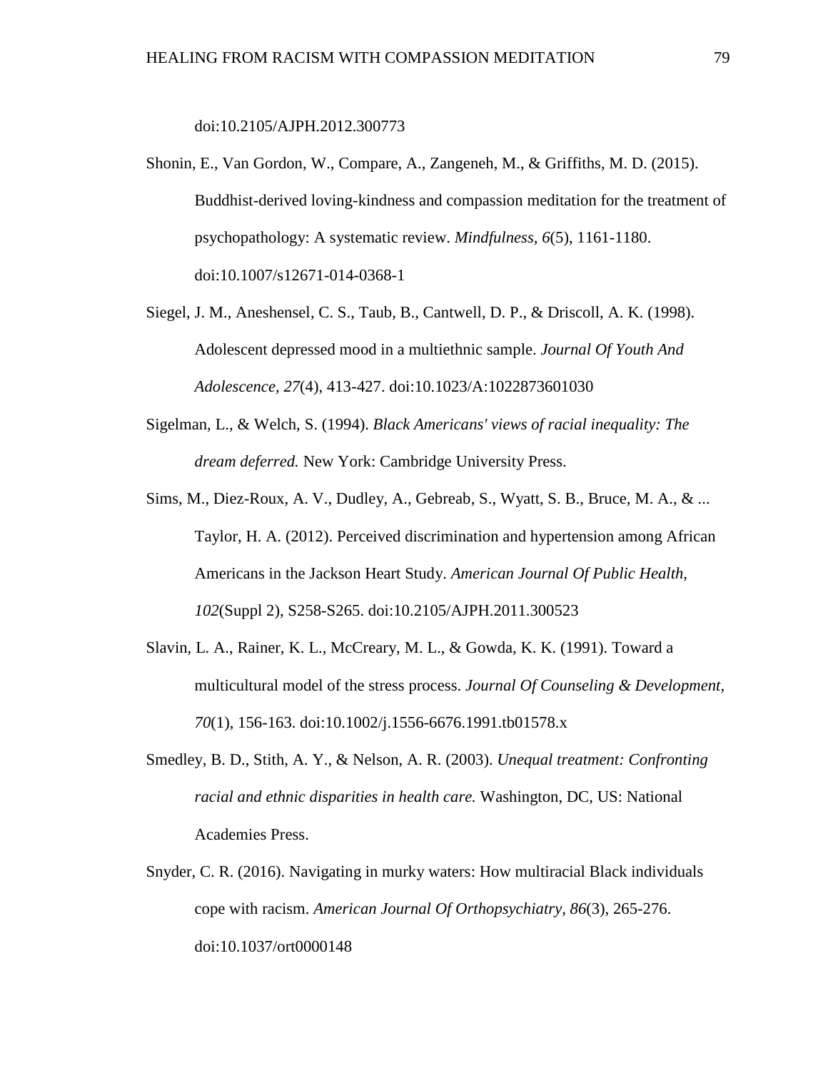doi:10.2105/AJPH.2012.300773

Shonin, E., Van Gordon, W., Compare, A., Zangeneh, M., & Griffiths, M. D. (2015). Buddhist-derived loving-kindness and compassion meditation for the treatment of psychopathology: A systematic review. *Mindfulness, 6*(5), 1161-1180. doi:10.1007/s12671-014-0368-1

Siegel, J. M., Aneshensel, C. S., Taub, B., Cantwell, D. P., & Driscoll, A. K. (1998). Adolescent depressed mood in a multiethnic sample. *Journal Of Youth And Adolescence, 27*(4), 413-427. doi:10.1023/A:1022873601030

Sigelman, L., & Welch, S. (1994). *Black Americans' views of racial inequality: The dream deferred.* New York: Cambridge University Press.

Sims, M., Diez-Roux, A. V., Dudley, A., Gebreab, S., Wyatt, S. B., Bruce, M. A., & ... Taylor, H. A. (2012). Perceived discrimination and hypertension among African Americans in the Jackson Heart Study. *American Journal Of Public Health, 102*(Suppl 2), S258-S265. doi:10.2105/AJPH.2011.300523

Slavin, L. A., Rainer, K. L., McCreary, M. L., & Gowda, K. K. (1991). Toward a multicultural model of the stress process. *Journal Of Counseling & Development, 70*(1), 156-163. doi:10.1002/j.1556-6676.1991.tb01578.x

Smedley, B. D., Stith, A. Y., & Nelson, A. R. (2003). *Unequal treatment: Confronting racial and ethnic disparities in health care.* Washington, DC, US: National Academies Press.

Snyder, C. R. (2016). Navigating in murky waters: How multiracial Black individuals cope with racism. *American Journal Of Orthopsychiatry, 86*(3), 265-276. doi:10.1037/ort0000148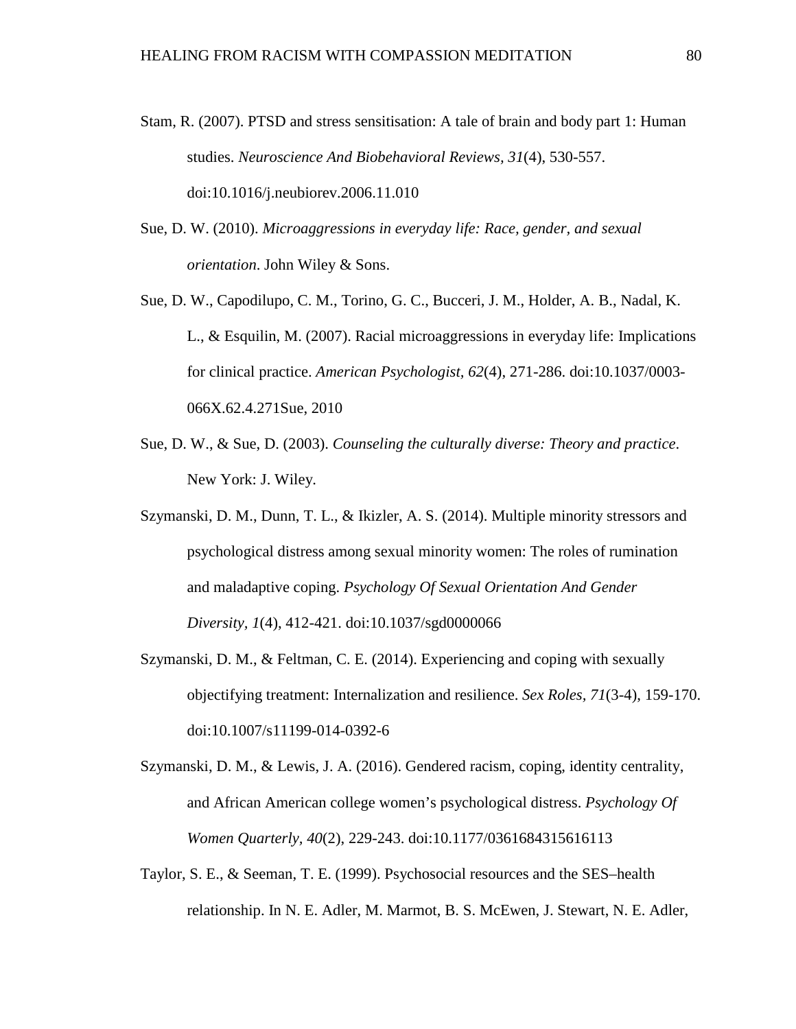Stam, R. (2007). PTSD and stress sensitisation: A tale of brain and body part 1: Human studies. *Neuroscience And Biobehavioral Reviews, 31*(4), 530-557. doi:10.1016/j.neubiorev.2006.11.010

Sue, D. W. (2010). *Microaggressions in everyday life: Race, gender, and sexual orientation*. John Wiley & Sons.

Sue, D. W., Capodilupo, C. M., Torino, G. C., Bucceri, J. M., Holder, A. B., Nadal, K. L., & Esquilin, M. (2007). Racial microaggressions in everyday life: Implications for clinical practice. *American Psychologist, 62*(4), 271-286. doi:10.1037/0003-066X.62.4.271Sue, 2010

Sue, D. W., & Sue, D. (2003). *Counseling the culturally diverse: Theory and practice*. New York: J. Wiley.

Szymanski, D. M., Dunn, T. L., & Ikizler, A. S. (2014). Multiple minority stressors and psychological distress among sexual minority women: The roles of rumination and maladaptive coping. *Psychology Of Sexual Orientation And Gender Diversity, 1*(4), 412-421. doi:10.1037/sgd0000066

Szymanski, D. M., & Feltman, C. E. (2014). Experiencing and coping with sexually objectifying treatment: Internalization and resilience. *Sex Roles, 71*(3-4), 159-170. doi:10.1007/s11199-014-0392-6

Szymanski, D. M., & Lewis, J. A. (2016). Gendered racism, coping, identity centrality, and African American college women's psychological distress. *Psychology Of Women Quarterly, 40*(2), 229-243. doi:10.1177/0361684315616113

Taylor, S. E., & Seeman, T. E. (1999). Psychosocial resources and the SES–health relationship. In N. E. Adler, M. Marmot, B. S. McEwen, J. Stewart, N. E. Adler,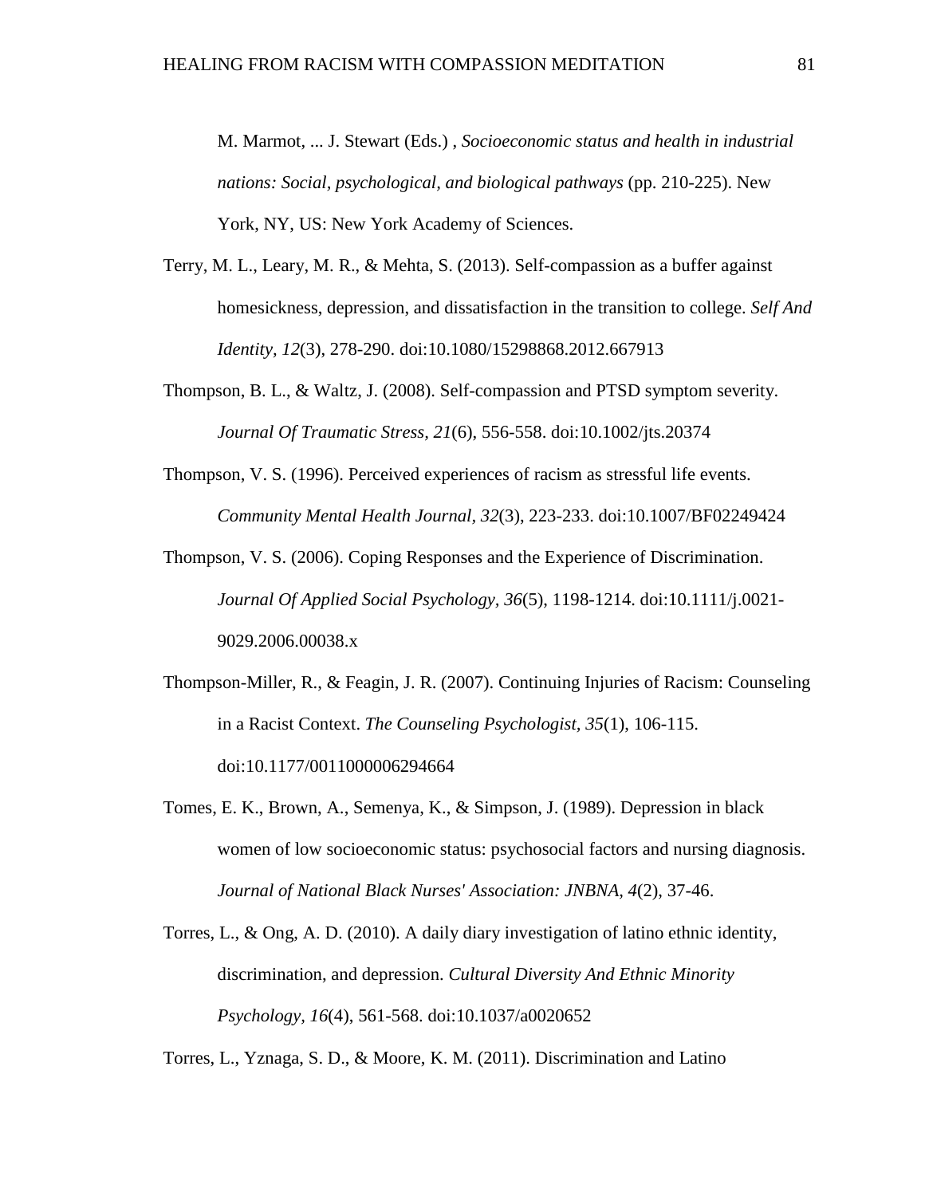M. Marmot, ... J. Stewart (Eds.) , *Socioeconomic status and health in industrial nations: Social, psychological, and biological pathways* (pp. 210-225). New York, NY, US: New York Academy of Sciences.

Terry, M. L., Leary, M. R., & Mehta, S. (2013). Self-compassion as a buffer against homesickness, depression, and dissatisfaction in the transition to college. *Self And Identity, 12*(3), 278-290. doi:10.1080/15298868.2012.667913

Thompson, B. L., & Waltz, J. (2008). Self-compassion and PTSD symptom severity. *Journal Of Traumatic Stress, 21*(6), 556-558. doi:10.1002/jts.20374

Thompson, V. S. (1996). Perceived experiences of racism as stressful life events. *Community Mental Health Journal, 32*(3), 223-233. doi:10.1007/BF02249424

Thompson, V. S. (2006). Coping Responses and the Experience of Discrimination. *Journal Of Applied Social Psychology, 36*(5), 1198-1214. doi:10.1111/j.0021-9029.2006.00038.x

Thompson-Miller, R., & Feagin, J. R. (2007). Continuing Injuries of Racism: Counseling in a Racist Context. *The Counseling Psychologist, 35*(1), 106-115. doi:10.1177/0011000006294664

Tomes, E. K., Brown, A., Semenya, K., & Simpson, J. (1989). Depression in black women of low socioeconomic status: psychosocial factors and nursing diagnosis. *Journal of National Black Nurses' Association: JNBNA, 4*(2), 37-46.

Torres, L., & Ong, A. D. (2010). A daily diary investigation of latino ethnic identity, discrimination, and depression. *Cultural Diversity And Ethnic Minority Psychology, 16*(4), 561-568. doi:10.1037/a0020652

Torres, L., Yznaga, S. D., & Moore, K. M. (2011). Discrimination and Latino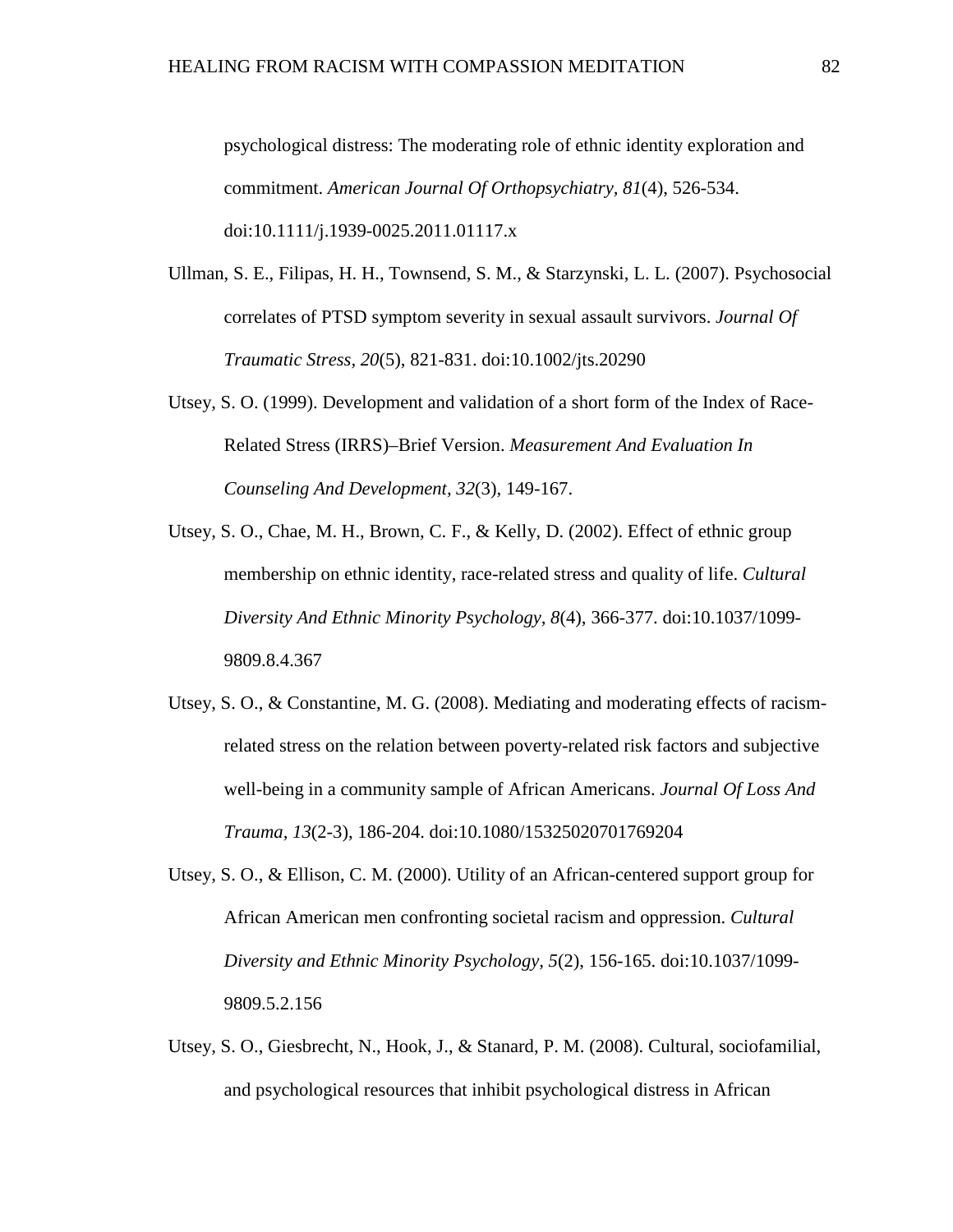psychological distress: The moderating role of ethnic identity exploration and commitment. *American Journal Of Orthopsychiatry, 81*(4), 526-534. doi:10.1111/j.1939-0025.2011.01117.x

Ullman, S. E., Filipas, H. H., Townsend, S. M., & Starzynski, L. L. (2007). Psychosocial correlates of PTSD symptom severity in sexual assault survivors. *Journal Of Traumatic Stress, 20*(5), 821-831. doi:10.1002/jts.20290

Utsey, S. O. (1999). Development and validation of a short form of the Index of Race-Related Stress (IRRS)–Brief Version. *Measurement And Evaluation In Counseling And Development, 32*(3), 149-167.

Utsey, S. O., Chae, M. H., Brown, C. F., & Kelly, D. (2002). Effect of ethnic group membership on ethnic identity, race-related stress and quality of life. *Cultural Diversity And Ethnic Minority Psychology, 8*(4), 366-377. doi:10.1037/1099-9809.8.4.367

Utsey, S. O., & Constantine, M. G. (2008). Mediating and moderating effects of racism-related stress on the relation between poverty-related risk factors and subjective well-being in a community sample of African Americans. *Journal Of Loss And Trauma, 13*(2-3), 186-204. doi:10.1080/15325020701769204

Utsey, S. O., & Ellison, C. M. (2000). Utility of an African-centered support group for African American men confronting societal racism and oppression. *Cultural Diversity and Ethnic Minority Psychology, 5*(2), 156-165. doi:10.1037/1099-9809.5.2.156

Utsey, S. O., Giesbrecht, N., Hook, J., & Stanard, P. M. (2008). Cultural, sociofamilial, and psychological resources that inhibit psychological distress in African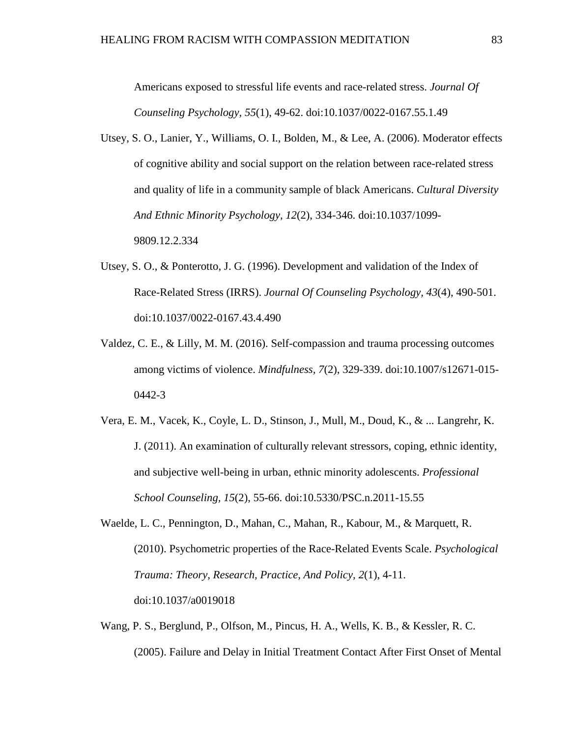Americans exposed to stressful life events and race-related stress. *Journal Of Counseling Psychology, 55*(1), 49-62. doi:10.1037/0022-0167.55.1.49

Utsey, S. O., Lanier, Y., Williams, O. I., Bolden, M., & Lee, A. (2006). Moderator effects of cognitive ability and social support on the relation between race-related stress and quality of life in a community sample of black Americans. *Cultural Diversity And Ethnic Minority Psychology, 12*(2), 334-346. doi:10.1037/1099-9809.12.2.334

Utsey, S. O., & Ponterotto, J. G. (1996). Development and validation of the Index of Race-Related Stress (IRRS). *Journal Of Counseling Psychology, 43*(4), 490-501. doi:10.1037/0022-0167.43.4.490

Valdez, C. E., & Lilly, M. M. (2016). Self-compassion and trauma processing outcomes among victims of violence. *Mindfulness, 7*(2), 329-339. doi:10.1007/s12671-015-0442-3

Vera, E. M., Vacek, K., Coyle, L. D., Stinson, J., Mull, M., Doud, K., & ... Langrehr, K. J. (2011). An examination of culturally relevant stressors, coping, ethnic identity, and subjective well-being in urban, ethnic minority adolescents. *Professional School Counseling, 15*(2), 55-66. doi:10.5330/PSC.n.2011-15.55

Waelde, L. C., Pennington, D., Mahan, C., Mahan, R., Kabour, M., & Marquett, R. (2010). Psychometric properties of the Race-Related Events Scale. *Psychological Trauma: Theory, Research, Practice, And Policy, 2*(1), 4-11. doi:10.1037/a0019018

Wang, P. S., Berglund, P., Olfson, M., Pincus, H. A., Wells, K. B., & Kessler, R. C. (2005). Failure and Delay in Initial Treatment Contact After First Onset of Mental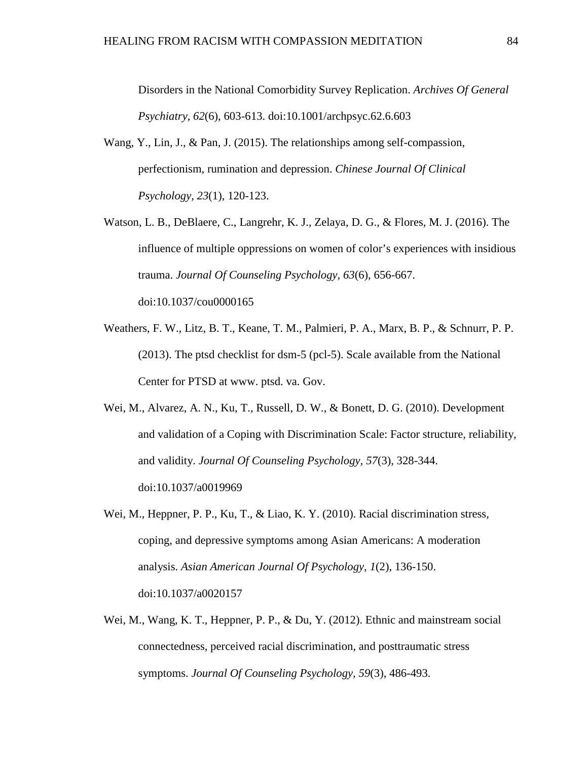Disorders in the National Comorbidity Survey Replication. *Archives Of General Psychiatry, 62*(6), 603-613. doi:10.1001/archpsyc.62.6.603

Wang, Y., Lin, J., & Pan, J. (2015). The relationships among self-compassion, perfectionism, rumination and depression. *Chinese Journal Of Clinical Psychology, 23*(1), 120-123.

Watson, L. B., DeBlaere, C., Langrehr, K. J., Zelaya, D. G., & Flores, M. J. (2016). The influence of multiple oppressions on women of color's experiences with insidious trauma. *Journal Of Counseling Psychology, 63*(6), 656-667. doi:10.1037/cou0000165

Weathers, F. W., Litz, B. T., Keane, T. M., Palmieri, P. A., Marx, B. P., & Schnurr, P. P. (2013). The ptsd checklist for dsm-5 (pcl-5). Scale available from the National Center for PTSD at www. ptsd. va. Gov.

Wei, M., Alvarez, A. N., Ku, T., Russell, D. W., & Bonett, D. G. (2010). Development and validation of a Coping with Discrimination Scale: Factor structure, reliability, and validity. *Journal Of Counseling Psychology, 57*(3), 328-344. doi:10.1037/a0019969

Wei, M., Heppner, P. P., Ku, T., & Liao, K. Y. (2010). Racial discrimination stress, coping, and depressive symptoms among Asian Americans: A moderation analysis. *Asian American Journal Of Psychology, 1*(2), 136-150. doi:10.1037/a0020157

Wei, M., Wang, K. T., Heppner, P. P., & Du, Y. (2012). Ethnic and mainstream social connectedness, perceived racial discrimination, and posttraumatic stress symptoms. *Journal Of Counseling Psychology, 59*(3), 486-493.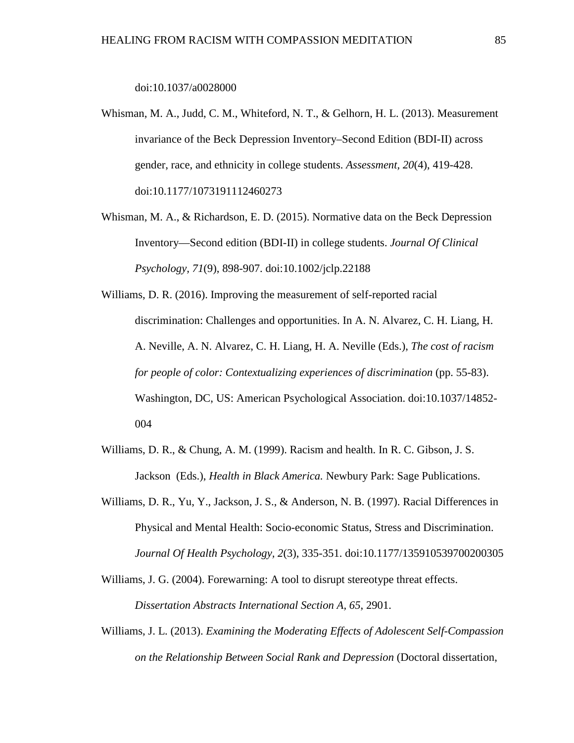doi:10.1037/a0028000

Whisman, M. A., Judd, C. M., Whiteford, N. T., & Gelhorn, H. L. (2013). Measurement invariance of the Beck Depression Inventory–Second Edition (BDI-II) across gender, race, and ethnicity in college students. *Assessment, 20*(4), 419-428. doi:10.1177/1073191112460273

Whisman, M. A., & Richardson, E. D. (2015). Normative data on the Beck Depression Inventory—Second edition (BDI-II) in college students. *Journal Of Clinical Psychology*, *71*(9), 898-907. doi:10.1002/jclp.22188

Williams, D. R. (2016). Improving the measurement of self-reported racial discrimination: Challenges and opportunities. In A. N. Alvarez, C. H. Liang, H. A. Neville, A. N. Alvarez, C. H. Liang, H. A. Neville (Eds.), *The cost of racism for people of color: Contextualizing experiences of discrimination* (pp. 55-83). Washington, DC, US: American Psychological Association. doi:10.1037/14852-004

Williams, D. R., & Chung, A. M. (1999). Racism and health. In R. C. Gibson, J. S. Jackson (Eds.), *Health in Black America.* Newbury Park: Sage Publications.

Williams, D. R., Yu, Y., Jackson, J. S., & Anderson, N. B. (1997). Racial Differences in Physical and Mental Health: Socio-economic Status, Stress and Discrimination. *Journal Of Health Psychology*, *2*(3), 335-351. doi:10.1177/135910539700200305

Williams, J. G. (2004). Forewarning: A tool to disrupt stereotype threat effects. *Dissertation Abstracts International Section A, 65*, 2901.

Williams, J. L. (2013). *Examining the Moderating Effects of Adolescent Self-Compassion on the Relationship Between Social Rank and Depression* (Doctoral dissertation,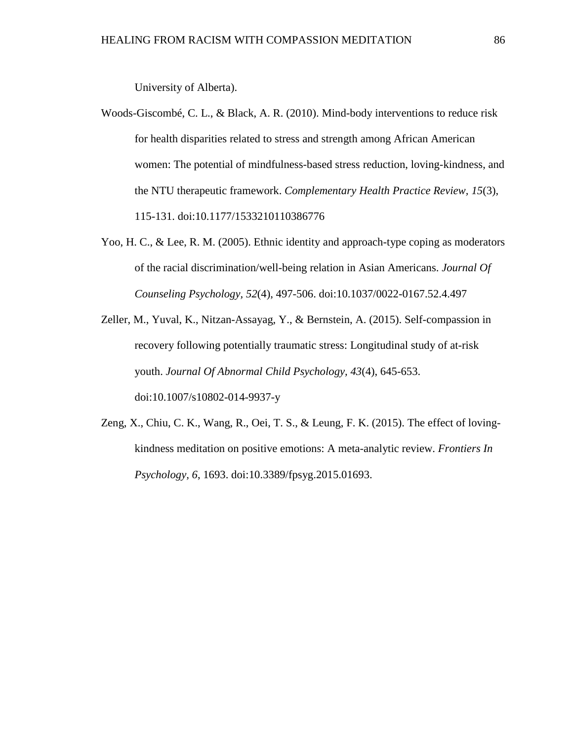University of Alberta).

Woods-Giscombé, C. L., & Black, A. R. (2010). Mind-body interventions to reduce risk for health disparities related to stress and strength among African American women: The potential of mindfulness-based stress reduction, loving-kindness, and the NTU therapeutic framework. *Complementary Health Practice Review, 15*(3), 115-131. doi:10.1177/1533210110386776

Yoo, H. C., & Lee, R. M. (2005). Ethnic identity and approach-type coping as moderators of the racial discrimination/well-being relation in Asian Americans. *Journal Of Counseling Psychology, 52*(4), 497-506. doi:10.1037/0022-0167.52.4.497

Zeller, M., Yuval, K., Nitzan-Assayag, Y., & Bernstein, A. (2015). Self-compassion in recovery following potentially traumatic stress: Longitudinal study of at-risk youth. *Journal Of Abnormal Child Psychology, 43*(4), 645-653. doi:10.1007/s10802-014-9937-y

Zeng, X., Chiu, C. K., Wang, R., Oei, T. S., & Leung, F. K. (2015). The effect of loving-kindness meditation on positive emotions: A meta-analytic review. *Frontiers In Psychology, 6*, 1693. doi:10.3389/fpsyg.2015.01693.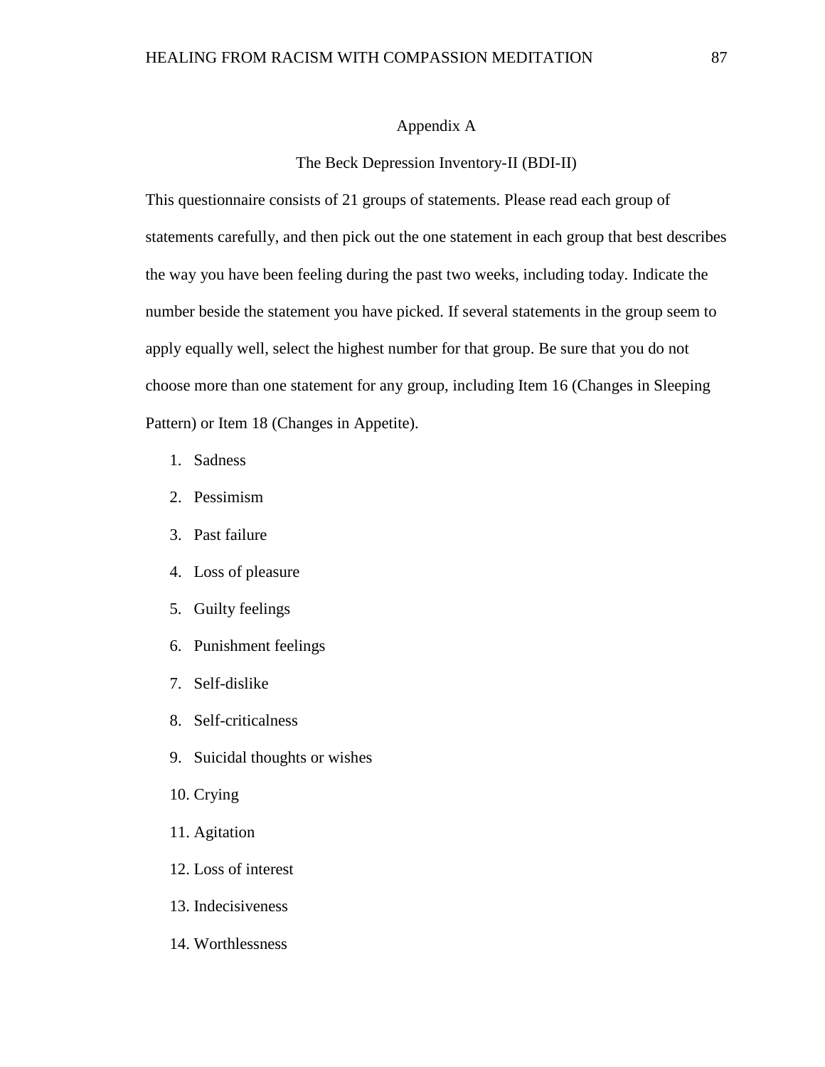# Appendix A

## The Beck Depression Inventory-II (BDI-II)

This questionnaire consists of 21 groups of statements. Please read each group of statements carefully, and then pick out the one statement in each group that best describes the way you have been feeling during the past two weeks, including today. Indicate the number beside the statement you have picked. If several statements in the group seem to apply equally well, select the highest number for that group. Be sure that you do not choose more than one statement for any group, including Item 16 (Changes in Sleeping Pattern) or Item 18 (Changes in Appetite).

1. Sadness
2. Pessimism
3. Past failure
4. Loss of pleasure
5. Guilty feelings
6. Punishment feelings
7. Self-dislike
8. Self-criticalness
9. Suicidal thoughts or wishes
10. Crying
11. Agitation
12. Loss of interest
13. Indecisiveness
14. Worthlessness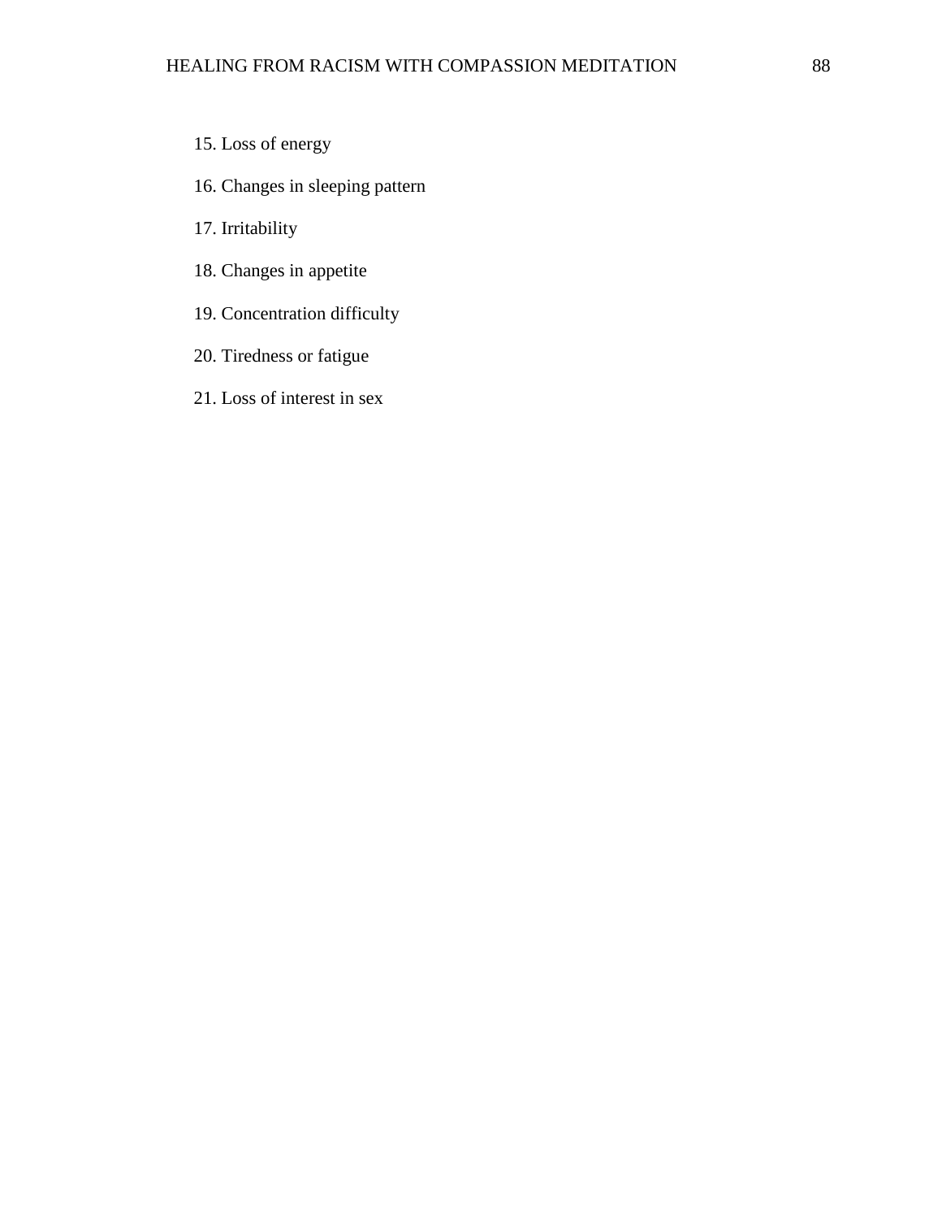15. Loss of energy
16. Changes in sleeping pattern
17. Irritability
18. Changes in appetite
19. Concentration difficulty
20. Tiredness or fatigue
21. Loss of interest in sex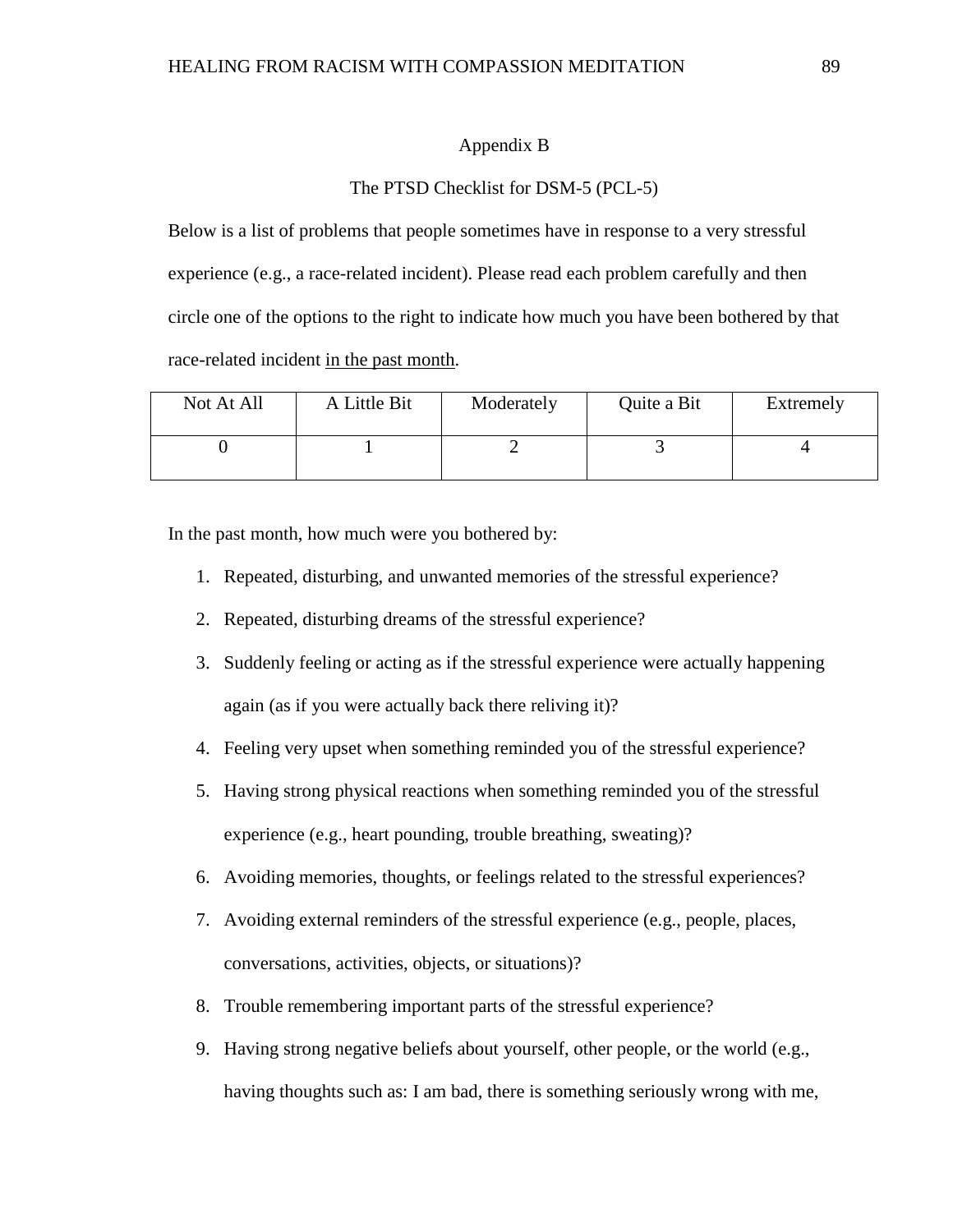Appendix B

The PTSD Checklist for DSM-5 (PCL-5)

Below is a list of problems that people sometimes have in response to a very stressful experience (e.g., a race-related incident). Please read each problem carefully and then circle one of the options to the right to indicate how much you have been bothered by that race-related incident <u>in the past month</u>.

| Not At All | A Little Bit | Moderately | Quite a Bit | Extremely |
|---|---|---|---|---|
| 0 | 1 | 2 | 3 | 4 |

In the past month, how much were you bothered by:

1. Repeated, disturbing, and unwanted memories of the stressful experience?
2. Repeated, disturbing dreams of the stressful experience?
3. Suddenly feeling or acting as if the stressful experience were actually happening again (as if you were actually back there reliving it)?
4. Feeling very upset when something reminded you of the stressful experience?
5. Having strong physical reactions when something reminded you of the stressful experience (e.g., heart pounding, trouble breathing, sweating)?
6. Avoiding memories, thoughts, or feelings related to the stressful experiences?
7. Avoiding external reminders of the stressful experience (e.g., people, places, conversations, activities, objects, or situations)?
8. Trouble remembering important parts of the stressful experience?
9. Having strong negative beliefs about yourself, other people, or the world (e.g., having thoughts such as: I am bad, there is something seriously wrong with me,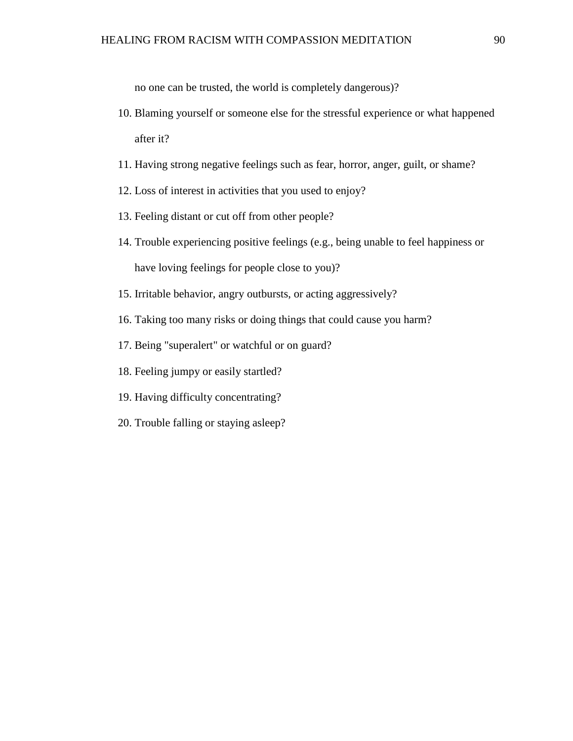no one can be trusted, the world is completely dangerous)?

10. Blaming yourself or someone else for the stressful experience or what happened after it?
11. Having strong negative feelings such as fear, horror, anger, guilt, or shame?
12. Loss of interest in activities that you used to enjoy?
13. Feeling distant or cut off from other people?
14. Trouble experiencing positive feelings (e.g., being unable to feel happiness or have loving feelings for people close to you)?
15. Irritable behavior, angry outbursts, or acting aggressively?
16. Taking too many risks or doing things that could cause you harm?
17. Being "superalert" or watchful or on guard?
18. Feeling jumpy or easily startled?
19. Having difficulty concentrating?
20. Trouble falling or staying asleep?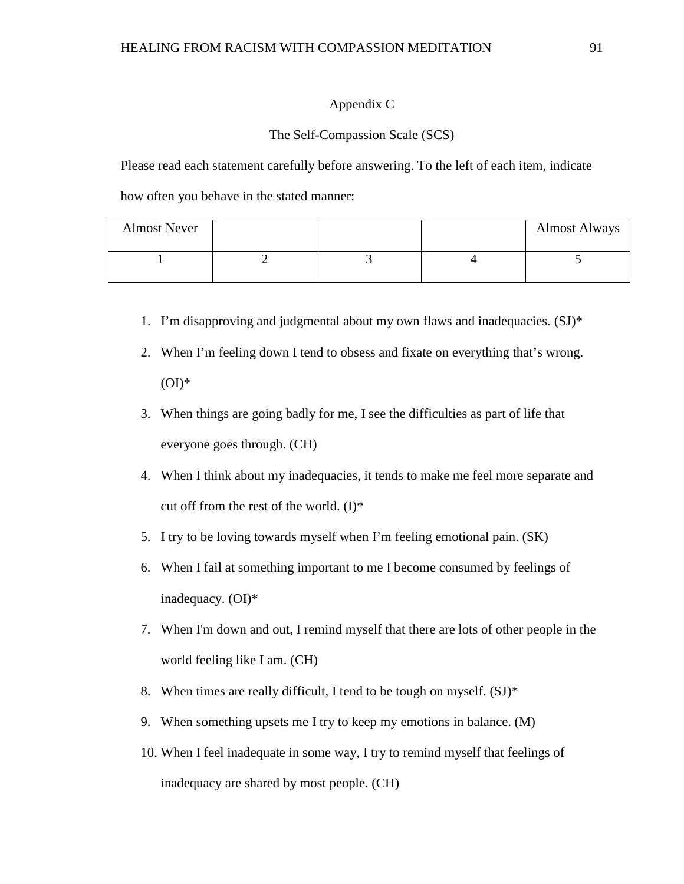# Appendix C

## The Self-Compassion Scale (SCS)

Please read each statement carefully before answering. To the left of each item, indicate how often you behave in the stated manner:

| Almost Never | | | | Almost Always |
|---|---|---|---|---|
| 1 | 2 | 3 | 4 | 5 |

1. I'm disapproving and judgmental about my own flaws and inadequacies. (SJ)*
2. When I'm feeling down I tend to obsess and fixate on everything that's wrong. (OI)*
3. When things are going badly for me, I see the difficulties as part of life that everyone goes through. (CH)
4. When I think about my inadequacies, it tends to make me feel more separate and cut off from the rest of the world. (I)*
5. I try to be loving towards myself when I'm feeling emotional pain. (SK)
6. When I fail at something important to me I become consumed by feelings of inadequacy. (OI)*
7. When I'm down and out, I remind myself that there are lots of other people in the world feeling like I am. (CH)
8. When times are really difficult, I tend to be tough on myself. (SJ)*
9. When something upsets me I try to keep my emotions in balance. (M)
10. When I feel inadequate in some way, I try to remind myself that feelings of inadequacy are shared by most people. (CH)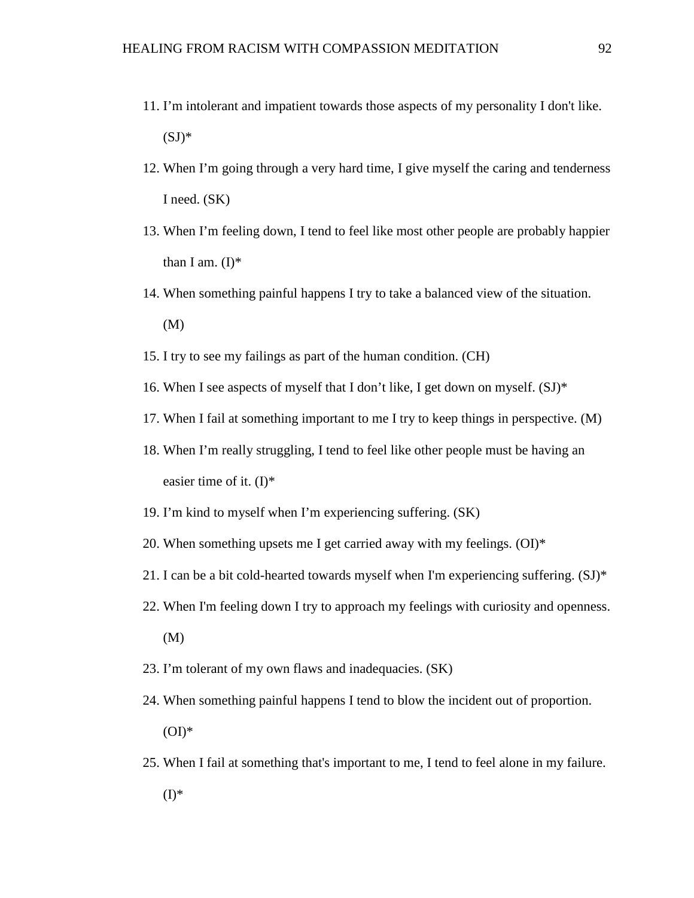11. I'm intolerant and impatient towards those aspects of my personality I don't like. (SJ)*
12. When I'm going through a very hard time, I give myself the caring and tenderness I need. (SK)
13. When I'm feeling down, I tend to feel like most other people are probably happier than I am. (I)*
14. When something painful happens I try to take a balanced view of the situation. (M)
15. I try to see my failings as part of the human condition. (CH)
16. When I see aspects of myself that I don't like, I get down on myself. (SJ)*
17. When I fail at something important to me I try to keep things in perspective. (M)
18. When I'm really struggling, I tend to feel like other people must be having an easier time of it. (I)*
19. I'm kind to myself when I'm experiencing suffering. (SK)
20. When something upsets me I get carried away with my feelings. (OI)*
21. I can be a bit cold-hearted towards myself when I'm experiencing suffering. (SJ)*
22. When I'm feeling down I try to approach my feelings with curiosity and openness. (M)
23. I'm tolerant of my own flaws and inadequacies. (SK)
24. When something painful happens I tend to blow the incident out of proportion. (OI)*
25. When I fail at something that's important to me, I tend to feel alone in my failure. (I)*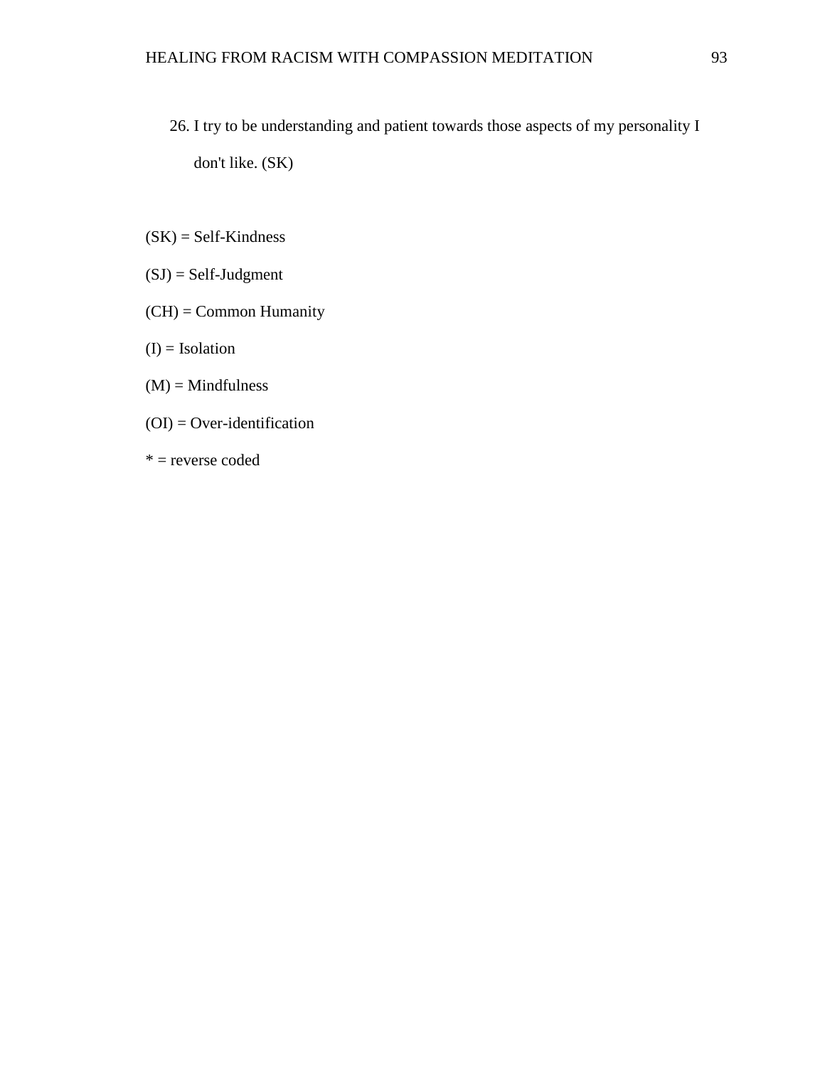26. I try to be understanding and patient towards those aspects of my personality I don't like. (SK)

(SK) = Self-Kindness

(SJ) = Self-Judgment

(CH) = Common Humanity

(I) = Isolation

(M) = Mindfulness

(OI) = Over-identification

* = reverse coded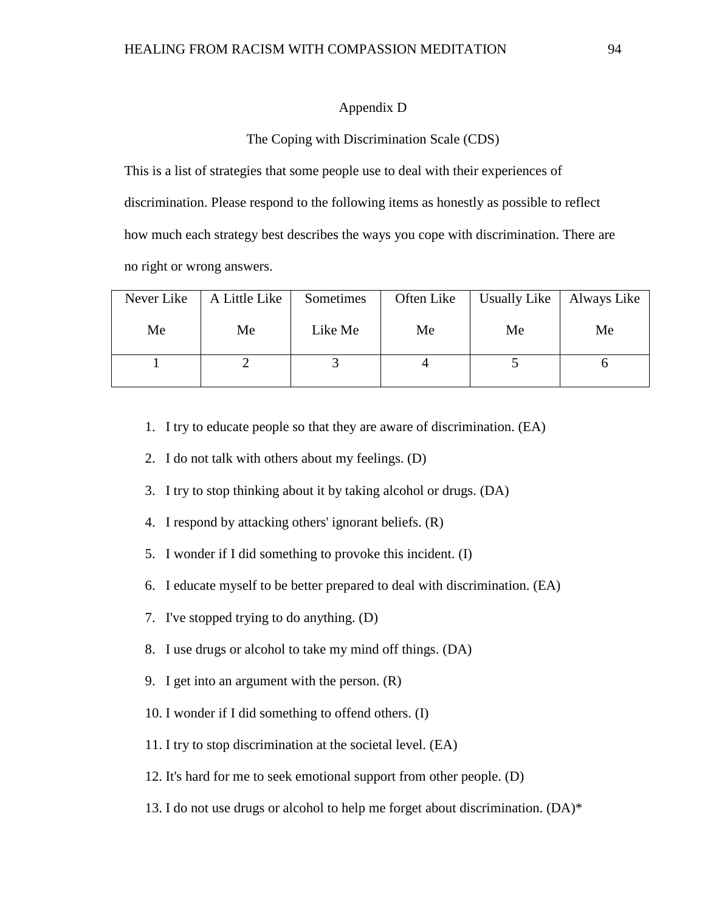## Appendix D

## The Coping with Discrimination Scale (CDS)

This is a list of strategies that some people use to deal with their experiences of discrimination. Please respond to the following items as honestly as possible to reflect how much each strategy best describes the ways you cope with discrimination. There are no right or wrong answers.

| Never Like Me | A Little Like Me | Sometimes Like Me | Often Like Me | Usually Like Me | Always Like Me |
|---|---|---|---|---|---|
| 1 | 2 | 3 | 4 | 5 | 6 |

1. I try to educate people so that they are aware of discrimination. (EA)
2. I do not talk with others about my feelings. (D)
3. I try to stop thinking about it by taking alcohol or drugs. (DA)
4. I respond by attacking others' ignorant beliefs. (R)
5. I wonder if I did something to provoke this incident. (I)
6. I educate myself to be better prepared to deal with discrimination. (EA)
7. I've stopped trying to do anything. (D)
8. I use drugs or alcohol to take my mind off things. (DA)
9. I get into an argument with the person. (R)
10. I wonder if I did something to offend others. (I)
11. I try to stop discrimination at the societal level. (EA)
12. It's hard for me to seek emotional support from other people. (D)
13. I do not use drugs or alcohol to help me forget about discrimination. (DA)*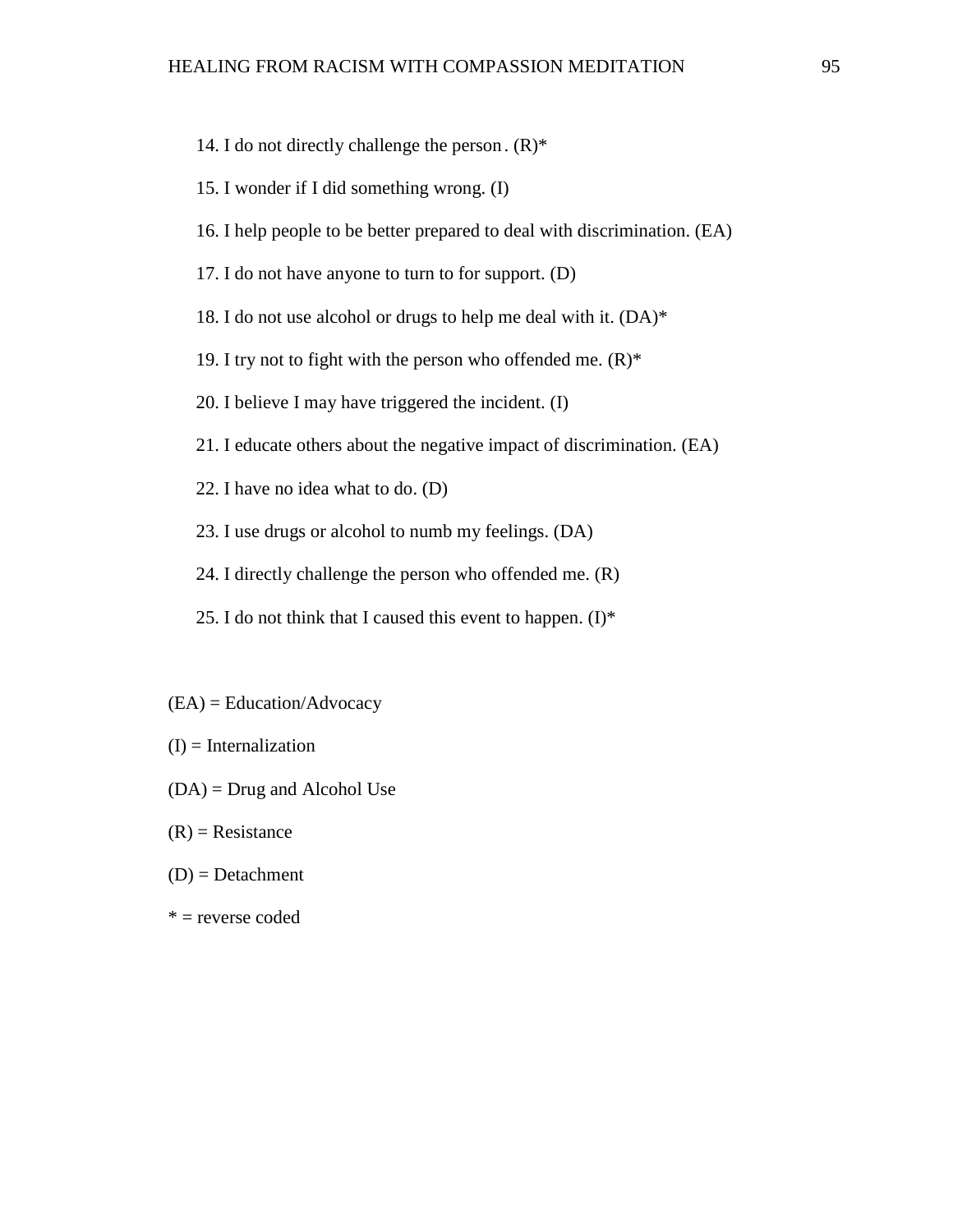14. I do not directly challenge the person. (R)*

15. I wonder if I did something wrong. (I)

16. I help people to be better prepared to deal with discrimination. (EA)

17. I do not have anyone to turn to for support. (D)

18. I do not use alcohol or drugs to help me deal with it. (DA)*

19. I try not to fight with the person who offended me. (R)*

20. I believe I may have triggered the incident. (I)

21. I educate others about the negative impact of discrimination. (EA)

22. I have no idea what to do. (D)

23. I use drugs or alcohol to numb my feelings. (DA)

24. I directly challenge the person who offended me. (R)

25. I do not think that I caused this event to happen. (I)*

(EA) = Education/Advocacy

(I) = Internalization

(DA) = Drug and Alcohol Use

(R) = Resistance

(D) = Detachment

* = reverse coded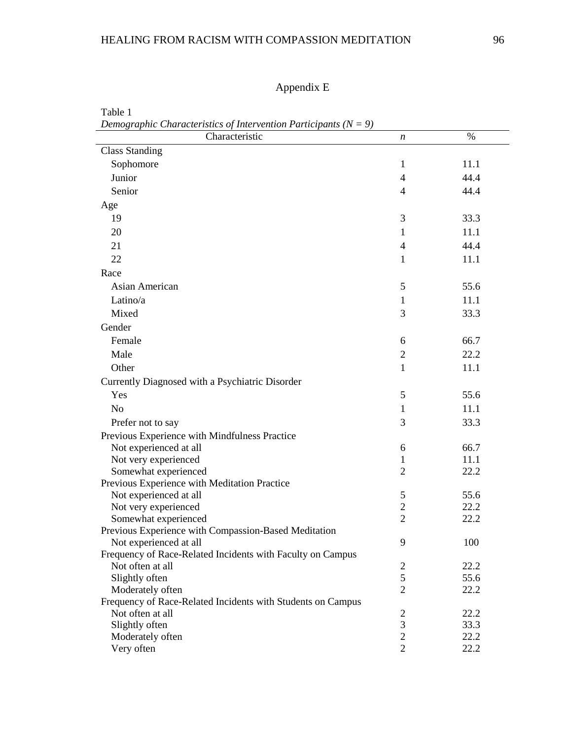# Appendix E

Table 1

*Demographic Characteristics of Intervention Participants (N = 9)*

| Characteristic | *n* | % |
|---|---|---|
| Class Standing | | |
| Sophomore | 1 | 11.1 |
| Junior | 4 | 44.4 |
| Senior | 4 | 44.4 |
| Age | | |
| 19 | 3 | 33.3 |
| 20 | 1 | 11.1 |
| 21 | 4 | 44.4 |
| 22 | 1 | 11.1 |
| Race | | |
| Asian American | 5 | 55.6 |
| Latino/a | 1 | 11.1 |
| Mixed | 3 | 33.3 |
| Gender | | |
| Female | 6 | 66.7 |
| Male | 2 | 22.2 |
| Other | 1 | 11.1 |
| Currently Diagnosed with a Psychiatric Disorder | | |
| Yes | 5 | 55.6 |
| No | 1 | 11.1 |
| Prefer not to say | 3 | 33.3 |
| Previous Experience with Mindfulness Practice | | |
| Not experienced at all | 6 | 66.7 |
| Not very experienced | 1 | 11.1 |
| Somewhat experienced | 2 | 22.2 |
| Previous Experience with Meditation Practice | | |
| Not experienced at all | 5 | 55.6 |
| Not very experienced | 2 | 22.2 |
| Somewhat experienced | 2 | 22.2 |
| Previous Experience with Compassion-Based Meditation | | |
| Not experienced at all | 9 | 100 |
| Frequency of Race-Related Incidents with Faculty on Campus | | |
| Not often at all | 2 | 22.2 |
| Slightly often | 5 | 55.6 |
| Moderately often | 2 | 22.2 |
| Frequency of Race-Related Incidents with Students on Campus | | |
| Not often at all | 2 | 22.2 |
| Slightly often | 3 | 33.3 |
| Moderately often | 2 | 22.2 |
| Very often | 2 | 22.2 |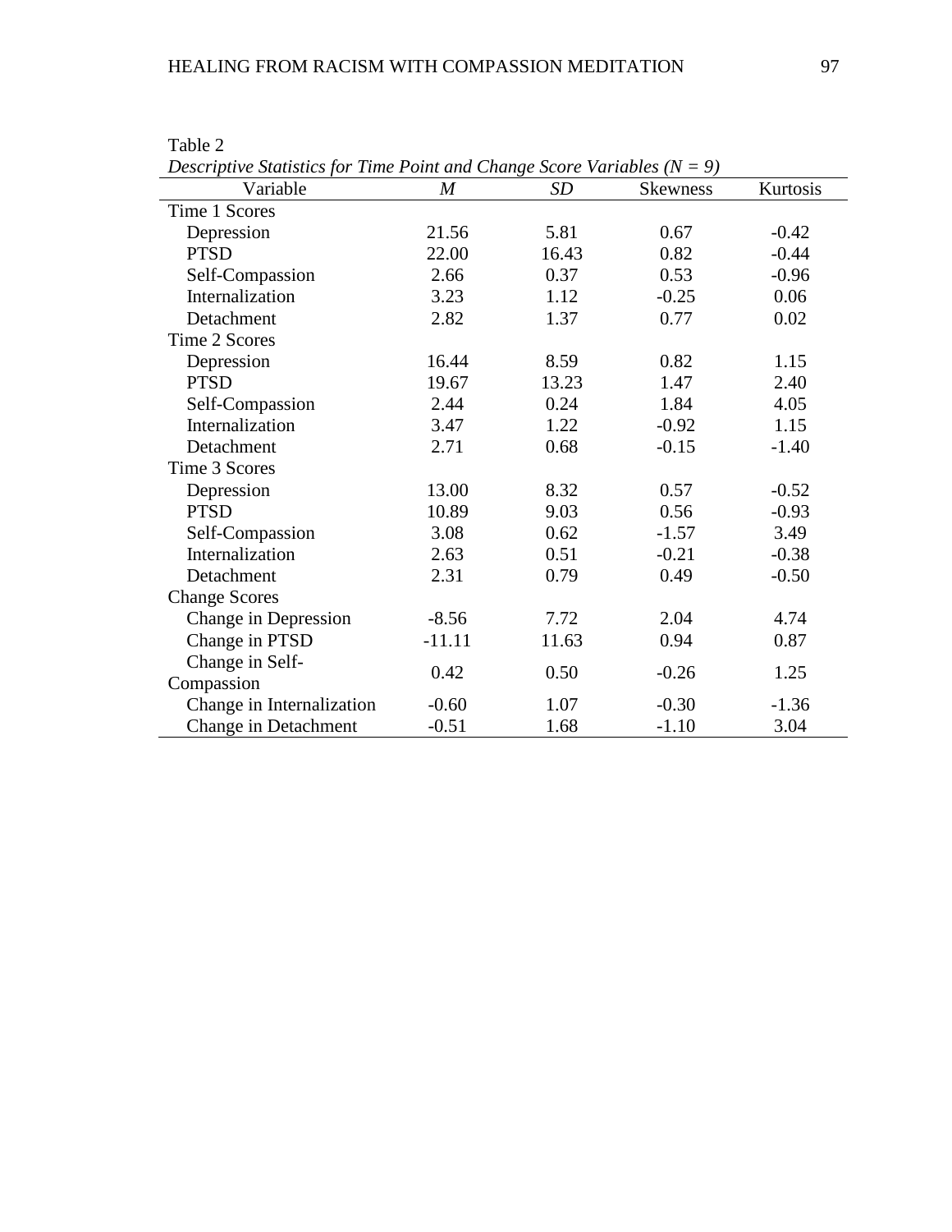Table 2

*Descriptive Statistics for Time Point and Change Score Variables (N = 9)*

| Variable | *M* | *SD* | Skewness | Kurtosis |
|---|---|---|---|---|
| Time 1 Scores | | | | |
| Depression | 21.56 | 5.81 | 0.67 | -0.42 |
| PTSD | 22.00 | 16.43 | 0.82 | -0.44 |
| Self-Compassion | 2.66 | 0.37 | 0.53 | -0.96 |
| Internalization | 3.23 | 1.12 | -0.25 | 0.06 |
| Detachment | 2.82 | 1.37 | 0.77 | 0.02 |
| Time 2 Scores | | | | |
| Depression | 16.44 | 8.59 | 0.82 | 1.15 |
| PTSD | 19.67 | 13.23 | 1.47 | 2.40 |
| Self-Compassion | 2.44 | 0.24 | 1.84 | 4.05 |
| Internalization | 3.47 | 1.22 | -0.92 | 1.15 |
| Detachment | 2.71 | 0.68 | -0.15 | -1.40 |
| Time 3 Scores | | | | |
| Depression | 13.00 | 8.32 | 0.57 | -0.52 |
| PTSD | 10.89 | 9.03 | 0.56 | -0.93 |
| Self-Compassion | 3.08 | 0.62 | -1.57 | 3.49 |
| Internalization | 2.63 | 0.51 | -0.21 | -0.38 |
| Detachment | 2.31 | 0.79 | 0.49 | -0.50 |
| Change Scores | | | | |
| Change in Depression | -8.56 | 7.72 | 2.04 | 4.74 |
| Change in PTSD | -11.11 | 11.63 | 0.94 | 0.87 |
| Change in Self-Compassion | 0.42 | 0.50 | -0.26 | 1.25 |
| Change in Internalization | -0.60 | 1.07 | -0.30 | -1.36 |
| Change in Detachment | -0.51 | 1.68 | -1.10 | 3.04 |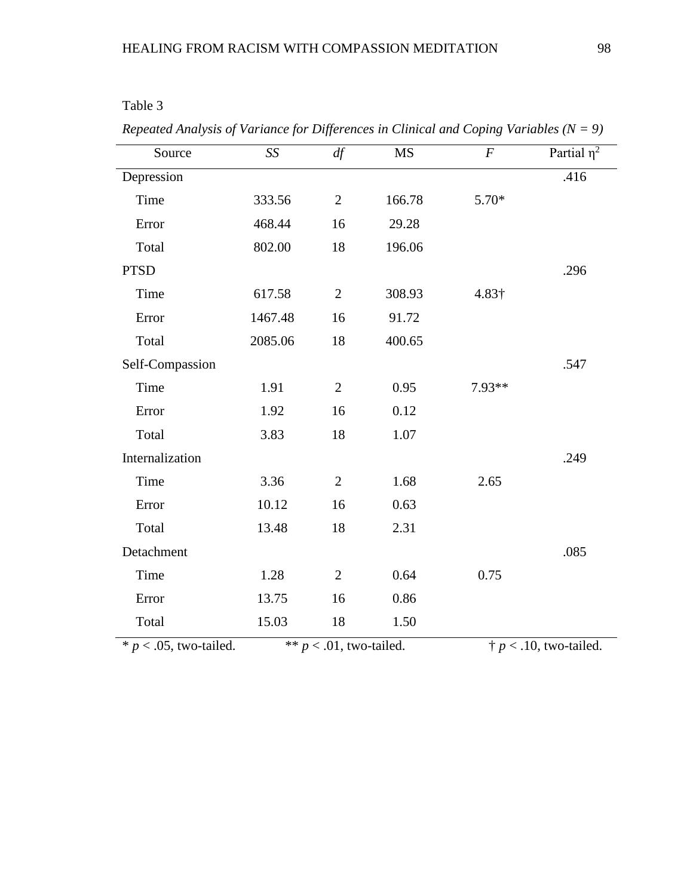Table 3

*Repeated Analysis of Variance for Differences in Clinical and Coping Variables (N = 9)*

| Source | *SS* | *df* | MS | *F* | Partial $\eta^2$ |
|---|---|---|---|---|---|
| Depression | | | | | .416 |
| Time | 333.56 | 2 | 166.78 | 5.70* | |
| Error | 468.44 | 16 | 29.28 | | |
| Total | 802.00 | 18 | 196.06 | | |
| PTSD | | | | | .296 |
| Time | 617.58 | 2 | 308.93 | 4.83† | |
| Error | 1467.48 | 16 | 91.72 | | |
| Total | 2085.06 | 18 | 400.65 | | |
| Self-Compassion | | | | | .547 |
| Time | 1.91 | 2 | 0.95 | 7.93** | |
| Error | 1.92 | 16 | 0.12 | | |
| Total | 3.83 | 18 | 1.07 | | |
| Internalization | | | | | .249 |
| Time | 3.36 | 2 | 1.68 | 2.65 | |
| Error | 10.12 | 16 | 0.63 | | |
| Total | 13.48 | 18 | 2.31 | | |
| Detachment | | | | | .085 |
| Time | 1.28 | 2 | 0.64 | 0.75 | |
| Error | 13.75 | 16 | 0.86 | | |
| Total | 15.03 | 18 | 1.50 | | |

\* $p < .05$, two-tailed. ** $p < .01$, two-tailed. † $p < .10$, two-tailed.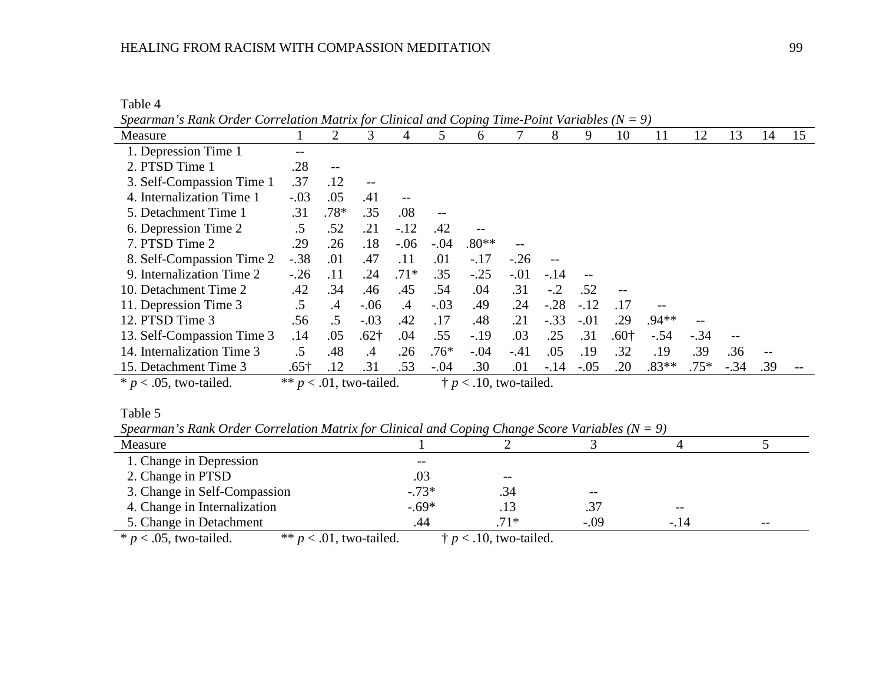Table 4

*Spearman's Rank Order Correlation Matrix for Clinical and Coping Time-Point Variables (N = 9)*

| Measure | 1 | 2 | 3 | 4 | 5 | 6 | 7 | 8 | 9 | 10 | 11 | 12 | 13 | 14 | 15 |
|---|---|---|---|---|---|---|---|---|---|---|---|---|---|---|---|
| 1. Depression Time 1 | -- | | | | | | | | | | | | | | |
| 2. PTSD Time 1 | .28 | -- | | | | | | | | | | | | | |
| 3. Self-Compassion Time 1 | .37 | .12 | -- | | | | | | | | | | | | |
| 4. Internalization Time 1 | -.03 | .05 | .41 | -- | | | | | | | | | | | |
| 5. Detachment Time 1 | .31 | .78* | .35 | .08 | -- | | | | | | | | | | |
| 6. Depression Time 2 | .5 | .52 | .21 | -.12 | .42 | -- | | | | | | | | | |
| 7. PTSD Time 2 | .29 | .26 | .18 | -.06 | -.04 | .80** | -- | | | | | | | | |
| 8. Self-Compassion Time 2 | -.38 | .01 | .47 | .11 | .01 | -.17 | -.26 | -- | | | | | | | |
| 9. Internalization Time 2 | -.26 | .11 | .24 | .71* | .35 | -.25 | -.01 | -.14 | -- | | | | | | |
| 10. Detachment Time 2 | .42 | .34 | .46 | .45 | .54 | .04 | .31 | -.2 | .52 | -- | | | | | |
| 11. Depression Time 3 | .5 | .4 | -.06 | .4 | -.03 | .49 | .24 | -.28 | -.12 | .17 | -- | | | | |
| 12. PTSD Time 3 | .56 | .5 | -.03 | .42 | .17 | .48 | .21 | -.33 | -.01 | .29 | .94** | -- | | | |
| 13. Self-Compassion Time 3 | .14 | .05 | .62† | .04 | .55 | -.19 | .03 | .25 | .31 | .60† | -.54 | -.34 | -- | | |
| 14. Internalization Time 3 | .5 | .48 | .4 | .26 | .76* | -.04 | -.41 | .05 | .19 | .32 | .19 | .39 | .36 | -- | |
| 15. Detachment Time 3 | .65† | .12 | .31 | .53 | -.04 | .30 | .01 | -.14 | -.05 | .20 | .83** | .75* | -.34 | .39 | -- |

\* $p < .05$, two-tailed. ** $p < .01$, two-tailed. † $p < .10$, two-tailed.

Table 5

*Spearman's Rank Order Correlation Matrix for Clinical and Coping Change Score Variables (N = 9)*

| Measure | 1 | 2 | 3 | 4 | 5 |
|---|---|---|---|---|---|
| 1. Change in Depression | -- | | | | |
| 2. Change in PTSD | .03 | -- | | | |
| 3. Change in Self-Compassion | -.73* | .34 | -- | | |
| 4. Change in Internalization | -.69* | .13 | .37 | -- | |
| 5. Change in Detachment | .44 | .71* | -.09 | -.14 | -- |

\* $p < .05$, two-tailed. ** $p < .01$, two-tailed. † $p < .10$, two-tailed.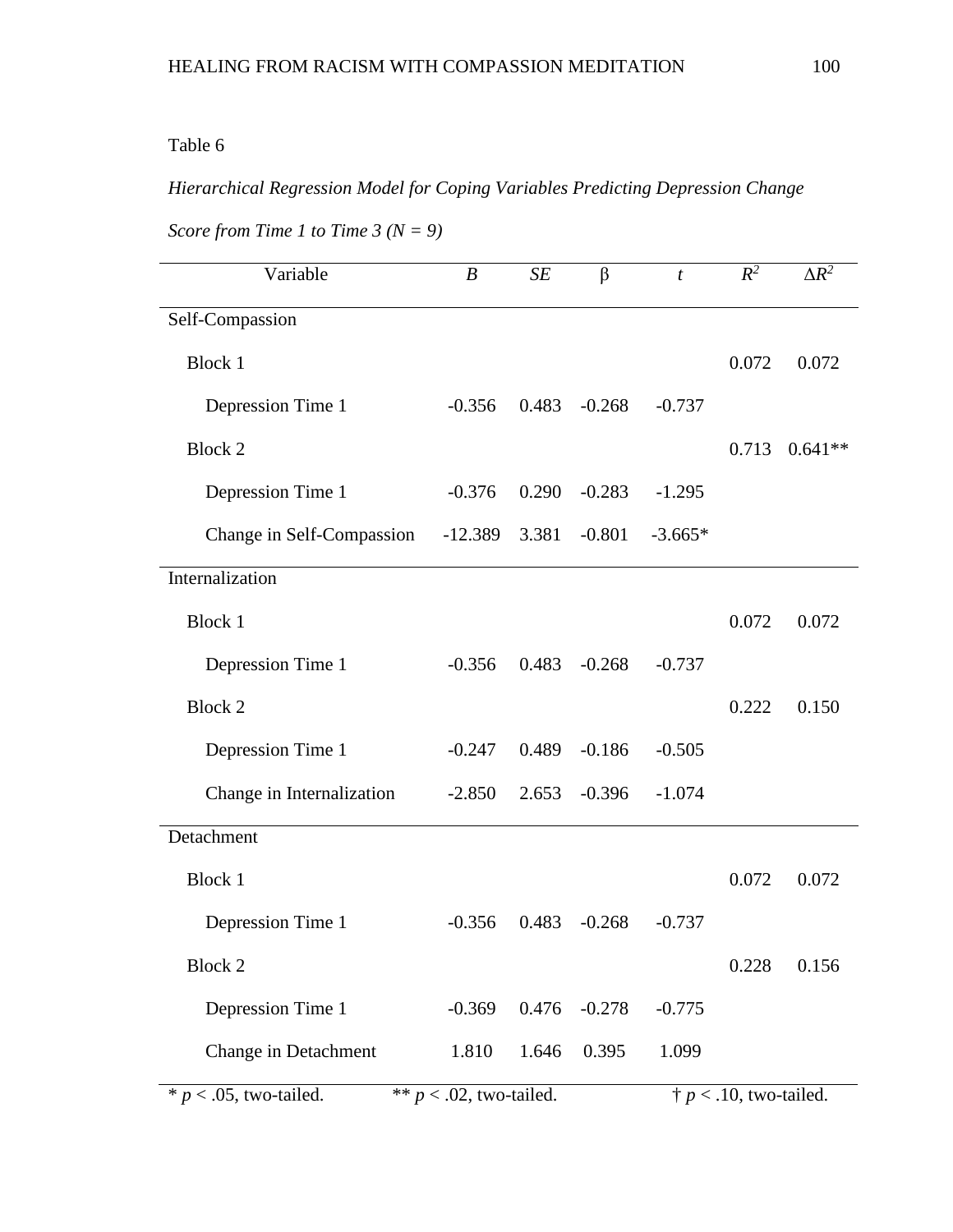Table 6

*Hierarchical Regression Model for Coping Variables Predicting Depression Change Score from Time 1 to Time 3 (N = 9)*

| Variable | *B* | *SE* | β | *t* | $R^2$ | $\Delta R^2$ |
|---|---|---|---|---|---|---|
| Self-Compassion | | | | | | |
| Block 1 | | | | | 0.072 | 0.072 |
| Depression Time 1 | -0.356 | 0.483 | -0.268 | -0.737 | | |
| Block 2 | | | | | 0.713 | 0.641** |
| Depression Time 1 | -0.376 | 0.290 | -0.283 | -1.295 | | |
| Change in Self-Compassion | -12.389 | 3.381 | -0.801 | -3.665* | | |
| Internalization | | | | | | |
| Block 1 | | | | | 0.072 | 0.072 |
| Depression Time 1 | -0.356 | 0.483 | -0.268 | -0.737 | | |
| Block 2 | | | | | 0.222 | 0.150 |
| Depression Time 1 | -0.247 | 0.489 | -0.186 | -0.505 | | |
| Change in Internalization | -2.850 | 2.653 | -0.396 | -1.074 | | |
| Detachment | | | | | | |
| Block 1 | | | | | 0.072 | 0.072 |
| Depression Time 1 | -0.356 | 0.483 | -0.268 | -0.737 | | |
| Block 2 | | | | | 0.228 | 0.156 |
| Depression Time 1 | -0.369 | 0.476 | -0.278 | -0.775 | | |
| Change in Detachment | 1.810 | 1.646 | 0.395 | 1.099 | | |

* $p < .05$, two-tailed. ** $p < .02$, two-tailed. † $p < .10$, two-tailed.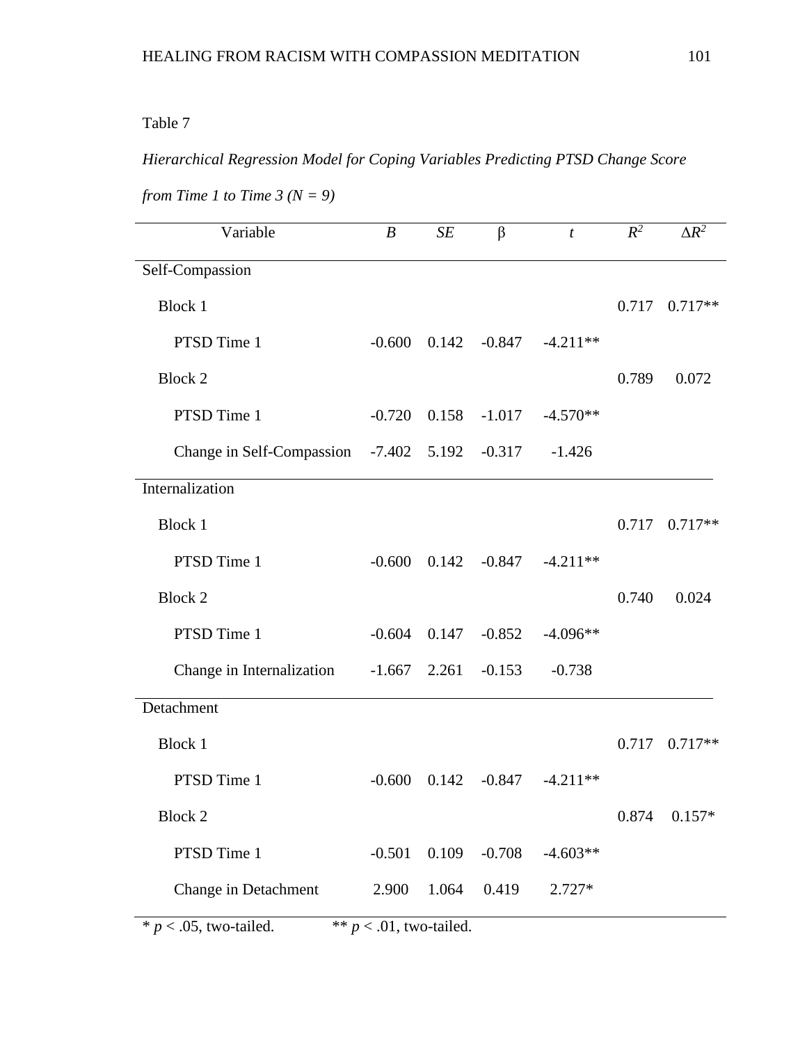Table 7

*Hierarchical Regression Model for Coping Variables Predicting PTSD Change Score from Time 1 to Time 3 (N = 9)*

| Variable | *B* | *SE* | β | *t* | $R^2$ | $\Delta R^2$ |
|---|---|---|---|---|---|---|
| Self-Compassion | | | | | | |
| Block 1 | | | | | 0.717 | 0.717** |
| PTSD Time 1 | -0.600 | 0.142 | -0.847 | -4.211** | | |
| Block 2 | | | | | 0.789 | 0.072 |
| PTSD Time 1 | -0.720 | 0.158 | -1.017 | -4.570** | | |
| Change in Self-Compassion | -7.402 | 5.192 | -0.317 | -1.426 | | |
| Internalization | | | | | | |
| Block 1 | | | | | 0.717 | 0.717** |
| PTSD Time 1 | -0.600 | 0.142 | -0.847 | -4.211** | | |
| Block 2 | | | | | 0.740 | 0.024 |
| PTSD Time 1 | -0.604 | 0.147 | -0.852 | -4.096** | | |
| Change in Internalization | -1.667 | 2.261 | -0.153 | -0.738 | | |
| Detachment | | | | | | |
| Block 1 | | | | | 0.717 | 0.717** |
| PTSD Time 1 | -0.600 | 0.142 | -0.847 | -4.211** | | |
| Block 2 | | | | | 0.874 | 0.157* |
| PTSD Time 1 | -0.501 | 0.109 | -0.708 | -4.603** | | |
| Change in Detachment | 2.900 | 1.064 | 0.419 | 2.727* | | |

* $p < .05$, two-tailed. ** $p < .01$, two-tailed.